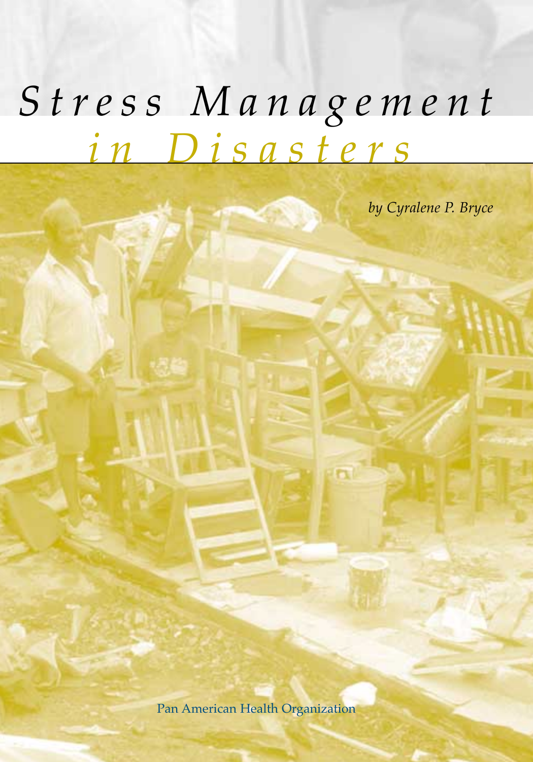# Stress Management in Disasters

*by Cyralene P. Bryce*

Pan American Health Organization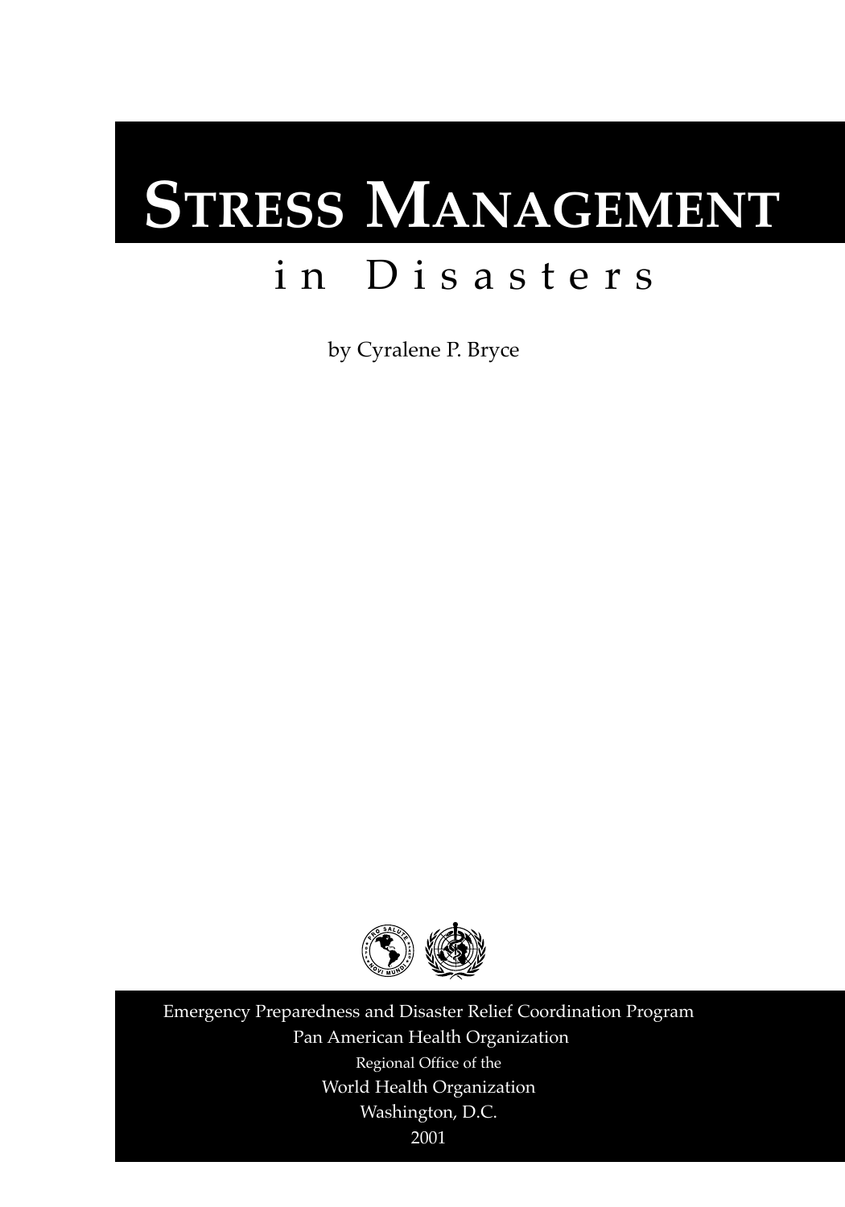# Stress Management

## in Disasters

by Cyralene P. Bryce

Emergency Preparedness and Disaster Relief Coordination Program

Pan American Health Organization

Regional Office of the

World Health Organization

Washington, D.C.

2001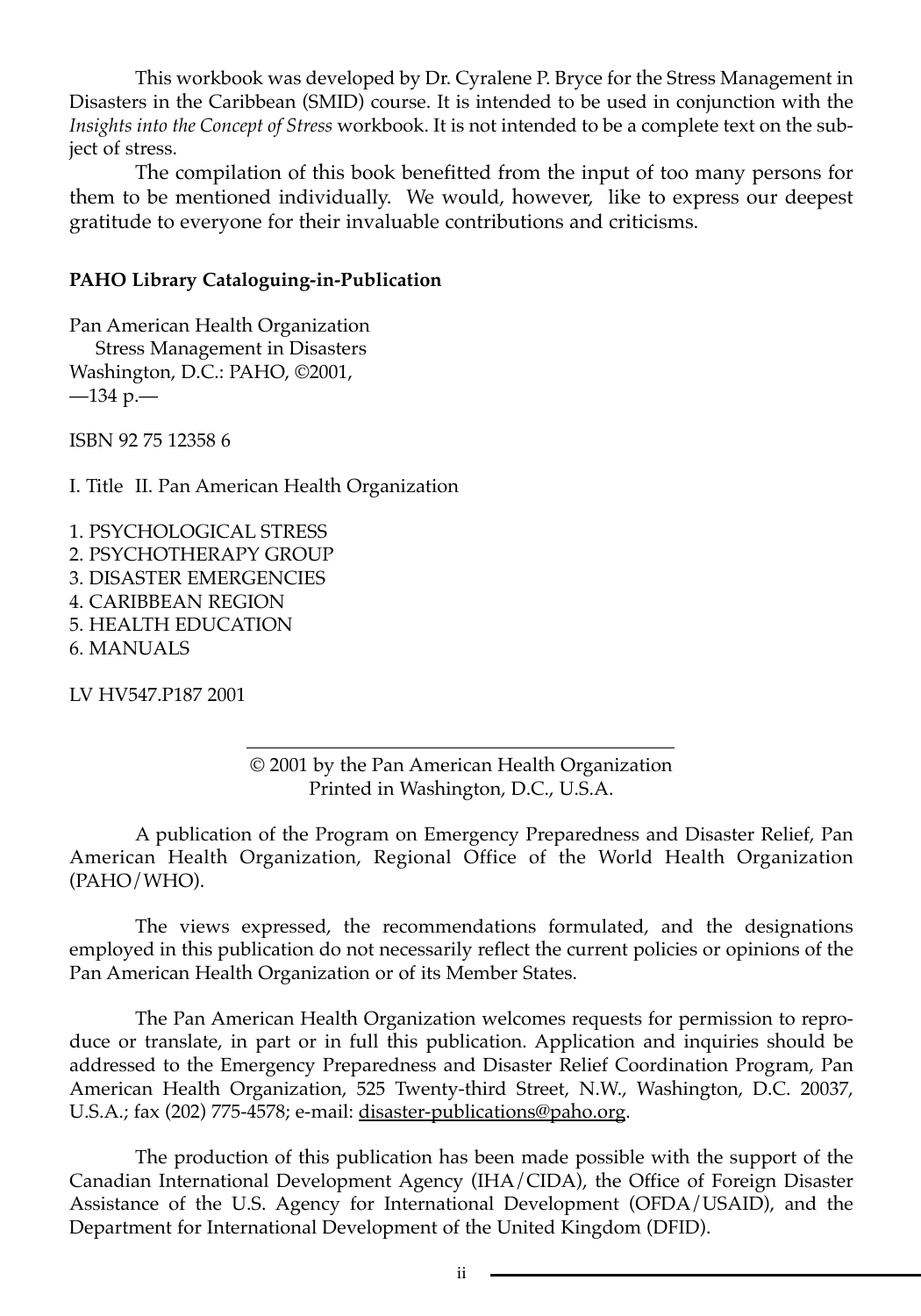This workbook was developed by Dr. Cyralene P. Bryce for the Stress Management in Disasters in the Caribbean (SMID) course. It is intended to be used in conjunction with the *Insights into the Concept of Stress* workbook. It is not intended to be a complete text on the subject of stress.

The compilation of this book benefitted from the input of too many persons for them to be mentioned individually. We would, however, like to express our deepest gratitude to everyone for their invaluable contributions and criticisms.

**PAHO Library Cataloguing-in-Publication**

Pan American Health Organization
Stress Management in Disasters
Washington, D.C.: PAHO, ©2001,
—134 p.—

ISBN 92 75 12358 6

I. Title II. Pan American Health Organization

1. PSYCHOLOGICAL STRESS
2. PSYCHOTHERAPY GROUP
3. DISASTER EMERGENCIES
4. CARIBBEAN REGION
5. HEALTH EDUCATION
6. MANUALS

LV HV547.P187 2001

© 2001 by the Pan American Health Organization
Printed in Washington, D.C., U.S.A.

A publication of the Program on Emergency Preparedness and Disaster Relief, Pan American Health Organization, Regional Office of the World Health Organization (PAHO/WHO).

The views expressed, the recommendations formulated, and the designations employed in this publication do not necessarily reflect the current policies or opinions of the Pan American Health Organization or of its Member States.

The Pan American Health Organization welcomes requests for permission to reproduce or translate, in part or in full this publication. Application and inquiries should be addressed to the Emergency Preparedness and Disaster Relief Coordination Program, Pan American Health Organization, 525 Twenty-third Street, N.W., Washington, D.C. 20037, U.S.A.; fax (202) 775-4578; e-mail: disaster-publications@paho.org.

The production of this publication has been made possible with the support of the Canadian International Development Agency (IHA/CIDA), the Office of Foreign Disaster Assistance of the U.S. Agency for International Development (OFDA/USAID), and the Department for International Development of the United Kingdom (DFID).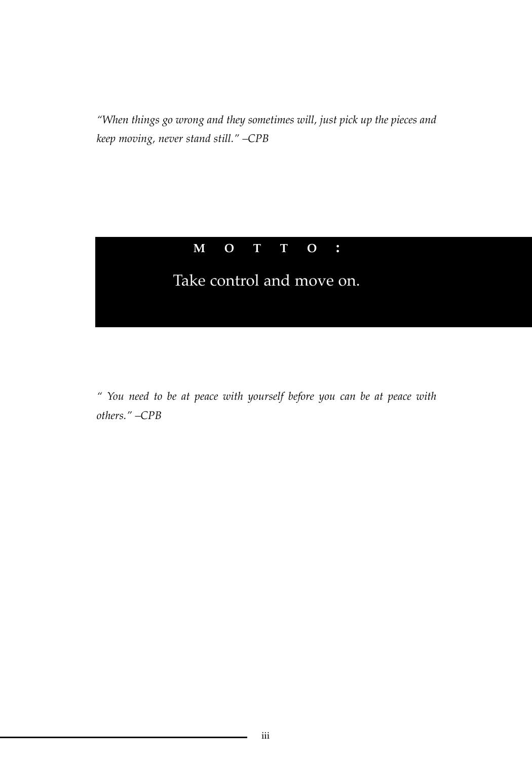*"When things go wrong and they sometimes will, just pick up the pieces and keep moving, never stand still." –CPB*

**MOTTO:**

Take control and move on.

*" You need to be at peace with yourself before you can be at peace with others." –CPB*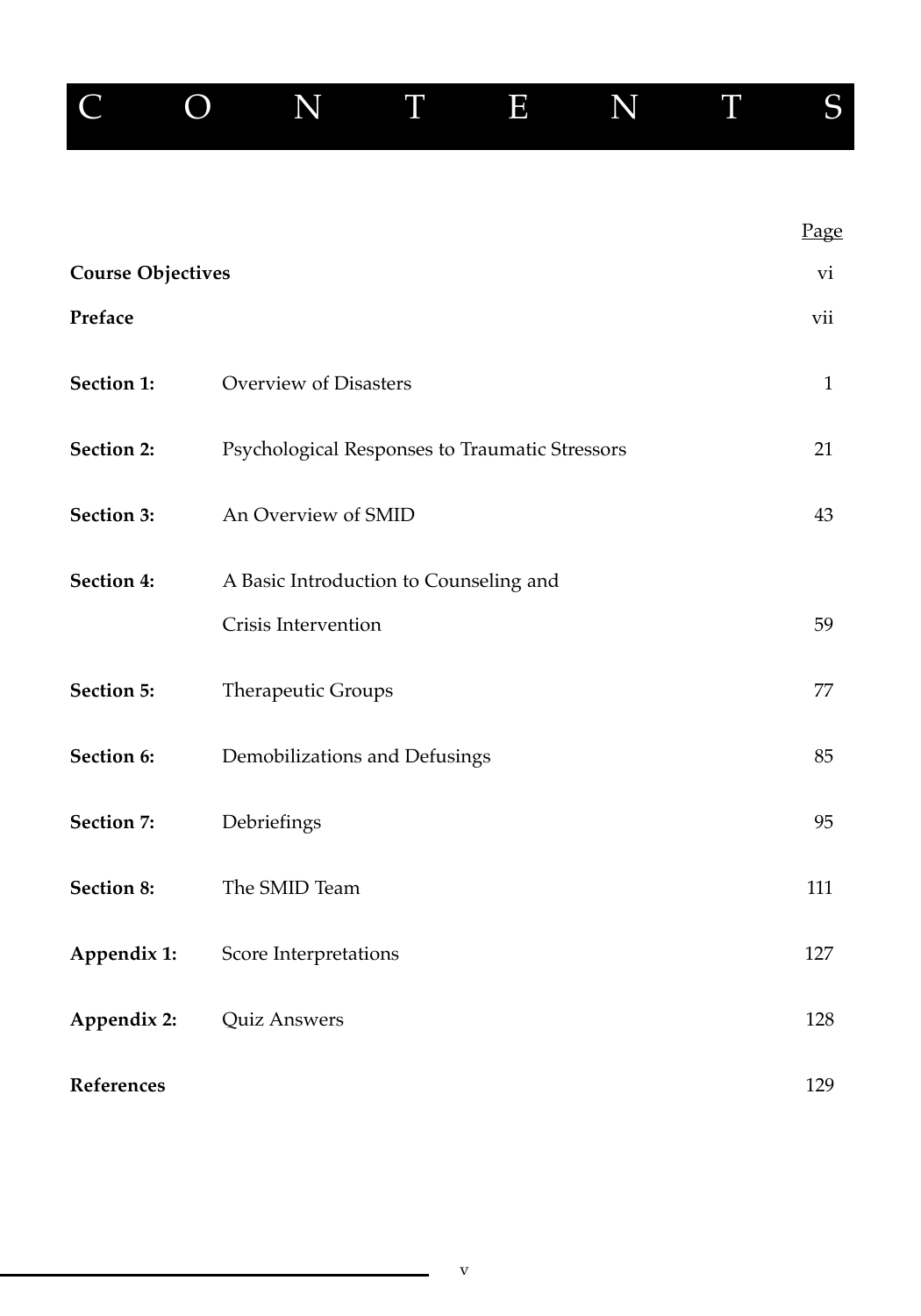# CONTENTS

| | | Page |
|---|---|---|
| **Course Objectives** | | vi |
| **Preface** | | vii |
| **Section 1:** | Overview of Disasters | 1 |
| **Section 2:** | Psychological Responses to Traumatic Stressors | 21 |
| **Section 3:** | An Overview of SMID | 43 |
| **Section 4:** | A Basic Introduction to Counseling and Crisis Intervention | 59 |
| **Section 5:** | Therapeutic Groups | 77 |
| **Section 6:** | Demobilizations and Defusings | 85 |
| **Section 7:** | Debriefings | 95 |
| **Section 8:** | The SMID Team | 111 |
| **Appendix 1:** | Score Interpretations | 127 |
| **Appendix 2:** | Quiz Answers | 128 |
| **References** | | 129 |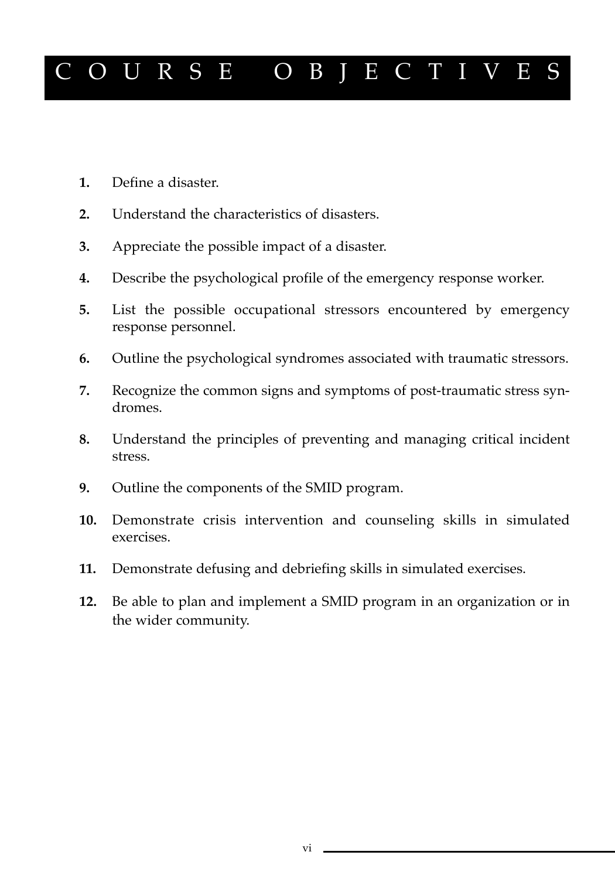# COURSE OBJECTIVES

1. Define a disaster.
2. Understand the characteristics of disasters.
3. Appreciate the possible impact of a disaster.
4. Describe the psychological profile of the emergency response worker.
5. List the possible occupational stressors encountered by emergency response personnel.
6. Outline the psychological syndromes associated with traumatic stressors.
7. Recognize the common signs and symptoms of post-traumatic stress syndromes.
8. Understand the principles of preventing and managing critical incident stress.
9. Outline the components of the SMID program.
10. Demonstrate crisis intervention and counseling skills in simulated exercises.
11. Demonstrate defusing and debriefing skills in simulated exercises.
12. Be able to plan and implement a SMID program in an organization or in the wider community.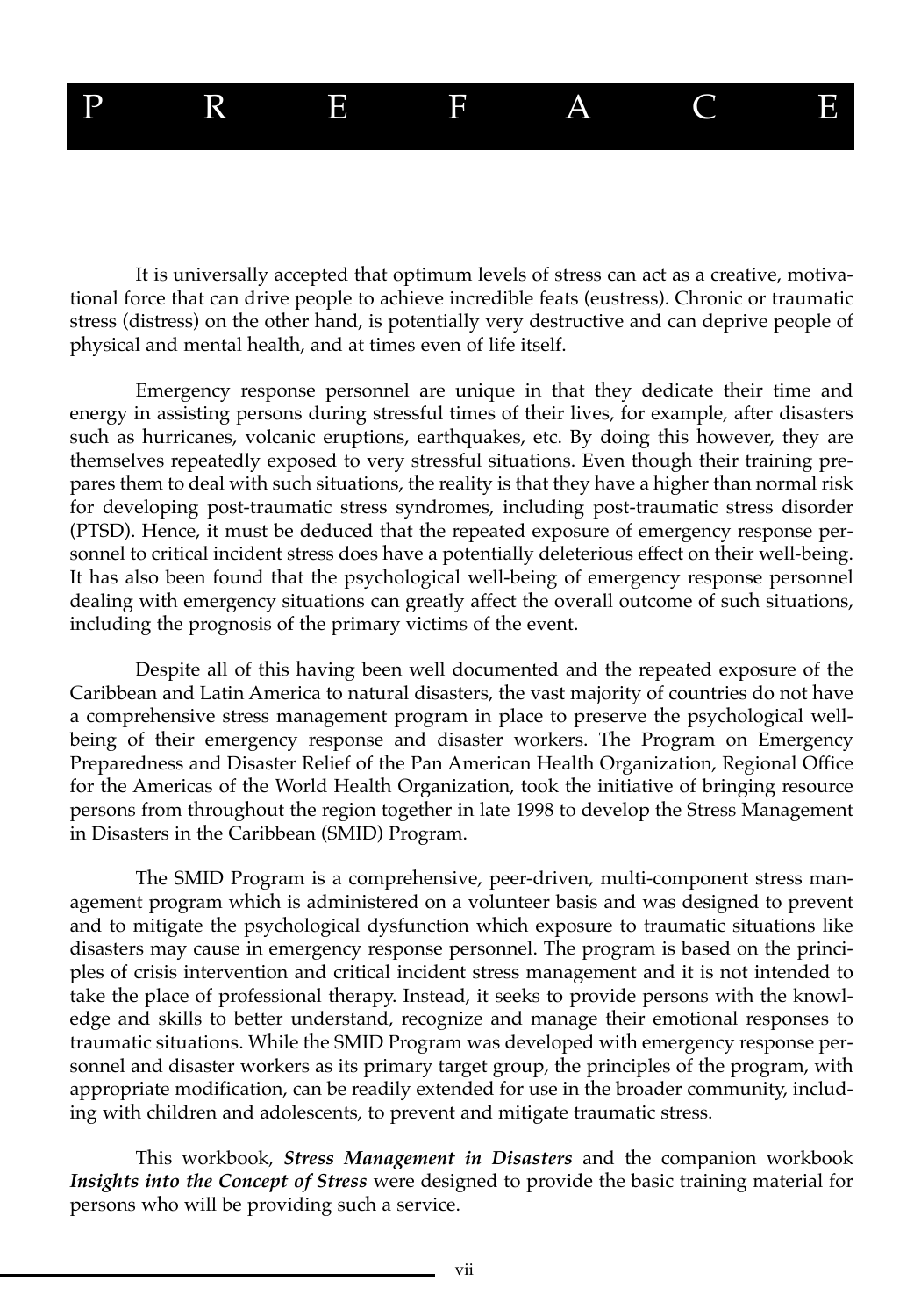# PREFACE

It is universally accepted that optimum levels of stress can act as a creative, motivational force that can drive people to achieve incredible feats (eustress). Chronic or traumatic stress (distress) on the other hand, is potentially very destructive and can deprive people of physical and mental health, and at times even of life itself.

Emergency response personnel are unique in that they dedicate their time and energy in assisting persons during stressful times of their lives, for example, after disasters such as hurricanes, volcanic eruptions, earthquakes, etc. By doing this however, they are themselves repeatedly exposed to very stressful situations. Even though their training prepares them to deal with such situations, the reality is that they have a higher than normal risk for developing post-traumatic stress syndromes, including post-traumatic stress disorder (PTSD). Hence, it must be deduced that the repeated exposure of emergency response personnel to critical incident stress does have a potentially deleterious effect on their well-being. It has also been found that the psychological well-being of emergency response personnel dealing with emergency situations can greatly affect the overall outcome of such situations, including the prognosis of the primary victims of the event.

Despite all of this having been well documented and the repeated exposure of the Caribbean and Latin America to natural disasters, the vast majority of countries do not have a comprehensive stress management program in place to preserve the psychological well-being of their emergency response and disaster workers. The Program on Emergency Preparedness and Disaster Relief of the Pan American Health Organization, Regional Office for the Americas of the World Health Organization, took the initiative of bringing resource persons from throughout the region together in late 1998 to develop the Stress Management in Disasters in the Caribbean (SMID) Program.

The SMID Program is a comprehensive, peer-driven, multi-component stress management program which is administered on a volunteer basis and was designed to prevent and to mitigate the psychological dysfunction which exposure to traumatic situations like disasters may cause in emergency response personnel. The program is based on the principles of crisis intervention and critical incident stress management and it is not intended to take the place of professional therapy. Instead, it seeks to provide persons with the knowledge and skills to better understand, recognize and manage their emotional responses to traumatic situations. While the SMID Program was developed with emergency response personnel and disaster workers as its primary target group, the principles of the program, with appropriate modification, can be readily extended for use in the broader community, including with children and adolescents, to prevent and mitigate traumatic stress.

This workbook, ***Stress Management in Disasters*** and the companion workbook ***Insights into the Concept of Stress*** were designed to provide the basic training material for persons who will be providing such a service.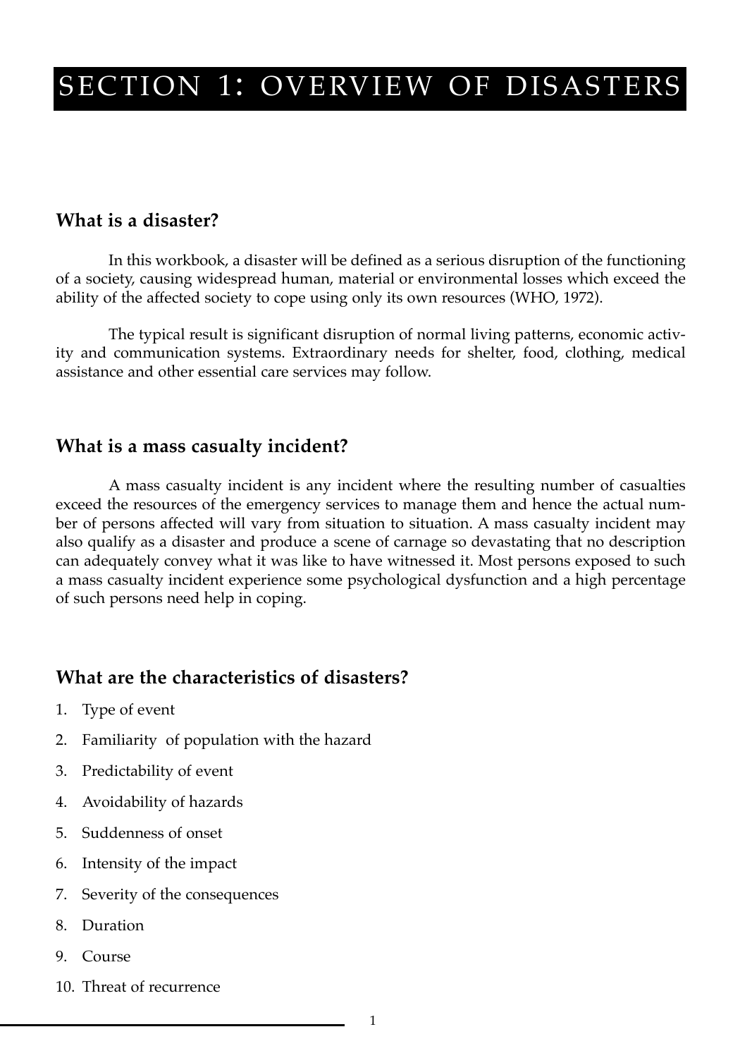# SECTION 1: OVERVIEW OF DISASTERS

## What is a disaster?

In this workbook, a disaster will be defined as a serious disruption of the functioning of a society, causing widespread human, material or environmental losses which exceed the ability of the affected society to cope using only its own resources (WHO, 1972).

The typical result is significant disruption of normal living patterns, economic activity and communication systems. Extraordinary needs for shelter, food, clothing, medical assistance and other essential care services may follow.

## What is a mass casualty incident?

A mass casualty incident is any incident where the resulting number of casualties exceed the resources of the emergency services to manage them and hence the actual number of persons affected will vary from situation to situation. A mass casualty incident may also qualify as a disaster and produce a scene of carnage so devastating that no description can adequately convey what it was like to have witnessed it. Most persons exposed to such a mass casualty incident experience some psychological dysfunction and a high percentage of such persons need help in coping.

## What are the characteristics of disasters?

1. Type of event
2. Familiarity of population with the hazard
3. Predictability of event
4. Avoidability of hazards
5. Suddenness of onset
6. Intensity of the impact
7. Severity of the consequences
8. Duration
9. Course
10. Threat of recurrence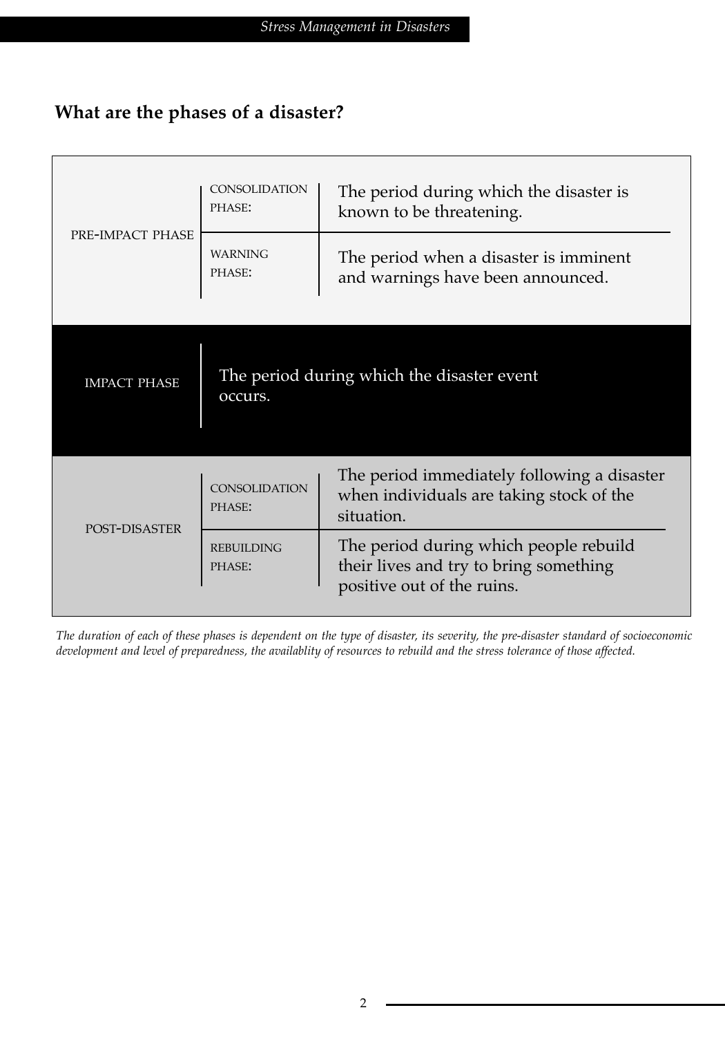## What are the phases of a disaster?

| | | |
|---|---|---|
| PRE-IMPACT PHASE | CONSOLIDATION PHASE: | The period during which the disaster is known to be threatening. |
| | WARNING PHASE: | The period when a disaster is imminent and warnings have been announced. |
| IMPACT PHASE | The period during which the disaster event occurs. | |
| POST-DISASTER | CONSOLIDATION PHASE: | The period immediately following a disaster when individuals are taking stock of the situation. |
| | REBUILDING PHASE: | The period during which people rebuild their lives and try to bring something positive out of the ruins. |

*The duration of each of these phases is dependent on the type of disaster, its severity, the pre-disaster standard of socioeconomic development and level of preparedness, the availablity of resources to rebuild and the stress tolerance of those affected.*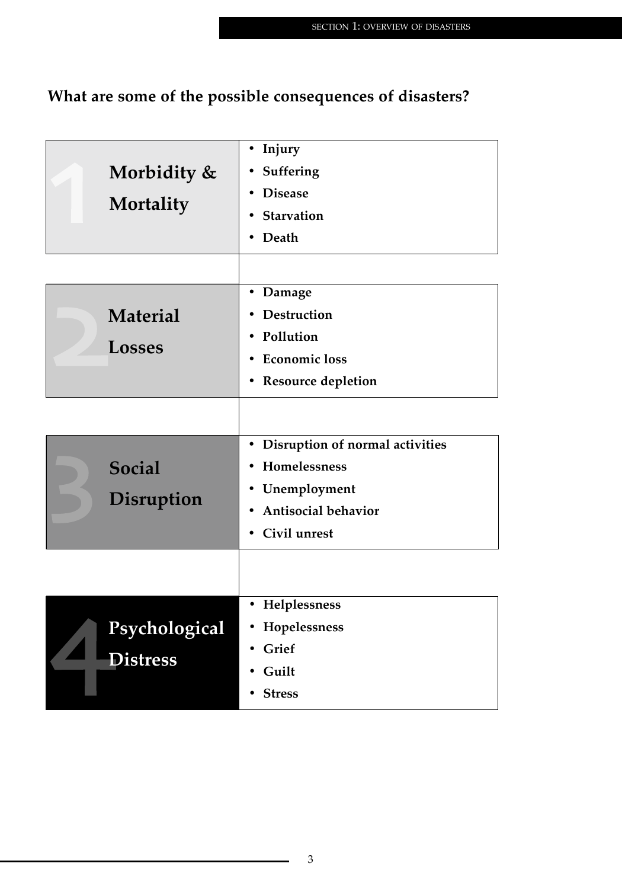## What are some of the possible consequences of disasters?

| | |
|---|---|
| 1 **Morbidity & Mortality** | • **Injury**<br>• **Suffering**<br>• **Disease**<br>• **Starvation**<br>• **Death** |
| 2 **Material Losses** | • **Damage**<br>• **Destruction**<br>• **Pollution**<br>• **Economic loss**<br>• **Resource depletion** |
| 3 **Social Disruption** | • **Disruption of normal activities**<br>• **Homelessness**<br>• **Unemployment**<br>• **Antisocial behavior**<br>• **Civil unrest** |
| 4 **Psychological Distress** | • **Helplessness**<br>• **Hopelessness**<br>• **Grief**<br>• **Guilt**<br>• **Stress** |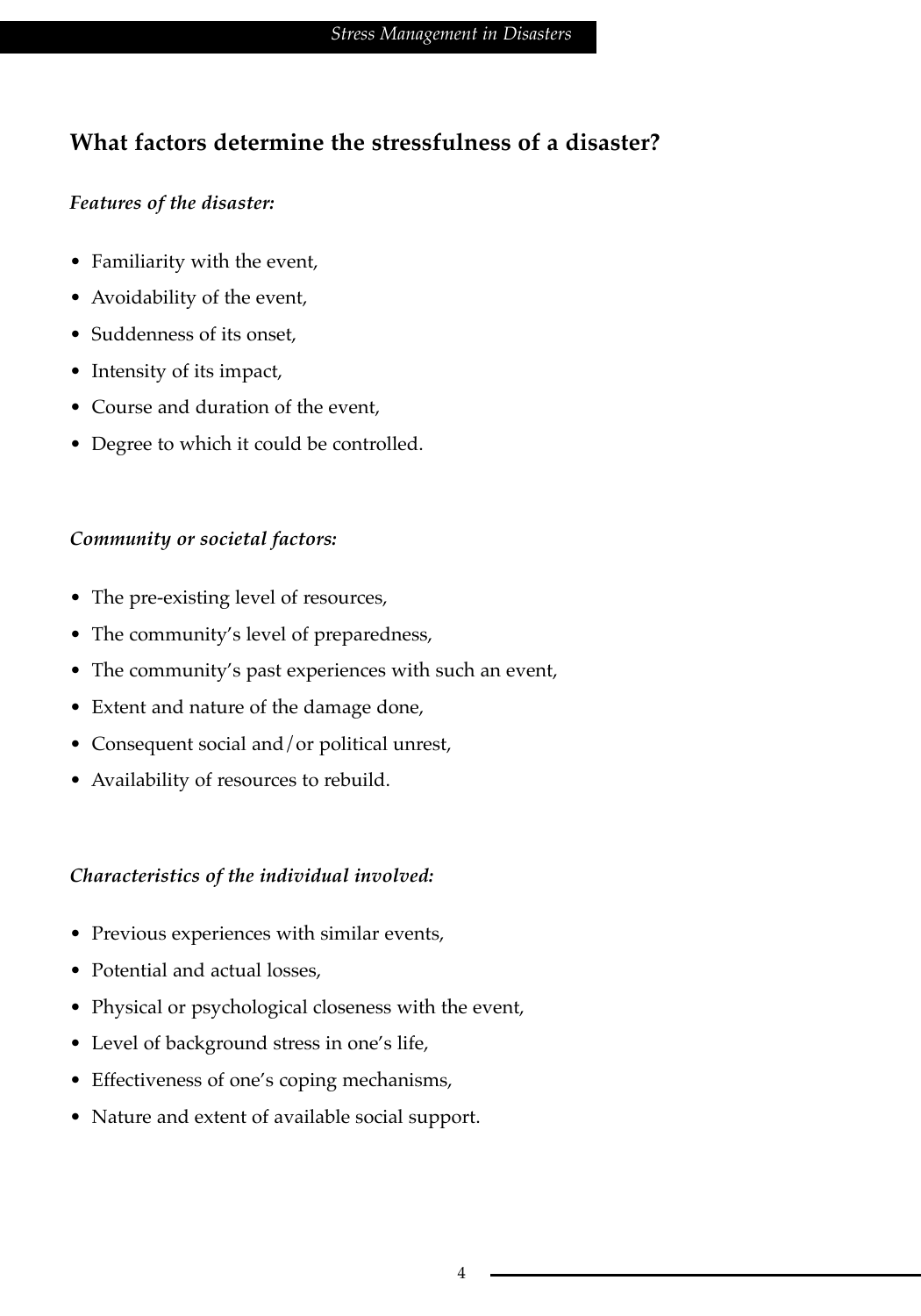## What factors determine the stressfulness of a disaster?

***Features of the disaster:***

- Familiarity with the event,
- Avoidability of the event,
- Suddenness of its onset,
- Intensity of its impact,
- Course and duration of the event,
- Degree to which it could be controlled.

***Community or societal factors:***

- The pre-existing level of resources,
- The community's level of preparedness,
- The community's past experiences with such an event,
- Extent and nature of the damage done,
- Consequent social and/or political unrest,
- Availability of resources to rebuild.

***Characteristics of the individual involved:***

- Previous experiences with similar events,
- Potential and actual losses,
- Physical or psychological closeness with the event,
- Level of background stress in one's life,
- Effectiveness of one's coping mechanisms,
- Nature and extent of available social support.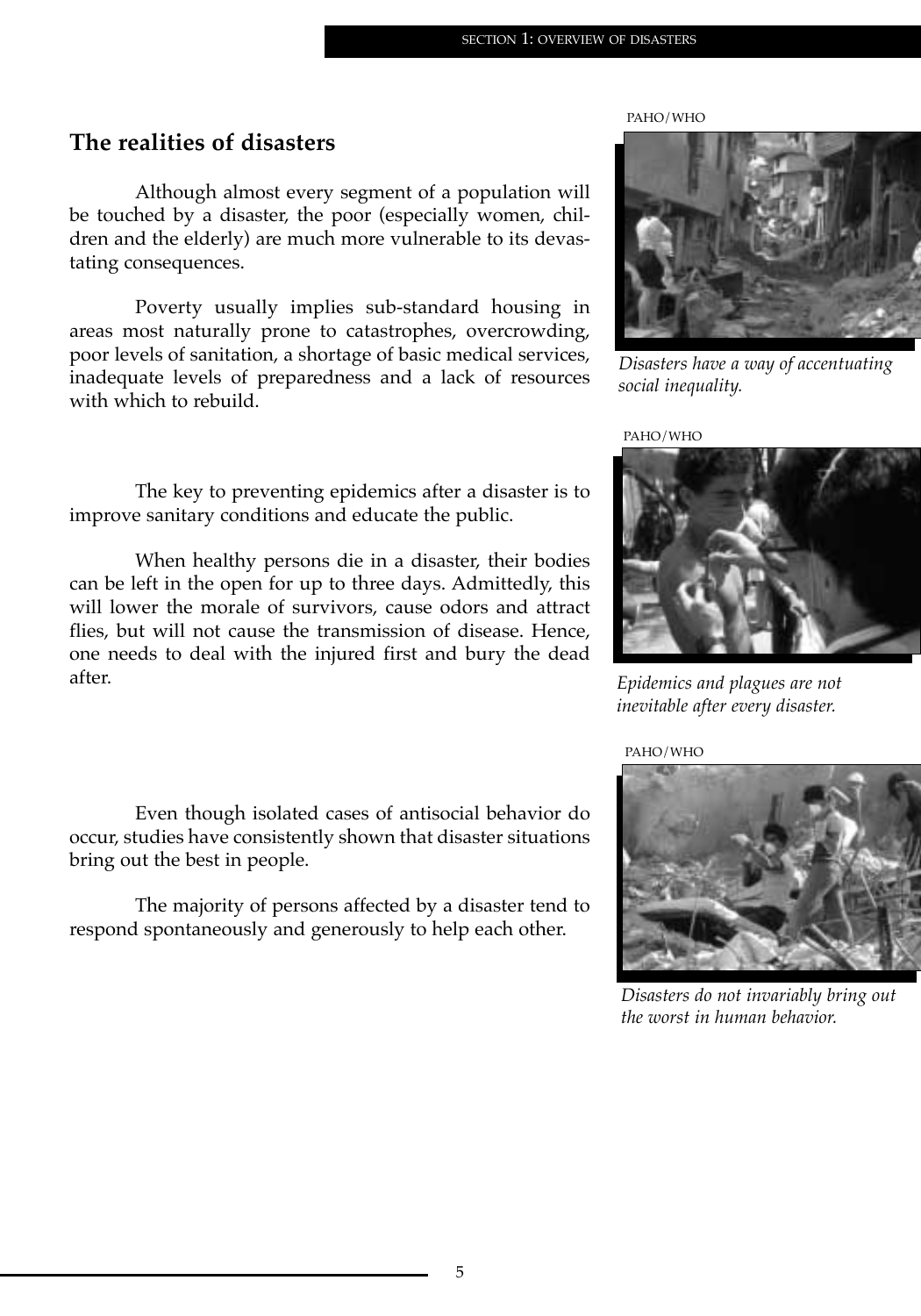## The realities of disasters

Although almost every segment of a population will be touched by a disaster, the poor (especially women, children and the elderly) are much more vulnerable to its devastating consequences.

Poverty usually implies sub-standard housing in areas most naturally prone to catastrophes, overcrowding, poor levels of sanitation, a shortage of basic medical services, inadequate levels of preparedness and a lack of resources with which to rebuild.

PAHO/WHO

*Disasters have a way of accentuating social inequality.*

The key to preventing epidemics after a disaster is to improve sanitary conditions and educate the public.

When healthy persons die in a disaster, their bodies can be left in the open for up to three days. Admittedly, this will lower the morale of survivors, cause odors and attract flies, but will not cause the transmission of disease. Hence, one needs to deal with the injured first and bury the dead after.

PAHO/WHO

*Epidemics and plagues are not inevitable after every disaster.*

Even though isolated cases of antisocial behavior do occur, studies have consistently shown that disaster situations bring out the best in people.

The majority of persons affected by a disaster tend to respond spontaneously and generously to help each other.

PAHO/WHO

*Disasters do not invariably bring out the worst in human behavior.*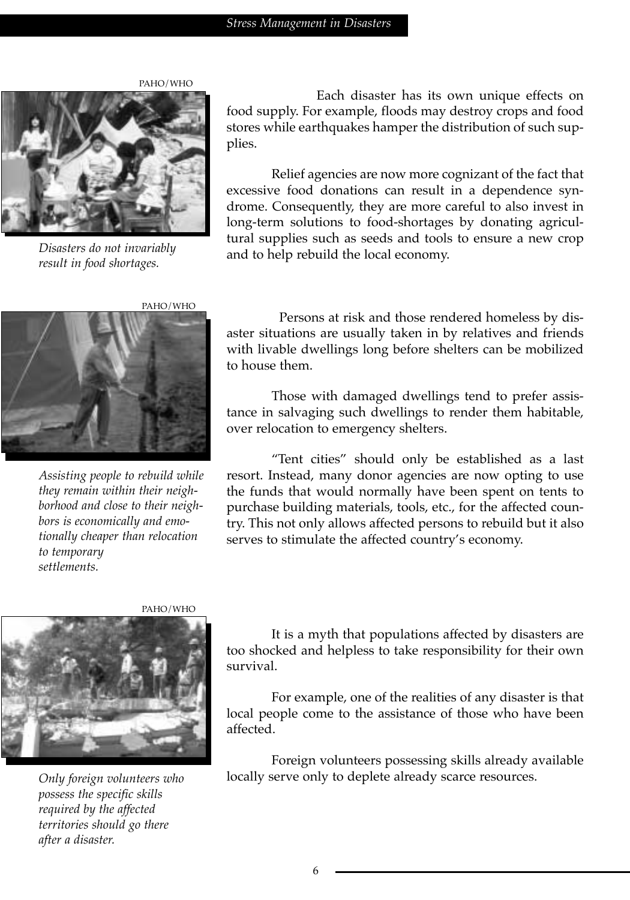PAHO/WHO

*Disasters do not invariably result in food shortages.*

Each disaster has its own unique effects on food supply. For example, floods may destroy crops and food stores while earthquakes hamper the distribution of such supplies.

Relief agencies are now more cognizant of the fact that excessive food donations can result in a dependence syndrome. Consequently, they are more careful to also invest in long-term solutions to food-shortages by donating agricultural supplies such as seeds and tools to ensure a new crop and to help rebuild the local economy.

PAHO/WHO

*Assisting people to rebuild while they remain within their neighborhood and close to their neighbors is economically and emotionally cheaper than relocation to temporary settlements.*

Persons at risk and those rendered homeless by disaster situations are usually taken in by relatives and friends with livable dwellings long before shelters can be mobilized to house them.

Those with damaged dwellings tend to prefer assistance in salvaging such dwellings to render them habitable, over relocation to emergency shelters.

"Tent cities" should only be established as a last resort. Instead, many donor agencies are now opting to use the funds that would normally have been spent on tents to purchase building materials, tools, etc., for the affected country. This not only allows affected persons to rebuild but it also serves to stimulate the affected country's economy.

PAHO/WHO

*Only foreign volunteers who possess the specific skills required by the affected territories should go there after a disaster.*

It is a myth that populations affected by disasters are too shocked and helpless to take responsibility for their own survival.

For example, one of the realities of any disaster is that local people come to the assistance of those who have been affected.

Foreign volunteers possessing skills already available locally serve only to deplete already scarce resources.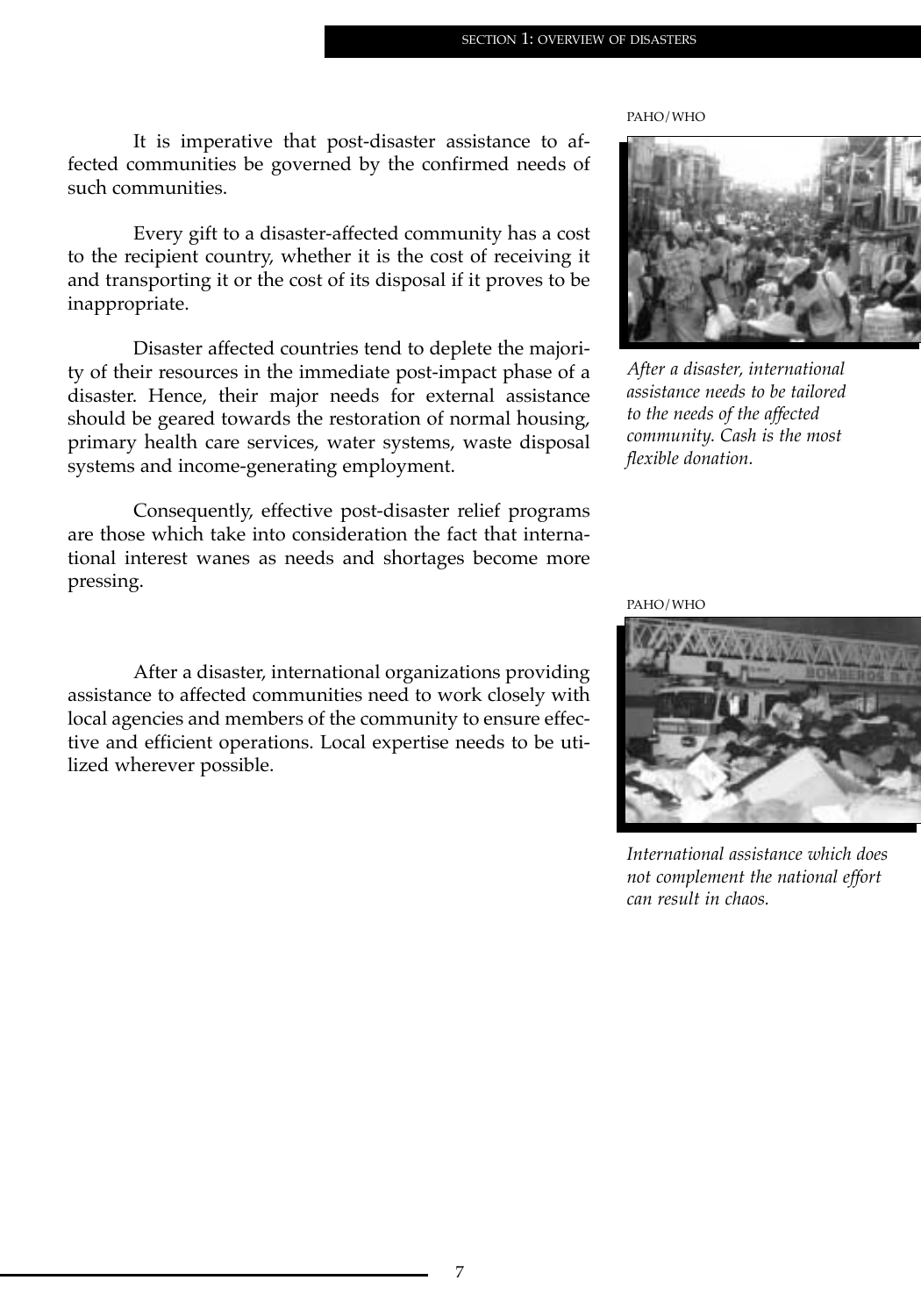It is imperative that post-disaster assistance to affected communities be governed by the confirmed needs of such communities.

Every gift to a disaster-affected community has a cost to the recipient country, whether it is the cost of receiving it and transporting it or the cost of its disposal if it proves to be inappropriate.

Disaster affected countries tend to deplete the majority of their resources in the immediate post-impact phase of a disaster. Hence, their major needs for external assistance should be geared towards the restoration of normal housing, primary health care services, water systems, waste disposal systems and income-generating employment.

Consequently, effective post-disaster relief programs are those which take into consideration the fact that international interest wanes as needs and shortages become more pressing.

After a disaster, international organizations providing assistance to affected communities need to work closely with local agencies and members of the community to ensure effective and efficient operations. Local expertise needs to be utilized wherever possible.

PAHO/WHO

*After a disaster, international assistance needs to be tailored to the needs of the affected community. Cash is the most flexible donation.*

PAHO/WHO

*International assistance which does not complement the national effort can result in chaos.*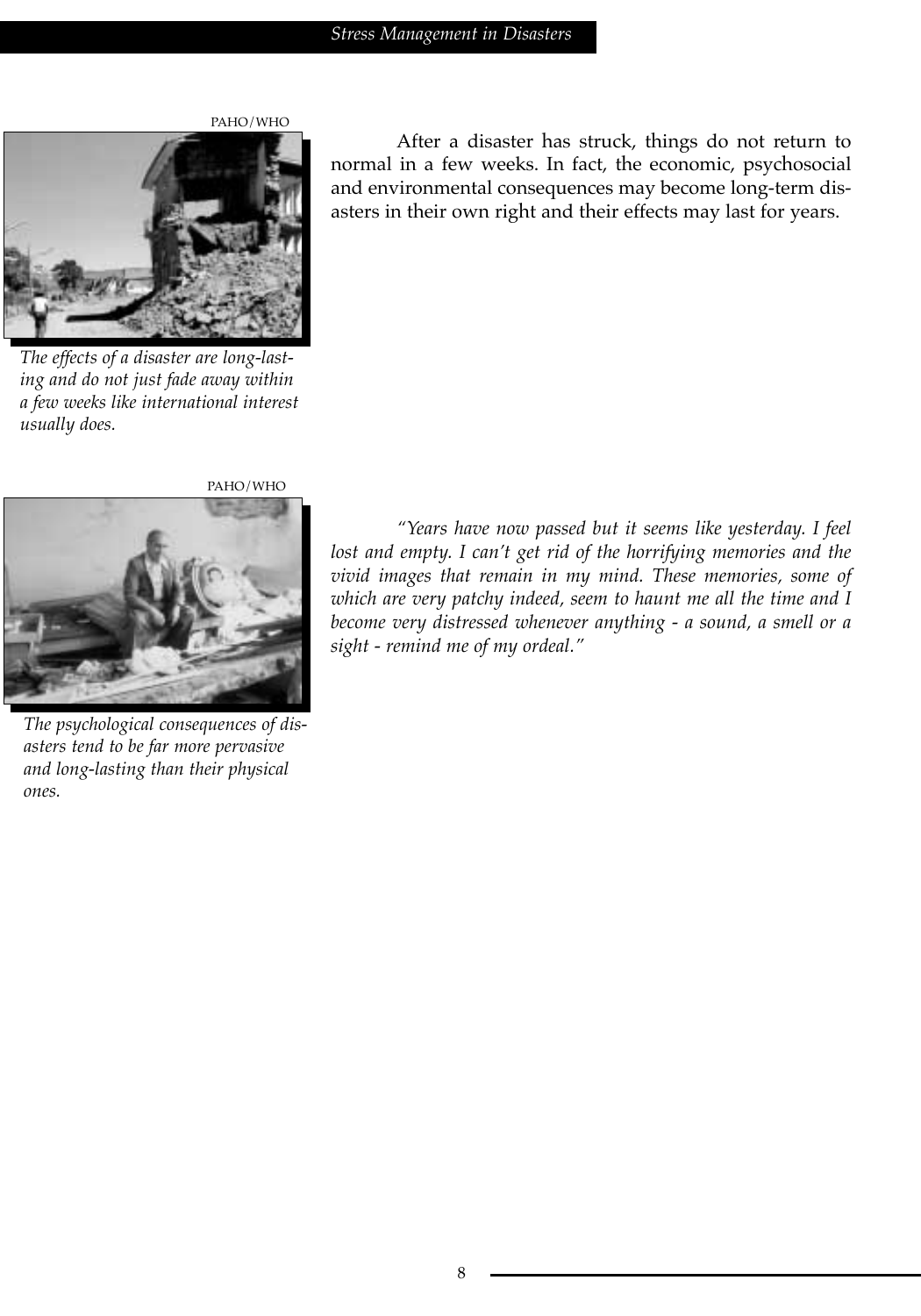PAHO/WHO

The effects of a disaster are long-lasting and do not just fade away within a few weeks like international interest usually does.

After a disaster has struck, things do not return to normal in a few weeks. In fact, the economic, psychosocial and environmental consequences may become long-term disasters in their own right and their effects may last for years.

PAHO/WHO

The psychological consequences of disasters tend to be far more pervasive and long-lasting than their physical ones.

*"Years have now passed but it seems like yesterday. I feel lost and empty. I can't get rid of the horrifying memories and the vivid images that remain in my mind. These memories, some of which are very patchy indeed, seem to haunt me all the time and I become very distressed whenever anything - a sound, a smell or a sight - remind me of my ordeal."*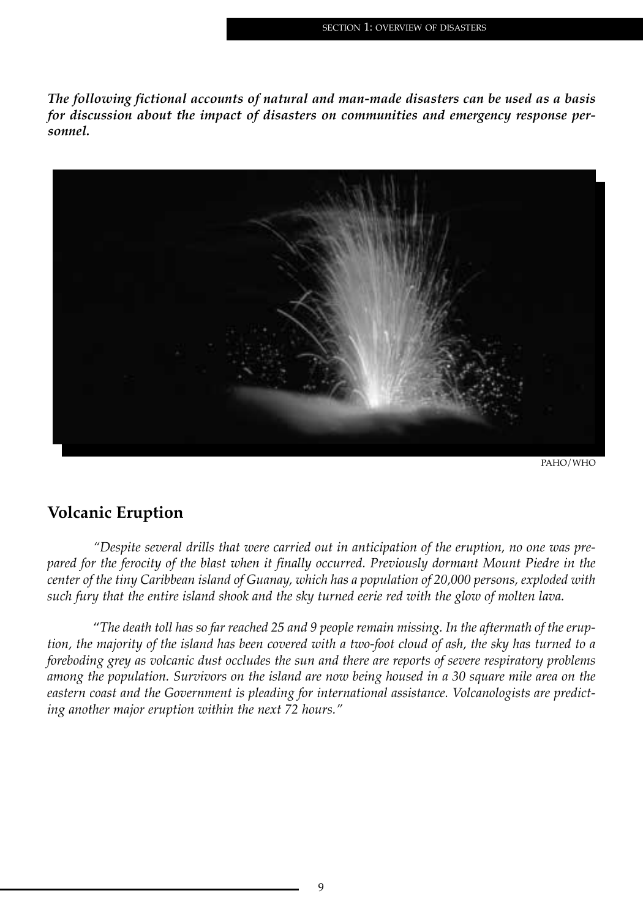***The following fictional accounts of natural and man-made disasters can be used as a basis for discussion about the impact of disasters on communities and emergency response personnel.***

PAHO/WHO

## Volcanic Eruption

*"Despite several drills that were carried out in anticipation of the eruption, no one was prepared for the ferocity of the blast when it finally occurred. Previously dormant Mount Piedre in the center of the tiny Caribbean island of Guanay, which has a population of 20,000 persons, exploded with such fury that the entire island shook and the sky turned eerie red with the glow of molten lava.*

*"The death toll has so far reached 25 and 9 people remain missing. In the aftermath of the eruption, the majority of the island has been covered with a two-foot cloud of ash, the sky has turned to a foreboding grey as volcanic dust occludes the sun and there are reports of severe respiratory problems among the population. Survivors on the island are now being housed in a 30 square mile area on the eastern coast and the Government is pleading for international assistance. Volcanologists are predicting another major eruption within the next 72 hours."*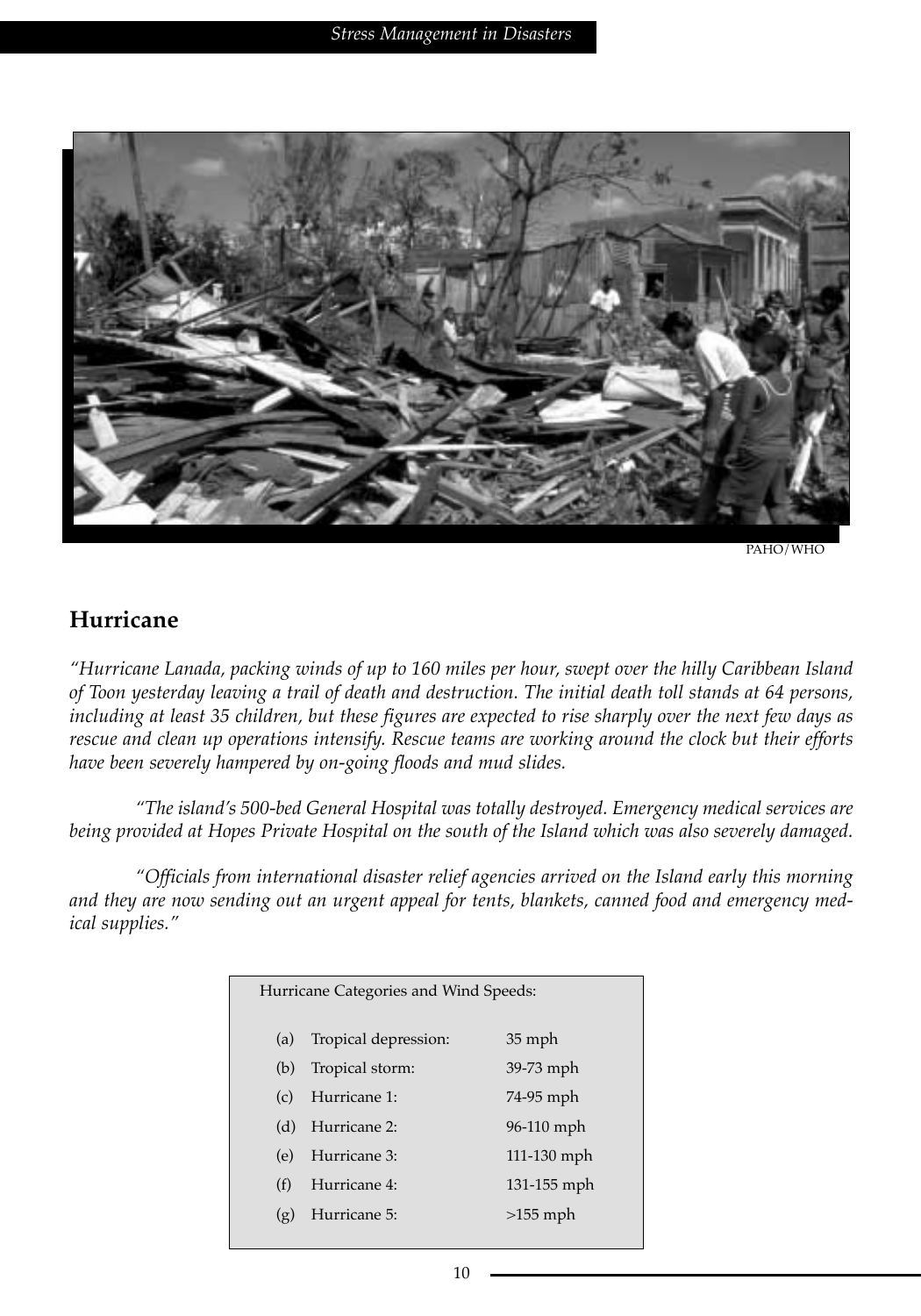PAHO/WHO

## Hurricane

*"Hurricane Lanada, packing winds of up to 160 miles per hour, swept over the hilly Caribbean Island of Toon yesterday leaving a trail of death and destruction. The initial death toll stands at 64 persons, including at least 35 children, but these figures are expected to rise sharply over the next few days as rescue and clean up operations intensify. Rescue teams are working around the clock but their efforts have been severely hampered by on-going floods and mud slides.*

*"The island's 500-bed General Hospital was totally destroyed. Emergency medical services are being provided at Hopes Private Hospital on the south of the Island which was also severely damaged.*

*"Officials from international disaster relief agencies arrived on the Island early this morning and they are now sending out an urgent appeal for tents, blankets, canned food and emergency medical supplies."*

Hurricane Categories and Wind Speeds:

| | | |
|---|---|---|
| (a) | Tropical depression: | 35 mph |
| (b) | Tropical storm: | 39-73 mph |
| (c) | Hurricane 1: | 74-95 mph |
| (d) | Hurricane 2: | 96-110 mph |
| (e) | Hurricane 3: | 111-130 mph |
| (f) | Hurricane 4: | 131-155 mph |
| (g) | Hurricane 5: | >155 mph |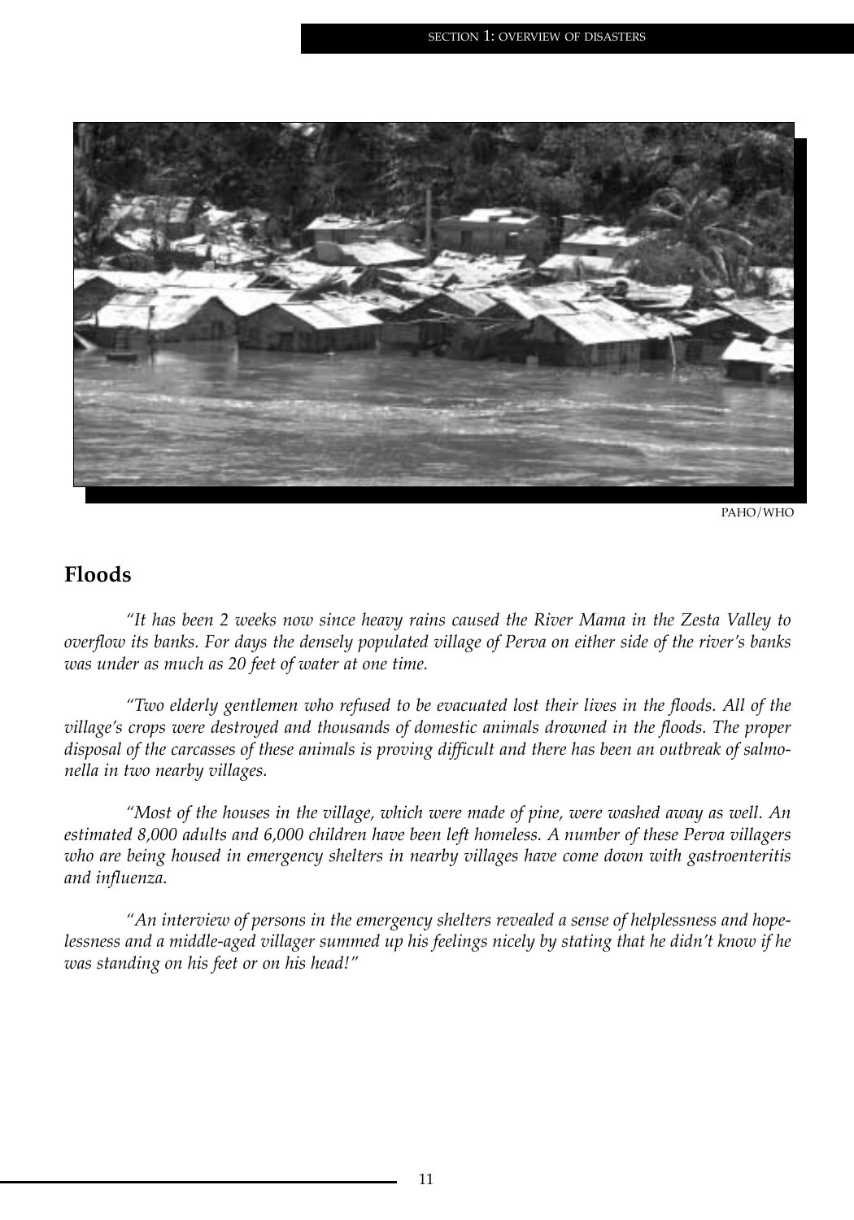PAHO/WHO

## Floods

*"It has been 2 weeks now since heavy rains caused the River Mama in the Zesta Valley to overflow its banks. For days the densely populated village of Perva on either side of the river's banks was under as much as 20 feet of water at one time.*

*"Two elderly gentlemen who refused to be evacuated lost their lives in the floods. All of the village's crops were destroyed and thousands of domestic animals drowned in the floods. The proper disposal of the carcasses of these animals is proving difficult and there has been an outbreak of salmonella in two nearby villages.*

*"Most of the houses in the village, which were made of pine, were washed away as well. An estimated 8,000 adults and 6,000 children have been left homeless. A number of these Perva villagers who are being housed in emergency shelters in nearby villages have come down with gastroenteritis and influenza.*

*"An interview of persons in the emergency shelters revealed a sense of helplessness and hopelessness and a middle-aged villager summed up his feelings nicely by stating that he didn't know if he was standing on his feet or on his head!"*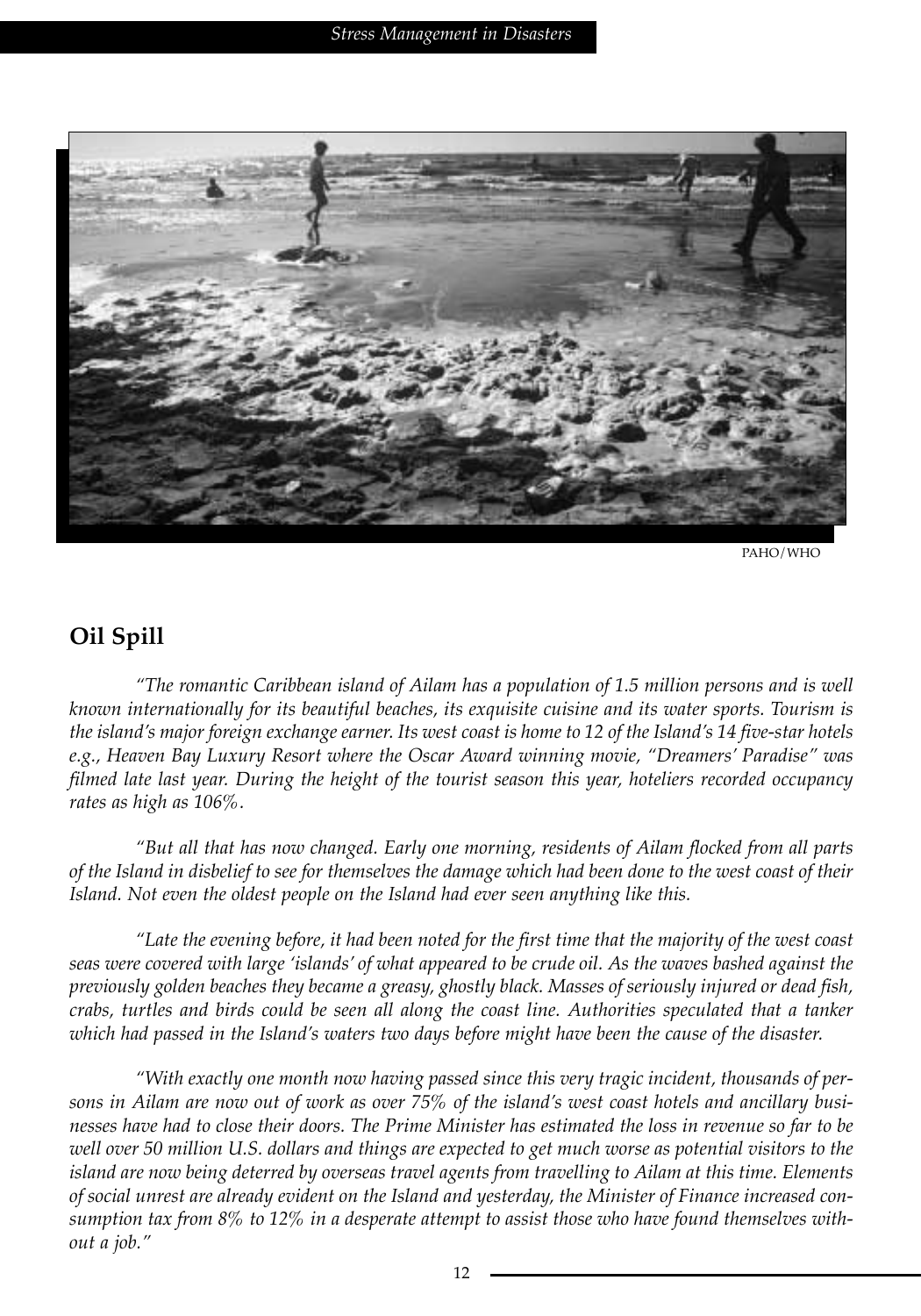PAHO/WHO

## Oil Spill

*"The romantic Caribbean island of Ailam has a population of 1.5 million persons and is well known internationally for its beautiful beaches, its exquisite cuisine and its water sports. Tourism is the island's major foreign exchange earner. Its west coast is home to 12 of the Island's 14 five-star hotels e.g., Heaven Bay Luxury Resort where the Oscar Award winning movie, "Dreamers' Paradise" was filmed late last year. During the height of the tourist season this year, hoteliers recorded occupancy rates as high as 106%.*

*"But all that has now changed. Early one morning, residents of Ailam flocked from all parts of the Island in disbelief to see for themselves the damage which had been done to the west coast of their Island. Not even the oldest people on the Island had ever seen anything like this.*

*"Late the evening before, it had been noted for the first time that the majority of the west coast seas were covered with large 'islands' of what appeared to be crude oil. As the waves bashed against the previously golden beaches they became a greasy, ghostly black. Masses of seriously injured or dead fish, crabs, turtles and birds could be seen all along the coast line. Authorities speculated that a tanker which had passed in the Island's waters two days before might have been the cause of the disaster.*

*"With exactly one month now having passed since this very tragic incident, thousands of persons in Ailam are now out of work as over 75% of the island's west coast hotels and ancillary businesses have had to close their doors. The Prime Minister has estimated the loss in revenue so far to be well over 50 million U.S. dollars and things are expected to get much worse as potential visitors to the island are now being deterred by overseas travel agents from travelling to Ailam at this time. Elements of social unrest are already evident on the Island and yesterday, the Minister of Finance increased consumption tax from 8% to 12% in a desperate attempt to assist those who have found themselves without a job."*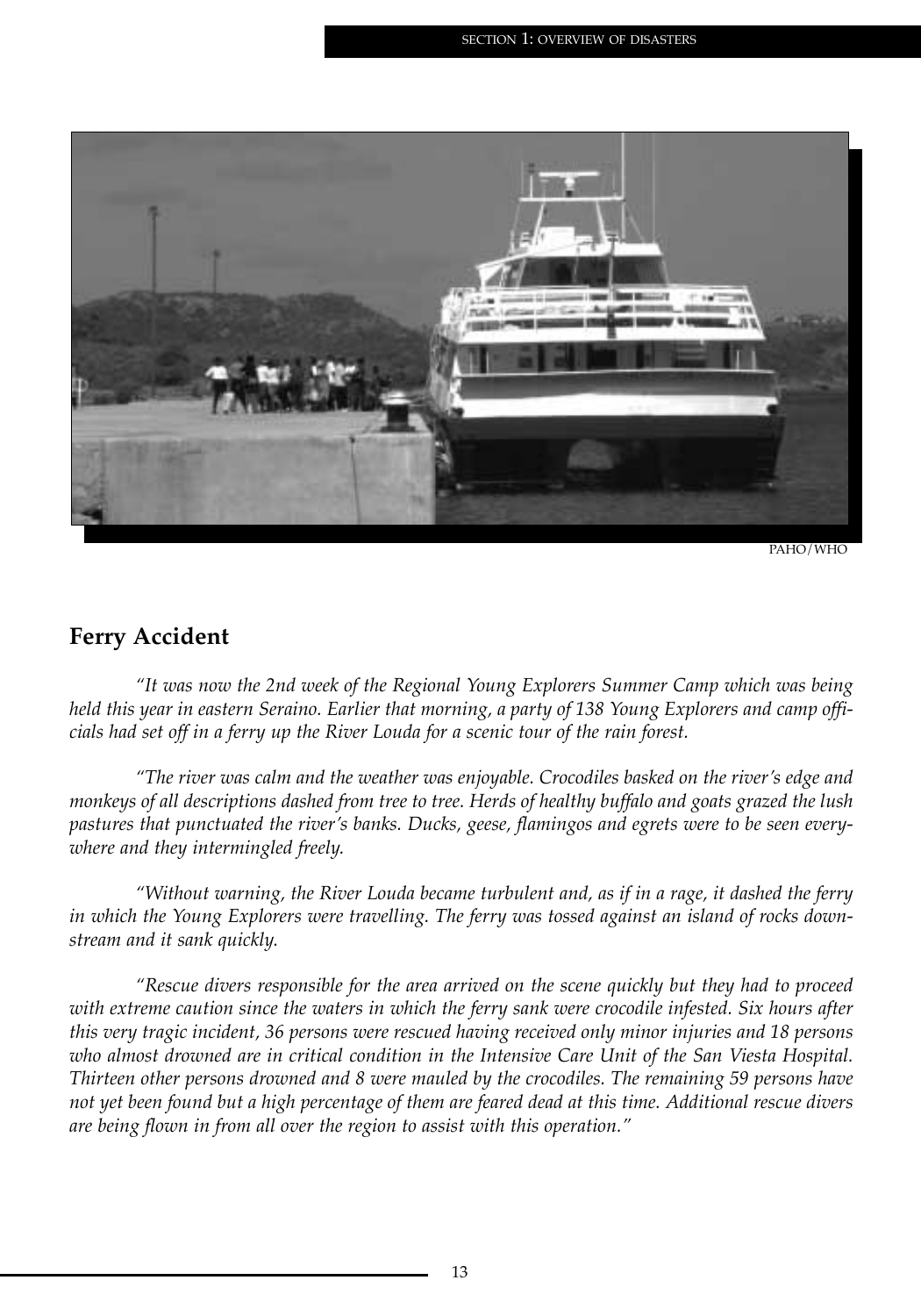PAHO/WHO

## Ferry Accident

*"It was now the 2nd week of the Regional Young Explorers Summer Camp which was being held this year in eastern Seraino. Earlier that morning, a party of 138 Young Explorers and camp officials had set off in a ferry up the River Louda for a scenic tour of the rain forest.*

*"The river was calm and the weather was enjoyable. Crocodiles basked on the river's edge and monkeys of all descriptions dashed from tree to tree. Herds of healthy buffalo and goats grazed the lush pastures that punctuated the river's banks. Ducks, geese, flamingos and egrets were to be seen everywhere and they intermingled freely.*

*"Without warning, the River Louda became turbulent and, as if in a rage, it dashed the ferry in which the Young Explorers were travelling. The ferry was tossed against an island of rocks downstream and it sank quickly.*

*"Rescue divers responsible for the area arrived on the scene quickly but they had to proceed with extreme caution since the waters in which the ferry sank were crocodile infested. Six hours after this very tragic incident, 36 persons were rescued having received only minor injuries and 18 persons who almost drowned are in critical condition in the Intensive Care Unit of the San Viesta Hospital. Thirteen other persons drowned and 8 were mauled by the crocodiles. The remaining 59 persons have not yet been found but a high percentage of them are feared dead at this time. Additional rescue divers are being flown in from all over the region to assist with this operation."*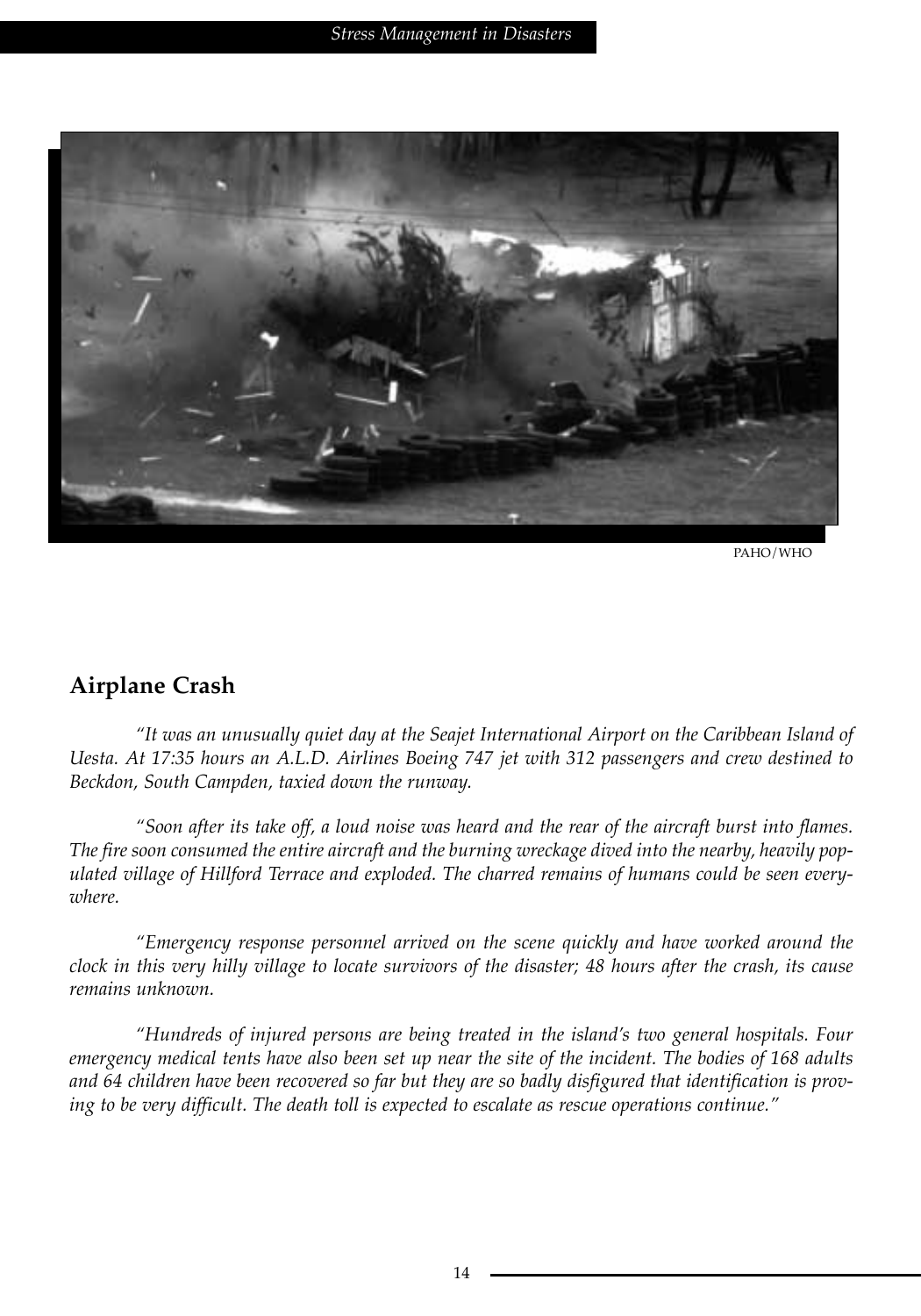PAHO/WHO

## Airplane Crash

*"It was an unusually quiet day at the Seajet International Airport on the Caribbean Island of Uesta. At 17:35 hours an A.L.D. Airlines Boeing 747 jet with 312 passengers and crew destined to Beckdon, South Campden, taxied down the runway.*

*"Soon after its take off, a loud noise was heard and the rear of the aircraft burst into flames. The fire soon consumed the entire aircraft and the burning wreckage dived into the nearby, heavily populated village of Hillford Terrace and exploded. The charred remains of humans could be seen everywhere.*

*"Emergency response personnel arrived on the scene quickly and have worked around the clock in this very hilly village to locate survivors of the disaster; 48 hours after the crash, its cause remains unknown.*

*"Hundreds of injured persons are being treated in the island's two general hospitals. Four emergency medical tents have also been set up near the site of the incident. The bodies of 168 adults and 64 children have been recovered so far but they are so badly disfigured that identification is proving to be very difficult. The death toll is expected to escalate as rescue operations continue."*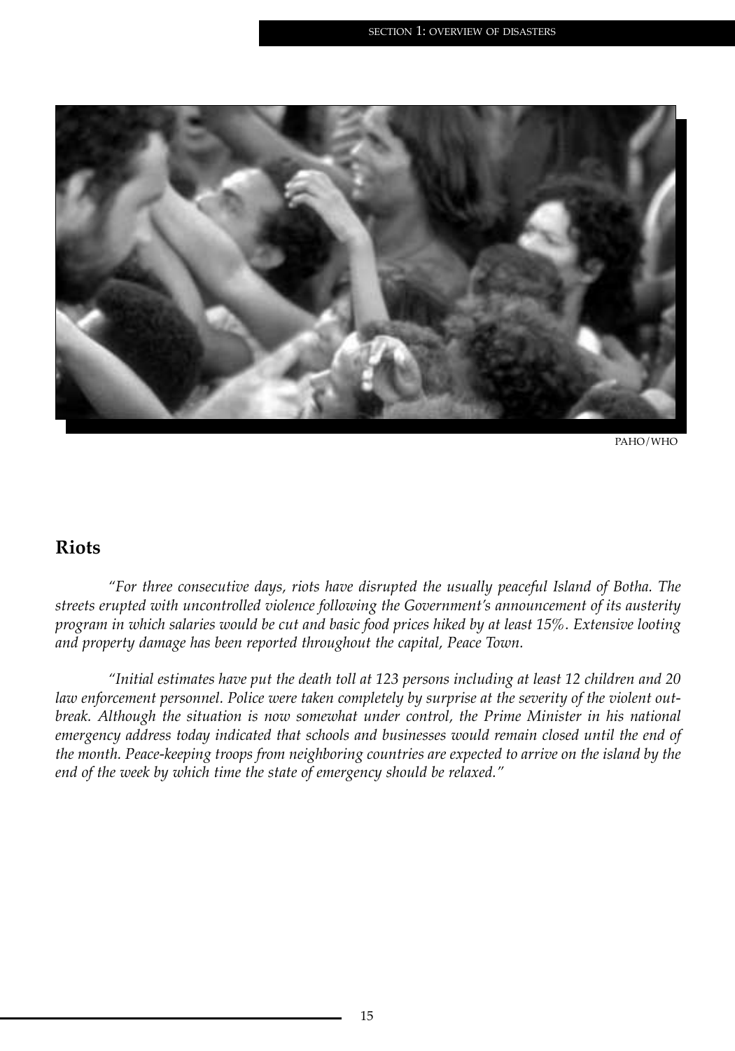PAHO/WHO

## Riots

*"For three consecutive days, riots have disrupted the usually peaceful Island of Botha. The streets erupted with uncontrolled violence following the Government's announcement of its austerity program in which salaries would be cut and basic food prices hiked by at least 15%. Extensive looting and property damage has been reported throughout the capital, Peace Town.*

*"Initial estimates have put the death toll at 123 persons including at least 12 children and 20 law enforcement personnel. Police were taken completely by surprise at the severity of the violent outbreak. Although the situation is now somewhat under control, the Prime Minister in his national emergency address today indicated that schools and businesses would remain closed until the end of the month. Peace-keeping troops from neighboring countries are expected to arrive on the island by the end of the week by which time the state of emergency should be relaxed."*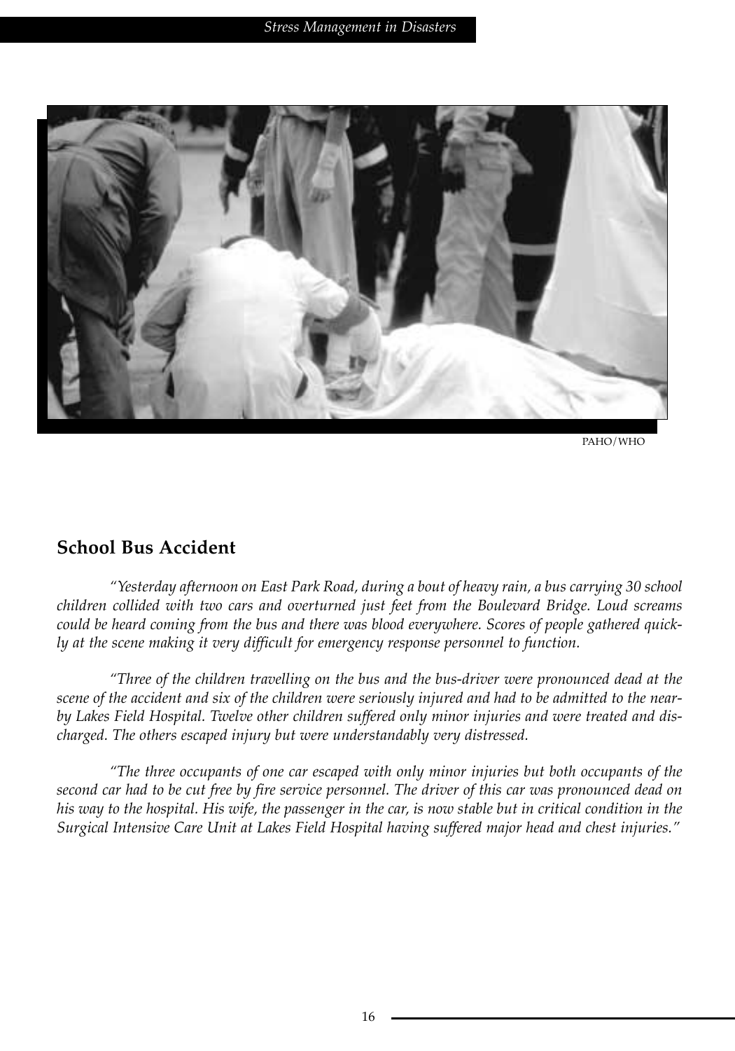PAHO/WHO

## School Bus Accident

*"Yesterday afternoon on East Park Road, during a bout of heavy rain, a bus carrying 30 school children collided with two cars and overturned just feet from the Boulevard Bridge. Loud screams could be heard coming from the bus and there was blood everywhere. Scores of people gathered quickly at the scene making it very difficult for emergency response personnel to function.*

*"Three of the children travelling on the bus and the bus-driver were pronounced dead at the scene of the accident and six of the children were seriously injured and had to be admitted to the nearby Lakes Field Hospital. Twelve other children suffered only minor injuries and were treated and discharged. The others escaped injury but were understandably very distressed.*

*"The three occupants of one car escaped with only minor injuries but both occupants of the second car had to be cut free by fire service personnel. The driver of this car was pronounced dead on his way to the hospital. His wife, the passenger in the car, is now stable but in critical condition in the Surgical Intensive Care Unit at Lakes Field Hospital having suffered major head and chest injuries."*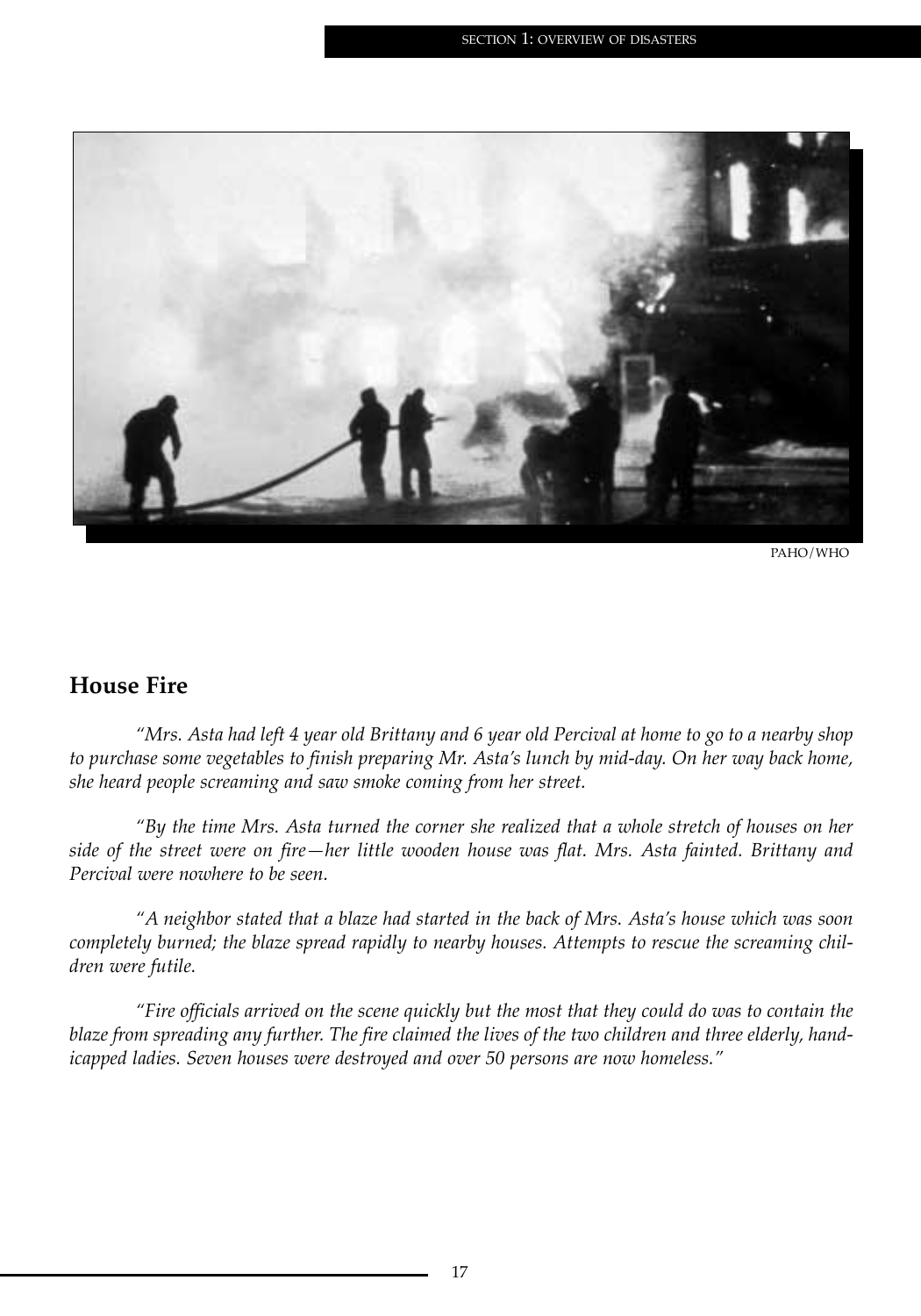PAHO/WHO

## House Fire

*"Mrs. Asta had left 4 year old Brittany and 6 year old Percival at home to go to a nearby shop to purchase some vegetables to finish preparing Mr. Asta's lunch by mid-day. On her way back home, she heard people screaming and saw smoke coming from her street.*

*"By the time Mrs. Asta turned the corner she realized that a whole stretch of houses on her side of the street were on fire—her little wooden house was flat. Mrs. Asta fainted. Brittany and Percival were nowhere to be seen.*

*"A neighbor stated that a blaze had started in the back of Mrs. Asta's house which was soon completely burned; the blaze spread rapidly to nearby houses. Attempts to rescue the screaming children were futile.*

*"Fire officials arrived on the scene quickly but the most that they could do was to contain the blaze from spreading any further. The fire claimed the lives of the two children and three elderly, handicapped ladies. Seven houses were destroyed and over 50 persons are now homeless."*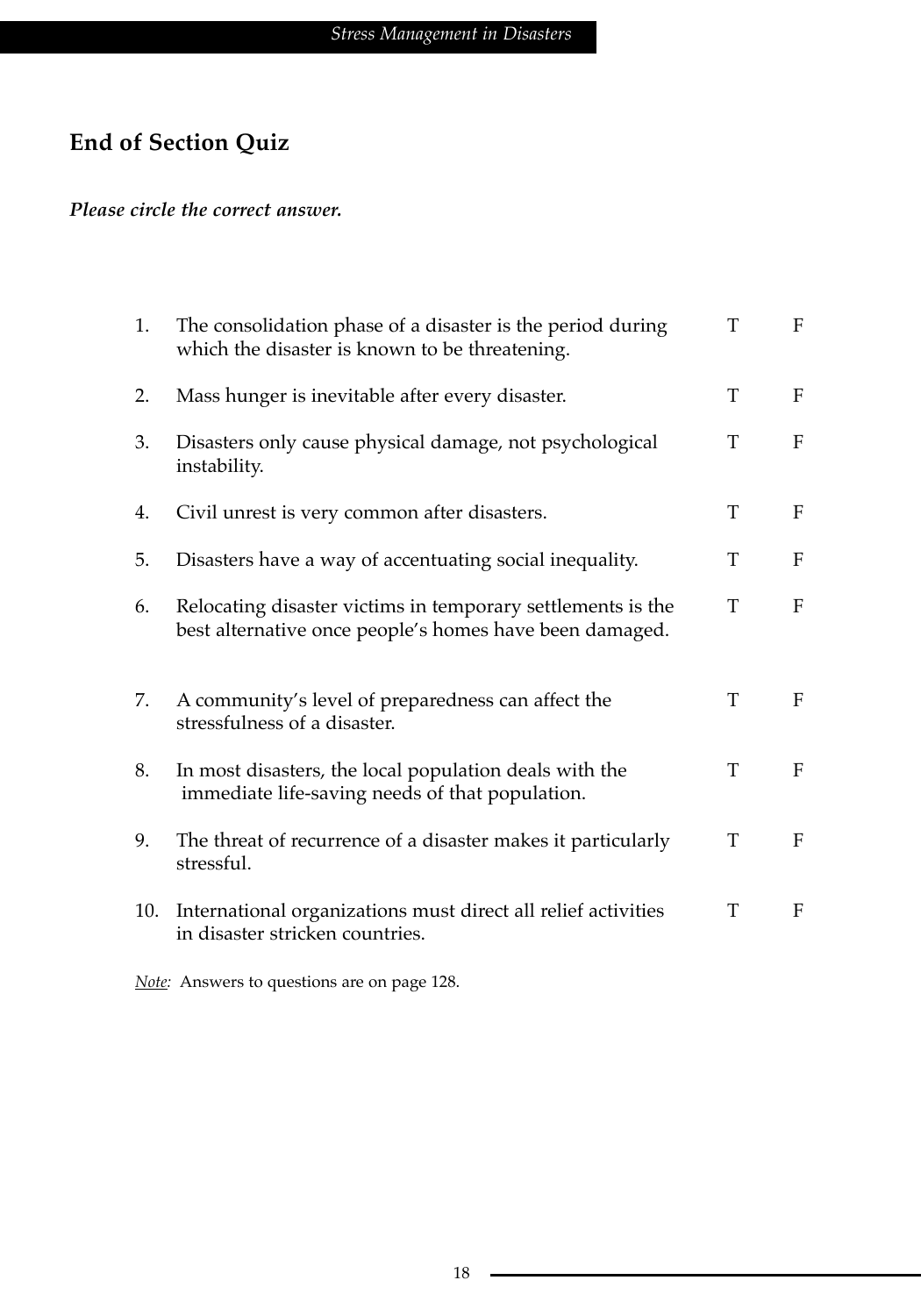## End of Section Quiz

***Please circle the correct answer.***

| | | | |
|---|---|---|---|
| 1. | The consolidation phase of a disaster is the period during which the disaster is known to be threatening. | T | F |
| 2. | Mass hunger is inevitable after every disaster. | T | F |
| 3. | Disasters only cause physical damage, not psychological instability. | T | F |
| 4. | Civil unrest is very common after disasters. | T | F |
| 5. | Disasters have a way of accentuating social inequality. | T | F |
| 6. | Relocating disaster victims in temporary settlements is the best alternative once people's homes have been damaged. | T | F |
| 7. | A community's level of preparedness can affect the stressfulness of a disaster. | T | F |
| 8. | In most disasters, the local population deals with the immediate life-saving needs of that population. | T | F |
| 9. | The threat of recurrence of a disaster makes it particularly stressful. | T | F |
| 10. | International organizations must direct all relief activities in disaster stricken countries. | T | F |

*Note:* Answers to questions are on page 128.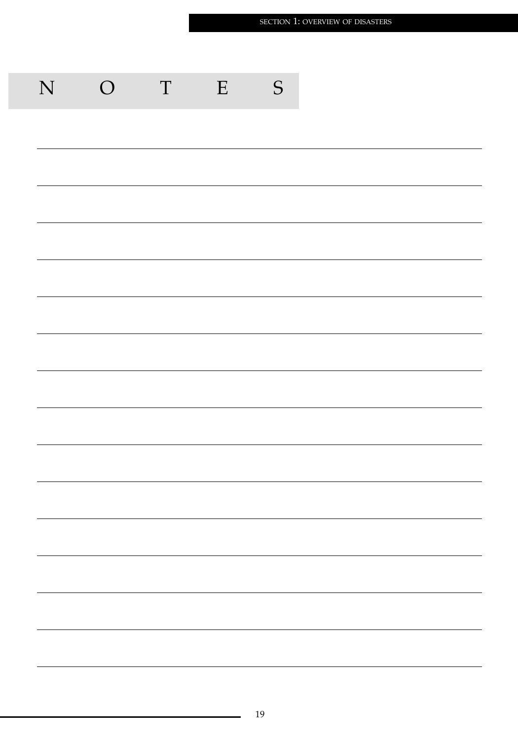# NOTES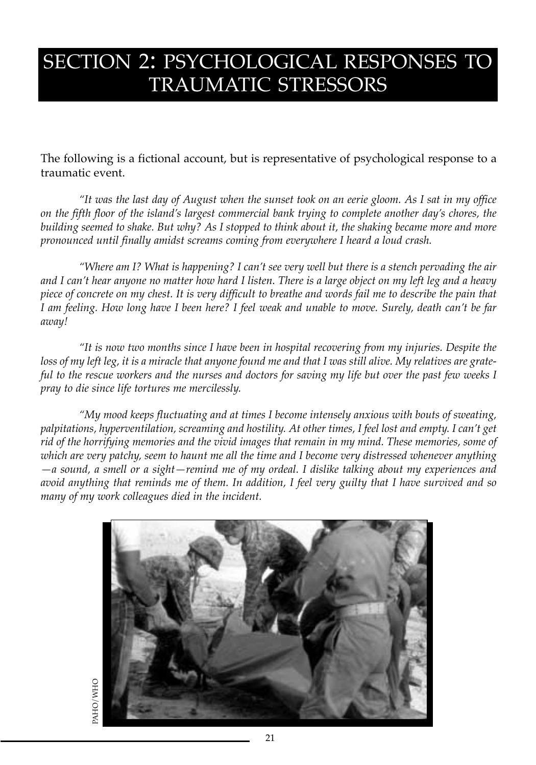# SECTION 2: PSYCHOLOGICAL RESPONSES TO TRAUMATIC STRESSORS

The following is a fictional account, but is representative of psychological response to a traumatic event.

*"It was the last day of August when the sunset took on an eerie gloom. As I sat in my office on the fifth floor of the island's largest commercial bank trying to complete another day's chores, the building seemed to shake. But why? As I stopped to think about it, the shaking became more and more pronounced until finally amidst screams coming from everywhere I heard a loud crash.*

*"Where am I? What is happening? I can't see very well but there is a stench pervading the air and I can't hear anyone no matter how hard I listen. There is a large object on my left leg and a heavy piece of concrete on my chest. It is very difficult to breathe and words fail me to describe the pain that I am feeling. How long have I been here? I feel weak and unable to move. Surely, death can't be far away!*

*"It is now two months since I have been in hospital recovering from my injuries. Despite the loss of my left leg, it is a miracle that anyone found me and that I was still alive. My relatives are grateful to the rescue workers and the nurses and doctors for saving my life but over the past few weeks I pray to die since life tortures me mercilessly.*

*"My mood keeps fluctuating and at times I become intensely anxious with bouts of sweating, palpitations, hyperventilation, screaming and hostility. At other times, I feel lost and empty. I can't get rid of the horrifying memories and the vivid images that remain in my mind. These memories, some of which are very patchy, seem to haunt me all the time and I become very distressed whenever anything —a sound, a smell or a sight—remind me of my ordeal. I dislike talking about my experiences and avoid anything that reminds me of them. In addition, I feel very guilty that I have survived and so many of my work colleagues died in the incident.*

PAHO/WHO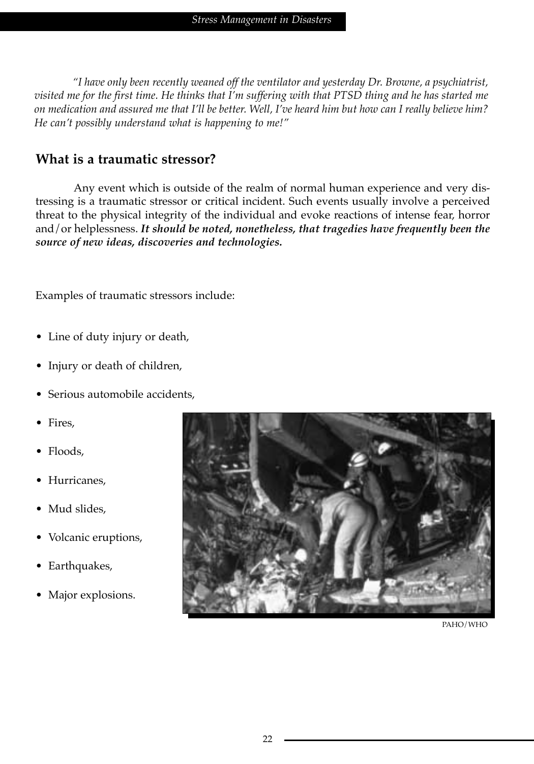*"I have only been recently weaned off the ventilator and yesterday Dr. Browne, a psychiatrist, visited me for the first time. He thinks that I'm suffering with that PTSD thing and he has started me on medication and assured me that I'll be better. Well, I've heard him but how can I really believe him? He can't possibly understand what is happening to me!"*

## What is a traumatic stressor?

Any event which is outside of the realm of normal human experience and very distressing is a traumatic stressor or critical incident. Such events usually involve a perceived threat to the physical integrity of the individual and evoke reactions of intense fear, horror and/or helplessness. ***It should be noted, nonetheless, that tragedies have frequently been the source of new ideas, discoveries and technologies.***

Examples of traumatic stressors include:

- Line of duty injury or death,
- Injury or death of children,
- Serious automobile accidents,
- Fires,
- Floods,
- Hurricanes,
- Mud slides,
- Volcanic eruptions,
- Earthquakes,
- Major explosions.

PAHO/WHO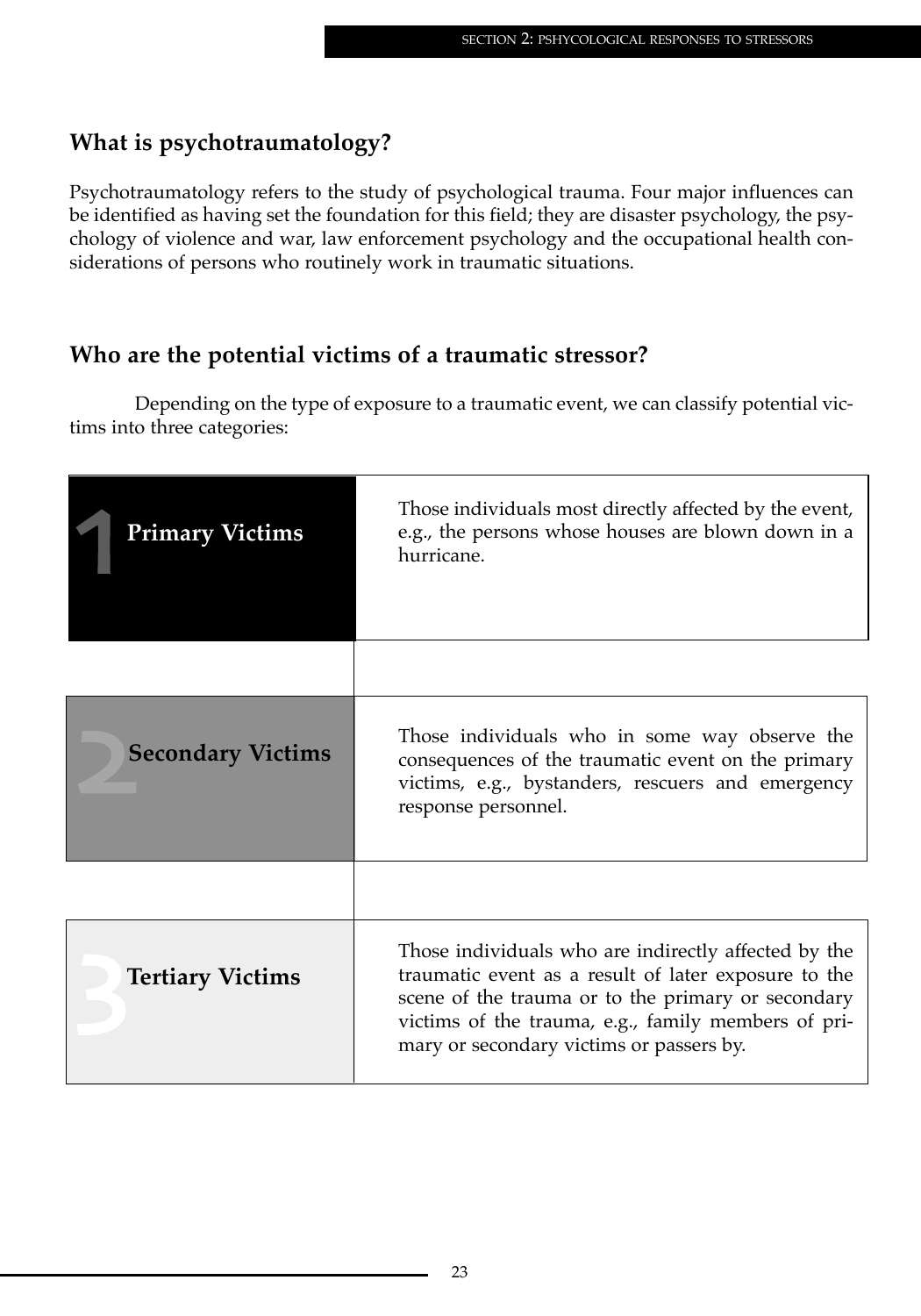## What is psychotraumatology?

Psychotraumatology refers to the study of psychological trauma. Four major influences can be identified as having set the foundation for this field; they are disaster psychology, the psychology of violence and war, law enforcement psychology and the occupational health considerations of persons who routinely work in traumatic situations.

## Who are the potential victims of a traumatic stressor?

Depending on the type of exposure to a traumatic event, we can classify potential victims into three categories:

| | |
|---|---|
| **1 Primary Victims** | Those individuals most directly affected by the event, e.g., the persons whose houses are blown down in a hurricane. |
| **2 Secondary Victims** | Those individuals who in some way observe the consequences of the traumatic event on the primary victims, e.g., bystanders, rescuers and emergency response personnel. |
| **3 Tertiary Victims** | Those individuals who are indirectly affected by the traumatic event as a result of later exposure to the scene of the trauma or to the primary or secondary victims of the trauma, e.g., family members of primary or secondary victims or passers by. |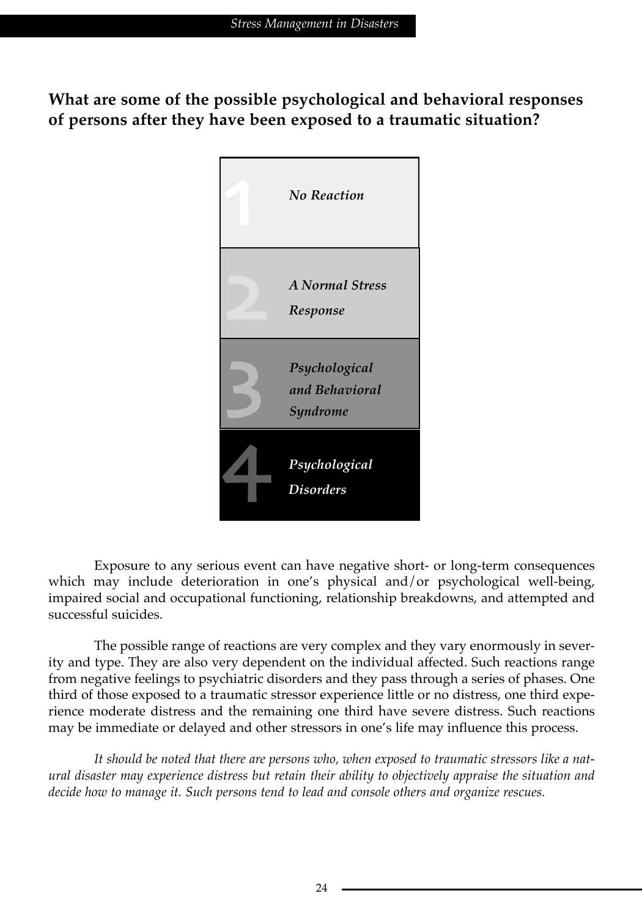**What are some of the possible psychological and behavioral responses of persons after they have been exposed to a traumatic situation?**

1. *No Reaction*
2. *A Normal Stress Response*
3. *Psychological and Behavioral Syndrome*
4. *Psychological Disorders*

Exposure to any serious event can have negative short- or long-term consequences which may include deterioration in one's physical and/or psychological well-being, impaired social and occupational functioning, relationship breakdowns, and attempted and successful suicides.

The possible range of reactions are very complex and they vary enormously in severity and type. They are also very dependent on the individual affected. Such reactions range from negative feelings to psychiatric disorders and they pass through a series of phases. One third of those exposed to a traumatic stressor experience little or no distress, one third experience moderate distress and the remaining one third have severe distress. Such reactions may be immediate or delayed and other stressors in one's life may influence this process.

*It should be noted that there are persons who, when exposed to traumatic stressors like a natural disaster may experience distress but retain their ability to objectively appraise the situation and decide how to manage it. Such persons tend to lead and console others and organize rescues.*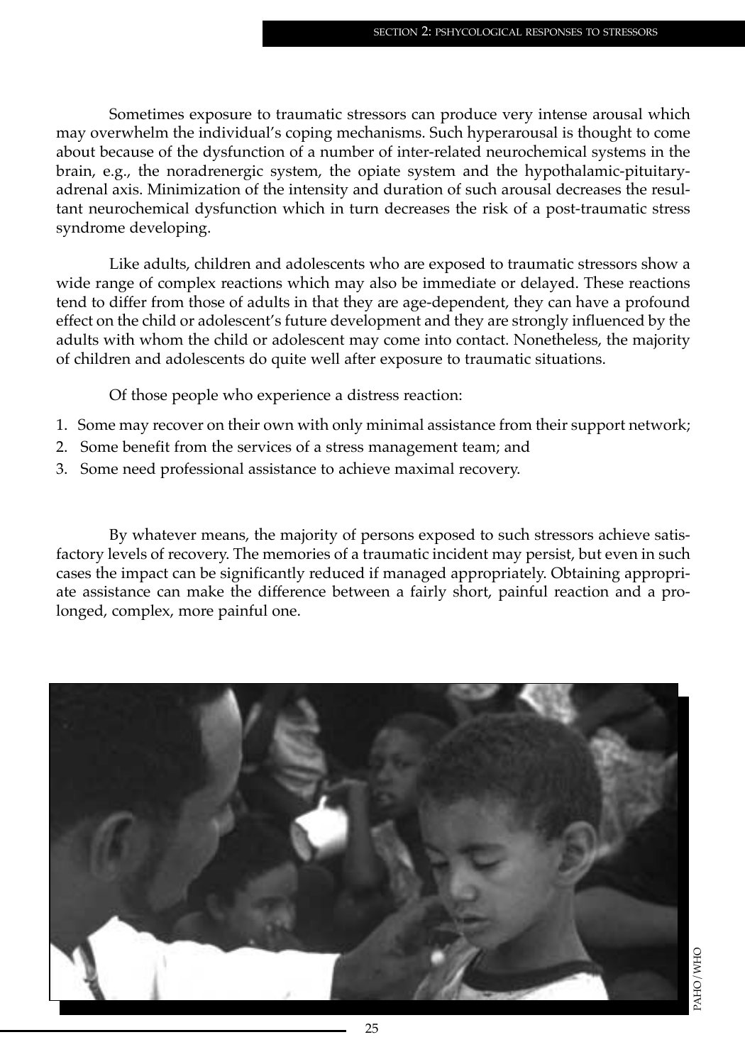Sometimes exposure to traumatic stressors can produce very intense arousal which may overwhelm the individual's coping mechanisms. Such hyperarousal is thought to come about because of the dysfunction of a number of inter-related neurochemical systems in the brain, e.g., the noradrenergic system, the opiate system and the hypothalamic-pituitary-adrenal axis. Minimization of the intensity and duration of such arousal decreases the resultant neurochemical dysfunction which in turn decreases the risk of a post-traumatic stress syndrome developing.

Like adults, children and adolescents who are exposed to traumatic stressors show a wide range of complex reactions which may also be immediate or delayed. These reactions tend to differ from those of adults in that they are age-dependent, they can have a profound effect on the child or adolescent's future development and they are strongly influenced by the adults with whom the child or adolescent may come into contact. Nonetheless, the majority of children and adolescents do quite well after exposure to traumatic situations.

Of those people who experience a distress reaction:

1. Some may recover on their own with only minimal assistance from their support network;
2. Some benefit from the services of a stress management team; and
3. Some need professional assistance to achieve maximal recovery.

By whatever means, the majority of persons exposed to such stressors achieve satisfactory levels of recovery. The memories of a traumatic incident may persist, but even in such cases the impact can be significantly reduced if managed appropriately. Obtaining appropriate assistance can make the difference between a fairly short, painful reaction and a prolonged, complex, more painful one.

PAHO/WHO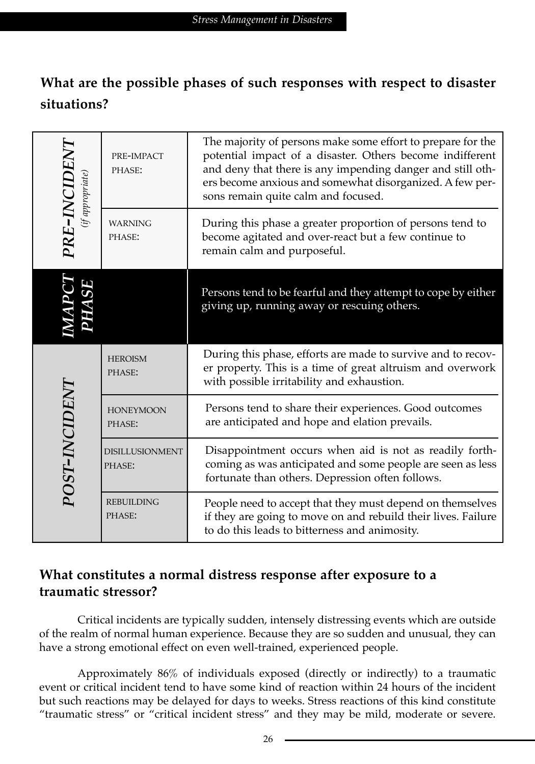## What are the possible phases of such responses with respect to disaster situations?

| | | |
|---|---|---|
| *PRE-INCIDENT* *(if appropriate)* | PRE-IMPACT PHASE: | The majority of persons make some effort to prepare for the potential impact of a disaster. Others become indifferent and deny that there is any impending danger and still others become anxious and somewhat disorganized. A few persons remain quite calm and focused. |
| | WARNING PHASE: | During this phase a greater proportion of persons tend to become agitated and over-react but a few continue to remain calm and purposeful. |
| *IMAPCT PHASE* | | Persons tend to be fearful and they attempt to cope by either giving up, running away or rescuing others. |
| *POST-INCIDENT* | HEROISM PHASE: | During this phase, efforts are made to survive and to recover property. This is a time of great altruism and overwork with possible irritability and exhaustion. |
| | HONEYMOON PHASE: | Persons tend to share their experiences. Good outcomes are anticipated and hope and elation prevails. |
| | DISILLUSIONMENT PHASE: | Disappointment occurs when aid is not as readily forthcoming as was anticipated and some people are seen as less fortunate than others. Depression often follows. |
| | REBUILDING PHASE: | People need to accept that they must depend on themselves if they are going to move on and rebuild their lives. Failure to do this leads to bitterness and animosity. |

## What constitutes a normal distress response after exposure to a traumatic stressor?

Critical incidents are typically sudden, intensely distressing events which are outside of the realm of normal human experience. Because they are so sudden and unusual, they can have a strong emotional effect on even well-trained, experienced people.

Approximately 86% of individuals exposed (directly or indirectly) to a traumatic event or critical incident tend to have some kind of reaction within 24 hours of the incident but such reactions may be delayed for days to weeks. Stress reactions of this kind constitute "traumatic stress" or "critical incident stress" and they may be mild, moderate or severe.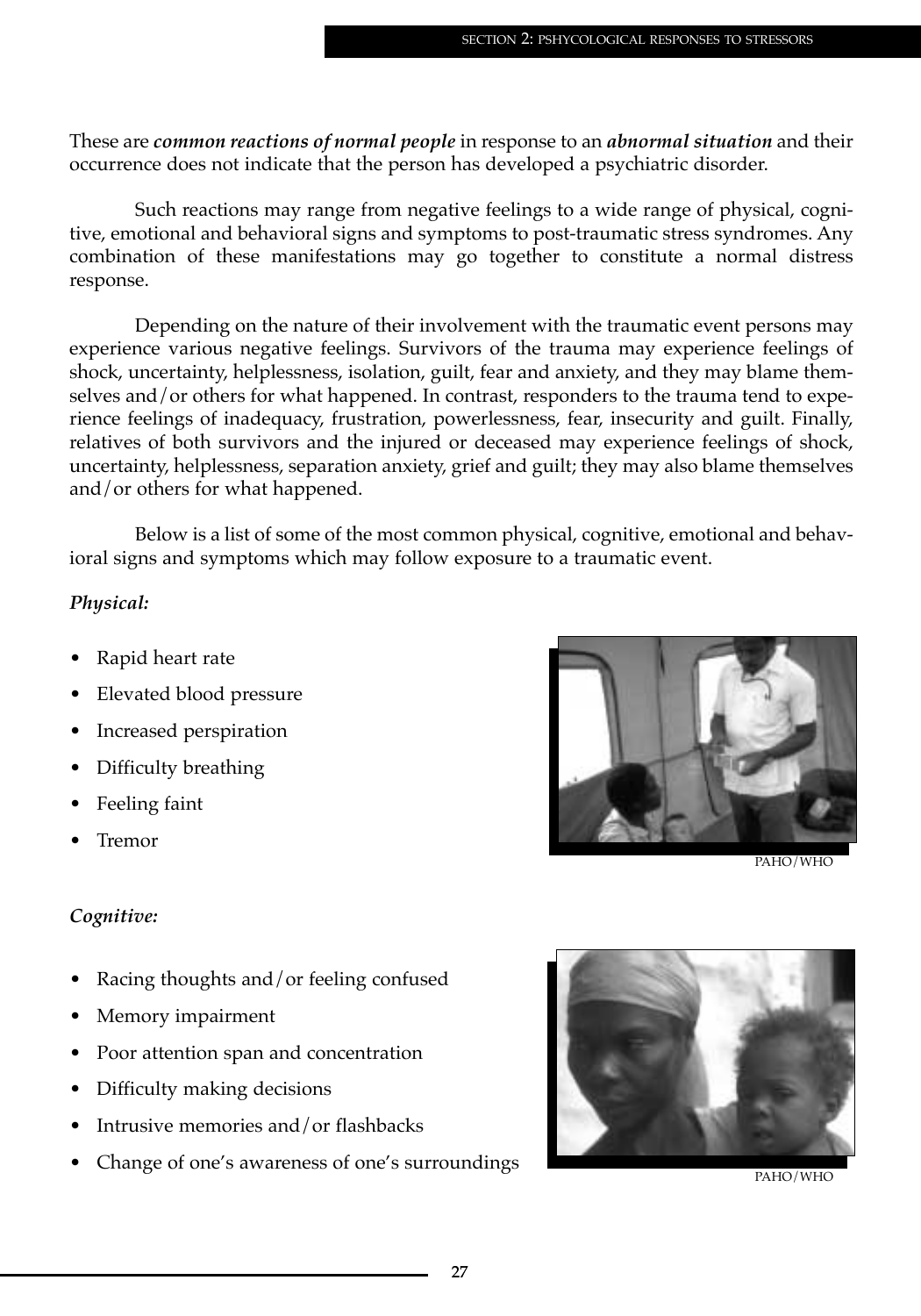These are ***common reactions of normal people*** in response to an ***abnormal situation*** and their occurrence does not indicate that the person has developed a psychiatric disorder.

Such reactions may range from negative feelings to a wide range of physical, cognitive, emotional and behavioral signs and symptoms to post-traumatic stress syndromes. Any combination of these manifestations may go together to constitute a normal distress response.

Depending on the nature of their involvement with the traumatic event persons may experience various negative feelings. Survivors of the trauma may experience feelings of shock, uncertainty, helplessness, isolation, guilt, fear and anxiety, and they may blame themselves and/or others for what happened. In contrast, responders to the trauma tend to experience feelings of inadequacy, frustration, powerlessness, fear, insecurity and guilt. Finally, relatives of both survivors and the injured or deceased may experience feelings of shock, uncertainty, helplessness, separation anxiety, grief and guilt; they may also blame themselves and/or others for what happened.

Below is a list of some of the most common physical, cognitive, emotional and behavioral signs and symptoms which may follow exposure to a traumatic event.

*Physical:*

- Rapid heart rate
- Elevated blood pressure
- Increased perspiration
- Difficulty breathing
- Feeling faint
- Tremor

PAHO/WHO

*Cognitive:*

- Racing thoughts and/or feeling confused
- Memory impairment
- Poor attention span and concentration
- Difficulty making decisions
- Intrusive memories and/or flashbacks
- Change of one's awareness of one's surroundings

PAHO/WHO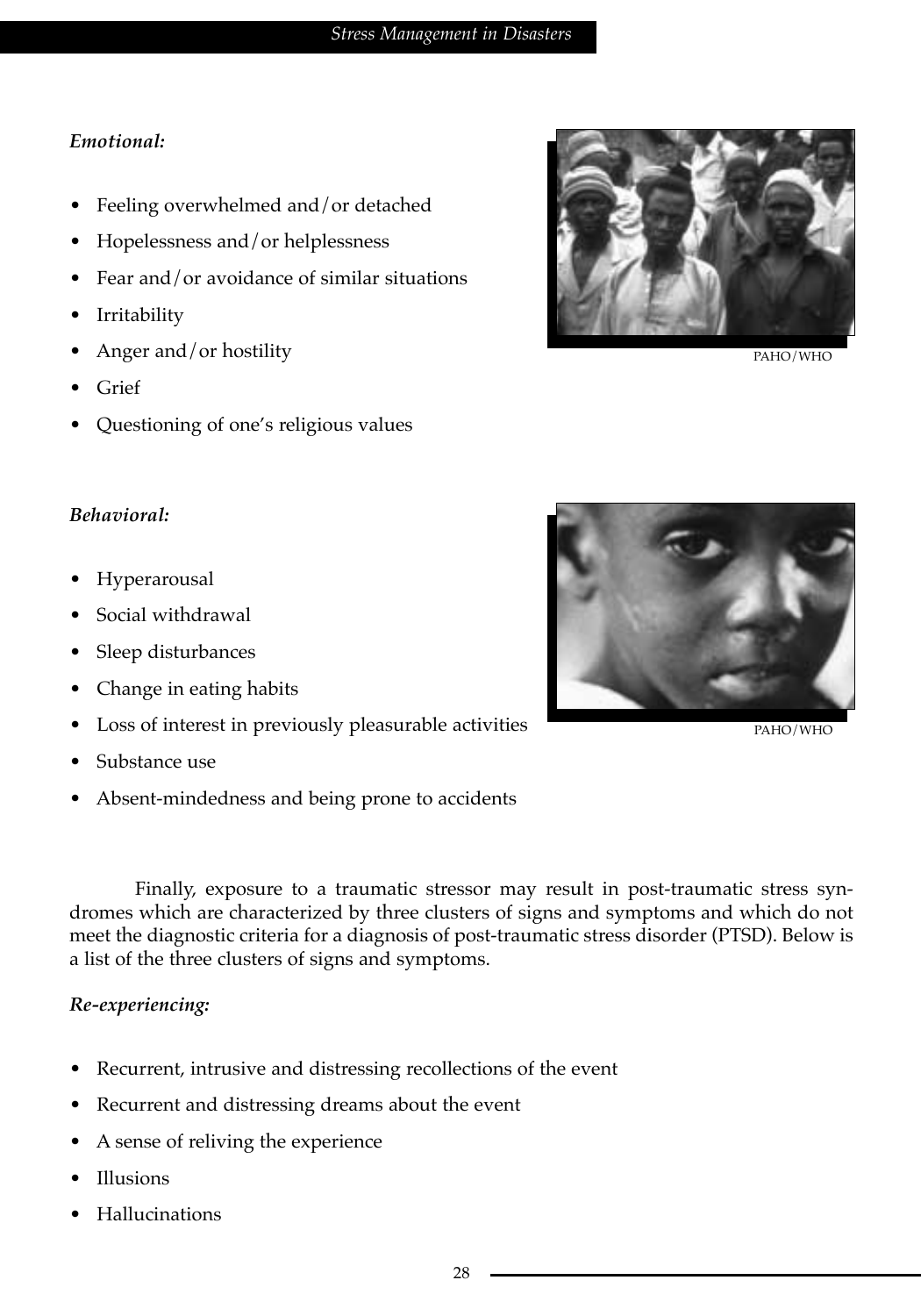*Emotional:*

- Feeling overwhelmed and/or detached
- Hopelessness and/or helplessness
- Fear and/or avoidance of similar situations
- Irritability
- Anger and/or hostility
- Grief
- Questioning of one's religious values

PAHO/WHO

*Behavioral:*

- Hyperarousal
- Social withdrawal
- Sleep disturbances
- Change in eating habits
- Loss of interest in previously pleasurable activities
- Substance use
- Absent-mindedness and being prone to accidents

PAHO/WHO

Finally, exposure to a traumatic stressor may result in post-traumatic stress syndromes which are characterized by three clusters of signs and symptoms and which do not meet the diagnostic criteria for a diagnosis of post-traumatic stress disorder (PTSD). Below is a list of the three clusters of signs and symptoms.

*Re-experiencing:*

- Recurrent, intrusive and distressing recollections of the event
- Recurrent and distressing dreams about the event
- A sense of reliving the experience
- Illusions
- Hallucinations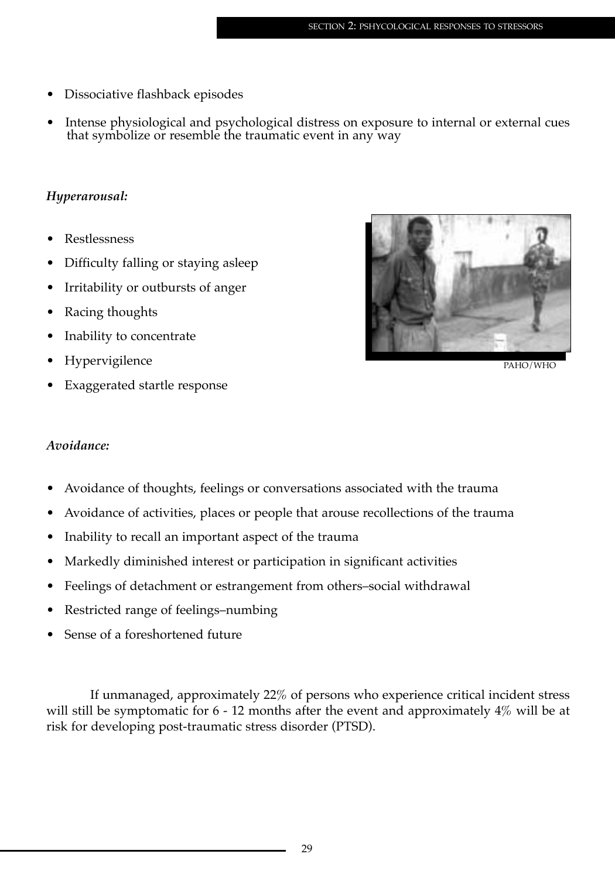- Dissociative flashback episodes
- Intense physiological and psychological distress on exposure to internal or external cues that symbolize or resemble the traumatic event in any way

*Hyperarousal:*

- Restlessness
- Difficulty falling or staying asleep
- Irritability or outbursts of anger
- Racing thoughts
- Inability to concentrate
- Hypervigilence
- Exaggerated startle response

PAHO/WHO

*Avoidance:*

- Avoidance of thoughts, feelings or conversations associated with the trauma
- Avoidance of activities, places or people that arouse recollections of the trauma
- Inability to recall an important aspect of the trauma
- Markedly diminished interest or participation in significant activities
- Feelings of detachment or estrangement from others–social withdrawal
- Restricted range of feelings–numbing
- Sense of a foreshortened future

If unmanaged, approximately 22% of persons who experience critical incident stress will still be symptomatic for 6 - 12 months after the event and approximately 4% will be at risk for developing post-traumatic stress disorder (PTSD).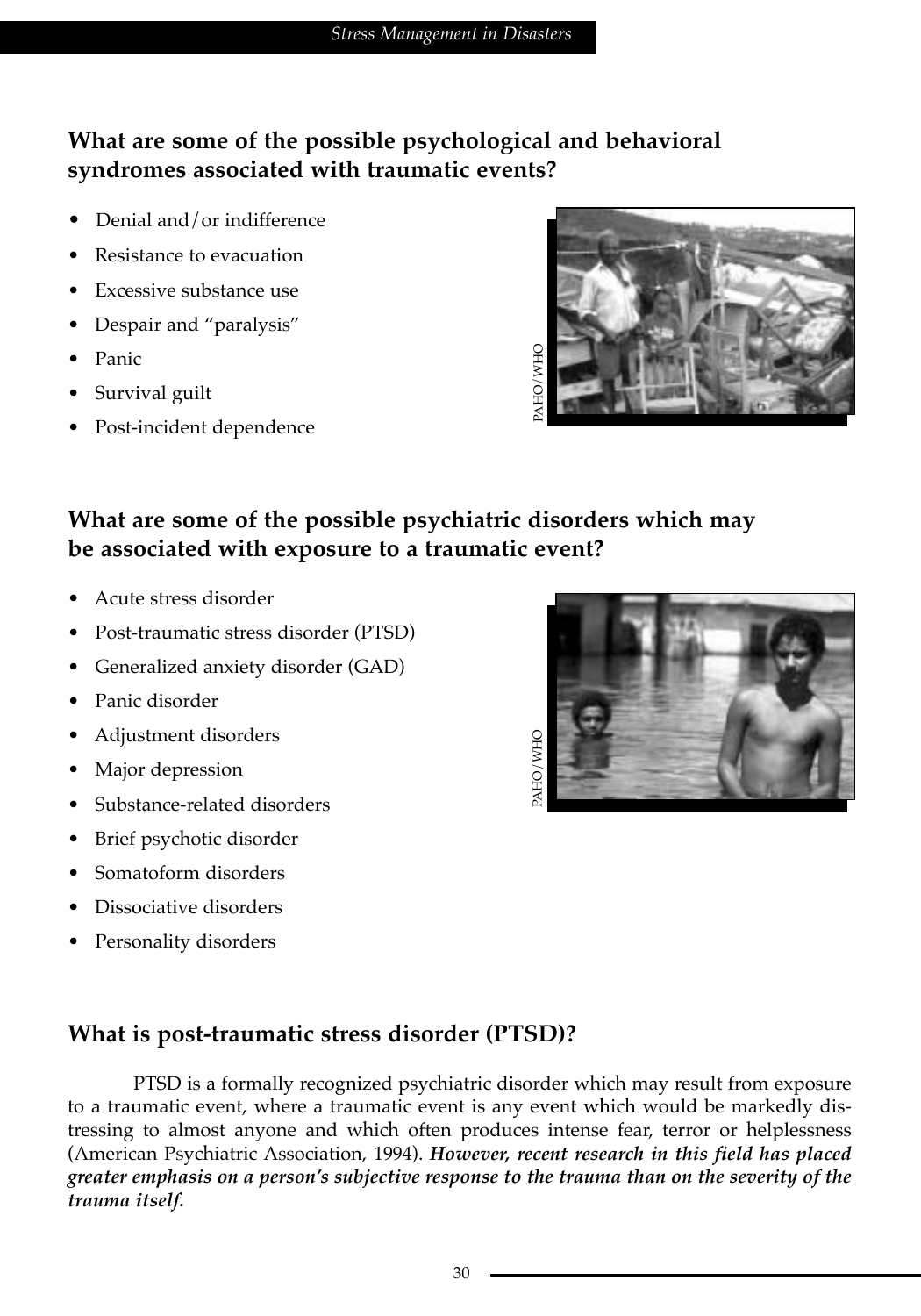## What are some of the possible psychological and behavioral syndromes associated with traumatic events?

- Denial and/or indifference
- Resistance to evacuation
- Excessive substance use
- Despair and "paralysis"
- Panic
- Survival guilt
- Post-incident dependence

## What are some of the possible psychiatric disorders which may be associated with exposure to a traumatic event?

- Acute stress disorder
- Post-traumatic stress disorder (PTSD)
- Generalized anxiety disorder (GAD)
- Panic disorder
- Adjustment disorders
- Major depression
- Substance-related disorders
- Brief psychotic disorder
- Somatoform disorders
- Dissociative disorders
- Personality disorders

## What is post-traumatic stress disorder (PTSD)?

PTSD is a formally recognized psychiatric disorder which may result from exposure to a traumatic event, where a traumatic event is any event which would be markedly distressing to almost anyone and which often produces intense fear, terror or helplessness (American Psychiatric Association, 1994). ***However, recent research in this field has placed greater emphasis on a person's subjective response to the trauma than on the severity of the trauma itself.***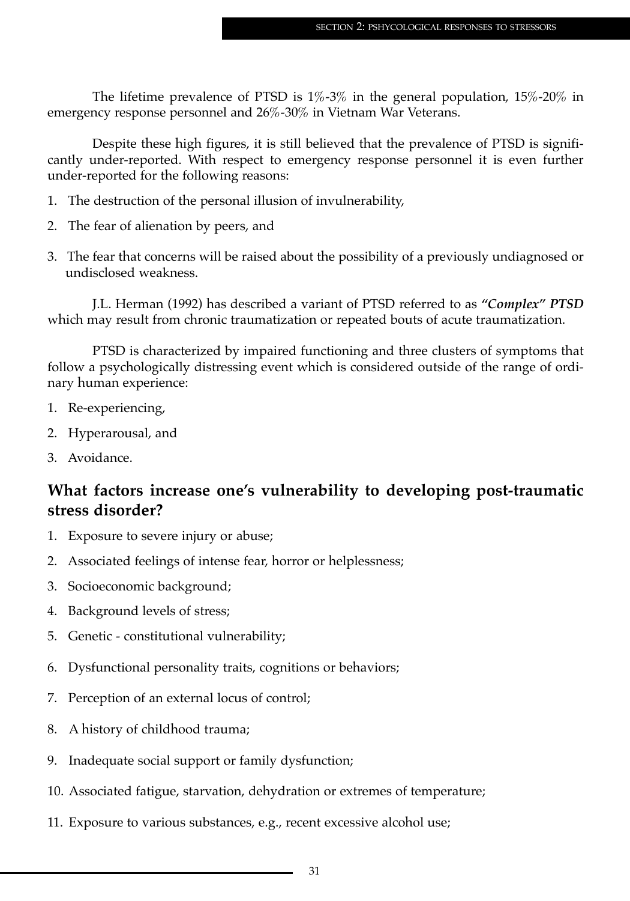The lifetime prevalence of PTSD is 1%-3% in the general population, 15%-20% in emergency response personnel and 26%-30% in Vietnam War Veterans.

Despite these high figures, it is still believed that the prevalence of PTSD is significantly under-reported. With respect to emergency response personnel it is even further under-reported for the following reasons:

1. The destruction of the personal illusion of invulnerability,
2. The fear of alienation by peers, and
3. The fear that concerns will be raised about the possibility of a previously undiagnosed or undisclosed weakness.

J.L. Herman (1992) has described a variant of PTSD referred to as ***"Complex" PTSD*** which may result from chronic traumatization or repeated bouts of acute traumatization.

PTSD is characterized by impaired functioning and three clusters of symptoms that follow a psychologically distressing event which is considered outside of the range of ordinary human experience:

1. Re-experiencing,
2. Hyperarousal, and
3. Avoidance.

## What factors increase one's vulnerability to developing post-traumatic stress disorder?

1. Exposure to severe injury or abuse;
2. Associated feelings of intense fear, horror or helplessness;
3. Socioeconomic background;
4. Background levels of stress;
5. Genetic - constitutional vulnerability;
6. Dysfunctional personality traits, cognitions or behaviors;
7. Perception of an external locus of control;
8. A history of childhood trauma;
9. Inadequate social support or family dysfunction;
10. Associated fatigue, starvation, dehydration or extremes of temperature;
11. Exposure to various substances, e.g., recent excessive alcohol use;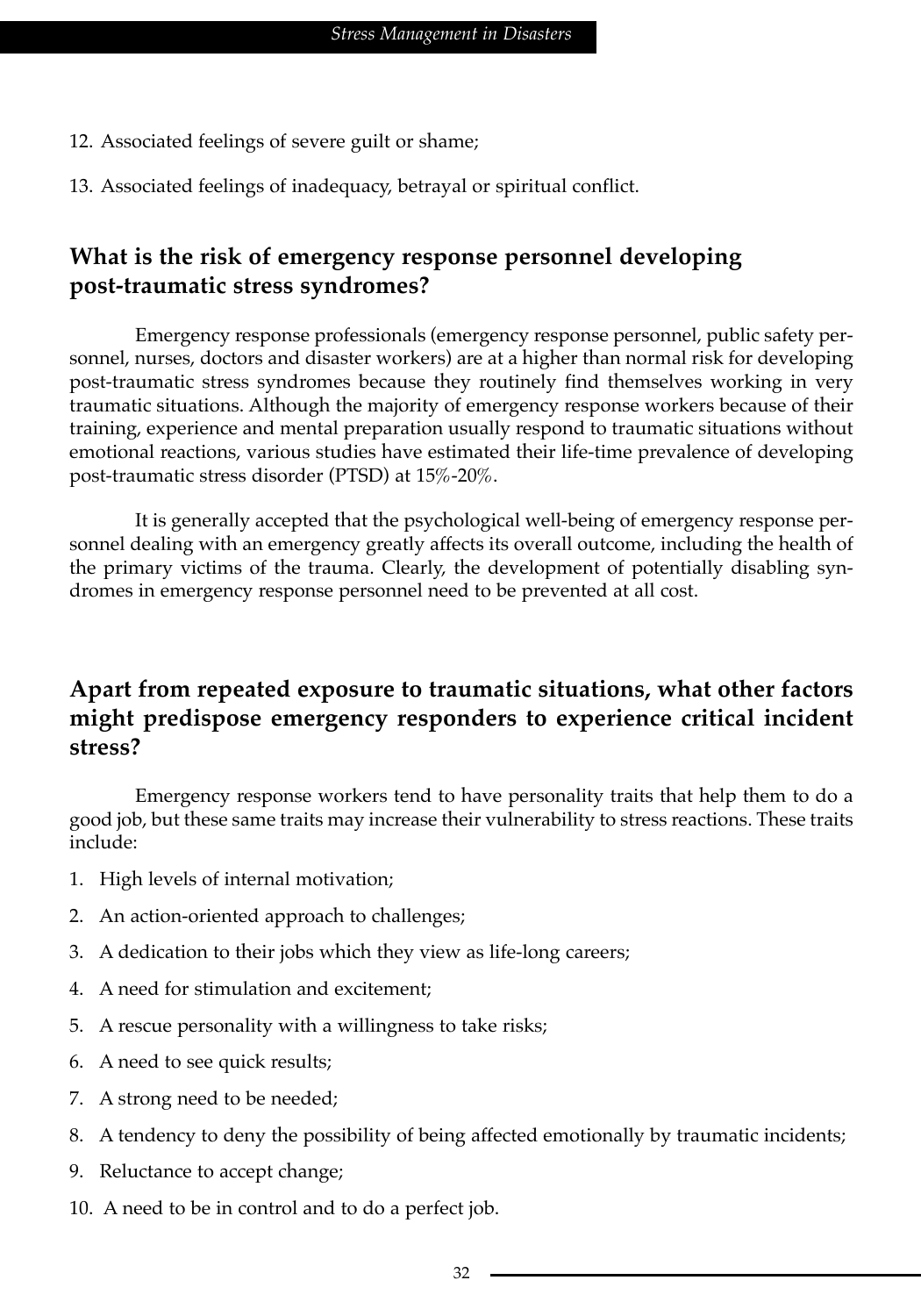12. Associated feelings of severe guilt or shame;

13. Associated feelings of inadequacy, betrayal or spiritual conflict.

## What is the risk of emergency response personnel developing post-traumatic stress syndromes?

Emergency response professionals (emergency response personnel, public safety personnel, nurses, doctors and disaster workers) are at a higher than normal risk for developing post-traumatic stress syndromes because they routinely find themselves working in very traumatic situations. Although the majority of emergency response workers because of their training, experience and mental preparation usually respond to traumatic situations without emotional reactions, various studies have estimated their life-time prevalence of developing post-traumatic stress disorder (PTSD) at 15%-20%.

It is generally accepted that the psychological well-being of emergency response personnel dealing with an emergency greatly affects its overall outcome, including the health of the primary victims of the trauma. Clearly, the development of potentially disabling syndromes in emergency response personnel need to be prevented at all cost.

## Apart from repeated exposure to traumatic situations, what other factors might predispose emergency responders to experience critical incident stress?

Emergency response workers tend to have personality traits that help them to do a good job, but these same traits may increase their vulnerability to stress reactions. These traits include:

1. High levels of internal motivation;
2. An action-oriented approach to challenges;
3. A dedication to their jobs which they view as life-long careers;
4. A need for stimulation and excitement;
5. A rescue personality with a willingness to take risks;
6. A need to see quick results;
7. A strong need to be needed;
8. A tendency to deny the possibility of being affected emotionally by traumatic incidents;
9. Reluctance to accept change;
10. A need to be in control and to do a perfect job.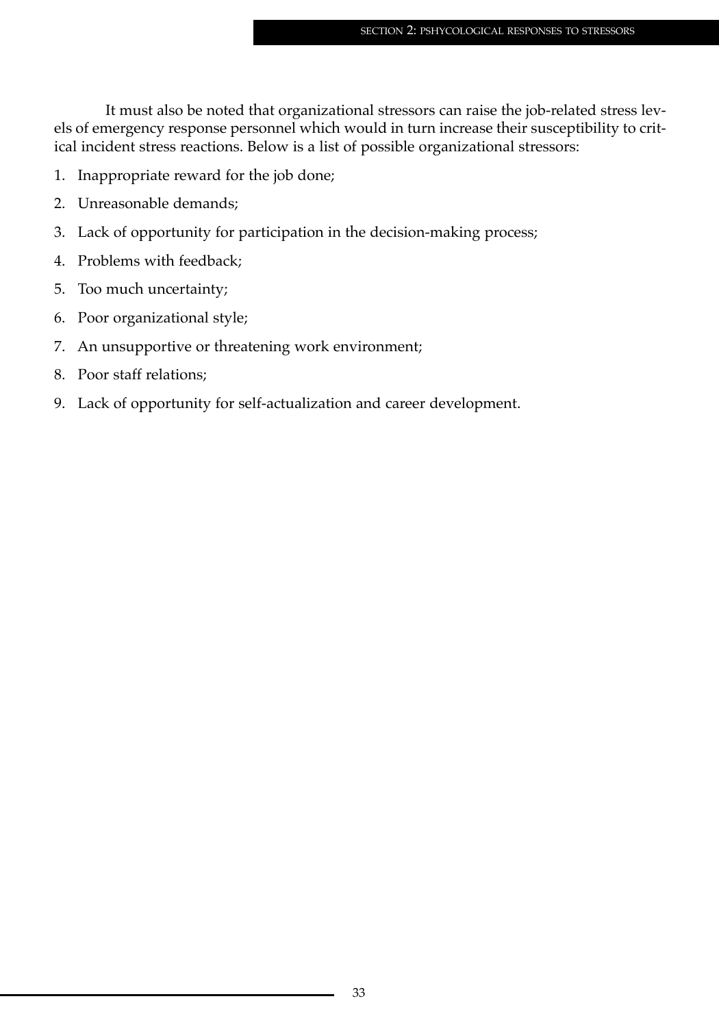It must also be noted that organizational stressors can raise the job-related stress levels of emergency response personnel which would in turn increase their susceptibility to critical incident stress reactions. Below is a list of possible organizational stressors:

1. Inappropriate reward for the job done;
2. Unreasonable demands;
3. Lack of opportunity for participation in the decision-making process;
4. Problems with feedback;
5. Too much uncertainty;
6. Poor organizational style;
7. An unsupportive or threatening work environment;
8. Poor staff relations;
9. Lack of opportunity for self-actualization and career development.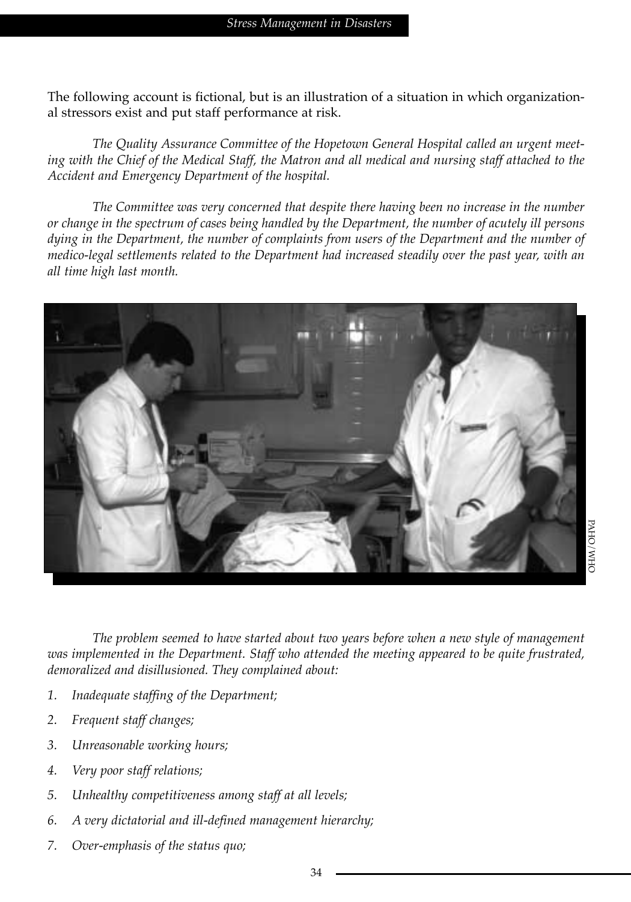The following account is fictional, but is an illustration of a situation in which organizational stressors exist and put staff performance at risk.

*The Quality Assurance Committee of the Hopetown General Hospital called an urgent meeting with the Chief of the Medical Staff, the Matron and all medical and nursing staff attached to the Accident and Emergency Department of the hospital.*

*The Committee was very concerned that despite there having been no increase in the number or change in the spectrum of cases being handled by the Department, the number of acutely ill persons dying in the Department, the number of complaints from users of the Department and the number of medico-legal settlements related to the Department had increased steadily over the past year, with an all time high last month.*

PAHO/WHO

*The problem seemed to have started about two years before when a new style of management was implemented in the Department. Staff who attended the meeting appeared to be quite frustrated, demoralized and disillusioned. They complained about:*

1. *Inadequate staffing of the Department;*
2. *Frequent staff changes;*
3. *Unreasonable working hours;*
4. *Very poor staff relations;*
5. *Unhealthy competitiveness among staff at all levels;*
6. *A very dictatorial and ill-defined management hierarchy;*
7. *Over-emphasis of the status quo;*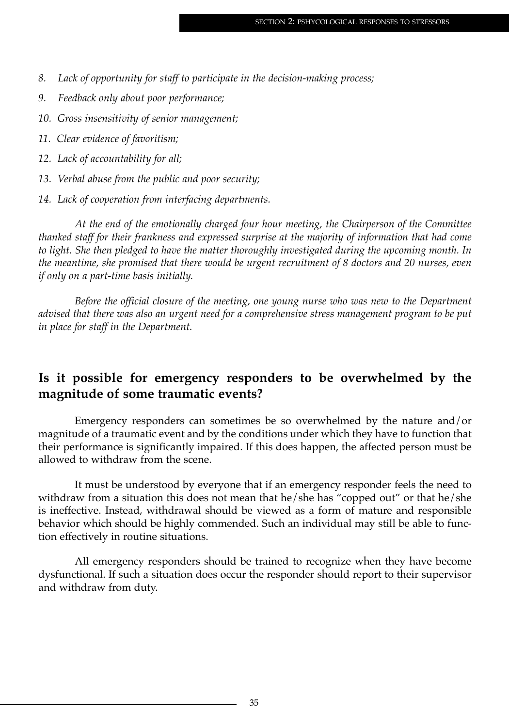*8. Lack of opportunity for staff to participate in the decision-making process;*

*9. Feedback only about poor performance;*

*10. Gross insensitivity of senior management;*

*11. Clear evidence of favoritism;*

*12. Lack of accountability for all;*

*13. Verbal abuse from the public and poor security;*

*14. Lack of cooperation from interfacing departments.*

*At the end of the emotionally charged four hour meeting, the Chairperson of the Committee thanked staff for their frankness and expressed surprise at the majority of information that had come to light. She then pledged to have the matter thoroughly investigated during the upcoming month. In the meantime, she promised that there would be urgent recruitment of 8 doctors and 20 nurses, even if only on a part-time basis initially.*

*Before the official closure of the meeting, one young nurse who was new to the Department advised that there was also an urgent need for a comprehensive stress management program to be put in place for staff in the Department.*

## Is it possible for emergency responders to be overwhelmed by the magnitude of some traumatic events?

Emergency responders can sometimes be so overwhelmed by the nature and/or magnitude of a traumatic event and by the conditions under which they have to function that their performance is significantly impaired. If this does happen, the affected person must be allowed to withdraw from the scene.

It must be understood by everyone that if an emergency responder feels the need to withdraw from a situation this does not mean that he/she has "copped out" or that he/she is ineffective. Instead, withdrawal should be viewed as a form of mature and responsible behavior which should be highly commended. Such an individual may still be able to function effectively in routine situations.

All emergency responders should be trained to recognize when they have become dysfunctional. If such a situation does occur the responder should report to their supervisor and withdraw from duty.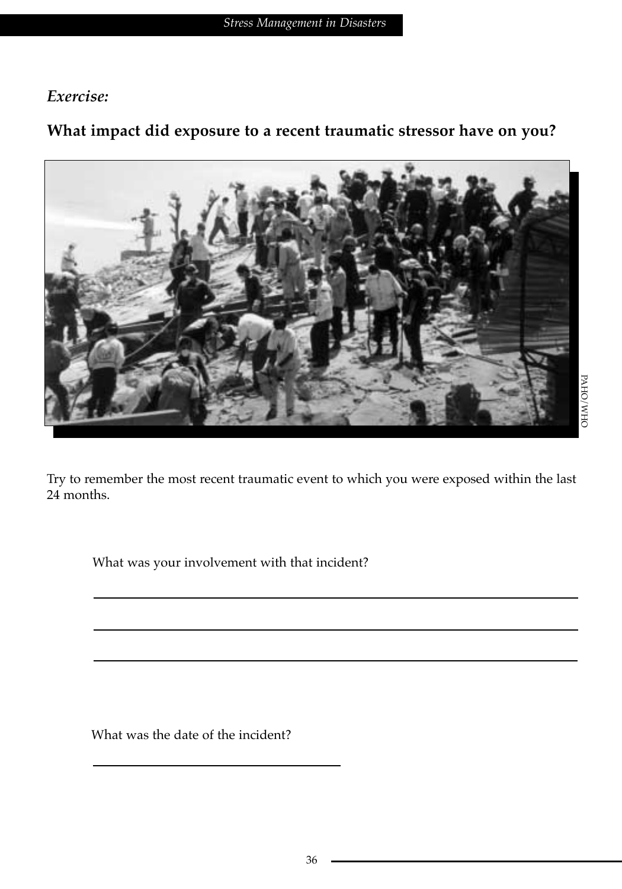*Exercise:*

## What impact did exposure to a recent traumatic stressor have on you?

Try to remember the most recent traumatic event to which you were exposed within the last 24 months.

What was your involvement with that incident?

\_\_\_\_\_\_\_\_\_\_\_\_\_\_\_\_\_\_\_\_\_\_\_\_\_\_\_\_\_\_\_\_\_\_\_\_\_\_\_\_\_\_\_\_\_\_\_\_\_\_\_\_\_\_\_\_\_\_\_\_

\_\_\_\_\_\_\_\_\_\_\_\_\_\_\_\_\_\_\_\_\_\_\_\_\_\_\_\_\_\_\_\_\_\_\_\_\_\_\_\_\_\_\_\_\_\_\_\_\_\_\_\_\_\_\_\_\_\_\_\_

\_\_\_\_\_\_\_\_\_\_\_\_\_\_\_\_\_\_\_\_\_\_\_\_\_\_\_\_\_\_\_\_\_\_\_\_\_\_\_\_\_\_\_\_\_\_\_\_\_\_\_\_\_\_\_\_\_\_\_\_

What was the date of the incident?

\_\_\_\_\_\_\_\_\_\_\_\_\_\_\_\_\_\_\_\_\_\_\_\_\_\_\_\_\_\_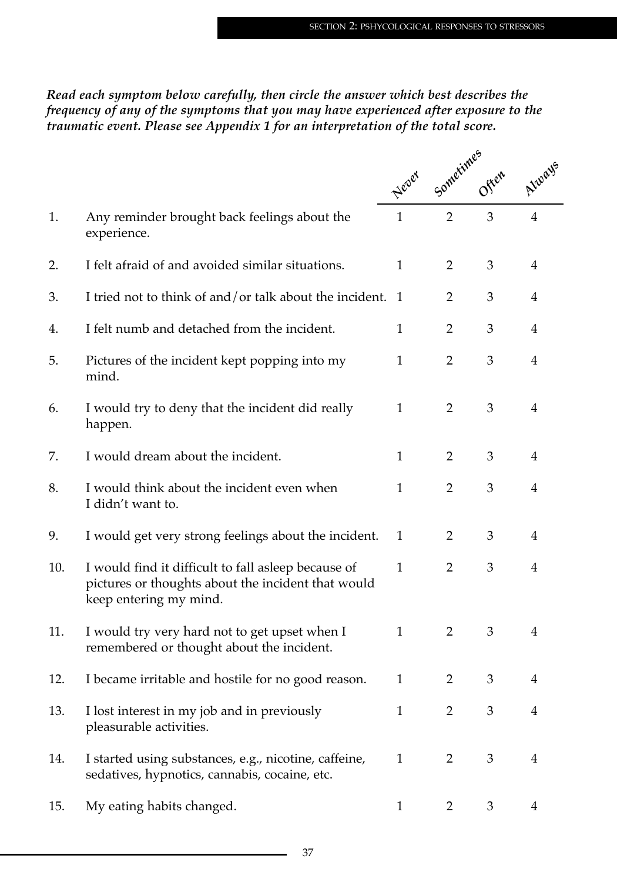***Read each symptom below carefully, then circle the answer which best describes the frequency of any of the symptoms that you may have experienced after exposure to the traumatic event. Please see Appendix 1 for an interpretation of the total score.***

| | | *Never* | *Sometimes* | *Often* | *Always* |
|---|---|---|---|---|---|
| 1. | Any reminder brought back feelings about the experience. | 1 | 2 | 3 | 4 |
| 2. | I felt afraid of and avoided similar situations. | 1 | 2 | 3 | 4 |
| 3. | I tried not to think of and/or talk about the incident. | 1 | 2 | 3 | 4 |
| 4. | I felt numb and detached from the incident. | 1 | 2 | 3 | 4 |
| 5. | Pictures of the incident kept popping into my mind. | 1 | 2 | 3 | 4 |
| 6. | I would try to deny that the incident did really happen. | 1 | 2 | 3 | 4 |
| 7. | I would dream about the incident. | 1 | 2 | 3 | 4 |
| 8. | I would think about the incident even when I didn't want to. | 1 | 2 | 3 | 4 |
| 9. | I would get very strong feelings about the incident. | 1 | 2 | 3 | 4 |
| 10. | I would find it difficult to fall asleep because of pictures or thoughts about the incident that would keep entering my mind. | 1 | 2 | 3 | 4 |
| 11. | I would try very hard not to get upset when I remembered or thought about the incident. | 1 | 2 | 3 | 4 |
| 12. | I became irritable and hostile for no good reason. | 1 | 2 | 3 | 4 |
| 13. | I lost interest in my job and in previously pleasurable activities. | 1 | 2 | 3 | 4 |
| 14. | I started using substances, e.g., nicotine, caffeine, sedatives, hypnotics, cannabis, cocaine, etc. | 1 | 2 | 3 | 4 |
| 15. | My eating habits changed. | 1 | 2 | 3 | 4 |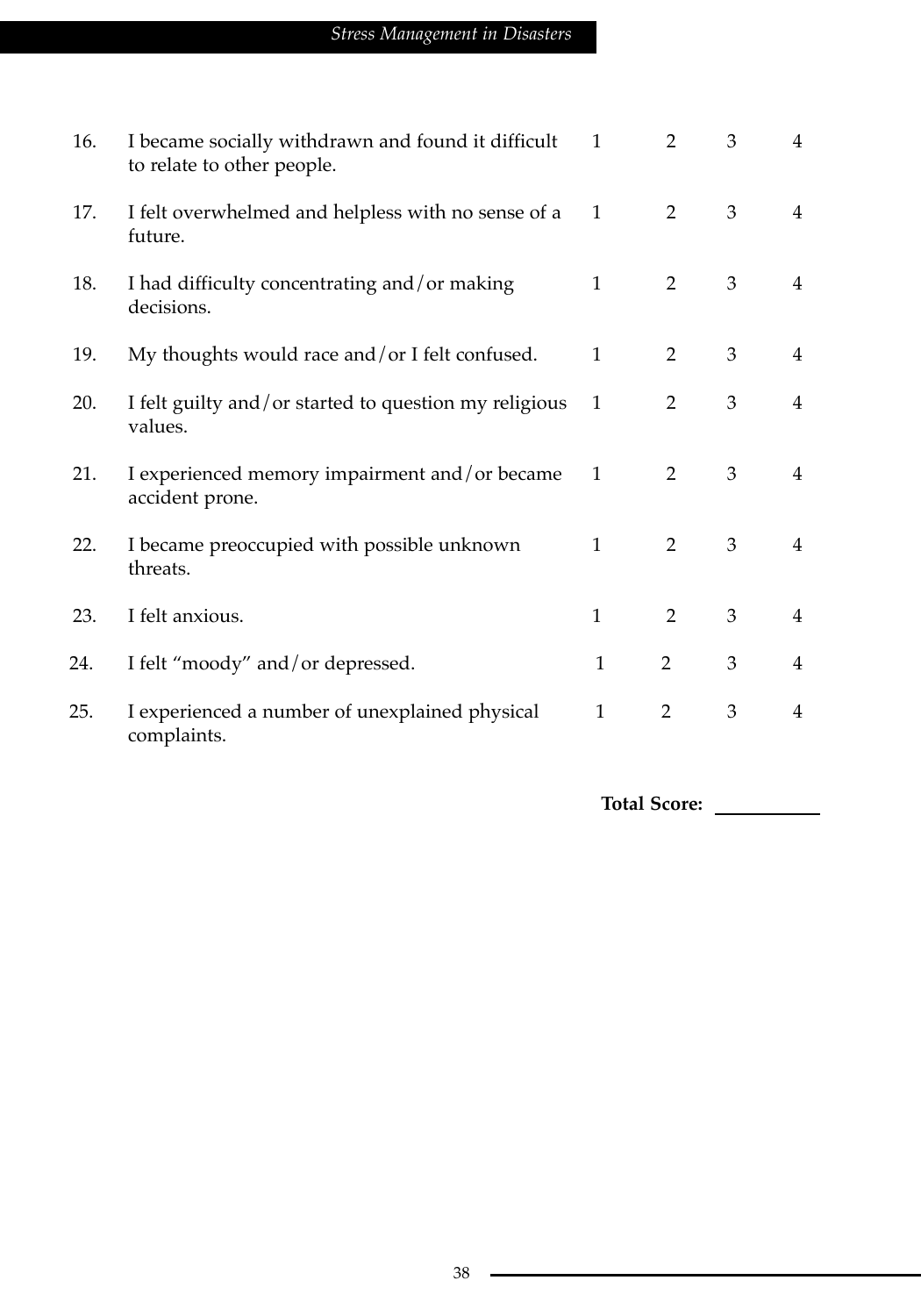| | | | | | |
|---|---|---|---|---|---|
| 16. | I became socially withdrawn and found it difficult to relate to other people. | 1 | 2 | 3 | 4 |
| 17. | I felt overwhelmed and helpless with no sense of a future. | 1 | 2 | 3 | 4 |
| 18. | I had difficulty concentrating and/or making decisions. | 1 | 2 | 3 | 4 |
| 19. | My thoughts would race and/or I felt confused. | 1 | 2 | 3 | 4 |
| 20. | I felt guilty and/or started to question my religious values. | 1 | 2 | 3 | 4 |
| 21. | I experienced memory impairment and/or became accident prone. | 1 | 2 | 3 | 4 |
| 22. | I became preoccupied with possible unknown threats. | 1 | 2 | 3 | 4 |
| 23. | I felt anxious. | 1 | 2 | 3 | 4 |
| 24. | I felt "moody" and/or depressed. | 1 | 2 | 3 | 4 |
| 25. | I experienced a number of unexplained physical complaints. | 1 | 2 | 3 | 4 |

**Total Score:** ___________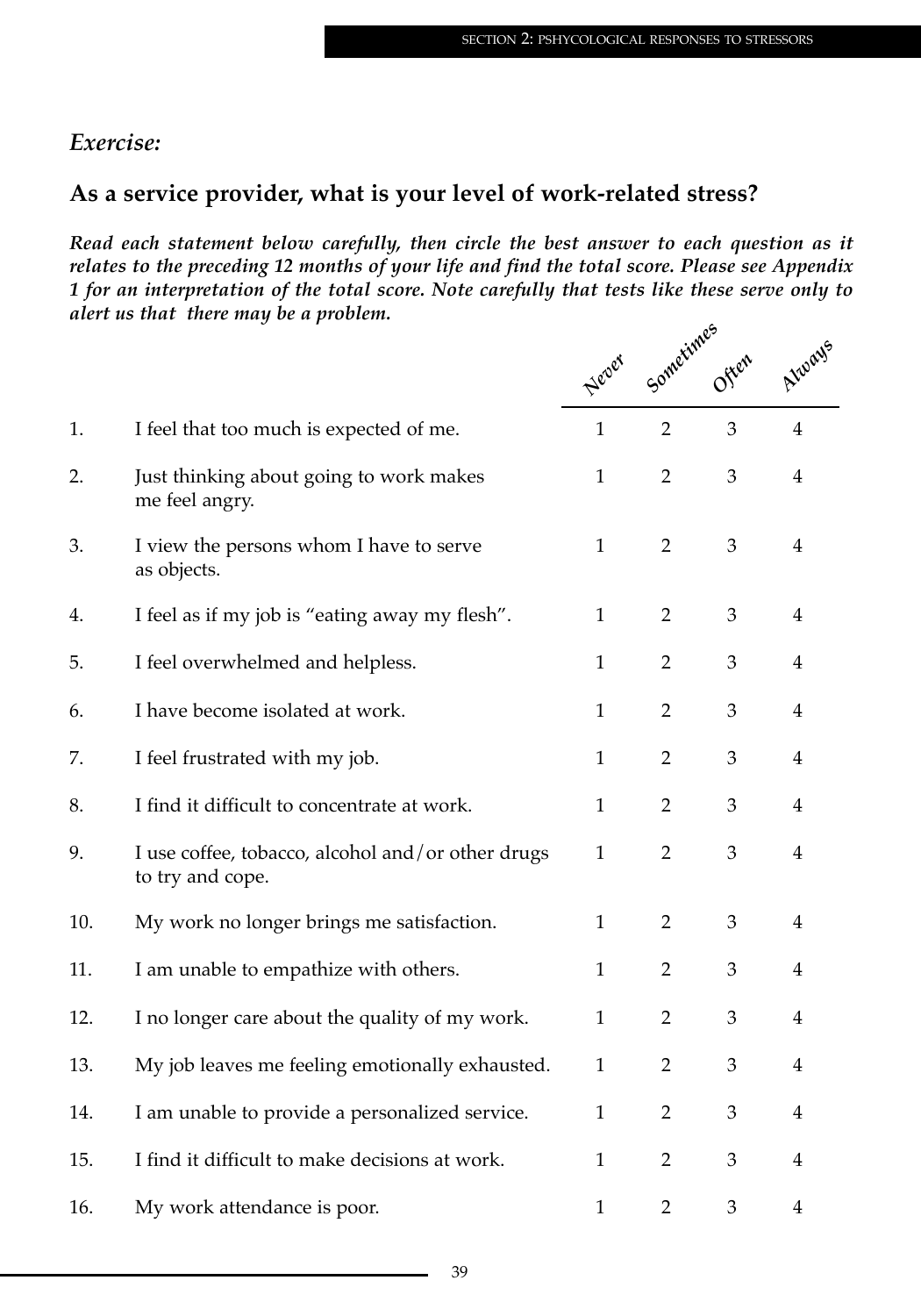## *Exercise:*

## As a service provider, what is your level of work-related stress?

***Read each statement below carefully, then circle the best answer to each question as it relates to the preceding 12 months of your life and find the total score. Please see Appendix 1 for an interpretation of the total score. Note carefully that tests like these serve only to alert us that there may be a problem.***

| | | *Never* | *Sometimes* | *Often* | *Always* |
|---|---|---|---|---|---|
| 1. | I feel that too much is expected of me. | 1 | 2 | 3 | 4 |
| 2. | Just thinking about going to work makes me feel angry. | 1 | 2 | 3 | 4 |
| 3. | I view the persons whom I have to serve as objects. | 1 | 2 | 3 | 4 |
| 4. | I feel as if my job is "eating away my flesh". | 1 | 2 | 3 | 4 |
| 5. | I feel overwhelmed and helpless. | 1 | 2 | 3 | 4 |
| 6. | I have become isolated at work. | 1 | 2 | 3 | 4 |
| 7. | I feel frustrated with my job. | 1 | 2 | 3 | 4 |
| 8. | I find it difficult to concentrate at work. | 1 | 2 | 3 | 4 |
| 9. | I use coffee, tobacco, alcohol and/or other drugs to try and cope. | 1 | 2 | 3 | 4 |
| 10. | My work no longer brings me satisfaction. | 1 | 2 | 3 | 4 |
| 11. | I am unable to empathize with others. | 1 | 2 | 3 | 4 |
| 12. | I no longer care about the quality of my work. | 1 | 2 | 3 | 4 |
| 13. | My job leaves me feeling emotionally exhausted. | 1 | 2 | 3 | 4 |
| 14. | I am unable to provide a personalized service. | 1 | 2 | 3 | 4 |
| 15. | I find it difficult to make decisions at work. | 1 | 2 | 3 | 4 |
| 16. | My work attendance is poor. | 1 | 2 | 3 | 4 |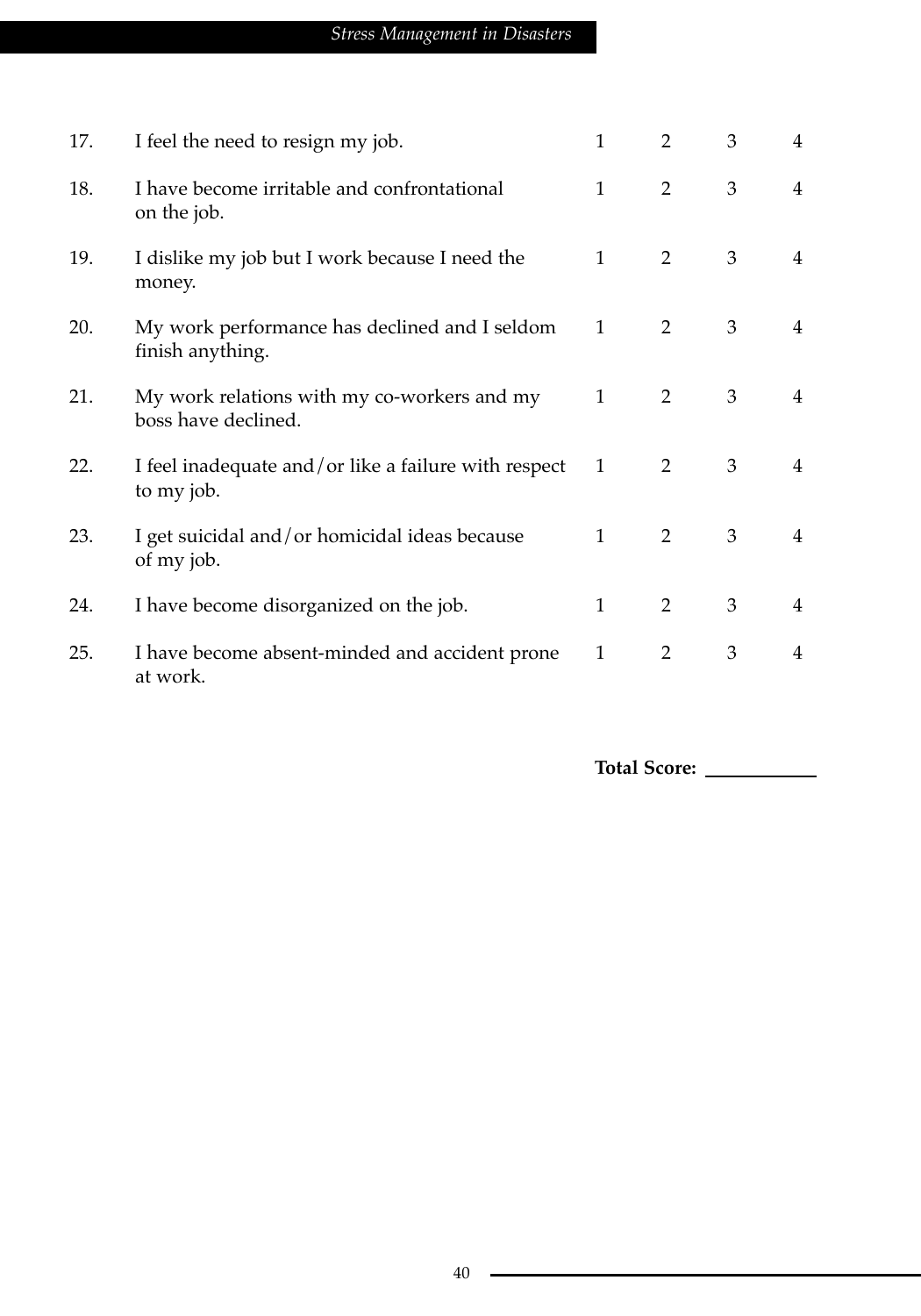| | | | | | |
|---|---|---|---|---|---|
| 17. | I feel the need to resign my job. | 1 | 2 | 3 | 4 |
| 18. | I have become irritable and confrontational on the job. | 1 | 2 | 3 | 4 |
| 19. | I dislike my job but I work because I need the money. | 1 | 2 | 3 | 4 |
| 20. | My work performance has declined and I seldom finish anything. | 1 | 2 | 3 | 4 |
| 21. | My work relations with my co-workers and my boss have declined. | 1 | 2 | 3 | 4 |
| 22. | I feel inadequate and/or like a failure with respect to my job. | 1 | 2 | 3 | 4 |
| 23. | I get suicidal and/or homicidal ideas because of my job. | 1 | 2 | 3 | 4 |
| 24. | I have become disorganized on the job. | 1 | 2 | 3 | 4 |
| 25. | I have become absent-minded and accident prone at work. | 1 | 2 | 3 | 4 |

**Total Score:** ____________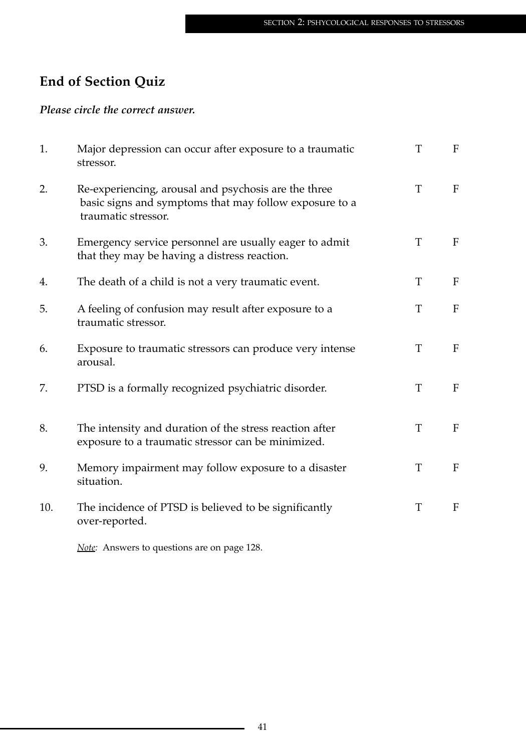## End of Section Quiz

***Please circle the correct answer.***

| | | | |
|---|---|---|---|
| 1. | Major depression can occur after exposure to a traumatic stressor. | T | F |
| 2. | Re-experiencing, arousal and psychosis are the three basic signs and symptoms that may follow exposure to a traumatic stressor. | T | F |
| 3. | Emergency service personnel are usually eager to admit that they may be having a distress reaction. | T | F |
| 4. | The death of a child is not a very traumatic event. | T | F |
| 5. | A feeling of confusion may result after exposure to a traumatic stressor. | T | F |
| 6. | Exposure to traumatic stressors can produce very intense arousal. | T | F |
| 7. | PTSD is a formally recognized psychiatric disorder. | T | F |
| 8. | The intensity and duration of the stress reaction after exposure to a traumatic stressor can be minimized. | T | F |
| 9. | Memory impairment may follow exposure to a disaster situation. | T | F |
| 10. | The incidence of PTSD is believed to be significantly over-reported. | T | F |

*Note:* Answers to questions are on page 128.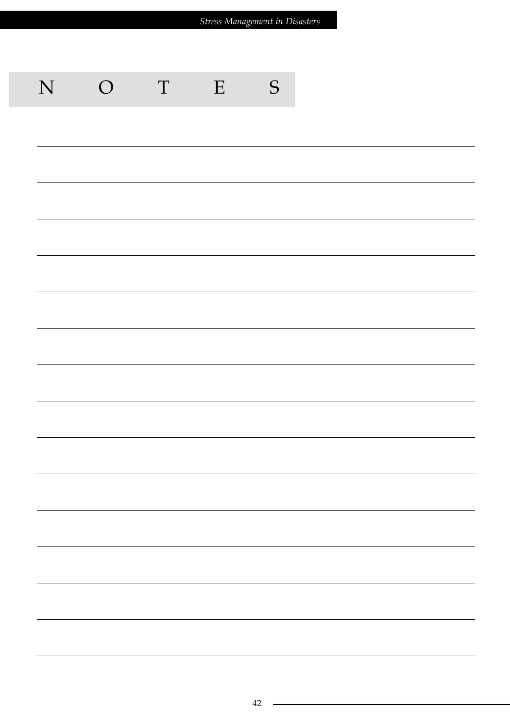# NOTES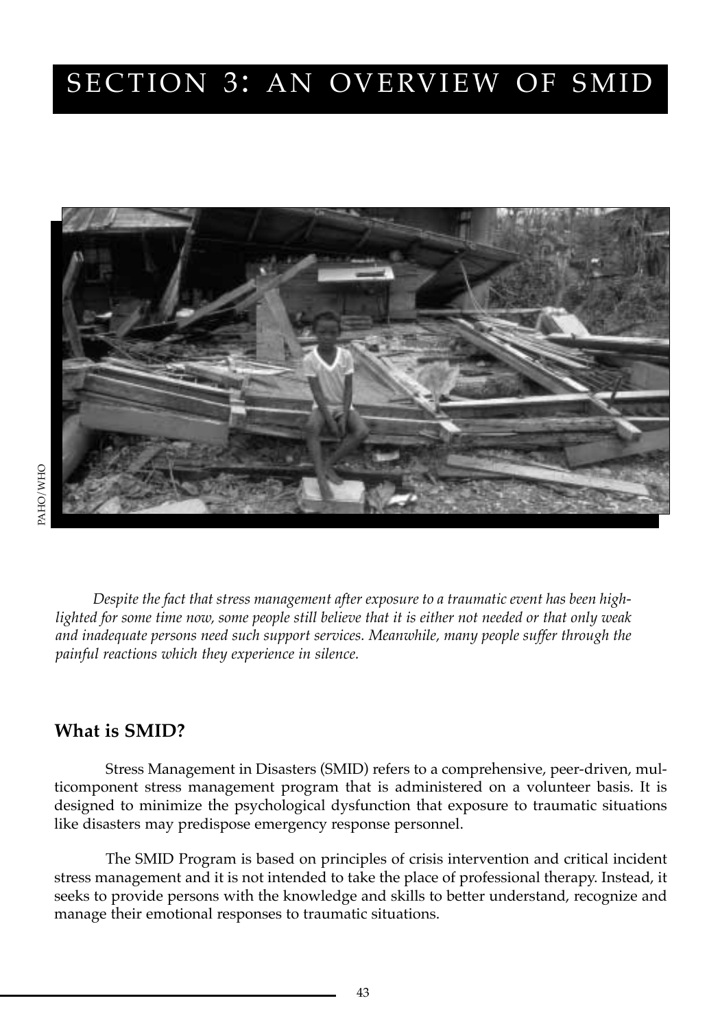# SECTION 3: AN OVERVIEW OF SMID

PAHO/WHO

*Despite the fact that stress management after exposure to a traumatic event has been highlighted for some time now, some people still believe that it is either not needed or that only weak and inadequate persons need such support services. Meanwhile, many people suffer through the painful reactions which they experience in silence.*

## What is SMID?

Stress Management in Disasters (SMID) refers to a comprehensive, peer-driven, multicomponent stress management program that is administered on a volunteer basis. It is designed to minimize the psychological dysfunction that exposure to traumatic situations like disasters may predispose emergency response personnel.

The SMID Program is based on principles of crisis intervention and critical incident stress management and it is not intended to take the place of professional therapy. Instead, it seeks to provide persons with the knowledge and skills to better understand, recognize and manage their emotional responses to traumatic situations.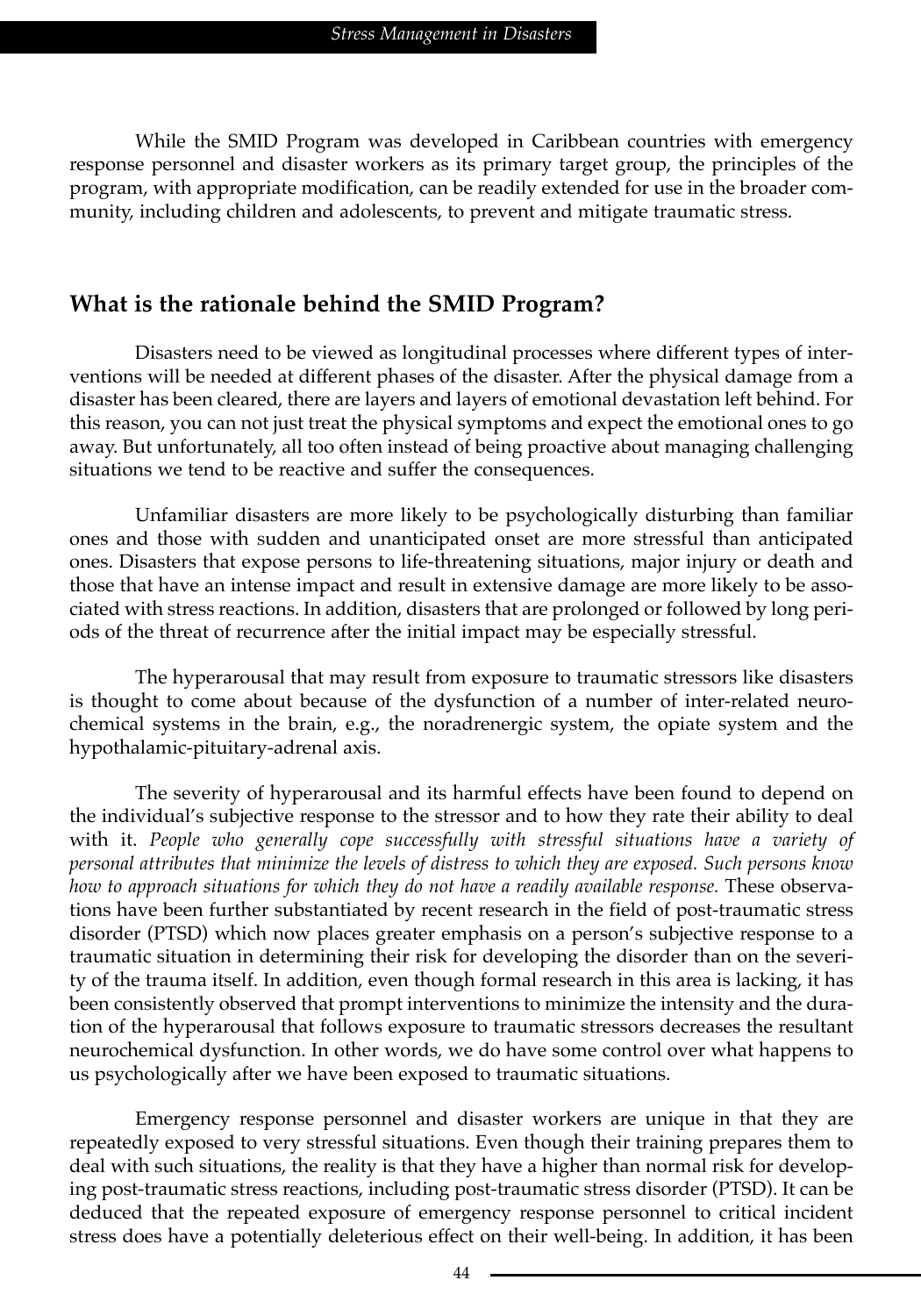While the SMID Program was developed in Caribbean countries with emergency response personnel and disaster workers as its primary target group, the principles of the program, with appropriate modification, can be readily extended for use in the broader community, including children and adolescents, to prevent and mitigate traumatic stress.

## What is the rationale behind the SMID Program?

Disasters need to be viewed as longitudinal processes where different types of interventions will be needed at different phases of the disaster. After the physical damage from a disaster has been cleared, there are layers and layers of emotional devastation left behind. For this reason, you can not just treat the physical symptoms and expect the emotional ones to go away. But unfortunately, all too often instead of being proactive about managing challenging situations we tend to be reactive and suffer the consequences.

Unfamiliar disasters are more likely to be psychologically disturbing than familiar ones and those with sudden and unanticipated onset are more stressful than anticipated ones. Disasters that expose persons to life-threatening situations, major injury or death and those that have an intense impact and result in extensive damage are more likely to be associated with stress reactions. In addition, disasters that are prolonged or followed by long periods of the threat of recurrence after the initial impact may be especially stressful.

The hyperarousal that may result from exposure to traumatic stressors like disasters is thought to come about because of the dysfunction of a number of inter-related neurochemical systems in the brain, e.g., the noradrenergic system, the opiate system and the hypothalamic-pituitary-adrenal axis.

The severity of hyperarousal and its harmful effects have been found to depend on the individual's subjective response to the stressor and to how they rate their ability to deal with it. *People who generally cope successfully with stressful situations have a variety of personal attributes that minimize the levels of distress to which they are exposed. Such persons know how to approach situations for which they do not have a readily available response.* These observations have been further substantiated by recent research in the field of post-traumatic stress disorder (PTSD) which now places greater emphasis on a person's subjective response to a traumatic situation in determining their risk for developing the disorder than on the severity of the trauma itself. In addition, even though formal research in this area is lacking, it has been consistently observed that prompt interventions to minimize the intensity and the duration of the hyperarousal that follows exposure to traumatic stressors decreases the resultant neurochemical dysfunction. In other words, we do have some control over what happens to us psychologically after we have been exposed to traumatic situations.

Emergency response personnel and disaster workers are unique in that they are repeatedly exposed to very stressful situations. Even though their training prepares them to deal with such situations, the reality is that they have a higher than normal risk for developing post-traumatic stress reactions, including post-traumatic stress disorder (PTSD). It can be deduced that the repeated exposure of emergency response personnel to critical incident stress does have a potentially deleterious effect on their well-being. In addition, it has been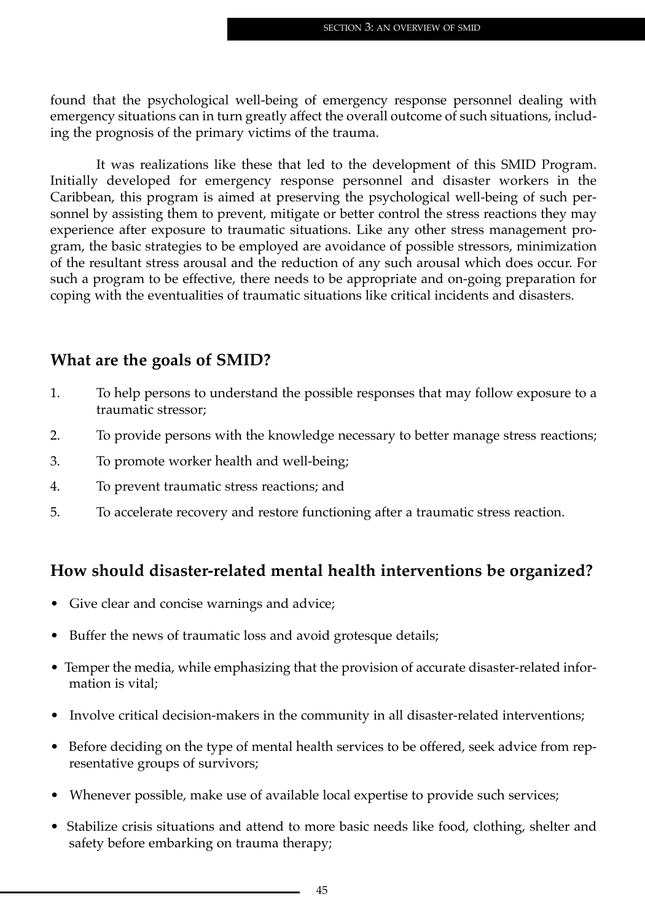found that the psychological well-being of emergency response personnel dealing with emergency situations can in turn greatly affect the overall outcome of such situations, including the prognosis of the primary victims of the trauma.

It was realizations like these that led to the development of this SMID Program. Initially developed for emergency response personnel and disaster workers in the Caribbean, this program is aimed at preserving the psychological well-being of such personnel by assisting them to prevent, mitigate or better control the stress reactions they may experience after exposure to traumatic situations. Like any other stress management program, the basic strategies to be employed are avoidance of possible stressors, minimization of the resultant stress arousal and the reduction of any such arousal which does occur. For such a program to be effective, there needs to be appropriate and on-going preparation for coping with the eventualities of traumatic situations like critical incidents and disasters.

## What are the goals of SMID?

1. To help persons to understand the possible responses that may follow exposure to a traumatic stressor;
2. To provide persons with the knowledge necessary to better manage stress reactions;
3. To promote worker health and well-being;
4. To prevent traumatic stress reactions; and
5. To accelerate recovery and restore functioning after a traumatic stress reaction.

## How should disaster-related mental health interventions be organized?

- Give clear and concise warnings and advice;
- Buffer the news of traumatic loss and avoid grotesque details;
- Temper the media, while emphasizing that the provision of accurate disaster-related information is vital;
- Involve critical decision-makers in the community in all disaster-related interventions;
- Before deciding on the type of mental health services to be offered, seek advice from representative groups of survivors;
- Whenever possible, make use of available local expertise to provide such services;
- Stabilize crisis situations and attend to more basic needs like food, clothing, shelter and safety before embarking on trauma therapy;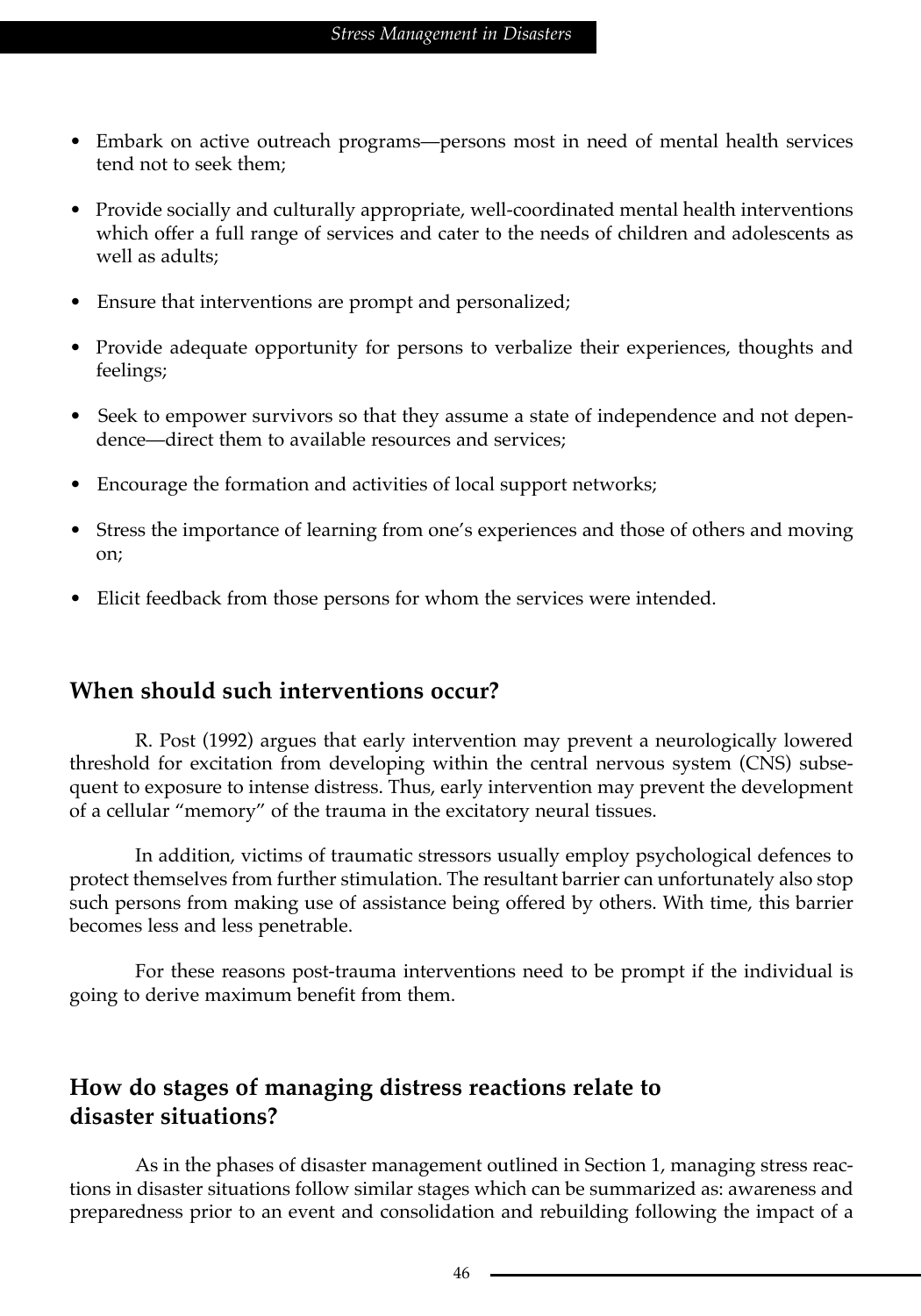- Embark on active outreach programs—persons most in need of mental health services tend not to seek them;
- Provide socially and culturally appropriate, well-coordinated mental health interventions which offer a full range of services and cater to the needs of children and adolescents as well as adults;
- Ensure that interventions are prompt and personalized;
- Provide adequate opportunity for persons to verbalize their experiences, thoughts and feelings;
- Seek to empower survivors so that they assume a state of independence and not dependence—direct them to available resources and services;
- Encourage the formation and activities of local support networks;
- Stress the importance of learning from one's experiences and those of others and moving on;
- Elicit feedback from those persons for whom the services were intended.

## When should such interventions occur?

R. Post (1992) argues that early intervention may prevent a neurologically lowered threshold for excitation from developing within the central nervous system (CNS) subsequent to exposure to intense distress. Thus, early intervention may prevent the development of a cellular "memory" of the trauma in the excitatory neural tissues.

In addition, victims of traumatic stressors usually employ psychological defences to protect themselves from further stimulation. The resultant barrier can unfortunately also stop such persons from making use of assistance being offered by others. With time, this barrier becomes less and less penetrable.

For these reasons post-trauma interventions need to be prompt if the individual is going to derive maximum benefit from them.

## How do stages of managing distress reactions relate to disaster situations?

As in the phases of disaster management outlined in Section 1, managing stress reactions in disaster situations follow similar stages which can be summarized as: awareness and preparedness prior to an event and consolidation and rebuilding following the impact of a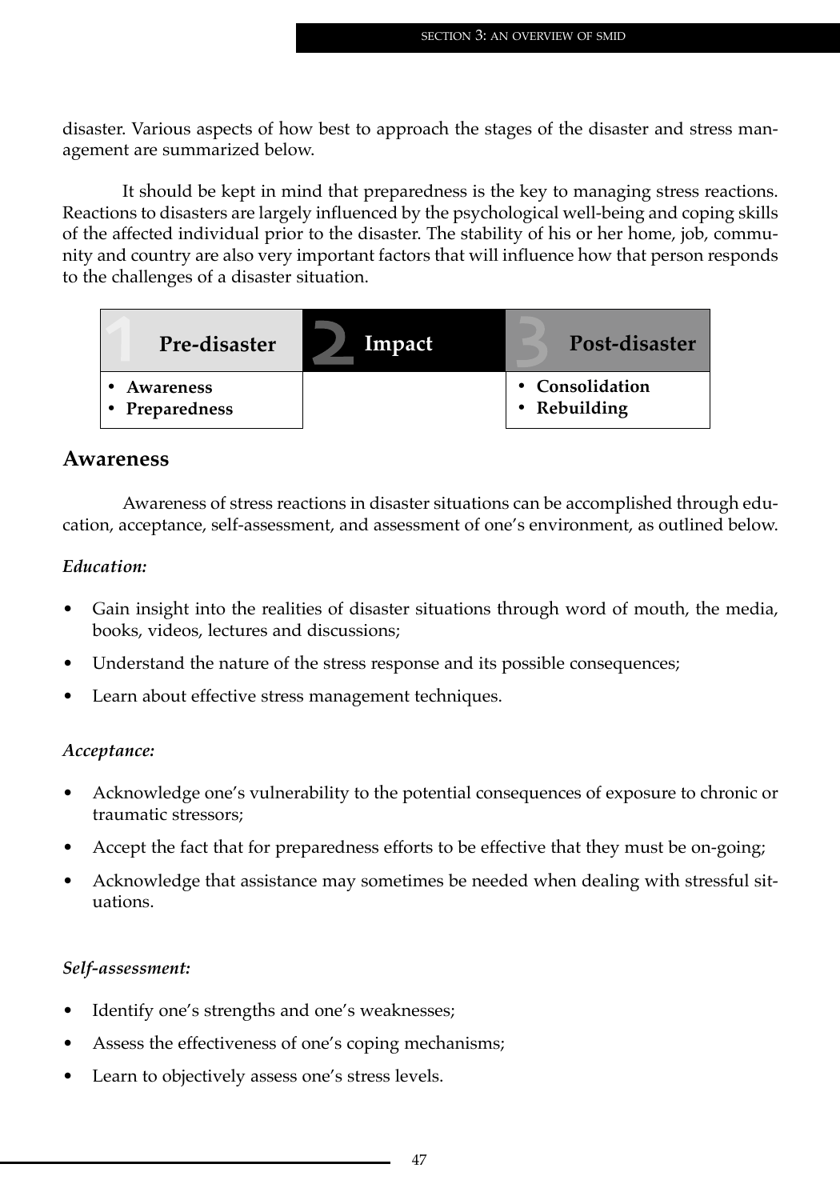disaster. Various aspects of how best to approach the stages of the disaster and stress management are summarized below.

It should be kept in mind that preparedness is the key to managing stress reactions. Reactions to disasters are largely influenced by the psychological well-being and coping skills of the affected individual prior to the disaster. The stability of his or her home, job, community and country are also very important factors that will influence how that person responds to the challenges of a disaster situation.

| 1 Pre-disaster | 2 Impact | 3 Post-disaster |
|---|---|---|
| • Awareness<br>• Preparedness | | • Consolidation<br>• Rebuilding |

## Awareness

Awareness of stress reactions in disaster situations can be accomplished through education, acceptance, self-assessment, and assessment of one's environment, as outlined below.

### *Education:*

- Gain insight into the realities of disaster situations through word of mouth, the media, books, videos, lectures and discussions;
- Understand the nature of the stress response and its possible consequences;
- Learn about effective stress management techniques.

### *Acceptance:*

- Acknowledge one's vulnerability to the potential consequences of exposure to chronic or traumatic stressors;
- Accept the fact that for preparedness efforts to be effective that they must be on-going;
- Acknowledge that assistance may sometimes be needed when dealing with stressful situations.

### *Self-assessment:*

- Identify one's strengths and one's weaknesses;
- Assess the effectiveness of one's coping mechanisms;
- Learn to objectively assess one's stress levels.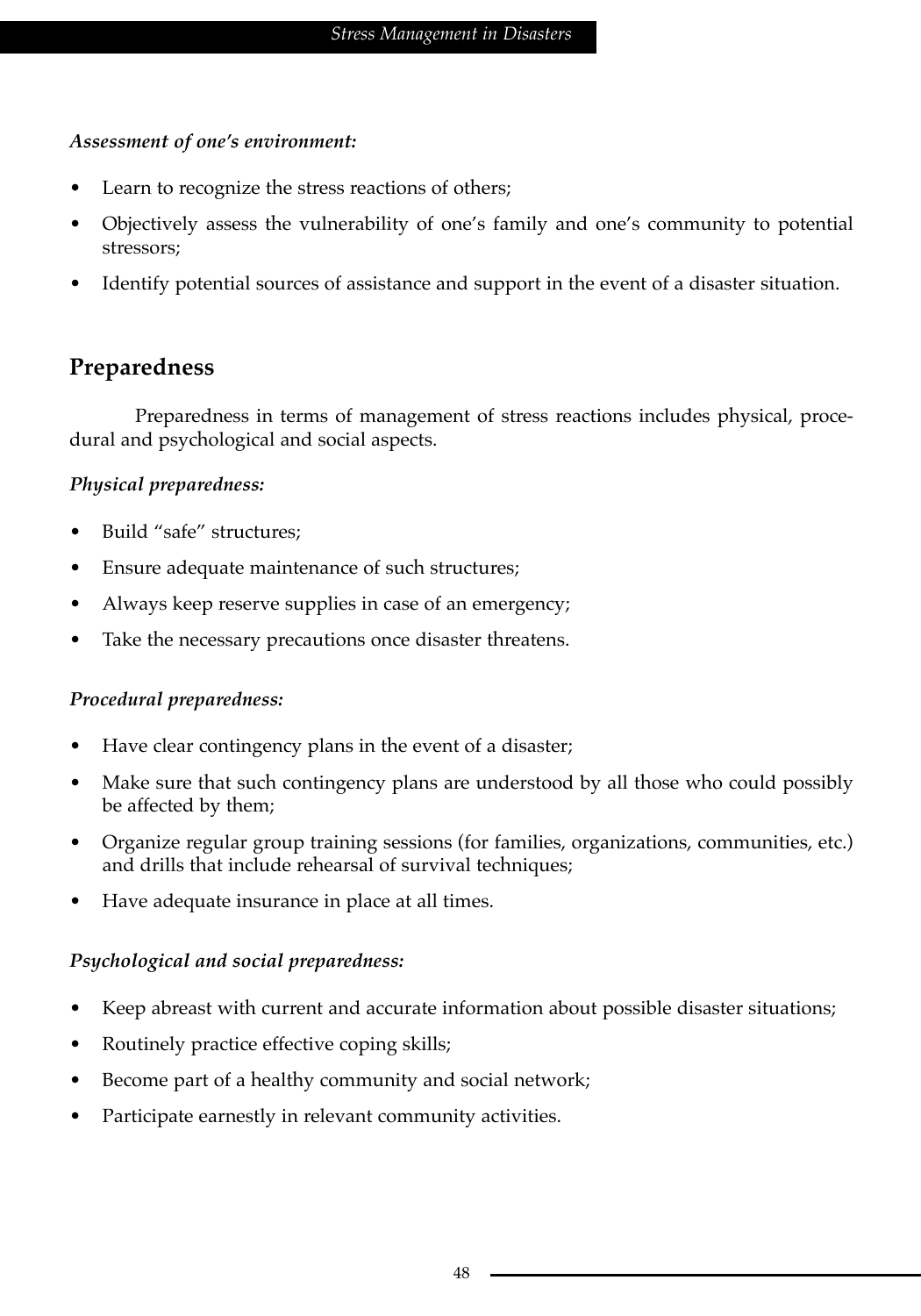***Assessment of one's environment:***

- Learn to recognize the stress reactions of others;
- Objectively assess the vulnerability of one's family and one's community to potential stressors;
- Identify potential sources of assistance and support in the event of a disaster situation.

## Preparedness

Preparedness in terms of management of stress reactions includes physical, procedural and psychological and social aspects.

***Physical preparedness:***

- Build "safe" structures;
- Ensure adequate maintenance of such structures;
- Always keep reserve supplies in case of an emergency;
- Take the necessary precautions once disaster threatens.

***Procedural preparedness:***

- Have clear contingency plans in the event of a disaster;
- Make sure that such contingency plans are understood by all those who could possibly be affected by them;
- Organize regular group training sessions (for families, organizations, communities, etc.) and drills that include rehearsal of survival techniques;
- Have adequate insurance in place at all times.

***Psychological and social preparedness:***

- Keep abreast with current and accurate information about possible disaster situations;
- Routinely practice effective coping skills;
- Become part of a healthy community and social network;
- Participate earnestly in relevant community activities.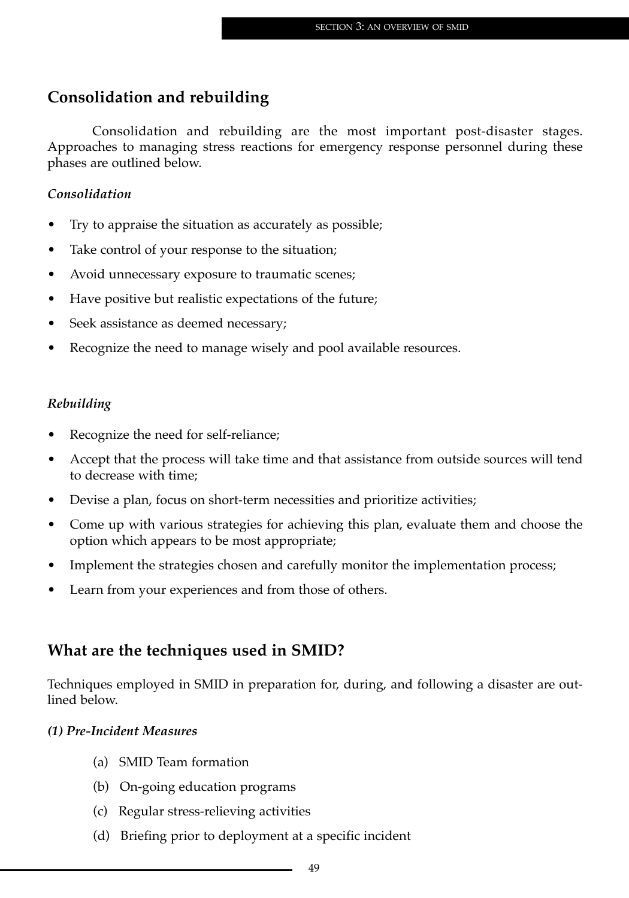## Consolidation and rebuilding

Consolidation and rebuilding are the most important post-disaster stages. Approaches to managing stress reactions for emergency response personnel during these phases are outlined below.

### *Consolidation*

- Try to appraise the situation as accurately as possible;
- Take control of your response to the situation;
- Avoid unnecessary exposure to traumatic scenes;
- Have positive but realistic expectations of the future;
- Seek assistance as deemed necessary;
- Recognize the need to manage wisely and pool available resources.

### *Rebuilding*

- Recognize the need for self-reliance;
- Accept that the process will take time and that assistance from outside sources will tend to decrease with time;
- Devise a plan, focus on short-term necessities and prioritize activities;
- Come up with various strategies for achieving this plan, evaluate them and choose the option which appears to be most appropriate;
- Implement the strategies chosen and carefully monitor the implementation process;
- Learn from your experiences and from those of others.

## What are the techniques used in SMID?

Techniques employed in SMID in preparation for, during, and following a disaster are outlined below.

### *(1) Pre-Incident Measures*

(a) SMID Team formation

(b) On-going education programs

(c) Regular stress-relieving activities

(d) Briefing prior to deployment at a specific incident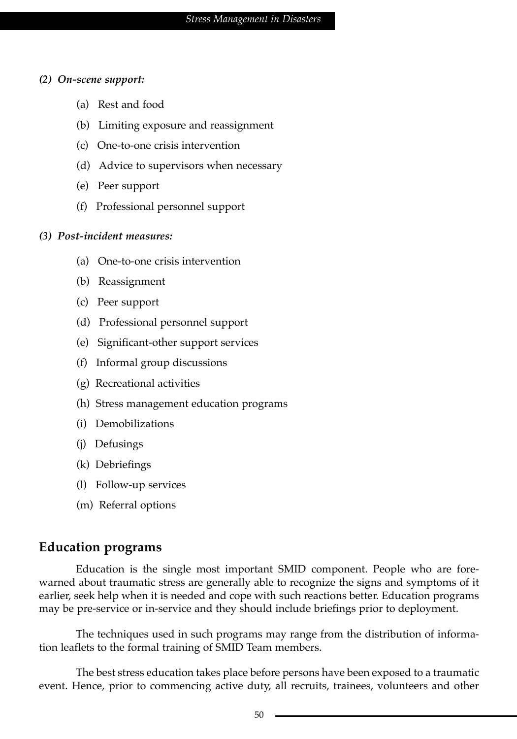***(2) On-scene support:***

(a) Rest and food

(b) Limiting exposure and reassignment

(c) One-to-one crisis intervention

(d) Advice to supervisors when necessary

(e) Peer support

(f) Professional personnel support

***(3) Post-incident measures:***

(a) One-to-one crisis intervention

(b) Reassignment

(c) Peer support

(d) Professional personnel support

(e) Significant-other support services

(f) Informal group discussions

(g) Recreational activities

(h) Stress management education programs

(i) Demobilizations

(j) Defusings

(k) Debriefings

(l) Follow-up services

(m) Referral options

## Education programs

Education is the single most important SMID component. People who are forewarned about traumatic stress are generally able to recognize the signs and symptoms of it earlier, seek help when it is needed and cope with such reactions better. Education programs may be pre-service or in-service and they should include briefings prior to deployment.

The techniques used in such programs may range from the distribution of information leaflets to the formal training of SMID Team members.

The best stress education takes place before persons have been exposed to a traumatic event. Hence, prior to commencing active duty, all recruits, trainees, volunteers and other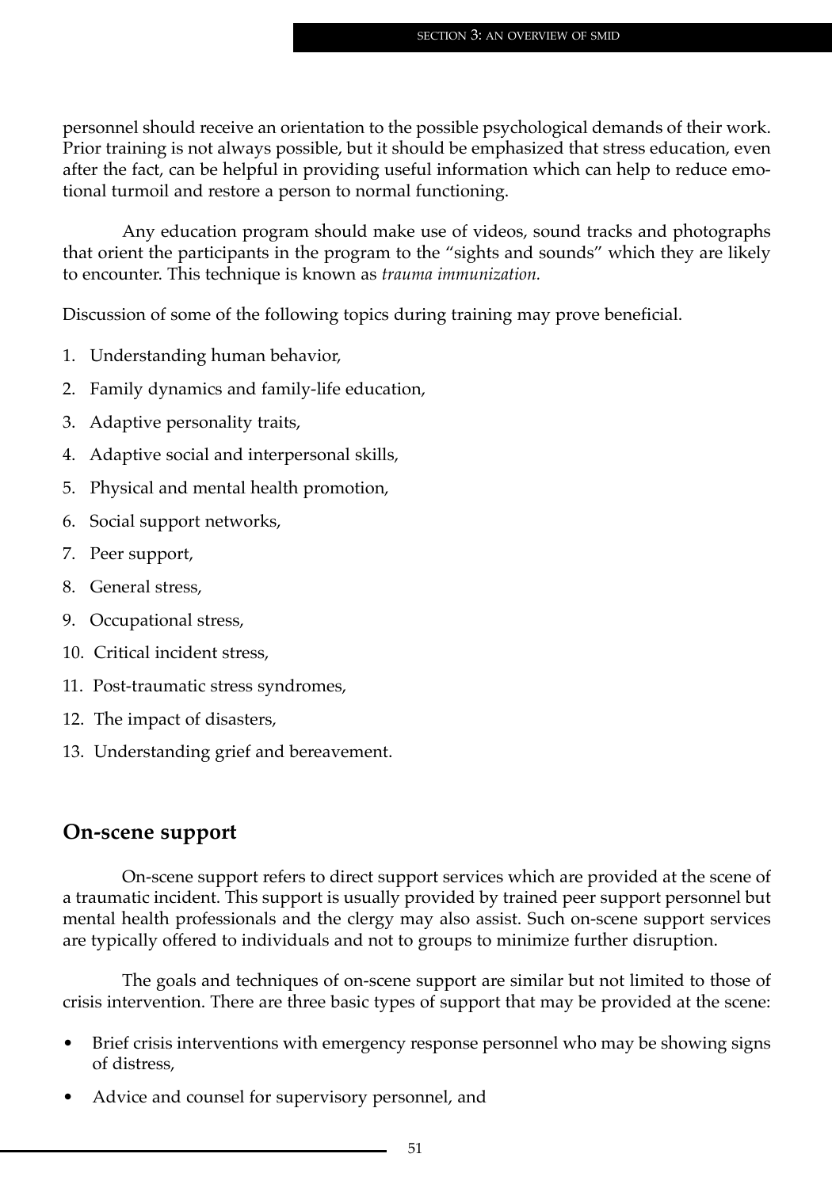personnel should receive an orientation to the possible psychological demands of their work. Prior training is not always possible, but it should be emphasized that stress education, even after the fact, can be helpful in providing useful information which can help to reduce emotional turmoil and restore a person to normal functioning.

Any education program should make use of videos, sound tracks and photographs that orient the participants in the program to the "sights and sounds" which they are likely to encounter. This technique is known as *trauma immunization.*

Discussion of some of the following topics during training may prove beneficial.

1. Understanding human behavior,
2. Family dynamics and family-life education,
3. Adaptive personality traits,
4. Adaptive social and interpersonal skills,
5. Physical and mental health promotion,
6. Social support networks,
7. Peer support,
8. General stress,
9. Occupational stress,
10. Critical incident stress,
11. Post-traumatic stress syndromes,
12. The impact of disasters,
13. Understanding grief and bereavement.

## On-scene support

On-scene support refers to direct support services which are provided at the scene of a traumatic incident. This support is usually provided by trained peer support personnel but mental health professionals and the clergy may also assist. Such on-scene support services are typically offered to individuals and not to groups to minimize further disruption.

The goals and techniques of on-scene support are similar but not limited to those of crisis intervention. There are three basic types of support that may be provided at the scene:

- Brief crisis interventions with emergency response personnel who may be showing signs of distress,
- Advice and counsel for supervisory personnel, and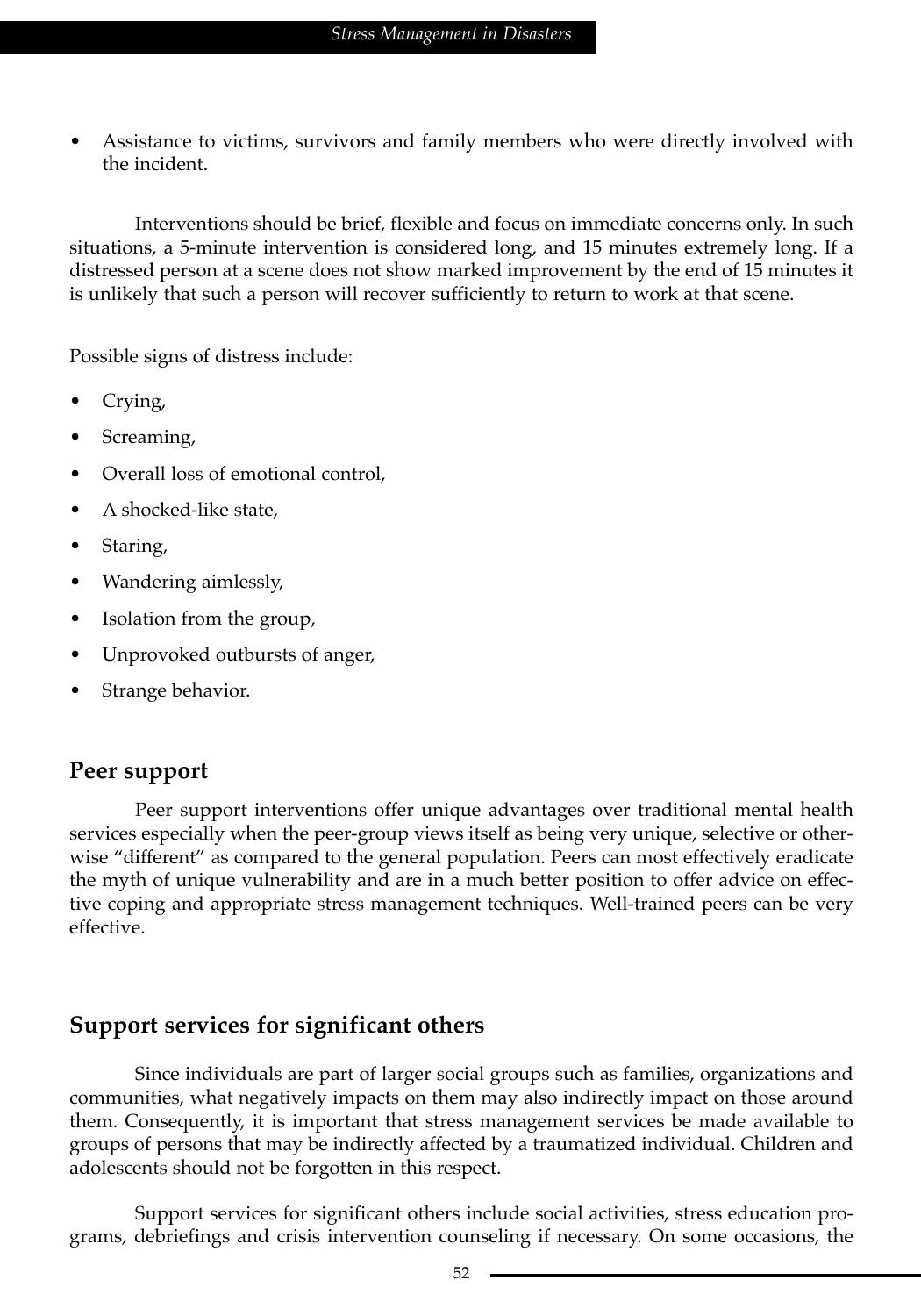- Assistance to victims, survivors and family members who were directly involved with the incident.

Interventions should be brief, flexible and focus on immediate concerns only. In such situations, a 5-minute intervention is considered long, and 15 minutes extremely long. If a distressed person at a scene does not show marked improvement by the end of 15 minutes it is unlikely that such a person will recover sufficiently to return to work at that scene.

Possible signs of distress include:

- Crying,
- Screaming,
- Overall loss of emotional control,
- A shocked-like state,
- Staring,
- Wandering aimlessly,
- Isolation from the group,
- Unprovoked outbursts of anger,
- Strange behavior.

## Peer support

Peer support interventions offer unique advantages over traditional mental health services especially when the peer-group views itself as being very unique, selective or otherwise "different" as compared to the general population. Peers can most effectively eradicate the myth of unique vulnerability and are in a much better position to offer advice on effective coping and appropriate stress management techniques. Well-trained peers can be very effective.

## Support services for significant others

Since individuals are part of larger social groups such as families, organizations and communities, what negatively impacts on them may also indirectly impact on those around them. Consequently, it is important that stress management services be made available to groups of persons that may be indirectly affected by a traumatized individual. Children and adolescents should not be forgotten in this respect.

Support services for significant others include social activities, stress education programs, debriefings and crisis intervention counseling if necessary. On some occasions, the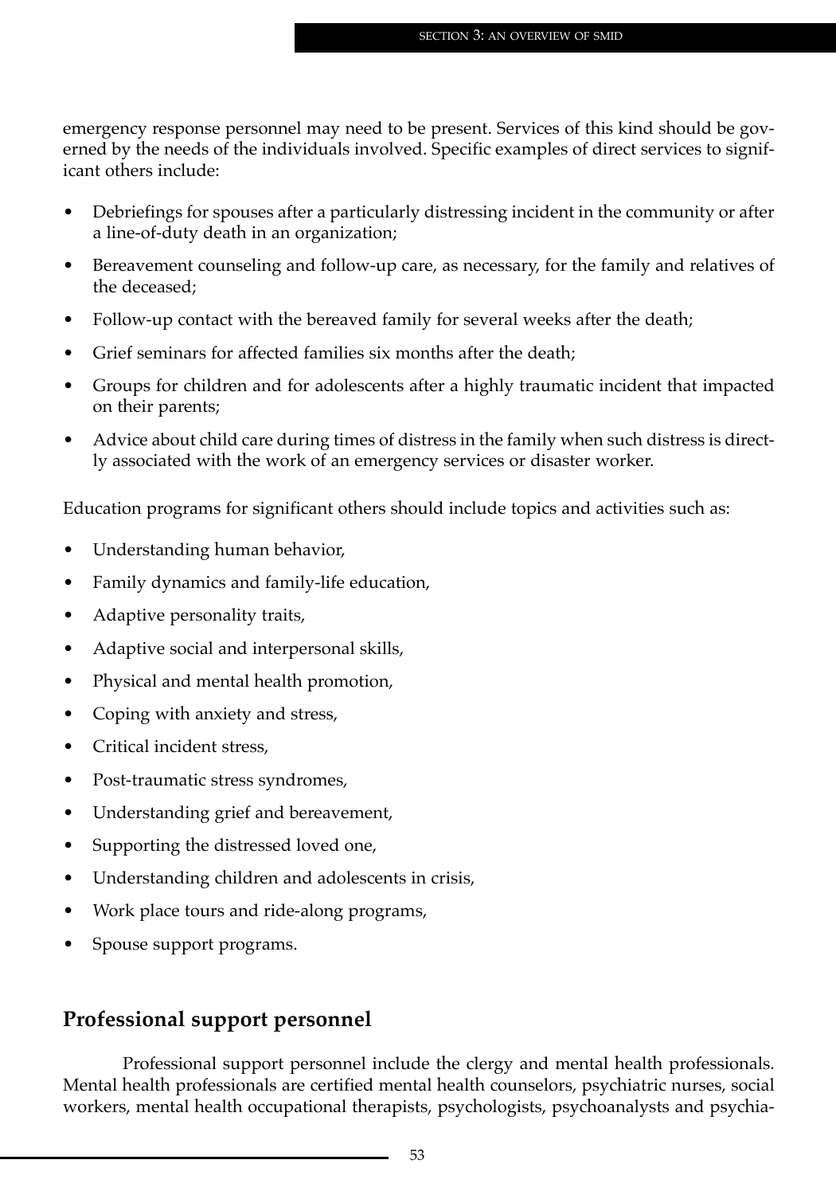emergency response personnel may need to be present. Services of this kind should be governed by the needs of the individuals involved. Specific examples of direct services to significant others include:

- Debriefings for spouses after a particularly distressing incident in the community or after a line-of-duty death in an organization;
- Bereavement counseling and follow-up care, as necessary, for the family and relatives of the deceased;
- Follow-up contact with the bereaved family for several weeks after the death;
- Grief seminars for affected families six months after the death;
- Groups for children and for adolescents after a highly traumatic incident that impacted on their parents;
- Advice about child care during times of distress in the family when such distress is directly associated with the work of an emergency services or disaster worker.

Education programs for significant others should include topics and activities such as:

- Understanding human behavior,
- Family dynamics and family-life education,
- Adaptive personality traits,
- Adaptive social and interpersonal skills,
- Physical and mental health promotion,
- Coping with anxiety and stress,
- Critical incident stress,
- Post-traumatic stress syndromes,
- Understanding grief and bereavement,
- Supporting the distressed loved one,
- Understanding children and adolescents in crisis,
- Work place tours and ride-along programs,
- Spouse support programs.

## Professional support personnel

Professional support personnel include the clergy and mental health professionals. Mental health professionals are certified mental health counselors, psychiatric nurses, social workers, mental health occupational therapists, psychologists, psychoanalysts and psychia-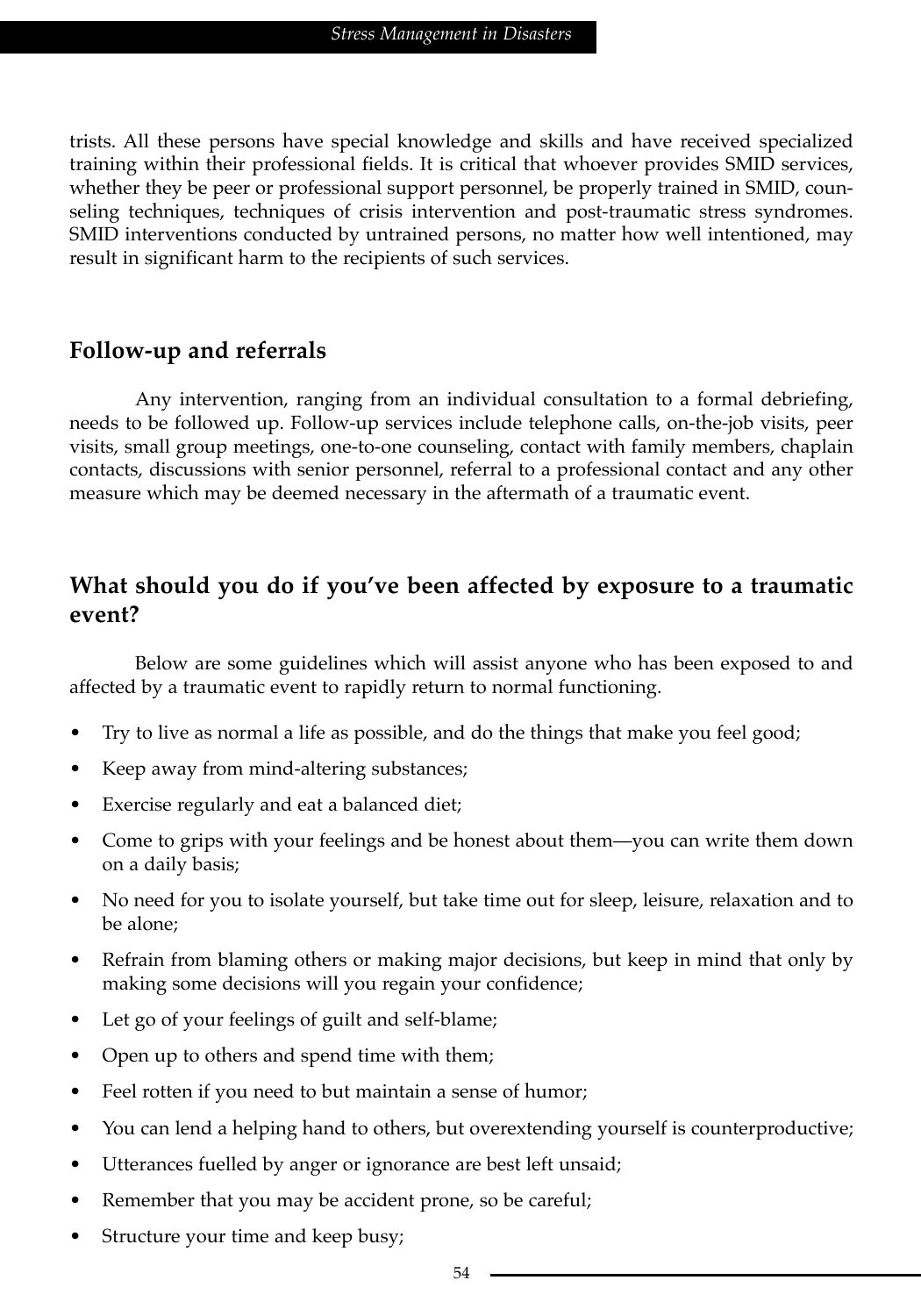trists. All these persons have special knowledge and skills and have received specialized training within their professional fields. It is critical that whoever provides SMID services, whether they be peer or professional support personnel, be properly trained in SMID, counseling techniques, techniques of crisis intervention and post-traumatic stress syndromes. SMID interventions conducted by untrained persons, no matter how well intentioned, may result in significant harm to the recipients of such services.

## Follow-up and referrals

Any intervention, ranging from an individual consultation to a formal debriefing, needs to be followed up. Follow-up services include telephone calls, on-the-job visits, peer visits, small group meetings, one-to-one counseling, contact with family members, chaplain contacts, discussions with senior personnel, referral to a professional contact and any other measure which may be deemed necessary in the aftermath of a traumatic event.

## What should you do if you've been affected by exposure to a traumatic event?

Below are some guidelines which will assist anyone who has been exposed to and affected by a traumatic event to rapidly return to normal functioning.

- Try to live as normal a life as possible, and do the things that make you feel good;
- Keep away from mind-altering substances;
- Exercise regularly and eat a balanced diet;
- Come to grips with your feelings and be honest about them—you can write them down on a daily basis;
- No need for you to isolate yourself, but take time out for sleep, leisure, relaxation and to be alone;
- Refrain from blaming others or making major decisions, but keep in mind that only by making some decisions will you regain your confidence;
- Let go of your feelings of guilt and self-blame;
- Open up to others and spend time with them;
- Feel rotten if you need to but maintain a sense of humor;
- You can lend a helping hand to others, but overextending yourself is counterproductive;
- Utterances fuelled by anger or ignorance are best left unsaid;
- Remember that you may be accident prone, so be careful;
- Structure your time and keep busy;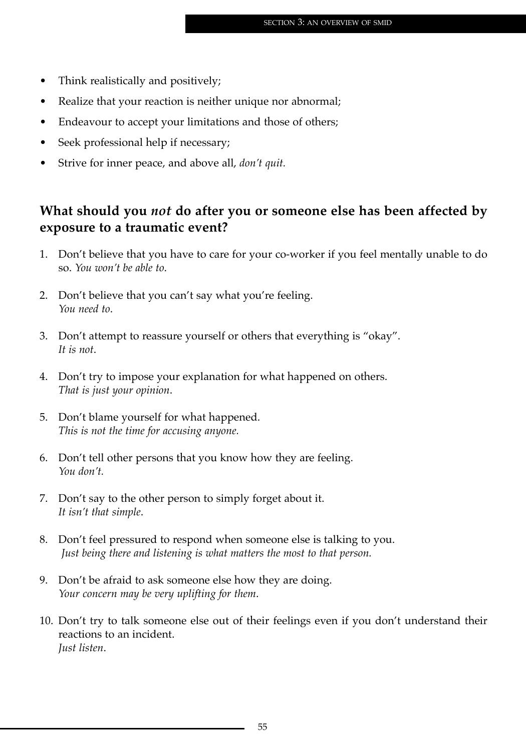- Think realistically and positively;
- Realize that your reaction is neither unique nor abnormal;
- Endeavour to accept your limitations and those of others;
- Seek professional help if necessary;
- Strive for inner peace, and above all, *don't quit.*

## What should you *not* do after you or someone else has been affected by exposure to a traumatic event?

1. Don't believe that you have to care for your co-worker if you feel mentally unable to do so. *You won't be able to.*

2. Don't believe that you can't say what you're feeling.
   *You need to*.

3. Don't attempt to reassure yourself or others that everything is "okay".
   *It is not*.

4. Don't try to impose your explanation for what happened on others.
   *That is just your opinion*.

5. Don't blame yourself for what happened.
   *This is not the time for accusing anyone.*

6. Don't tell other persons that you know how they are feeling.
   *You don't.*

7. Don't say to the other person to simply forget about it.
   *It isn't that simple*.

8. Don't feel pressured to respond when someone else is talking to you.
   *Just being there and listening is what matters the most to that person.*

9. Don't be afraid to ask someone else how they are doing.
   *Your concern may be very uplifting for them*.

10. Don't try to talk someone else out of their feelings even if you don't understand their reactions to an incident.
    *Just listen*.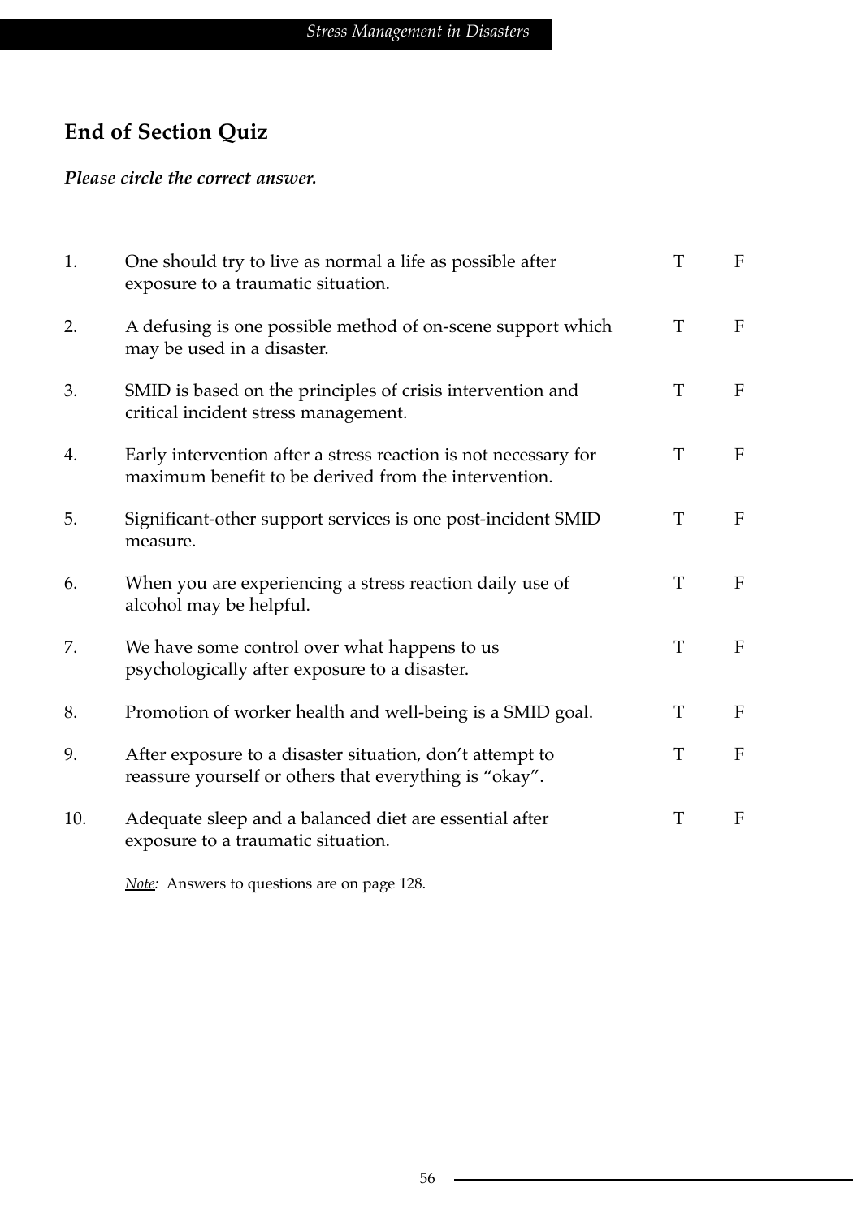## End of Section Quiz

***Please circle the correct answer.***

| | | | |
|---|---|---|---|
| 1. | One should try to live as normal a life as possible after exposure to a traumatic situation. | T | F |
| 2. | A defusing is one possible method of on-scene support which may be used in a disaster. | T | F |
| 3. | SMID is based on the principles of crisis intervention and critical incident stress management. | T | F |
| 4. | Early intervention after a stress reaction is not necessary for maximum benefit to be derived from the intervention. | T | F |
| 5. | Significant-other support services is one post-incident SMID measure. | T | F |
| 6. | When you are experiencing a stress reaction daily use of alcohol may be helpful. | T | F |
| 7. | We have some control over what happens to us psychologically after exposure to a disaster. | T | F |
| 8. | Promotion of worker health and well-being is a SMID goal. | T | F |
| 9. | After exposure to a disaster situation, don't attempt to reassure yourself or others that everything is "okay". | T | F |
| 10. | Adequate sleep and a balanced diet are essential after exposure to a traumatic situation. | T | F |

*Note:* Answers to questions are on page 128.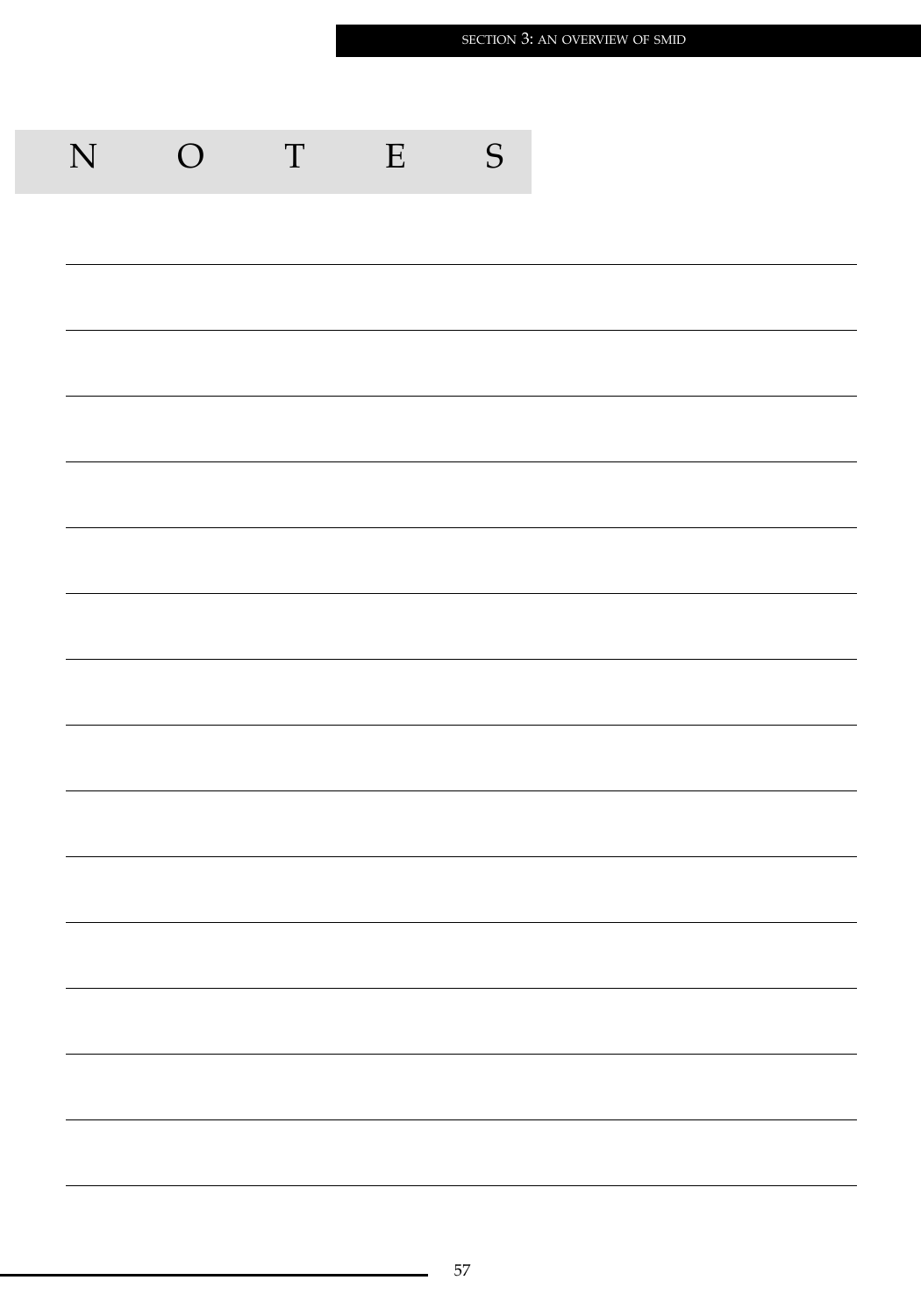# NOTES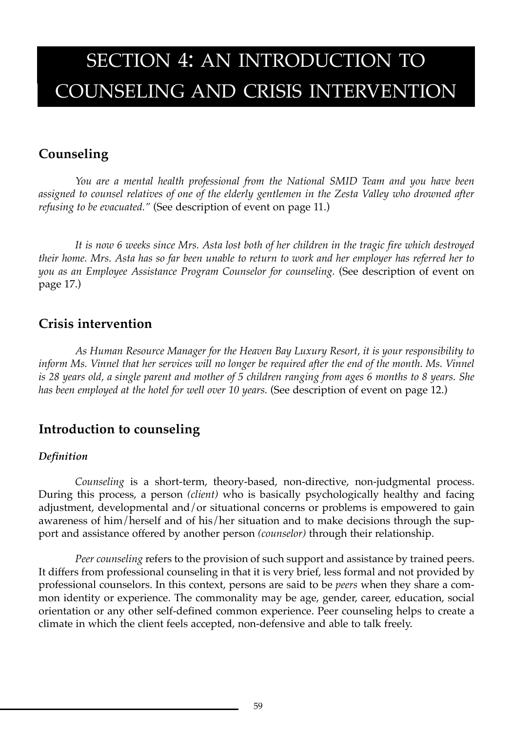# SECTION 4: AN INTRODUCTION TO COUNSELING AND CRISIS INTERVENTION

## Counseling

*You are a mental health professional from the National SMID Team and you have been assigned to counsel relatives of one of the elderly gentlemen in the Zesta Valley who drowned after refusing to be evacuated."* (See description of event on page 11.)

*It is now 6 weeks since Mrs. Asta lost both of her children in the tragic fire which destroyed their home. Mrs. Asta has so far been unable to return to work and her employer has referred her to you as an Employee Assistance Program Counselor for counseling.* (See description of event on page 17.)

## Crisis intervention

*As Human Resource Manager for the Heaven Bay Luxury Resort, it is your responsibility to inform Ms. Vinnel that her services will no longer be required after the end of the month. Ms. Vinnel is 28 years old, a single parent and mother of 5 children ranging from ages 6 months to 8 years. She has been employed at the hotel for well over 10 years.* (See description of event on page 12.)

## Introduction to counseling

### *Definition*

*Counseling* is a short-term, theory-based, non-directive, non-judgmental process. During this process, a person *(client)* who is basically psychologically healthy and facing adjustment, developmental and/or situational concerns or problems is empowered to gain awareness of him/herself and of his/her situation and to make decisions through the support and assistance offered by another person *(counselor)* through their relationship.

*Peer counseling* refers to the provision of such support and assistance by trained peers. It differs from professional counseling in that it is very brief, less formal and not provided by professional counselors. In this context, persons are said to be *peers* when they share a common identity or experience. The commonality may be age, gender, career, education, social orientation or any other self-defined common experience. Peer counseling helps to create a climate in which the client feels accepted, non-defensive and able to talk freely.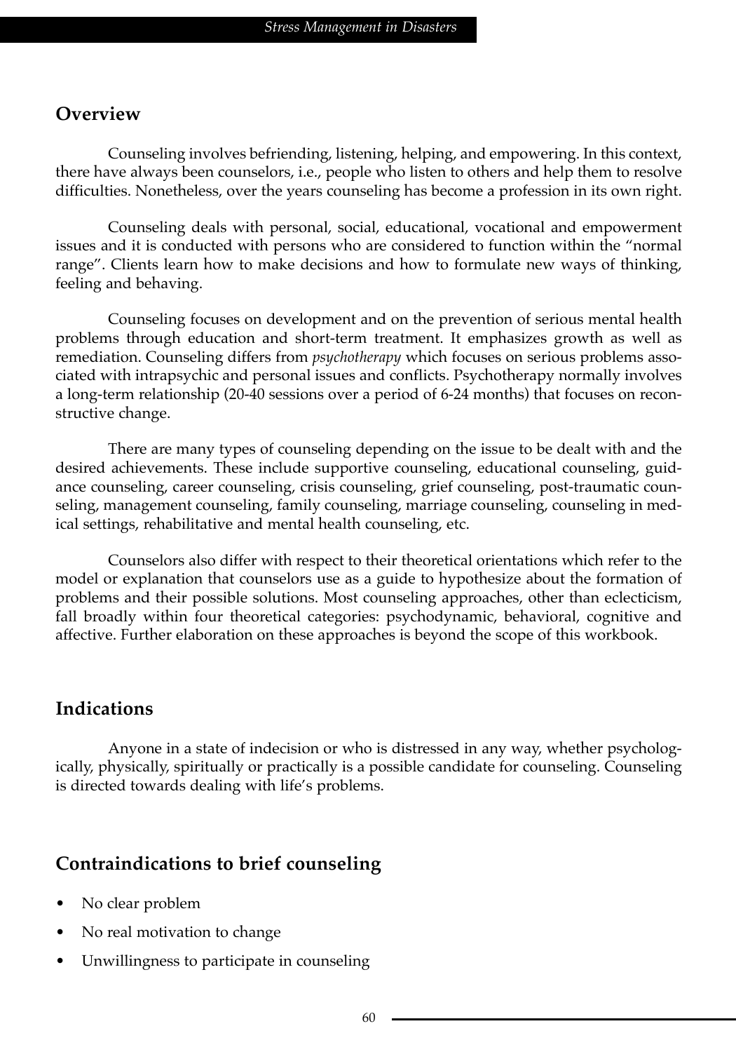## Overview

Counseling involves befriending, listening, helping, and empowering. In this context, there have always been counselors, i.e., people who listen to others and help them to resolve difficulties. Nonetheless, over the years counseling has become a profession in its own right.

Counseling deals with personal, social, educational, vocational and empowerment issues and it is conducted with persons who are considered to function within the "normal range". Clients learn how to make decisions and how to formulate new ways of thinking, feeling and behaving.

Counseling focuses on development and on the prevention of serious mental health problems through education and short-term treatment. It emphasizes growth as well as remediation. Counseling differs from *psychotherapy* which focuses on serious problems associated with intrapsychic and personal issues and conflicts. Psychotherapy normally involves a long-term relationship (20-40 sessions over a period of 6-24 months) that focuses on reconstructive change.

There are many types of counseling depending on the issue to be dealt with and the desired achievements. These include supportive counseling, educational counseling, guidance counseling, career counseling, crisis counseling, grief counseling, post-traumatic counseling, management counseling, family counseling, marriage counseling, counseling in medical settings, rehabilitative and mental health counseling, etc.

Counselors also differ with respect to their theoretical orientations which refer to the model or explanation that counselors use as a guide to hypothesize about the formation of problems and their possible solutions. Most counseling approaches, other than eclecticism, fall broadly within four theoretical categories: psychodynamic, behavioral, cognitive and affective. Further elaboration on these approaches is beyond the scope of this workbook.

## Indications

Anyone in a state of indecision or who is distressed in any way, whether psychologically, physically, spiritually or practically is a possible candidate for counseling. Counseling is directed towards dealing with life's problems.

## Contraindications to brief counseling

- No clear problem
- No real motivation to change
- Unwillingness to participate in counseling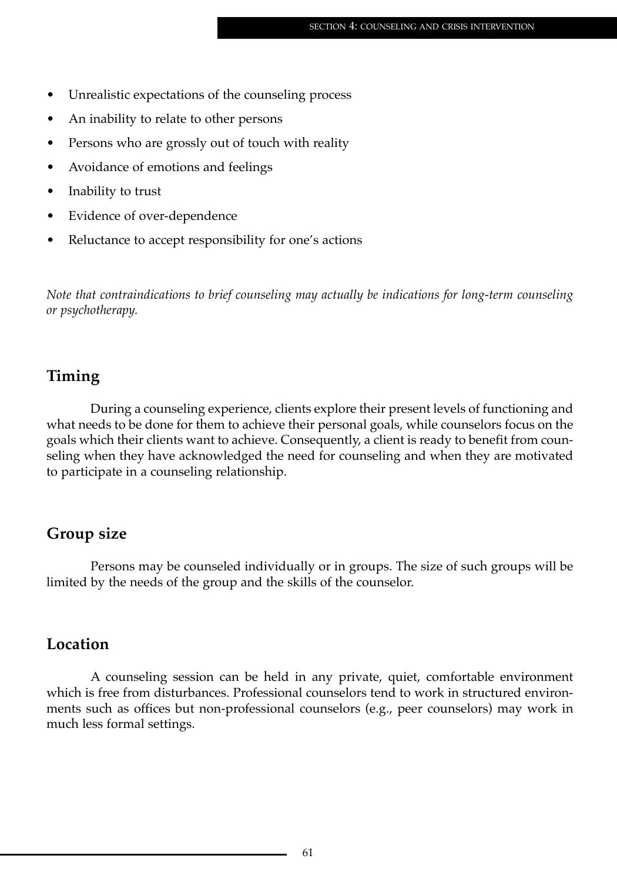- Unrealistic expectations of the counseling process
- An inability to relate to other persons
- Persons who are grossly out of touch with reality
- Avoidance of emotions and feelings
- Inability to trust
- Evidence of over-dependence
- Reluctance to accept responsibility for one's actions

*Note that contraindications to brief counseling may actually be indications for long-term counseling or psychotherapy.*

## Timing

During a counseling experience, clients explore their present levels of functioning and what needs to be done for them to achieve their personal goals, while counselors focus on the goals which their clients want to achieve. Consequently, a client is ready to benefit from counseling when they have acknowledged the need for counseling and when they are motivated to participate in a counseling relationship.

## Group size

Persons may be counseled individually or in groups. The size of such groups will be limited by the needs of the group and the skills of the counselor.

## Location

A counseling session can be held in any private, quiet, comfortable environment which is free from disturbances. Professional counselors tend to work in structured environments such as offices but non-professional counselors (e.g., peer counselors) may work in much less formal settings.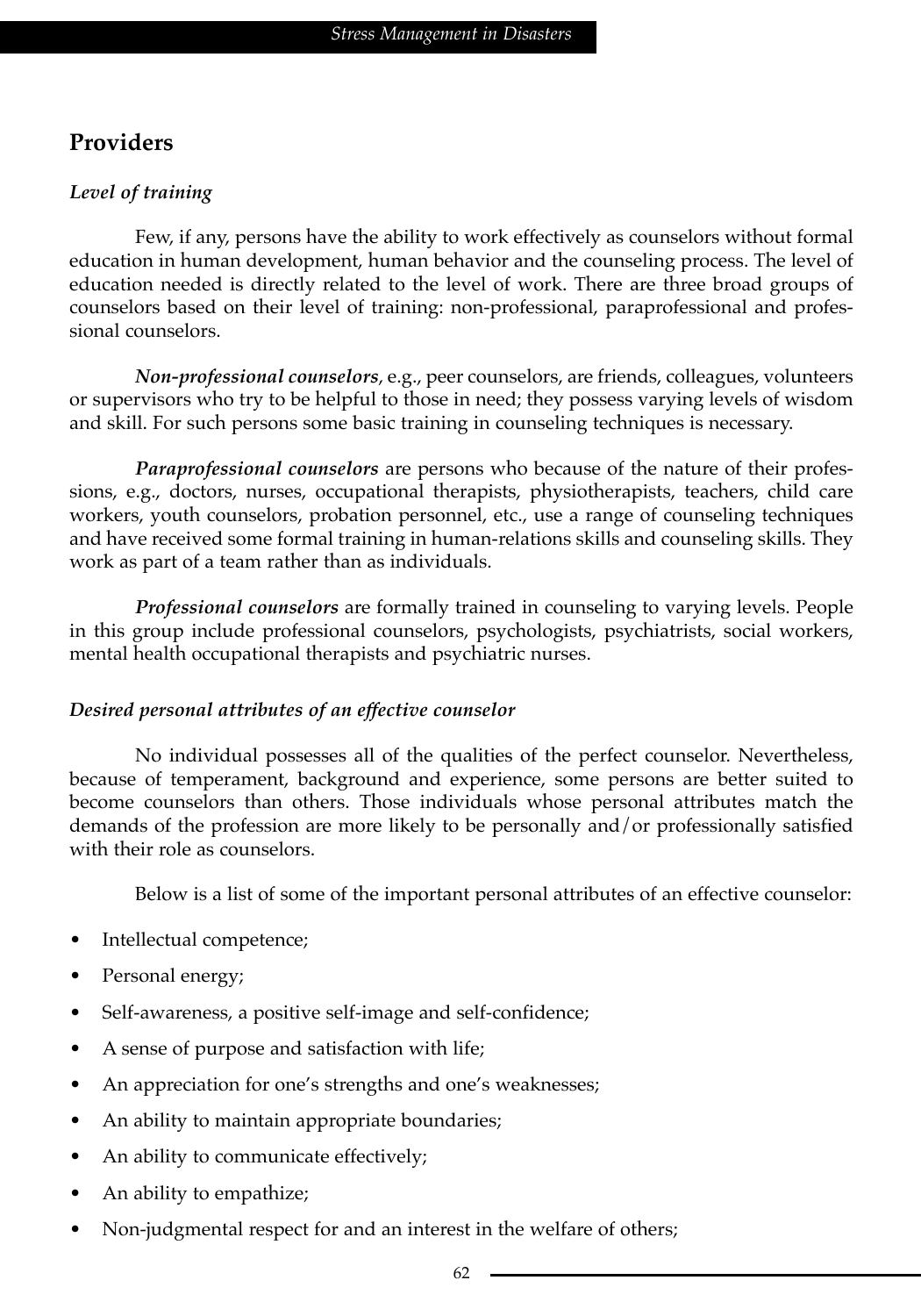## Providers

### *Level of training*

Few, if any, persons have the ability to work effectively as counselors without formal education in human development, human behavior and the counseling process. The level of education needed is directly related to the level of work. There are three broad groups of counselors based on their level of training: non-professional, paraprofessional and professional counselors.

***Non-professional counselors***, e.g., peer counselors, are friends, colleagues, volunteers or supervisors who try to be helpful to those in need; they possess varying levels of wisdom and skill. For such persons some basic training in counseling techniques is necessary.

***Paraprofessional counselors*** are persons who because of the nature of their professions, e.g., doctors, nurses, occupational therapists, physiotherapists, teachers, child care workers, youth counselors, probation personnel, etc., use a range of counseling techniques and have received some formal training in human-relations skills and counseling skills. They work as part of a team rather than as individuals.

***Professional counselors*** are formally trained in counseling to varying levels. People in this group include professional counselors, psychologists, psychiatrists, social workers, mental health occupational therapists and psychiatric nurses.

### *Desired personal attributes of an effective counselor*

No individual possesses all of the qualities of the perfect counselor. Nevertheless, because of temperament, background and experience, some persons are better suited to become counselors than others. Those individuals whose personal attributes match the demands of the profession are more likely to be personally and/or professionally satisfied with their role as counselors.

Below is a list of some of the important personal attributes of an effective counselor:

- Intellectual competence;
- Personal energy;
- Self-awareness, a positive self-image and self-confidence;
- A sense of purpose and satisfaction with life;
- An appreciation for one's strengths and one's weaknesses;
- An ability to maintain appropriate boundaries;
- An ability to communicate effectively;
- An ability to empathize;
- Non-judgmental respect for and an interest in the welfare of others;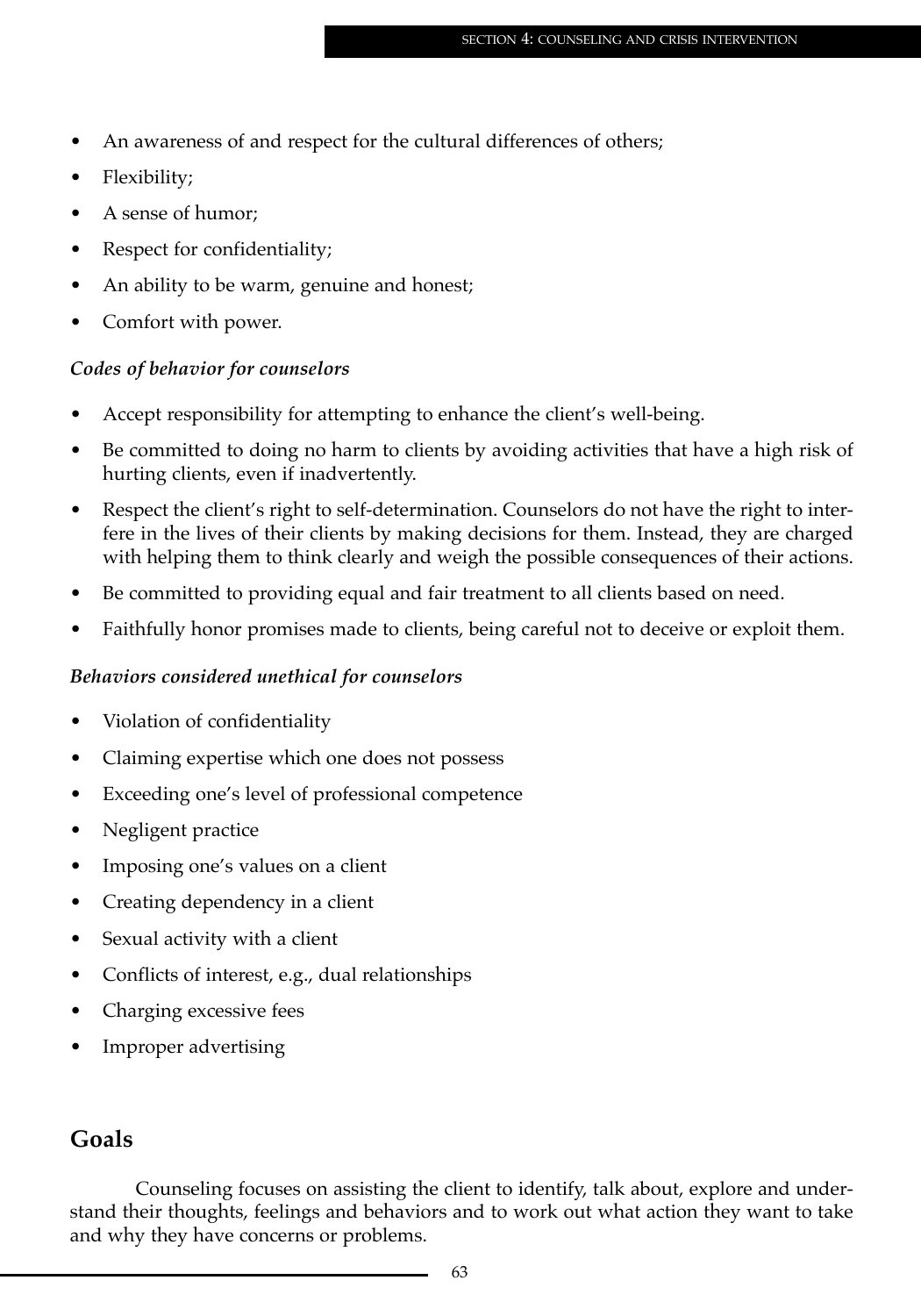- An awareness of and respect for the cultural differences of others;
- Flexibility;
- A sense of humor;
- Respect for confidentiality;
- An ability to be warm, genuine and honest;
- Comfort with power.

***Codes of behavior for counselors***

- Accept responsibility for attempting to enhance the client's well-being.
- Be committed to doing no harm to clients by avoiding activities that have a high risk of hurting clients, even if inadvertently.
- Respect the client's right to self-determination. Counselors do not have the right to interfere in the lives of their clients by making decisions for them. Instead, they are charged with helping them to think clearly and weigh the possible consequences of their actions.
- Be committed to providing equal and fair treatment to all clients based on need.
- Faithfully honor promises made to clients, being careful not to deceive or exploit them.

***Behaviors considered unethical for counselors***

- Violation of confidentiality
- Claiming expertise which one does not possess
- Exceeding one's level of professional competence
- Negligent practice
- Imposing one's values on a client
- Creating dependency in a client
- Sexual activity with a client
- Conflicts of interest, e.g., dual relationships
- Charging excessive fees
- Improper advertising

## Goals

Counseling focuses on assisting the client to identify, talk about, explore and understand their thoughts, feelings and behaviors and to work out what action they want to take and why they have concerns or problems.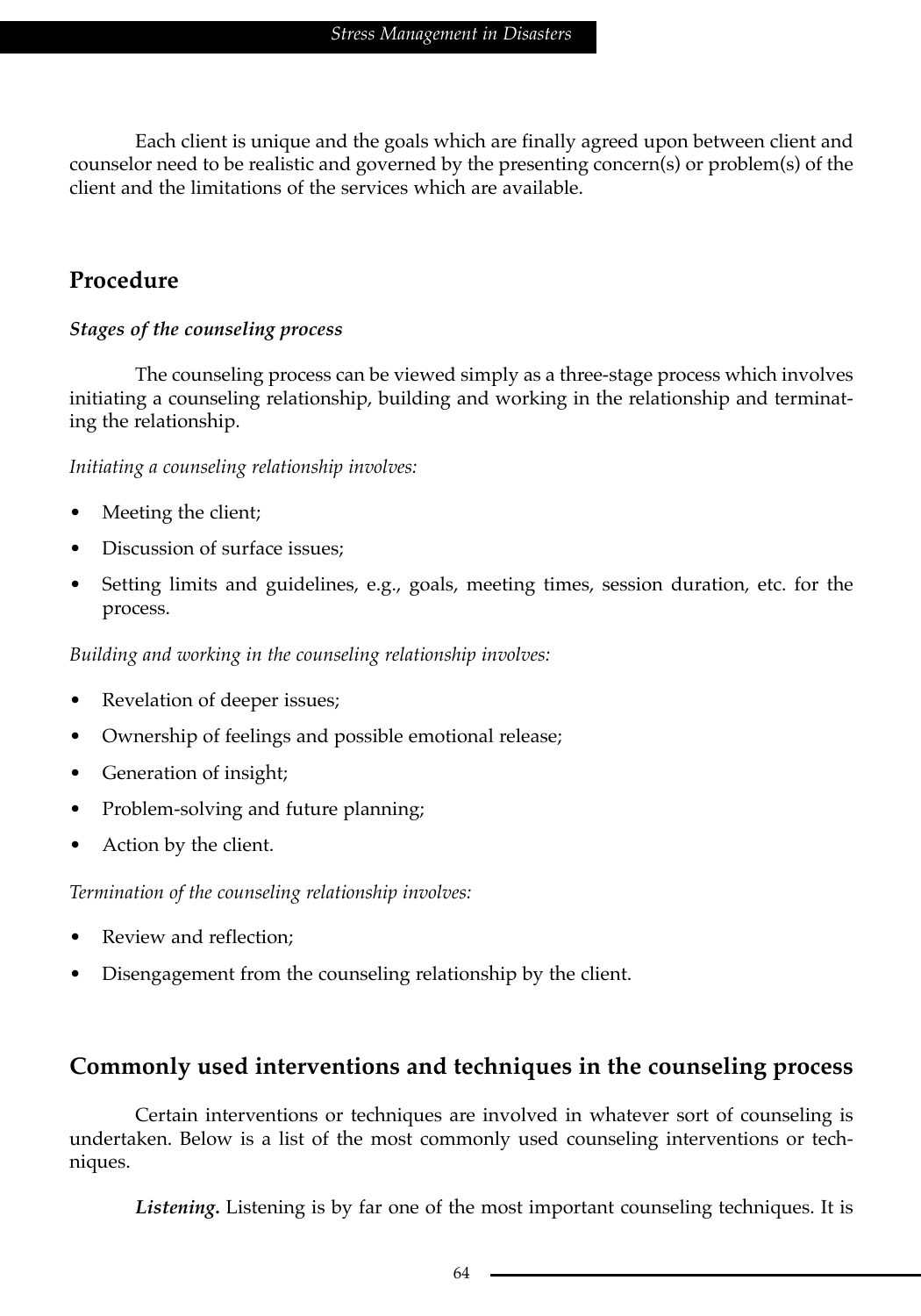Each client is unique and the goals which are finally agreed upon between client and counselor need to be realistic and governed by the presenting concern(s) or problem(s) of the client and the limitations of the services which are available.

## Procedure

### *Stages of the counseling process*

The counseling process can be viewed simply as a three-stage process which involves initiating a counseling relationship, building and working in the relationship and terminating the relationship.

*Initiating a counseling relationship involves:*

- Meeting the client;
- Discussion of surface issues;
- Setting limits and guidelines, e.g., goals, meeting times, session duration, etc. for the process.

*Building and working in the counseling relationship involves:*

- Revelation of deeper issues;
- Ownership of feelings and possible emotional release;
- Generation of insight;
- Problem-solving and future planning;
- Action by the client.

*Termination of the counseling relationship involves:*

- Review and reflection;
- Disengagement from the counseling relationship by the client.

## Commonly used interventions and techniques in the counseling process

Certain interventions or techniques are involved in whatever sort of counseling is undertaken. Below is a list of the most commonly used counseling interventions or techniques.

***Listening.*** Listening is by far one of the most important counseling techniques. It is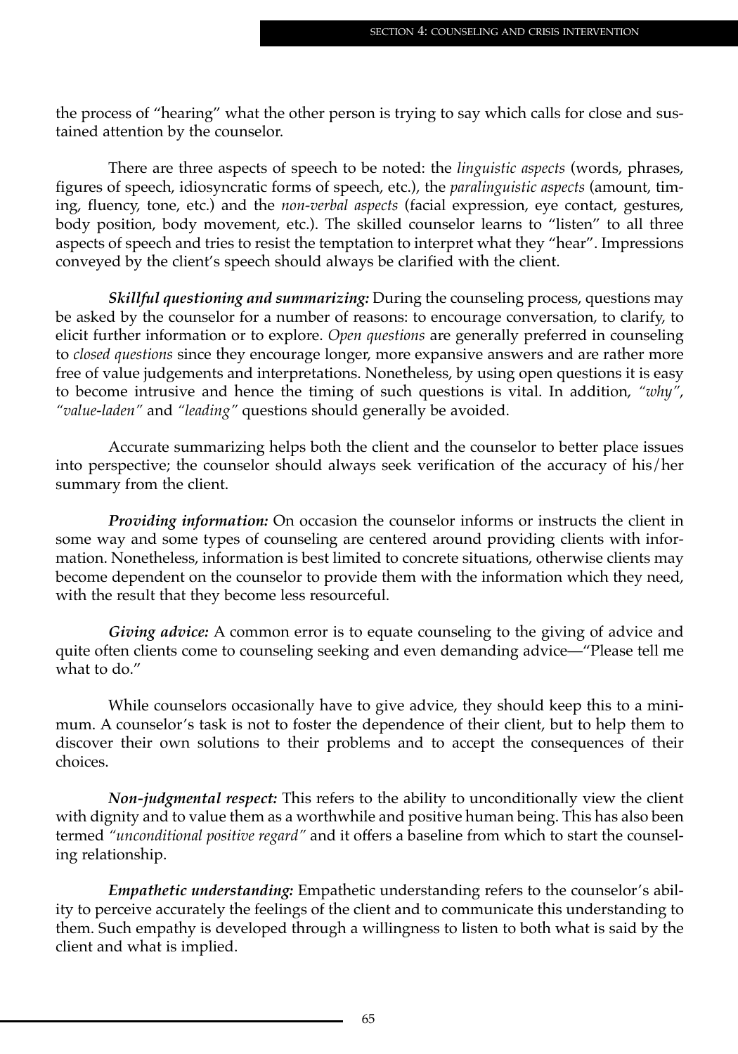the process of "hearing" what the other person is trying to say which calls for close and sustained attention by the counselor.

There are three aspects of speech to be noted: the *linguistic aspects* (words, phrases, figures of speech, idiosyncratic forms of speech, etc.), the *paralinguistic aspects* (amount, timing, fluency, tone, etc.) and the *non-verbal aspects* (facial expression, eye contact, gestures, body position, body movement, etc.). The skilled counselor learns to "listen" to all three aspects of speech and tries to resist the temptation to interpret what they "hear". Impressions conveyed by the client's speech should always be clarified with the client.

***Skillful questioning and summarizing:*** During the counseling process, questions may be asked by the counselor for a number of reasons: to encourage conversation, to clarify, to elicit further information or to explore. *Open questions* are generally preferred in counseling to *closed questions* since they encourage longer, more expansive answers and are rather more free of value judgements and interpretations. Nonetheless, by using open questions it is easy to become intrusive and hence the timing of such questions is vital. In addition, *"why"*, *"value-laden"* and *"leading"* questions should generally be avoided.

Accurate summarizing helps both the client and the counselor to better place issues into perspective; the counselor should always seek verification of the accuracy of his/her summary from the client.

***Providing information:*** On occasion the counselor informs or instructs the client in some way and some types of counseling are centered around providing clients with information. Nonetheless, information is best limited to concrete situations, otherwise clients may become dependent on the counselor to provide them with the information which they need, with the result that they become less resourceful.

***Giving advice:*** A common error is to equate counseling to the giving of advice and quite often clients come to counseling seeking and even demanding advice—"Please tell me what to do."

While counselors occasionally have to give advice, they should keep this to a minimum. A counselor's task is not to foster the dependence of their client, but to help them to discover their own solutions to their problems and to accept the consequences of their choices.

***Non-judgmental respect:*** This refers to the ability to unconditionally view the client with dignity and to value them as a worthwhile and positive human being. This has also been termed *"unconditional positive regard"* and it offers a baseline from which to start the counseling relationship.

***Empathetic understanding:*** Empathetic understanding refers to the counselor's ability to perceive accurately the feelings of the client and to communicate this understanding to them. Such empathy is developed through a willingness to listen to both what is said by the client and what is implied.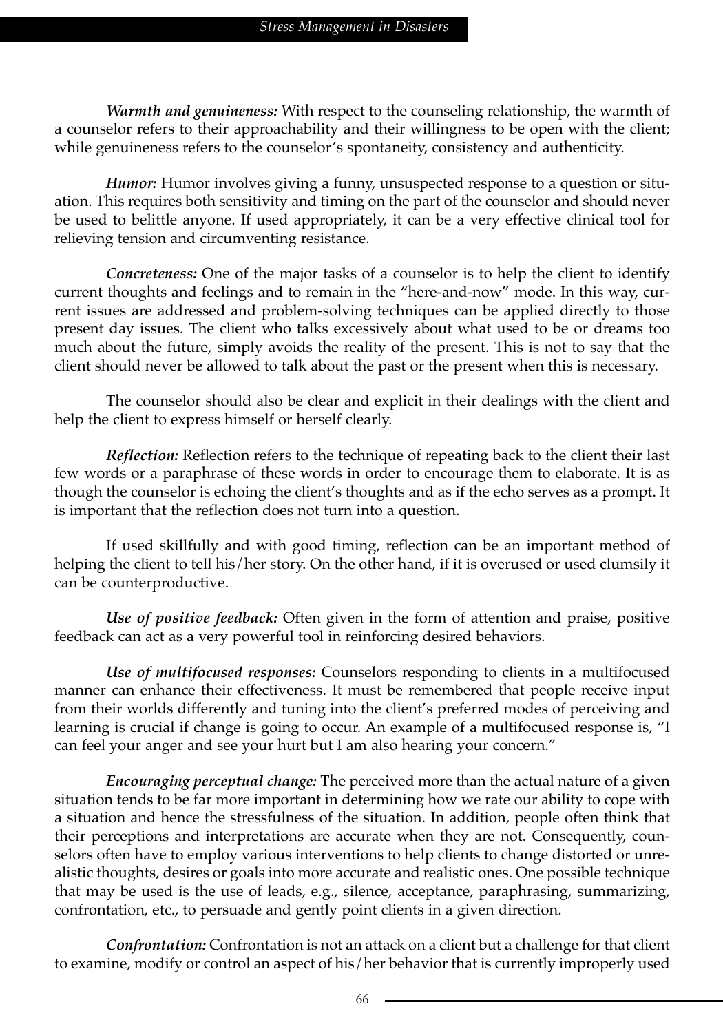*Warmth and genuineness:* With respect to the counseling relationship, the warmth of a counselor refers to their approachability and their willingness to be open with the client; while genuineness refers to the counselor's spontaneity, consistency and authenticity.

*Humor:* Humor involves giving a funny, unsuspected response to a question or situation. This requires both sensitivity and timing on the part of the counselor and should never be used to belittle anyone. If used appropriately, it can be a very effective clinical tool for relieving tension and circumventing resistance.

*Concreteness:* One of the major tasks of a counselor is to help the client to identify current thoughts and feelings and to remain in the "here-and-now" mode. In this way, current issues are addressed and problem-solving techniques can be applied directly to those present day issues. The client who talks excessively about what used to be or dreams too much about the future, simply avoids the reality of the present. This is not to say that the client should never be allowed to talk about the past or the present when this is necessary.

The counselor should also be clear and explicit in their dealings with the client and help the client to express himself or herself clearly.

*Reflection:* Reflection refers to the technique of repeating back to the client their last few words or a paraphrase of these words in order to encourage them to elaborate. It is as though the counselor is echoing the client's thoughts and as if the echo serves as a prompt. It is important that the reflection does not turn into a question.

If used skillfully and with good timing, reflection can be an important method of helping the client to tell his/her story. On the other hand, if it is overused or used clumsily it can be counterproductive.

*Use of positive feedback:* Often given in the form of attention and praise, positive feedback can act as a very powerful tool in reinforcing desired behaviors.

*Use of multifocused responses:* Counselors responding to clients in a multifocused manner can enhance their effectiveness. It must be remembered that people receive input from their worlds differently and tuning into the client's preferred modes of perceiving and learning is crucial if change is going to occur. An example of a multifocused response is, "I can feel your anger and see your hurt but I am also hearing your concern."

*Encouraging perceptual change:* The perceived more than the actual nature of a given situation tends to be far more important in determining how we rate our ability to cope with a situation and hence the stressfulness of the situation. In addition, people often think that their perceptions and interpretations are accurate when they are not. Consequently, counselors often have to employ various interventions to help clients to change distorted or unrealistic thoughts, desires or goals into more accurate and realistic ones. One possible technique that may be used is the use of leads, e.g., silence, acceptance, paraphrasing, summarizing, confrontation, etc., to persuade and gently point clients in a given direction.

*Confrontation:* Confrontation is not an attack on a client but a challenge for that client to examine, modify or control an aspect of his/her behavior that is currently improperly used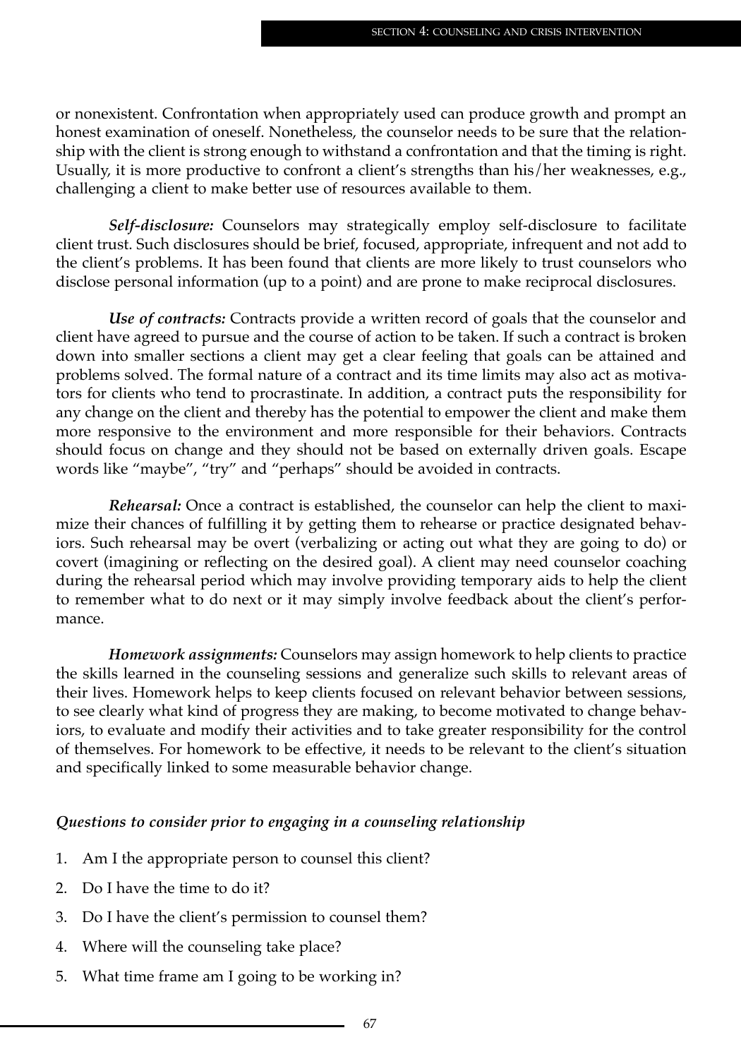or nonexistent. Confrontation when appropriately used can produce growth and prompt an honest examination of oneself. Nonetheless, the counselor needs to be sure that the relationship with the client is strong enough to withstand a confrontation and that the timing is right. Usually, it is more productive to confront a client's strengths than his/her weaknesses, e.g., challenging a client to make better use of resources available to them.

***Self-disclosure:*** Counselors may strategically employ self-disclosure to facilitate client trust. Such disclosures should be brief, focused, appropriate, infrequent and not add to the client's problems. It has been found that clients are more likely to trust counselors who disclose personal information (up to a point) and are prone to make reciprocal disclosures.

***Use of contracts:*** Contracts provide a written record of goals that the counselor and client have agreed to pursue and the course of action to be taken. If such a contract is broken down into smaller sections a client may get a clear feeling that goals can be attained and problems solved. The formal nature of a contract and its time limits may also act as motivators for clients who tend to procrastinate. In addition, a contract puts the responsibility for any change on the client and thereby has the potential to empower the client and make them more responsive to the environment and more responsible for their behaviors. Contracts should focus on change and they should not be based on externally driven goals. Escape words like "maybe", "try" and "perhaps" should be avoided in contracts.

***Rehearsal:*** Once a contract is established, the counselor can help the client to maximize their chances of fulfilling it by getting them to rehearse or practice designated behaviors. Such rehearsal may be overt (verbalizing or acting out what they are going to do) or covert (imagining or reflecting on the desired goal). A client may need counselor coaching during the rehearsal period which may involve providing temporary aids to help the client to remember what to do next or it may simply involve feedback about the client's performance.

***Homework assignments:*** Counselors may assign homework to help clients to practice the skills learned in the counseling sessions and generalize such skills to relevant areas of their lives. Homework helps to keep clients focused on relevant behavior between sessions, to see clearly what kind of progress they are making, to become motivated to change behaviors, to evaluate and modify their activities and to take greater responsibility for the control of themselves. For homework to be effective, it needs to be relevant to the client's situation and specifically linked to some measurable behavior change.

### *Questions to consider prior to engaging in a counseling relationship*

1. Am I the appropriate person to counsel this client?
2. Do I have the time to do it?
3. Do I have the client's permission to counsel them?
4. Where will the counseling take place?
5. What time frame am I going to be working in?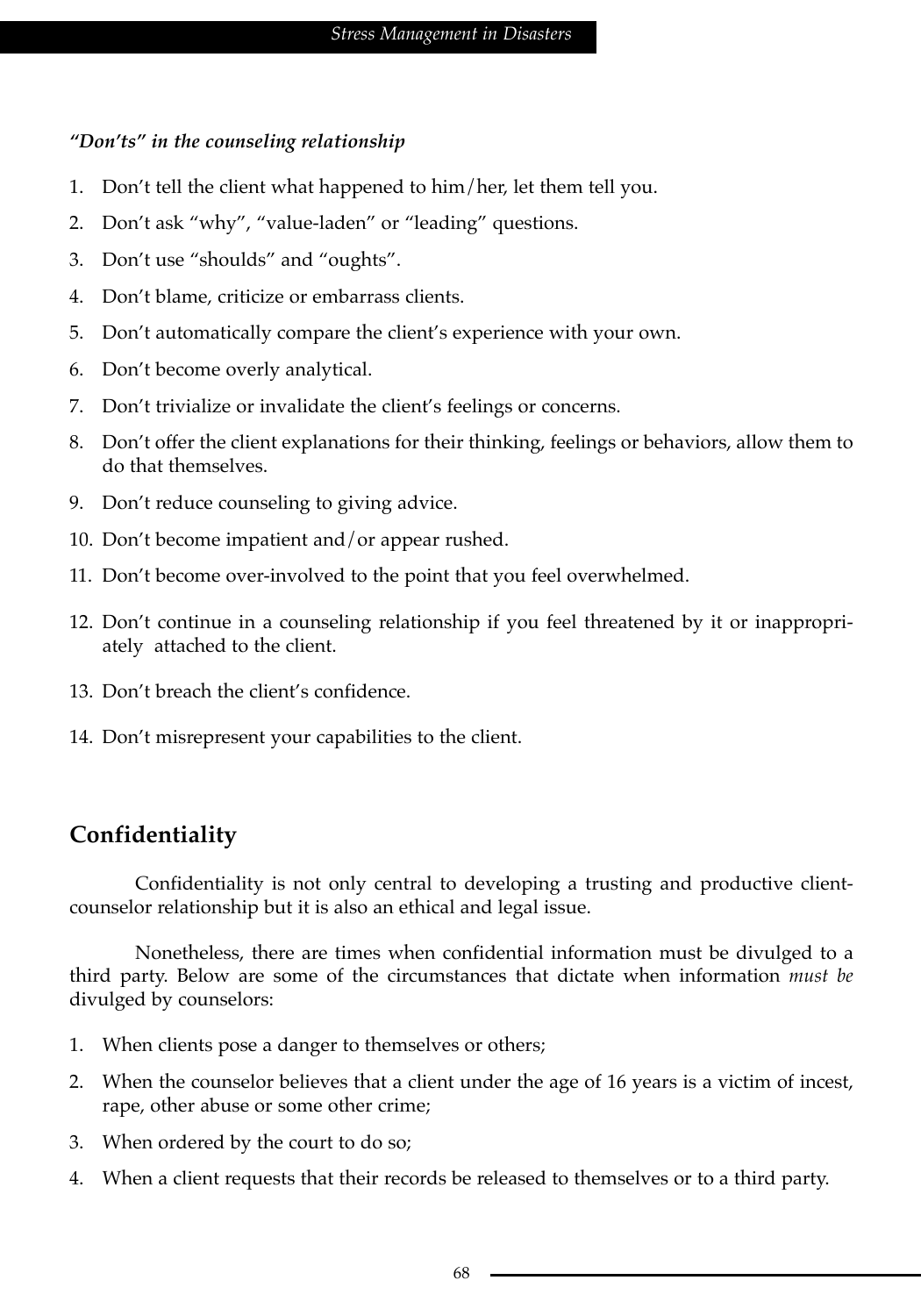***"Don'ts" in the counseling relationship***

1. Don't tell the client what happened to him/her, let them tell you.
2. Don't ask "why", "value-laden" or "leading" questions.
3. Don't use "shoulds" and "oughts".
4. Don't blame, criticize or embarrass clients.
5. Don't automatically compare the client's experience with your own.
6. Don't become overly analytical.
7. Don't trivialize or invalidate the client's feelings or concerns.
8. Don't offer the client explanations for their thinking, feelings or behaviors, allow them to do that themselves.
9. Don't reduce counseling to giving advice.
10. Don't become impatient and/or appear rushed.
11. Don't become over-involved to the point that you feel overwhelmed.
12. Don't continue in a counseling relationship if you feel threatened by it or inappropriately attached to the client.
13. Don't breach the client's confidence.
14. Don't misrepresent your capabilities to the client.

## Confidentiality

Confidentiality is not only central to developing a trusting and productive client-counselor relationship but it is also an ethical and legal issue.

Nonetheless, there are times when confidential information must be divulged to a third party. Below are some of the circumstances that dictate when information *must be* divulged by counselors:

1. When clients pose a danger to themselves or others;
2. When the counselor believes that a client under the age of 16 years is a victim of incest, rape, other abuse or some other crime;
3. When ordered by the court to do so;
4. When a client requests that their records be released to themselves or to a third party.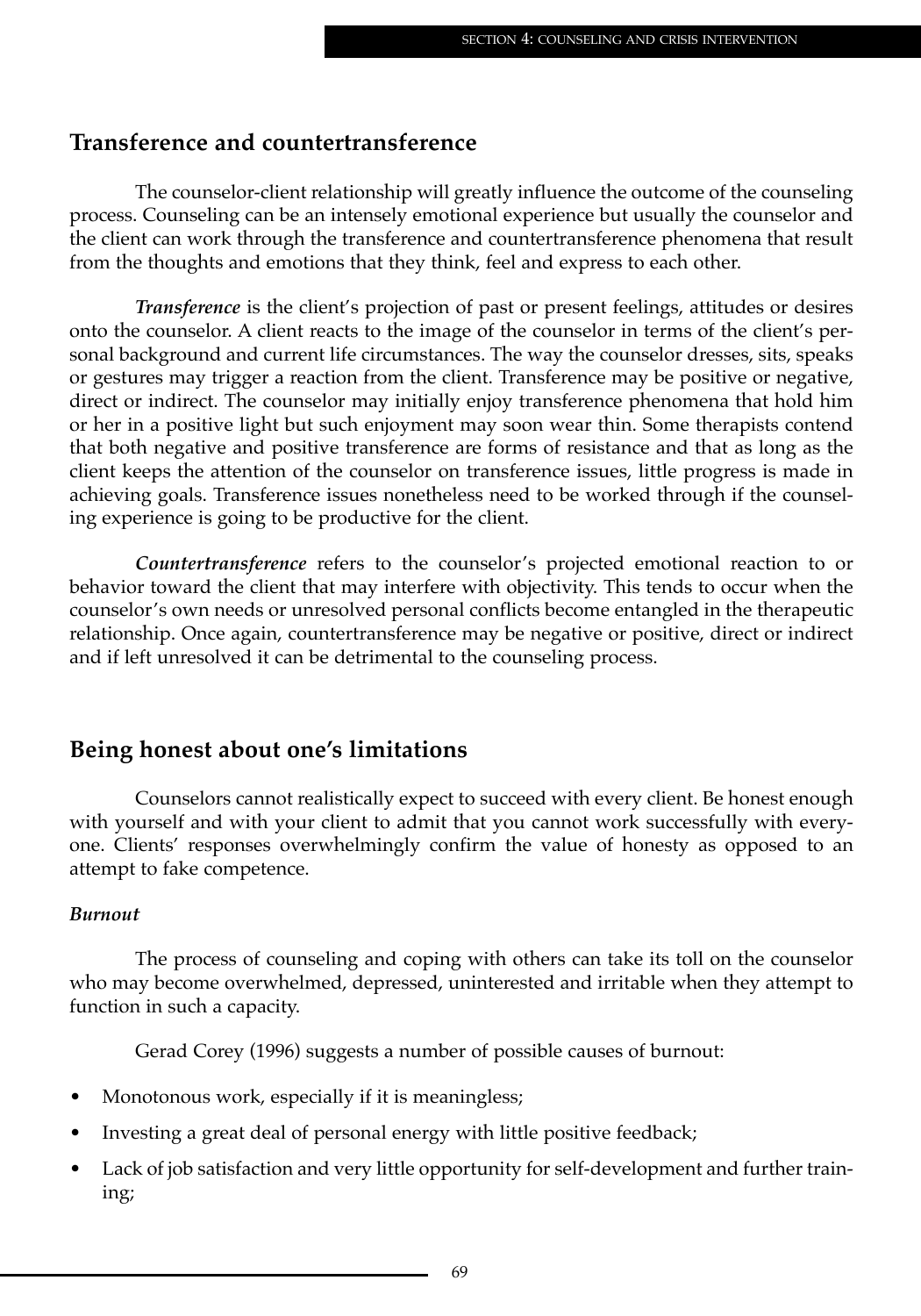## Transference and countertransference

The counselor-client relationship will greatly influence the outcome of the counseling process. Counseling can be an intensely emotional experience but usually the counselor and the client can work through the transference and countertransference phenomena that result from the thoughts and emotions that they think, feel and express to each other.

***Transference*** is the client's projection of past or present feelings, attitudes or desires onto the counselor. A client reacts to the image of the counselor in terms of the client's personal background and current life circumstances. The way the counselor dresses, sits, speaks or gestures may trigger a reaction from the client. Transference may be positive or negative, direct or indirect. The counselor may initially enjoy transference phenomena that hold him or her in a positive light but such enjoyment may soon wear thin. Some therapists contend that both negative and positive transference are forms of resistance and that as long as the client keeps the attention of the counselor on transference issues, little progress is made in achieving goals. Transference issues nonetheless need to be worked through if the counseling experience is going to be productive for the client.

***Countertransference*** refers to the counselor's projected emotional reaction to or behavior toward the client that may interfere with objectivity. This tends to occur when the counselor's own needs or unresolved personal conflicts become entangled in the therapeutic relationship. Once again, countertransference may be negative or positive, direct or indirect and if left unresolved it can be detrimental to the counseling process.

## Being honest about one's limitations

Counselors cannot realistically expect to succeed with every client. Be honest enough with yourself and with your client to admit that you cannot work successfully with everyone. Clients' responses overwhelmingly confirm the value of honesty as opposed to an attempt to fake competence.

### *Burnout*

The process of counseling and coping with others can take its toll on the counselor who may become overwhelmed, depressed, uninterested and irritable when they attempt to function in such a capacity.

Gerad Corey (1996) suggests a number of possible causes of burnout:

- Monotonous work, especially if it is meaningless;
- Investing a great deal of personal energy with little positive feedback;
- Lack of job satisfaction and very little opportunity for self-development and further training;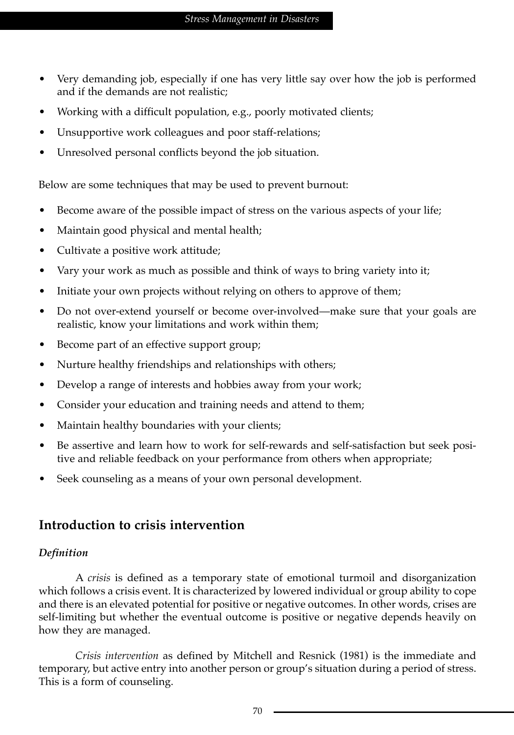- Very demanding job, especially if one has very little say over how the job is performed and if the demands are not realistic;
- Working with a difficult population, e.g., poorly motivated clients;
- Unsupportive work colleagues and poor staff-relations;
- Unresolved personal conflicts beyond the job situation.

Below are some techniques that may be used to prevent burnout:

- Become aware of the possible impact of stress on the various aspects of your life;
- Maintain good physical and mental health;
- Cultivate a positive work attitude;
- Vary your work as much as possible and think of ways to bring variety into it;
- Initiate your own projects without relying on others to approve of them;
- Do not over-extend yourself or become over-involved—make sure that your goals are realistic, know your limitations and work within them;
- Become part of an effective support group;
- Nurture healthy friendships and relationships with others;
- Develop a range of interests and hobbies away from your work;
- Consider your education and training needs and attend to them;
- Maintain healthy boundaries with your clients;
- Be assertive and learn how to work for self-rewards and self-satisfaction but seek positive and reliable feedback on your performance from others when appropriate;
- Seek counseling as a means of your own personal development.

## Introduction to crisis intervention

### *Definition*

A *crisis* is defined as a temporary state of emotional turmoil and disorganization which follows a crisis event. It is characterized by lowered individual or group ability to cope and there is an elevated potential for positive or negative outcomes. In other words, crises are self-limiting but whether the eventual outcome is positive or negative depends heavily on how they are managed.

*Crisis intervention* as defined by Mitchell and Resnick (1981) is the immediate and temporary, but active entry into another person or group's situation during a period of stress. This is a form of counseling.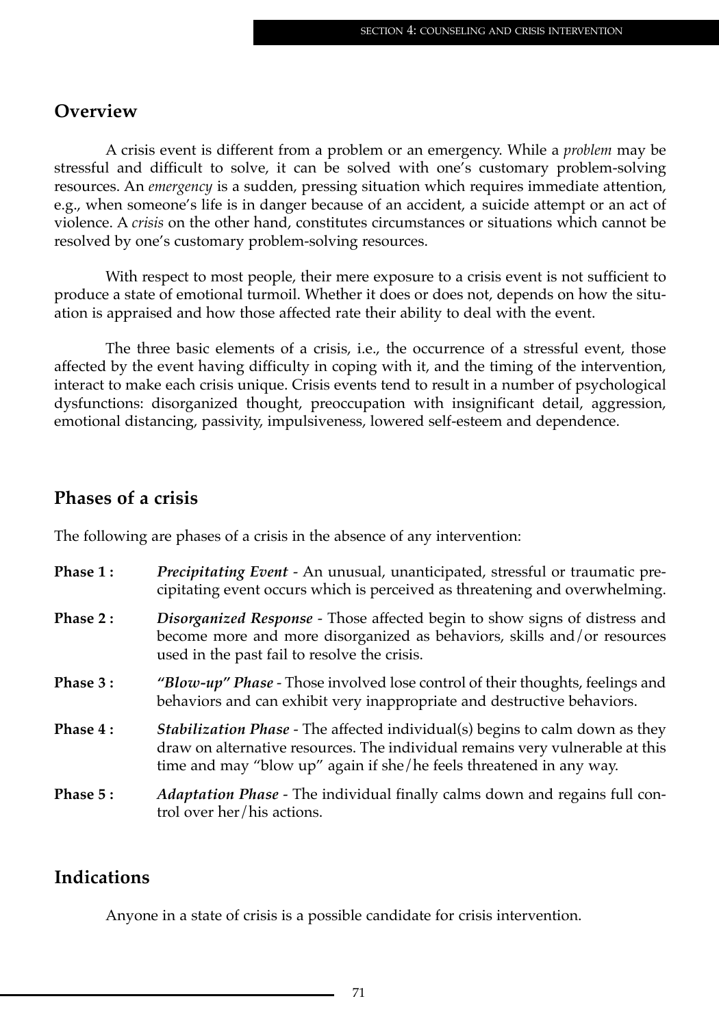## Overview

A crisis event is different from a problem or an emergency. While a *problem* may be stressful and difficult to solve, it can be solved with one's customary problem-solving resources. An *emergency* is a sudden, pressing situation which requires immediate attention, e.g., when someone's life is in danger because of an accident, a suicide attempt or an act of violence. A *crisis* on the other hand, constitutes circumstances or situations which cannot be resolved by one's customary problem-solving resources.

With respect to most people, their mere exposure to a crisis event is not sufficient to produce a state of emotional turmoil. Whether it does or does not, depends on how the situation is appraised and how those affected rate their ability to deal with the event.

The three basic elements of a crisis, i.e., the occurrence of a stressful event, those affected by the event having difficulty in coping with it, and the timing of the intervention, interact to make each crisis unique. Crisis events tend to result in a number of psychological dysfunctions: disorganized thought, preoccupation with insignificant detail, aggression, emotional distancing, passivity, impulsiveness, lowered self-esteem and dependence.

## Phases of a crisis

The following are phases of a crisis in the absence of any intervention:

**Phase 1 :** ***Precipitating Event*** - An unusual, unanticipated, stressful or traumatic precipitating event occurs which is perceived as threatening and overwhelming.

**Phase 2 :** ***Disorganized Response*** - Those affected begin to show signs of distress and become more and more disorganized as behaviors, skills and/or resources used in the past fail to resolve the crisis.

**Phase 3 :** ***"Blow-up" Phase*** - Those involved lose control of their thoughts, feelings and behaviors and can exhibit very inappropriate and destructive behaviors.

**Phase 4 :** ***Stabilization Phase*** - The affected individual(s) begins to calm down as they draw on alternative resources. The individual remains very vulnerable at this time and may "blow up" again if she/he feels threatened in any way.

**Phase 5 :** ***Adaptation Phase*** - The individual finally calms down and regains full control over her/his actions.

## Indications

Anyone in a state of crisis is a possible candidate for crisis intervention.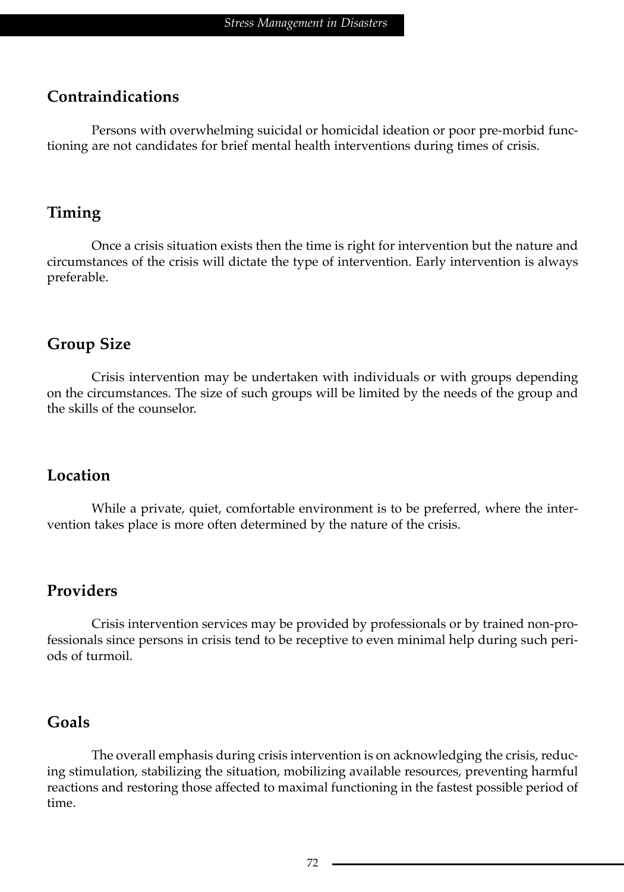## Contraindications

Persons with overwhelming suicidal or homicidal ideation or poor pre-morbid functioning are not candidates for brief mental health interventions during times of crisis.

## Timing

Once a crisis situation exists then the time is right for intervention but the nature and circumstances of the crisis will dictate the type of intervention. Early intervention is always preferable.

## Group Size

Crisis intervention may be undertaken with individuals or with groups depending on the circumstances. The size of such groups will be limited by the needs of the group and the skills of the counselor.

## Location

While a private, quiet, comfortable environment is to be preferred, where the intervention takes place is more often determined by the nature of the crisis.

## Providers

Crisis intervention services may be provided by professionals or by trained non-professionals since persons in crisis tend to be receptive to even minimal help during such periods of turmoil.

## Goals

The overall emphasis during crisis intervention is on acknowledging the crisis, reducing stimulation, stabilizing the situation, mobilizing available resources, preventing harmful reactions and restoring those affected to maximal functioning in the fastest possible period of time.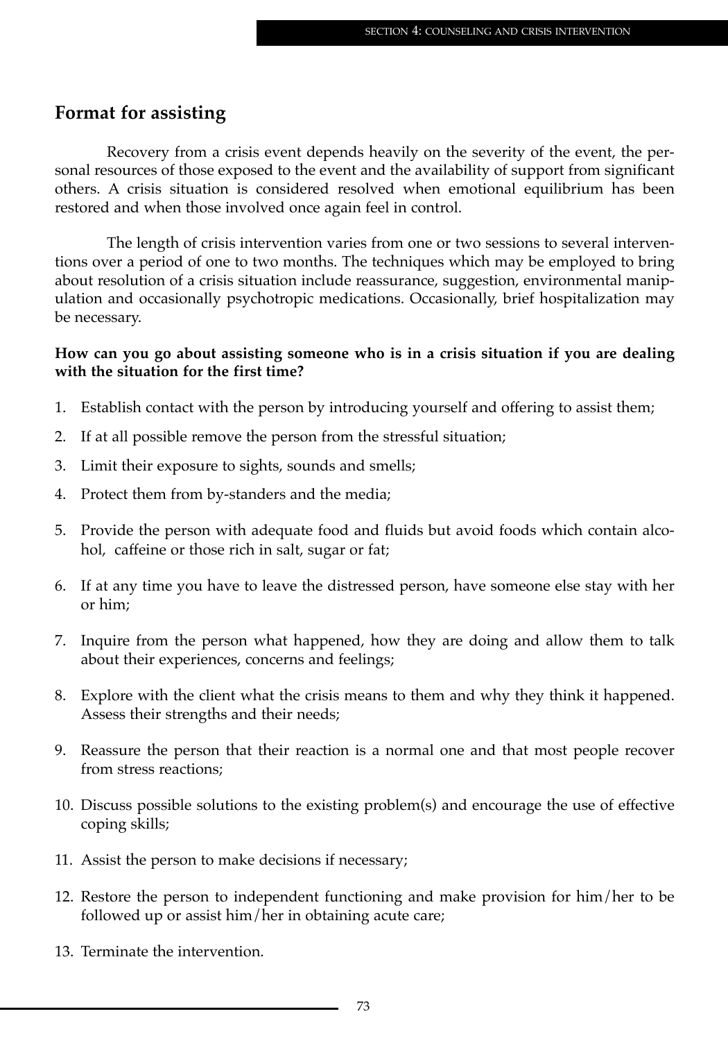## Format for assisting

Recovery from a crisis event depends heavily on the severity of the event, the personal resources of those exposed to the event and the availability of support from significant others. A crisis situation is considered resolved when emotional equilibrium has been restored and when those involved once again feel in control.

The length of crisis intervention varies from one or two sessions to several interventions over a period of one to two months. The techniques which may be employed to bring about resolution of a crisis situation include reassurance, suggestion, environmental manipulation and occasionally psychotropic medications. Occasionally, brief hospitalization may be necessary.

**How can you go about assisting someone who is in a crisis situation if you are dealing with the situation for the first time?**

1. Establish contact with the person by introducing yourself and offering to assist them;
2. If at all possible remove the person from the stressful situation;
3. Limit their exposure to sights, sounds and smells;
4. Protect them from by-standers and the media;
5. Provide the person with adequate food and fluids but avoid foods which contain alcohol, caffeine or those rich in salt, sugar or fat;
6. If at any time you have to leave the distressed person, have someone else stay with her or him;
7. Inquire from the person what happened, how they are doing and allow them to talk about their experiences, concerns and feelings;
8. Explore with the client what the crisis means to them and why they think it happened. Assess their strengths and their needs;
9. Reassure the person that their reaction is a normal one and that most people recover from stress reactions;
10. Discuss possible solutions to the existing problem(s) and encourage the use of effective coping skills;
11. Assist the person to make decisions if necessary;
12. Restore the person to independent functioning and make provision for him/her to be followed up or assist him/her in obtaining acute care;
13. Terminate the intervention.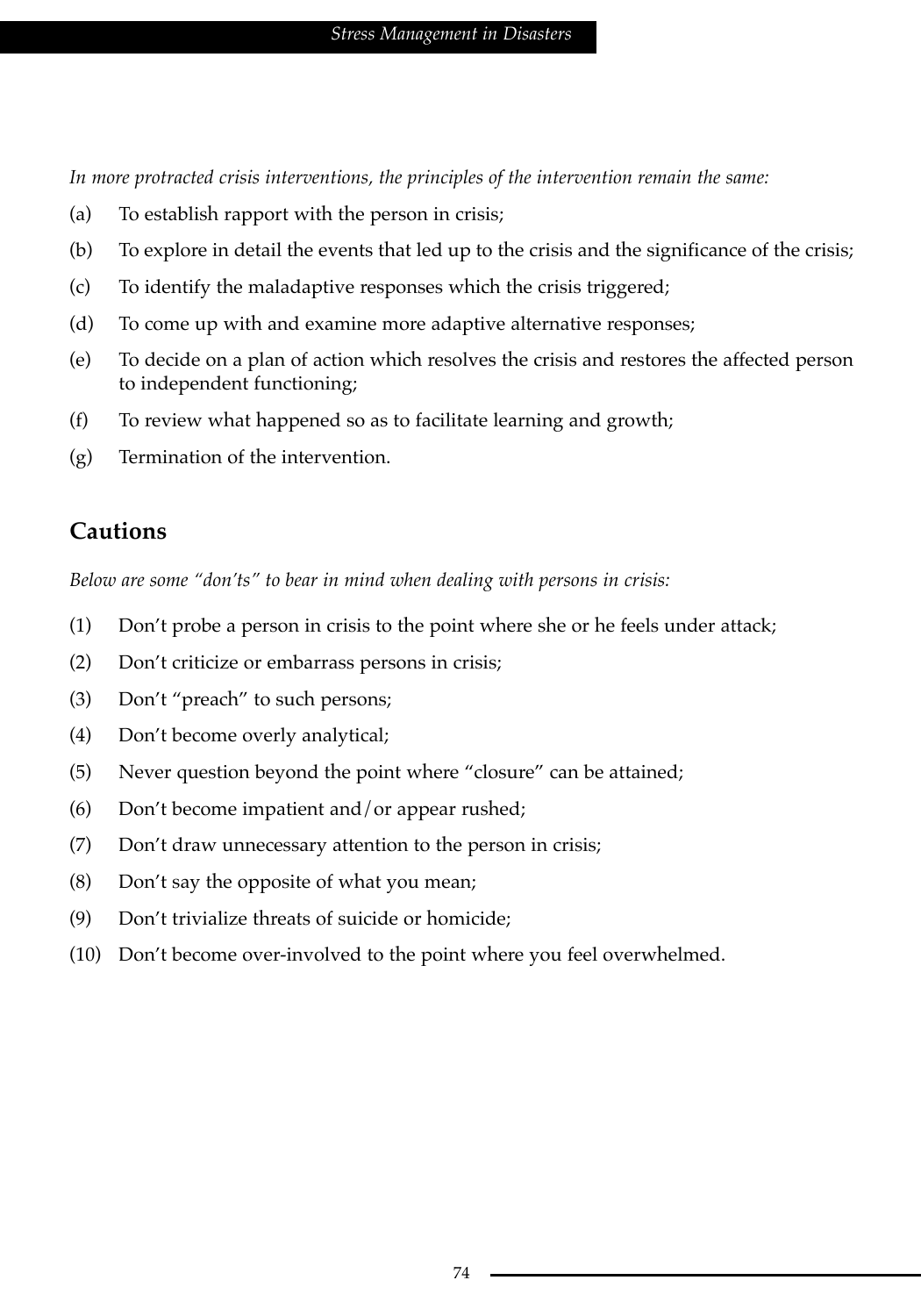*In more protracted crisis interventions, the principles of the intervention remain the same:*

(a) To establish rapport with the person in crisis;

(b) To explore in detail the events that led up to the crisis and the significance of the crisis;

(c) To identify the maladaptive responses which the crisis triggered;

(d) To come up with and examine more adaptive alternative responses;

(e) To decide on a plan of action which resolves the crisis and restores the affected person to independent functioning;

(f) To review what happened so as to facilitate learning and growth;

(g) Termination of the intervention.

## Cautions

*Below are some "don'ts" to bear in mind when dealing with persons in crisis:*

(1) Don't probe a person in crisis to the point where she or he feels under attack;

(2) Don't criticize or embarrass persons in crisis;

(3) Don't "preach" to such persons;

(4) Don't become overly analytical;

(5) Never question beyond the point where "closure" can be attained;

(6) Don't become impatient and/or appear rushed;

(7) Don't draw unnecessary attention to the person in crisis;

(8) Don't say the opposite of what you mean;

(9) Don't trivialize threats of suicide or homicide;

(10) Don't become over-involved to the point where you feel overwhelmed.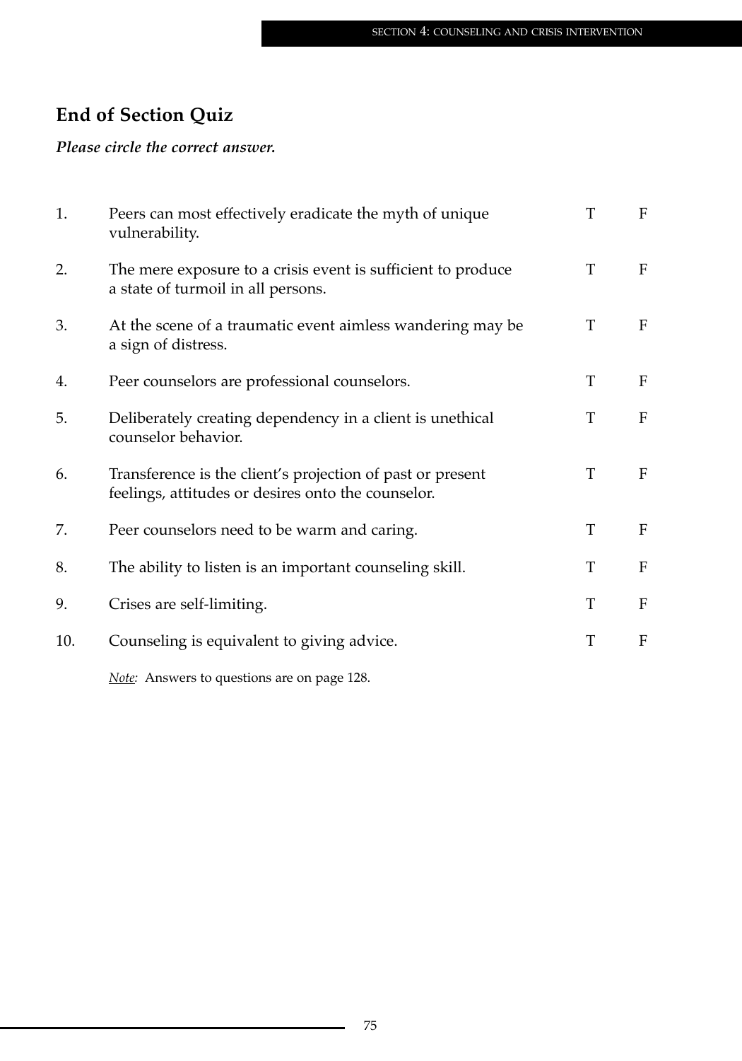## End of Section Quiz

***Please circle the correct answer.***

| | | | |
|---|---|---|---|
| 1. | Peers can most effectively eradicate the myth of unique vulnerability. | T | F |
| 2. | The mere exposure to a crisis event is sufficient to produce a state of turmoil in all persons. | T | F |
| 3. | At the scene of a traumatic event aimless wandering may be a sign of distress. | T | F |
| 4. | Peer counselors are professional counselors. | T | F |
| 5. | Deliberately creating dependency in a client is unethical counselor behavior. | T | F |
| 6. | Transference is the client's projection of past or present feelings, attitudes or desires onto the counselor. | T | F |
| 7. | Peer counselors need to be warm and caring. | T | F |
| 8. | The ability to listen is an important counseling skill. | T | F |
| 9. | Crises are self-limiting. | T | F |
| 10. | Counseling is equivalent to giving advice. | T | F |

*Note:* Answers to questions are on page 128.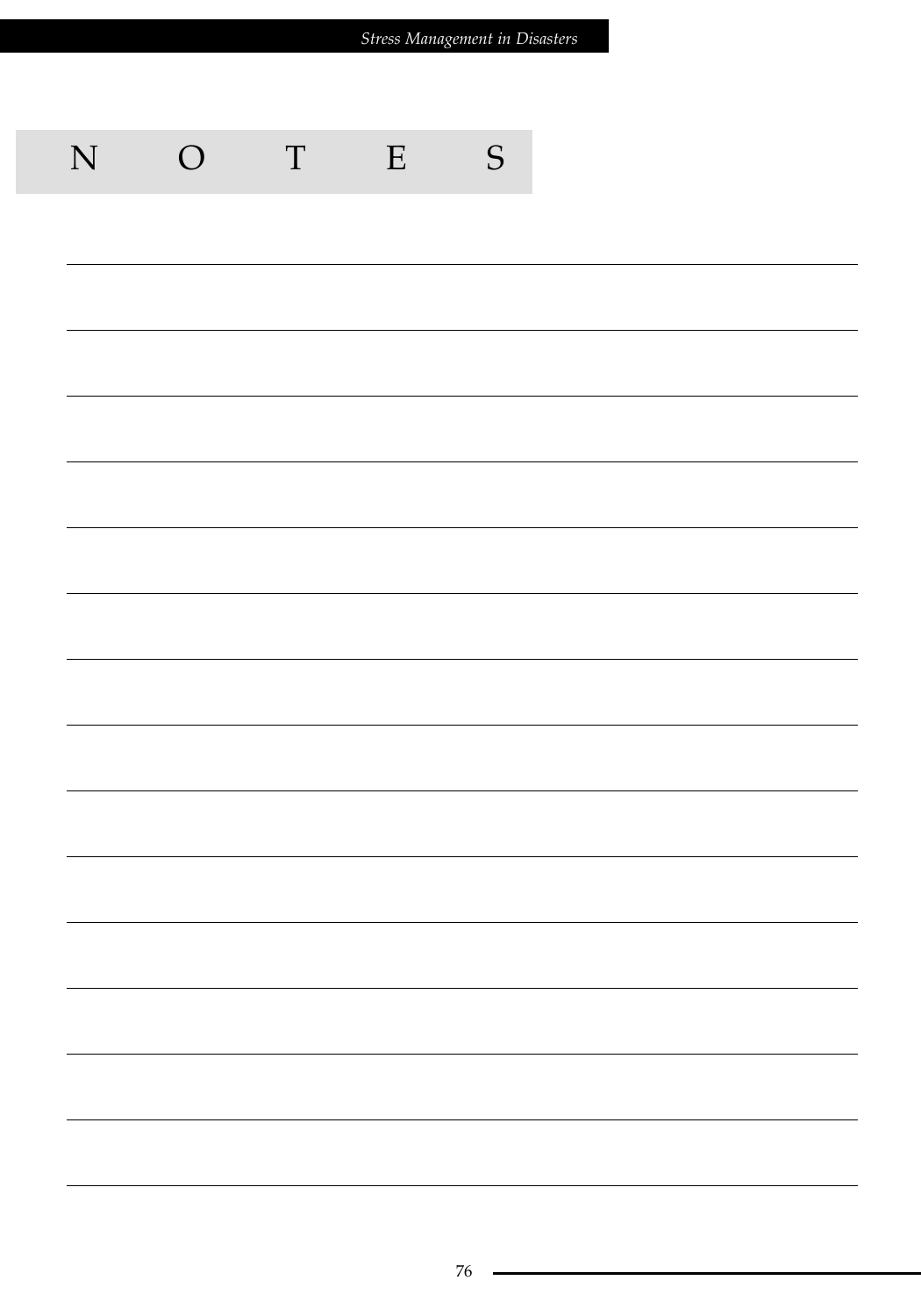# NOTES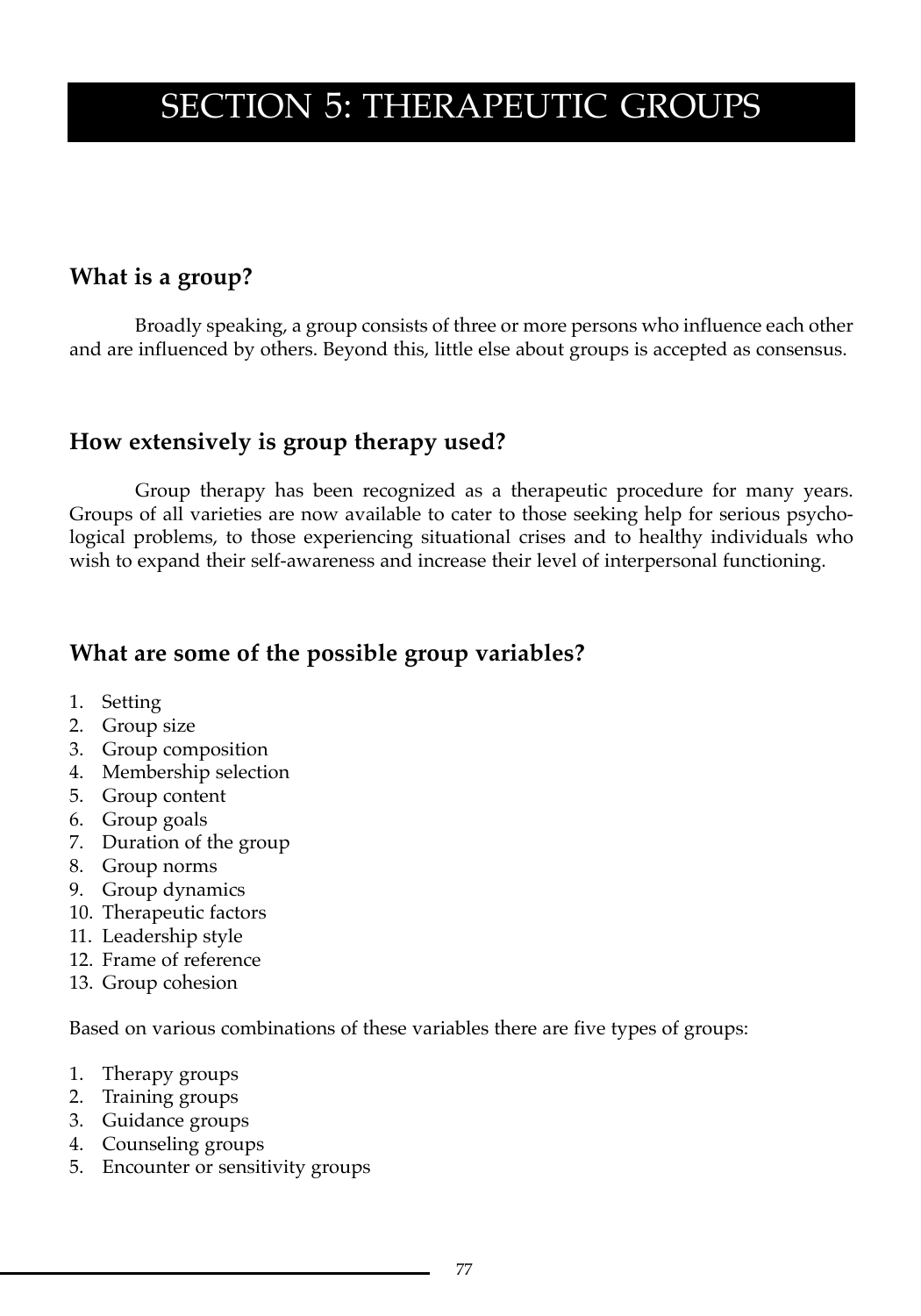# SECTION 5: THERAPEUTIC GROUPS

## What is a group?

Broadly speaking, a group consists of three or more persons who influence each other and are influenced by others. Beyond this, little else about groups is accepted as consensus.

## How extensively is group therapy used?

Group therapy has been recognized as a therapeutic procedure for many years. Groups of all varieties are now available to cater to those seeking help for serious psychological problems, to those experiencing situational crises and to healthy individuals who wish to expand their self-awareness and increase their level of interpersonal functioning.

## What are some of the possible group variables?

1. Setting
2. Group size
3. Group composition
4. Membership selection
5. Group content
6. Group goals
7. Duration of the group
8. Group norms
9. Group dynamics
10. Therapeutic factors
11. Leadership style
12. Frame of reference
13. Group cohesion

Based on various combinations of these variables there are five types of groups:

1. Therapy groups
2. Training groups
3. Guidance groups
4. Counseling groups
5. Encounter or sensitivity groups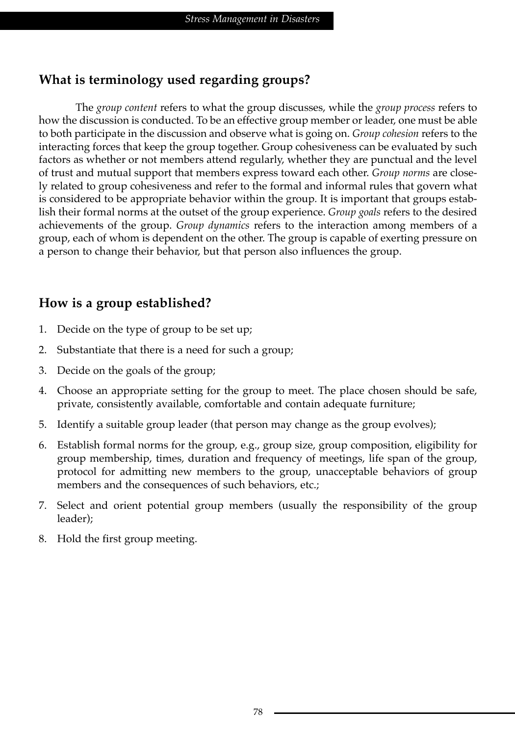## What is terminology used regarding groups?

The *group content* refers to what the group discusses, while the *group process* refers to how the discussion is conducted. To be an effective group member or leader, one must be able to both participate in the discussion and observe what is going on. *Group cohesion* refers to the interacting forces that keep the group together. Group cohesiveness can be evaluated by such factors as whether or not members attend regularly, whether they are punctual and the level of trust and mutual support that members express toward each other. *Group norms* are closely related to group cohesiveness and refer to the formal and informal rules that govern what is considered to be appropriate behavior within the group. It is important that groups establish their formal norms at the outset of the group experience. *Group goals* refers to the desired achievements of the group. *Group dynamics* refers to the interaction among members of a group, each of whom is dependent on the other. The group is capable of exerting pressure on a person to change their behavior, but that person also influences the group.

## How is a group established?

1. Decide on the type of group to be set up;
2. Substantiate that there is a need for such a group;
3. Decide on the goals of the group;
4. Choose an appropriate setting for the group to meet. The place chosen should be safe, private, consistently available, comfortable and contain adequate furniture;
5. Identify a suitable group leader (that person may change as the group evolves);
6. Establish formal norms for the group, e.g., group size, group composition, eligibility for group membership, times, duration and frequency of meetings, life span of the group, protocol for admitting new members to the group, unacceptable behaviors of group members and the consequences of such behaviors, etc.;
7. Select and orient potential group members (usually the responsibility of the group leader);
8. Hold the first group meeting.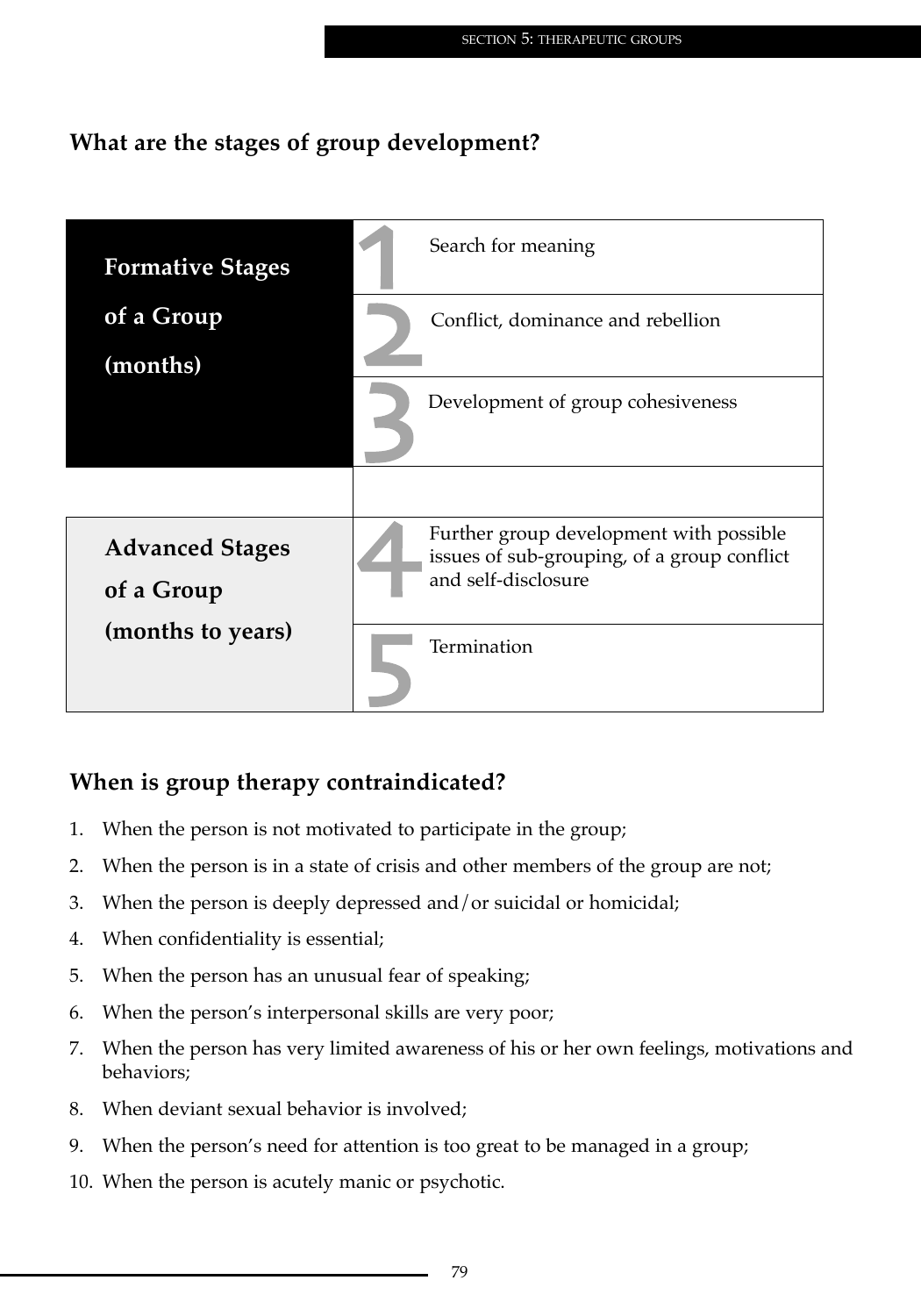## What are the stages of group development?

| | Stage | Description |
|---|---|---|
| **Formative Stages of a Group (months)** | 1 | Search for meaning |
| | 2 | Conflict, dominance and rebellion |
| | 3 | Development of group cohesiveness |
| **Advanced Stages of a Group (months to years)** | 4 | Further group development with possible issues of sub-grouping, of a group conflict and self-disclosure |
| | 5 | Termination |

## When is group therapy contraindicated?

1. When the person is not motivated to participate in the group;
2. When the person is in a state of crisis and other members of the group are not;
3. When the person is deeply depressed and/or suicidal or homicidal;
4. When confidentiality is essential;
5. When the person has an unusual fear of speaking;
6. When the person's interpersonal skills are very poor;
7. When the person has very limited awareness of his or her own feelings, motivations and behaviors;
8. When deviant sexual behavior is involved;
9. When the person's need for attention is too great to be managed in a group;
10. When the person is acutely manic or psychotic.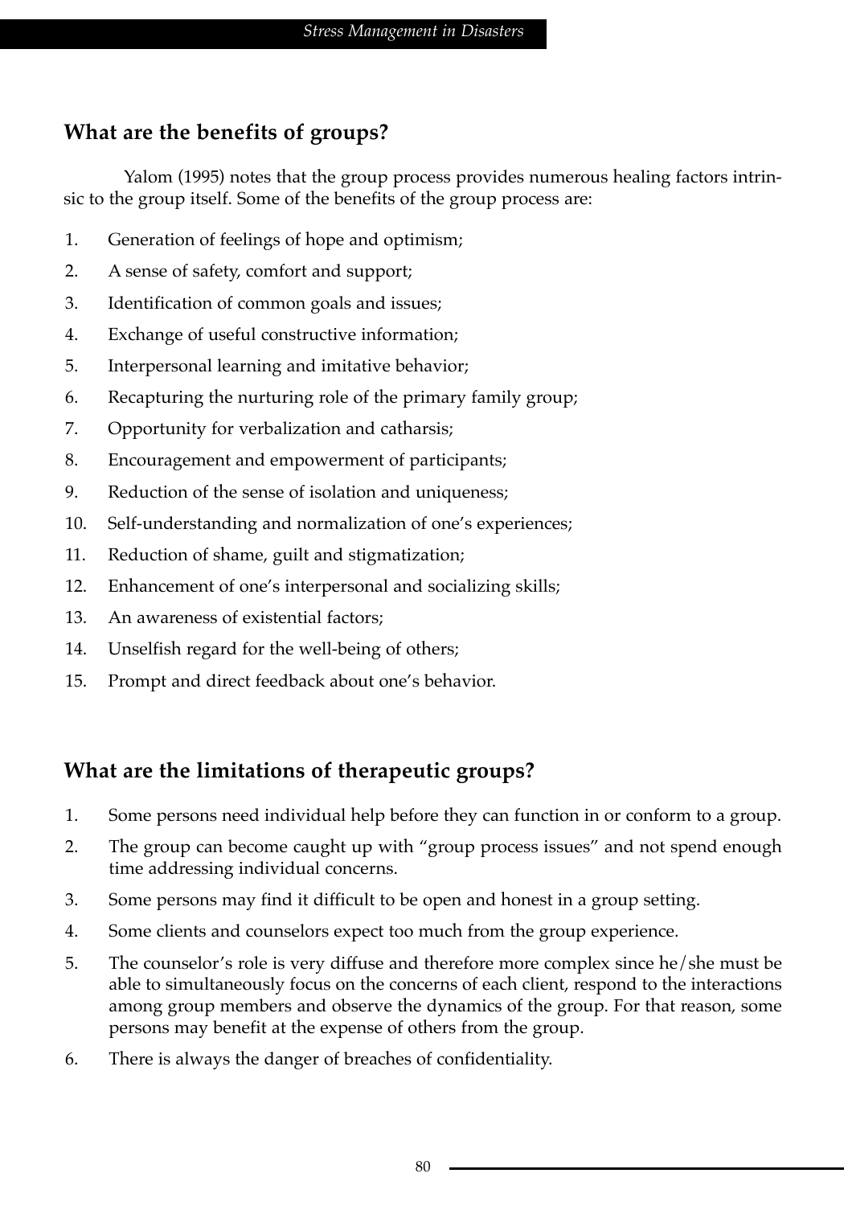## What are the benefits of groups?

Yalom (1995) notes that the group process provides numerous healing factors intrinsic to the group itself. Some of the benefits of the group process are:

1. Generation of feelings of hope and optimism;
2. A sense of safety, comfort and support;
3. Identification of common goals and issues;
4. Exchange of useful constructive information;
5. Interpersonal learning and imitative behavior;
6. Recapturing the nurturing role of the primary family group;
7. Opportunity for verbalization and catharsis;
8. Encouragement and empowerment of participants;
9. Reduction of the sense of isolation and uniqueness;
10. Self-understanding and normalization of one's experiences;
11. Reduction of shame, guilt and stigmatization;
12. Enhancement of one's interpersonal and socializing skills;
13. An awareness of existential factors;
14. Unselfish regard for the well-being of others;
15. Prompt and direct feedback about one's behavior.

## What are the limitations of therapeutic groups?

1. Some persons need individual help before they can function in or conform to a group.
2. The group can become caught up with "group process issues" and not spend enough time addressing individual concerns.
3. Some persons may find it difficult to be open and honest in a group setting.
4. Some clients and counselors expect too much from the group experience.
5. The counselor's role is very diffuse and therefore more complex since he/she must be able to simultaneously focus on the concerns of each client, respond to the interactions among group members and observe the dynamics of the group. For that reason, some persons may benefit at the expense of others from the group.
6. There is always the danger of breaches of confidentiality.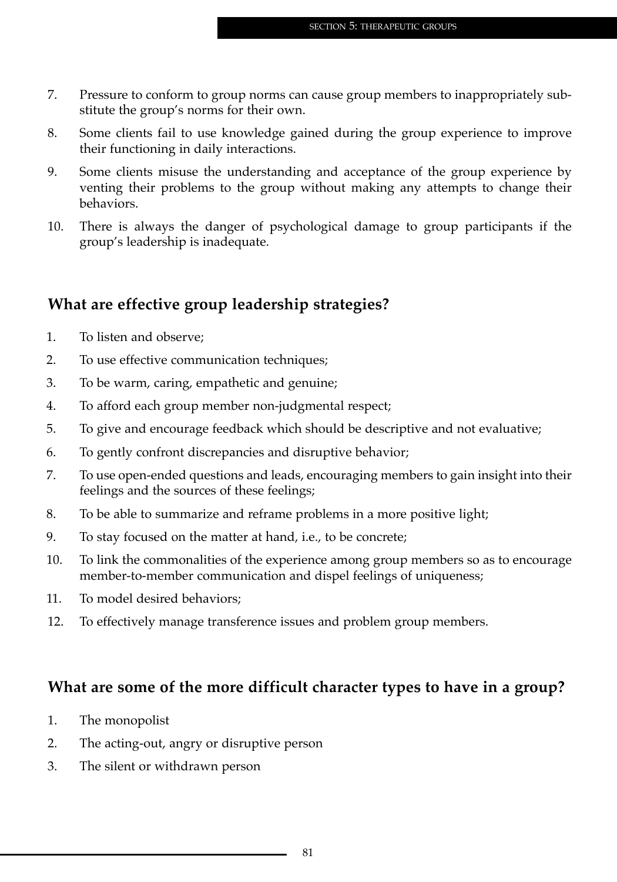7. Pressure to conform to group norms can cause group members to inappropriately substitute the group's norms for their own.

8. Some clients fail to use knowledge gained during the group experience to improve their functioning in daily interactions.

9. Some clients misuse the understanding and acceptance of the group experience by venting their problems to the group without making any attempts to change their behaviors.

10. There is always the danger of psychological damage to group participants if the group's leadership is inadequate.

## What are effective group leadership strategies?

1. To listen and observe;
2. To use effective communication techniques;
3. To be warm, caring, empathetic and genuine;
4. To afford each group member non-judgmental respect;
5. To give and encourage feedback which should be descriptive and not evaluative;
6. To gently confront discrepancies and disruptive behavior;
7. To use open-ended questions and leads, encouraging members to gain insight into their feelings and the sources of these feelings;
8. To be able to summarize and reframe problems in a more positive light;
9. To stay focused on the matter at hand, i.e., to be concrete;
10. To link the commonalities of the experience among group members so as to encourage member-to-member communication and dispel feelings of uniqueness;
11. To model desired behaviors;
12. To effectively manage transference issues and problem group members.

## What are some of the more difficult character types to have in a group?

1. The monopolist
2. The acting-out, angry or disruptive person
3. The silent or withdrawn person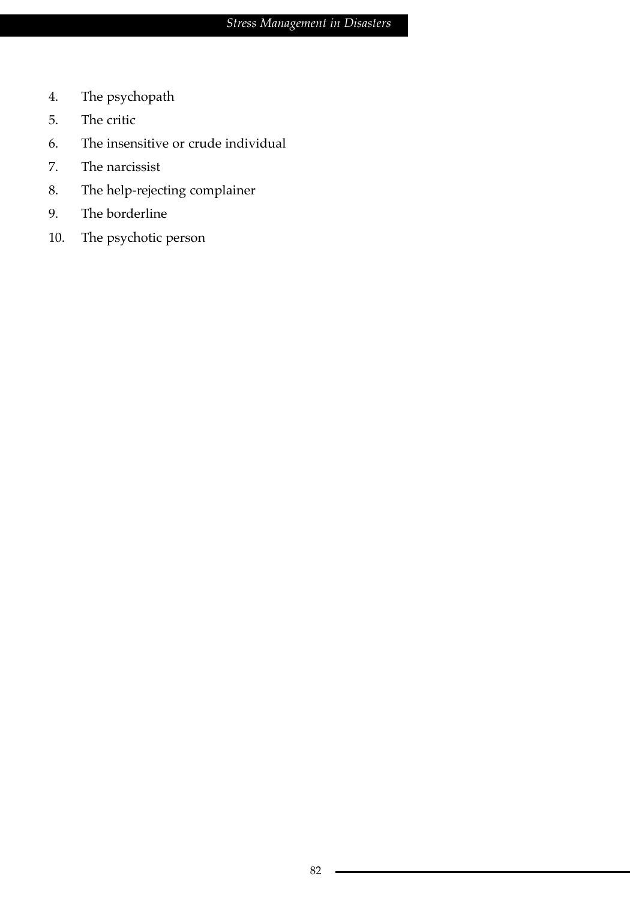4. The psychopath
5. The critic
6. The insensitive or crude individual
7. The narcissist
8. The help-rejecting complainer
9. The borderline
10. The psychotic person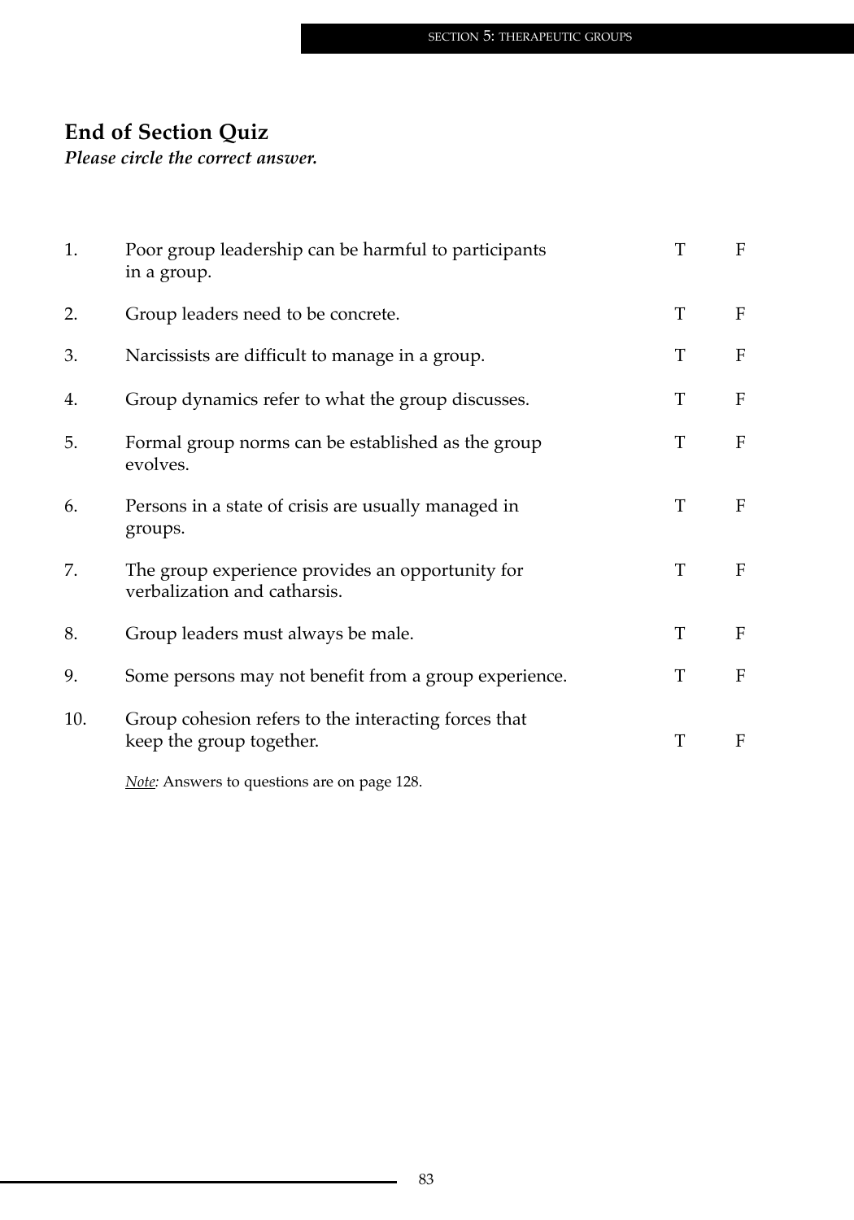## End of Section Quiz

***Please circle the correct answer.***

| | | | |
|---|---|---|---|
| 1. | Poor group leadership can be harmful to participants in a group. | T | F |
| 2. | Group leaders need to be concrete. | T | F |
| 3. | Narcissists are difficult to manage in a group. | T | F |
| 4. | Group dynamics refer to what the group discusses. | T | F |
| 5. | Formal group norms can be established as the group evolves. | T | F |
| 6. | Persons in a state of crisis are usually managed in groups. | T | F |
| 7. | The group experience provides an opportunity for verbalization and catharsis. | T | F |
| 8. | Group leaders must always be male. | T | F |
| 9. | Some persons may not benefit from a group experience. | T | F |
| 10. | Group cohesion refers to the interacting forces that keep the group together. | T | F |

*Note:* Answers to questions are on page 128.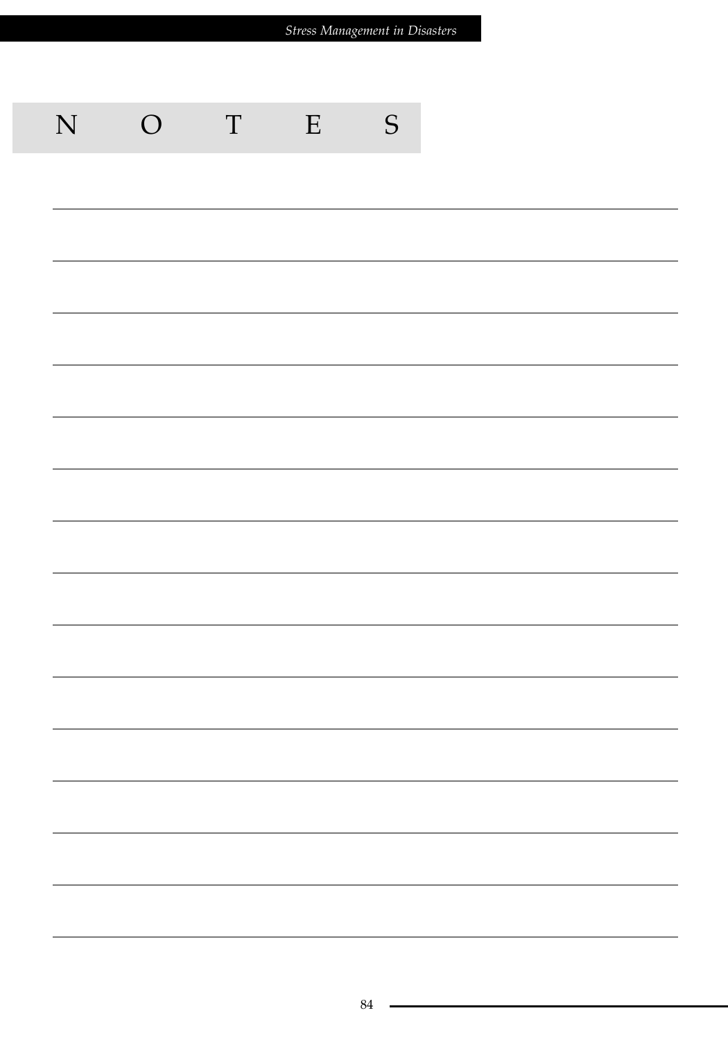# NOTES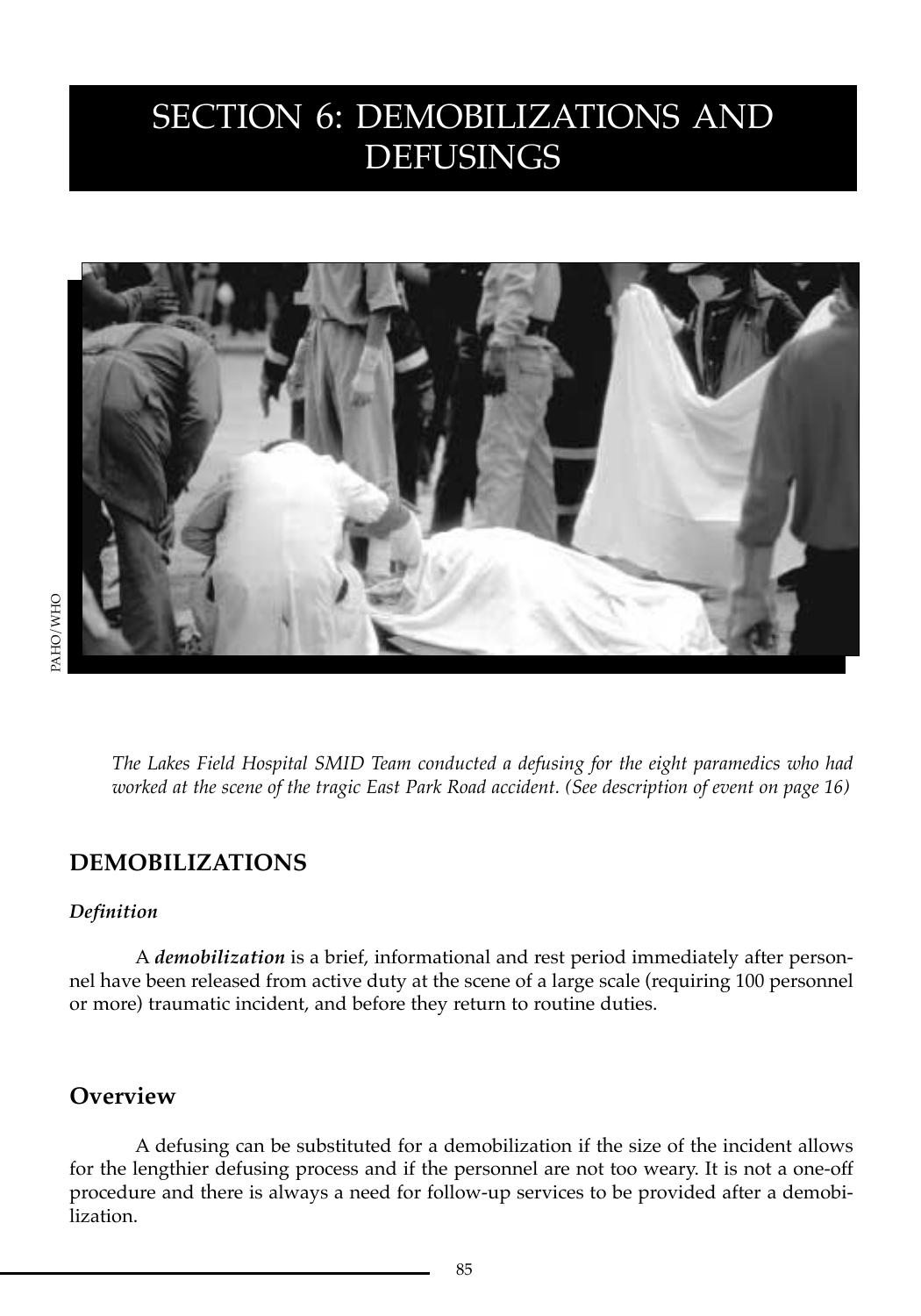# SECTION 6: DEMOBILIZATIONS AND DEFUSINGS

PAHO/WHO

*The Lakes Field Hospital SMID Team conducted a defusing for the eight paramedics who had worked at the scene of the tragic East Park Road accident. (See description of event on page 16)*

## DEMOBILIZATIONS

### *Definition*

A ***demobilization*** is a brief, informational and rest period immediately after personnel have been released from active duty at the scene of a large scale (requiring 100 personnel or more) traumatic incident, and before they return to routine duties.

## Overview

A defusing can be substituted for a demobilization if the size of the incident allows for the lengthier defusing process and if the personnel are not too weary. It is not a one-off procedure and there is always a need for follow-up services to be provided after a demobilization.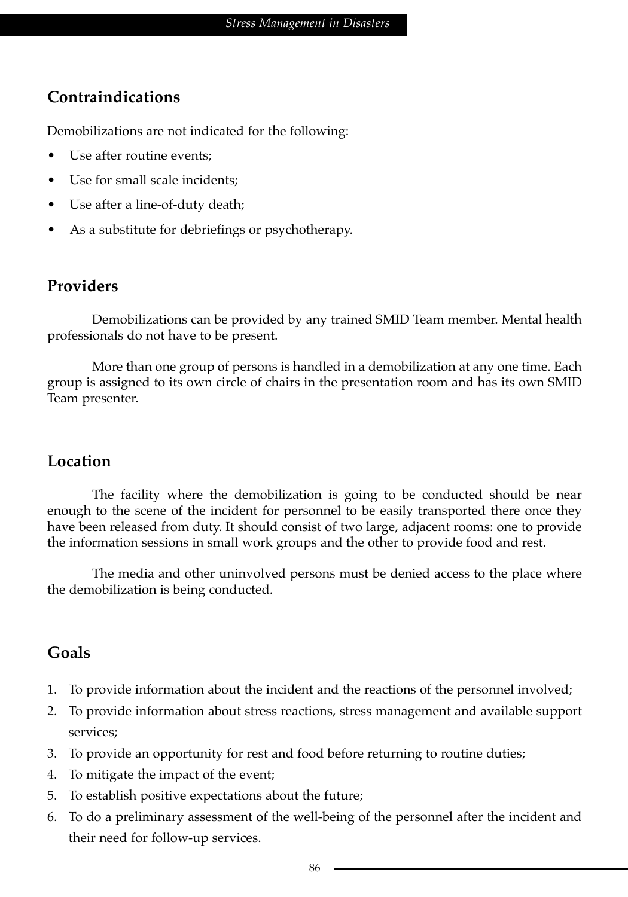## Contraindications

Demobilizations are not indicated for the following:

- Use after routine events;
- Use for small scale incidents;
- Use after a line-of-duty death;
- As a substitute for debriefings or psychotherapy.

## Providers

Demobilizations can be provided by any trained SMID Team member. Mental health professionals do not have to be present.

More than one group of persons is handled in a demobilization at any one time. Each group is assigned to its own circle of chairs in the presentation room and has its own SMID Team presenter.

## Location

The facility where the demobilization is going to be conducted should be near enough to the scene of the incident for personnel to be easily transported there once they have been released from duty. It should consist of two large, adjacent rooms: one to provide the information sessions in small work groups and the other to provide food and rest.

The media and other uninvolved persons must be denied access to the place where the demobilization is being conducted.

## Goals

1. To provide information about the incident and the reactions of the personnel involved;
2. To provide information about stress reactions, stress management and available support services;
3. To provide an opportunity for rest and food before returning to routine duties;
4. To mitigate the impact of the event;
5. To establish positive expectations about the future;
6. To do a preliminary assessment of the well-being of the personnel after the incident and their need for follow-up services.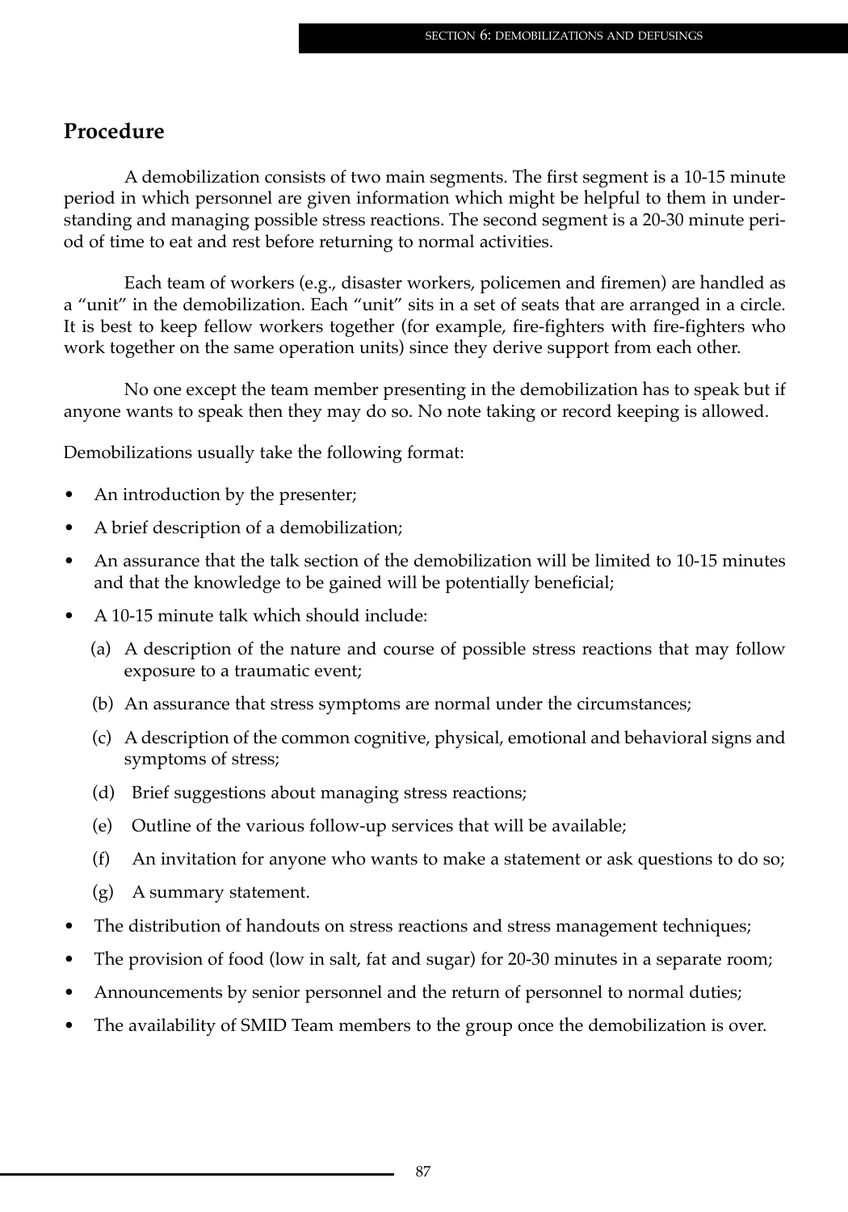## Procedure

A demobilization consists of two main segments. The first segment is a 10-15 minute period in which personnel are given information which might be helpful to them in understanding and managing possible stress reactions. The second segment is a 20-30 minute period of time to eat and rest before returning to normal activities.

Each team of workers (e.g., disaster workers, policemen and firemen) are handled as a "unit" in the demobilization. Each "unit" sits in a set of seats that are arranged in a circle. It is best to keep fellow workers together (for example, fire-fighters with fire-fighters who work together on the same operation units) since they derive support from each other.

No one except the team member presenting in the demobilization has to speak but if anyone wants to speak then they may do so. No note taking or record keeping is allowed.

Demobilizations usually take the following format:

- An introduction by the presenter;
- A brief description of a demobilization;
- An assurance that the talk section of the demobilization will be limited to 10-15 minutes and that the knowledge to be gained will be potentially beneficial;
- A 10-15 minute talk which should include:
  - (a) A description of the nature and course of possible stress reactions that may follow exposure to a traumatic event;
  - (b) An assurance that stress symptoms are normal under the circumstances;
  - (c) A description of the common cognitive, physical, emotional and behavioral signs and symptoms of stress;
  - (d) Brief suggestions about managing stress reactions;
  - (e) Outline of the various follow-up services that will be available;
  - (f) An invitation for anyone who wants to make a statement or ask questions to do so;
  - (g) A summary statement.
- The distribution of handouts on stress reactions and stress management techniques;
- The provision of food (low in salt, fat and sugar) for 20-30 minutes in a separate room;
- Announcements by senior personnel and the return of personnel to normal duties;
- The availability of SMID Team members to the group once the demobilization is over.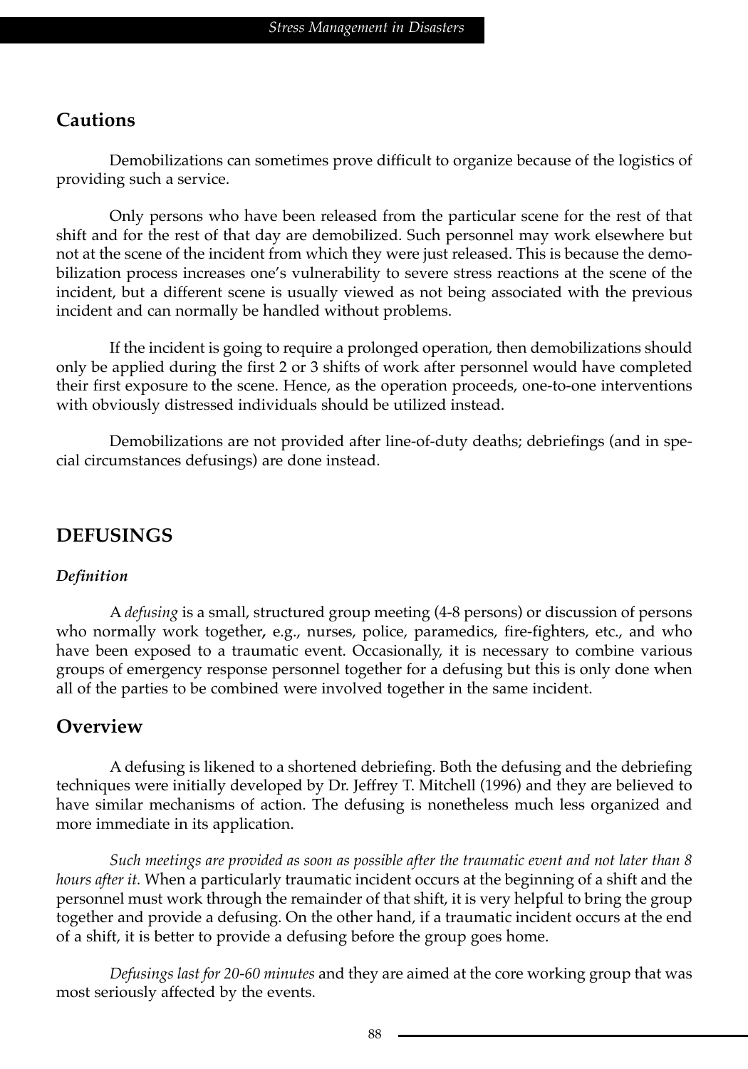## Cautions

Demobilizations can sometimes prove difficult to organize because of the logistics of providing such a service.

Only persons who have been released from the particular scene for the rest of that shift and for the rest of that day are demobilized. Such personnel may work elsewhere but not at the scene of the incident from which they were just released. This is because the demobilization process increases one's vulnerability to severe stress reactions at the scene of the incident, but a different scene is usually viewed as not being associated with the previous incident and can normally be handled without problems.

If the incident is going to require a prolonged operation, then demobilizations should only be applied during the first 2 or 3 shifts of work after personnel would have completed their first exposure to the scene. Hence, as the operation proceeds, one-to-one interventions with obviously distressed individuals should be utilized instead.

Demobilizations are not provided after line-of-duty deaths; debriefings (and in special circumstances defusings) are done instead.

## DEFUSINGS

### *Definition*

A *defusing* is a small, structured group meeting (4-8 persons) or discussion of persons who normally work together, e.g., nurses, police, paramedics, fire-fighters, etc., and who have been exposed to a traumatic event. Occasionally, it is necessary to combine various groups of emergency response personnel together for a defusing but this is only done when all of the parties to be combined were involved together in the same incident.

## Overview

A defusing is likened to a shortened debriefing. Both the defusing and the debriefing techniques were initially developed by Dr. Jeffrey T. Mitchell (1996) and they are believed to have similar mechanisms of action. The defusing is nonetheless much less organized and more immediate in its application.

*Such meetings are provided as soon as possible after the traumatic event and not later than 8 hours after it.* When a particularly traumatic incident occurs at the beginning of a shift and the personnel must work through the remainder of that shift, it is very helpful to bring the group together and provide a defusing. On the other hand, if a traumatic incident occurs at the end of a shift, it is better to provide a defusing before the group goes home.

*Defusings last for 20-60 minutes* and they are aimed at the core working group that was most seriously affected by the events.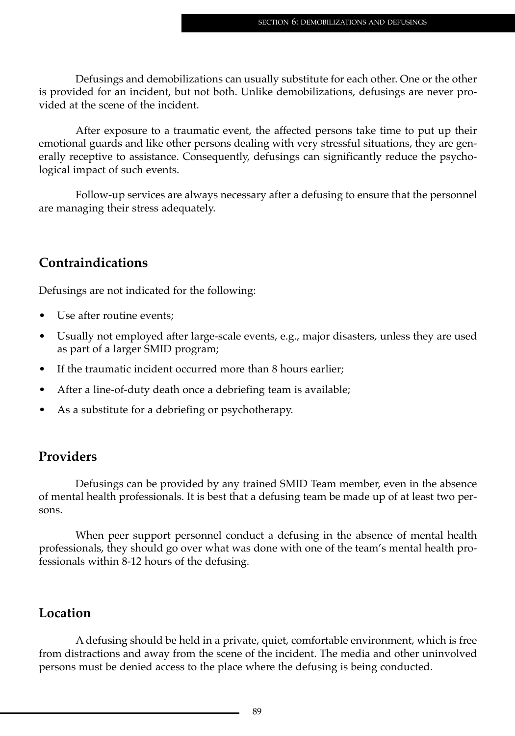Defusings and demobilizations can usually substitute for each other. One or the other is provided for an incident, but not both. Unlike demobilizations, defusings are never provided at the scene of the incident.

After exposure to a traumatic event, the affected persons take time to put up their emotional guards and like other persons dealing with very stressful situations, they are generally receptive to assistance. Consequently, defusings can significantly reduce the psychological impact of such events.

Follow-up services are always necessary after a defusing to ensure that the personnel are managing their stress adequately.

## Contraindications

Defusings are not indicated for the following:

- Use after routine events;
- Usually not employed after large-scale events, e.g., major disasters, unless they are used as part of a larger SMID program;
- If the traumatic incident occurred more than 8 hours earlier;
- After a line-of-duty death once a debriefing team is available;
- As a substitute for a debriefing or psychotherapy.

## Providers

Defusings can be provided by any trained SMID Team member, even in the absence of mental health professionals. It is best that a defusing team be made up of at least two persons.

When peer support personnel conduct a defusing in the absence of mental health professionals, they should go over what was done with one of the team's mental health professionals within 8-12 hours of the defusing.

## Location

A defusing should be held in a private, quiet, comfortable environment, which is free from distractions and away from the scene of the incident. The media and other uninvolved persons must be denied access to the place where the defusing is being conducted.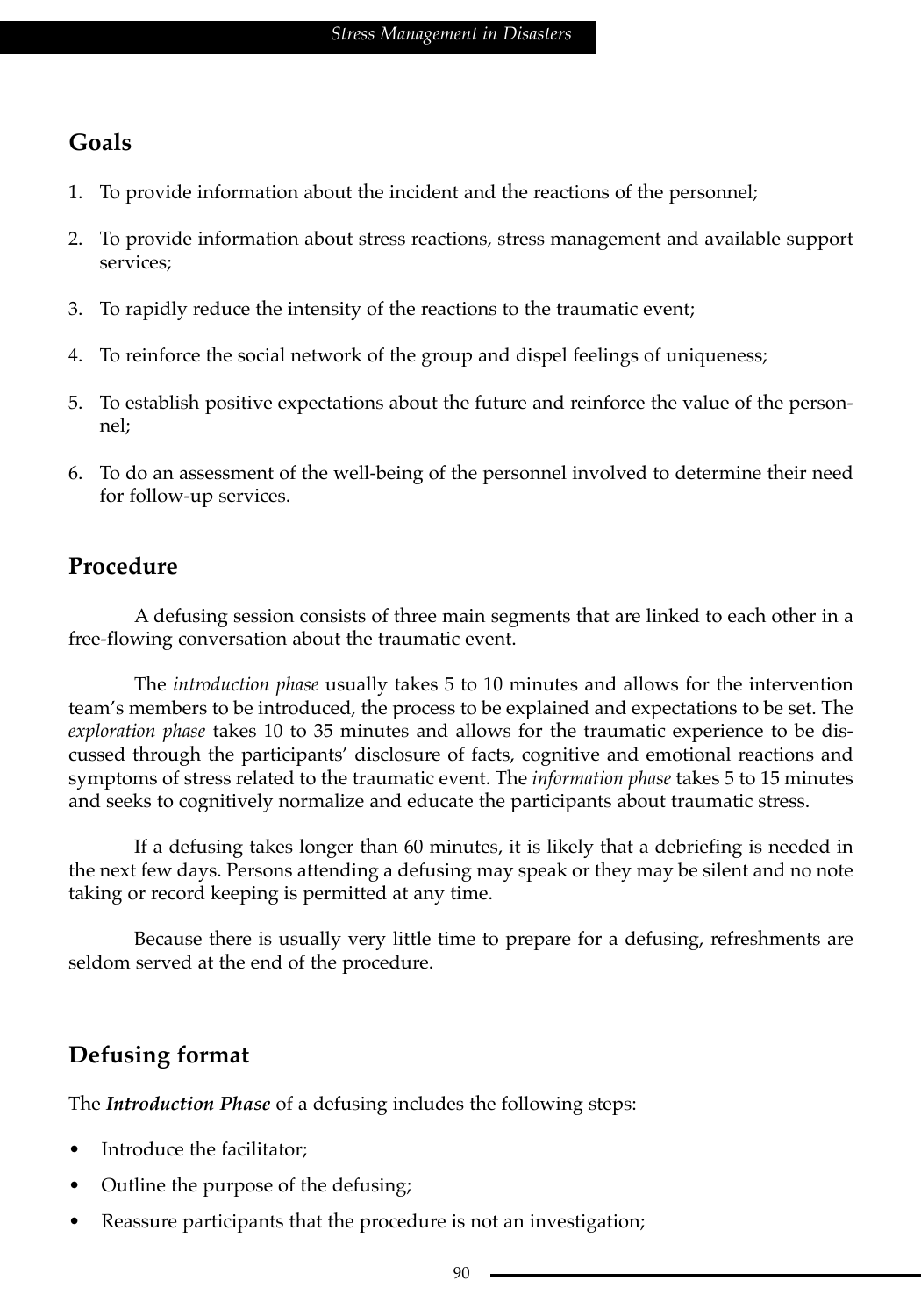## Goals

1. To provide information about the incident and the reactions of the personnel;
2. To provide information about stress reactions, stress management and available support services;
3. To rapidly reduce the intensity of the reactions to the traumatic event;
4. To reinforce the social network of the group and dispel feelings of uniqueness;
5. To establish positive expectations about the future and reinforce the value of the personnel;
6. To do an assessment of the well-being of the personnel involved to determine their need for follow-up services.

## Procedure

A defusing session consists of three main segments that are linked to each other in a free-flowing conversation about the traumatic event.

The *introduction phase* usually takes 5 to 10 minutes and allows for the intervention team's members to be introduced, the process to be explained and expectations to be set. The *exploration phase* takes 10 to 35 minutes and allows for the traumatic experience to be discussed through the participants' disclosure of facts, cognitive and emotional reactions and symptoms of stress related to the traumatic event. The *information phase* takes 5 to 15 minutes and seeks to cognitively normalize and educate the participants about traumatic stress.

If a defusing takes longer than 60 minutes, it is likely that a debriefing is needed in the next few days. Persons attending a defusing may speak or they may be silent and no note taking or record keeping is permitted at any time.

Because there is usually very little time to prepare for a defusing, refreshments are seldom served at the end of the procedure.

## Defusing format

The ***Introduction Phase*** of a defusing includes the following steps:

- Introduce the facilitator;
- Outline the purpose of the defusing;
- Reassure participants that the procedure is not an investigation;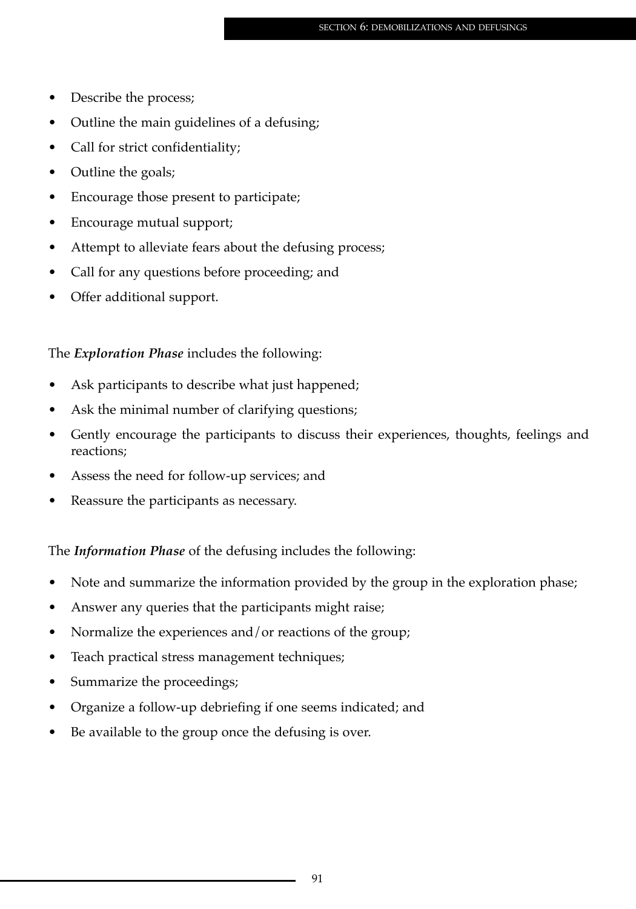- Describe the process;
- Outline the main guidelines of a defusing;
- Call for strict confidentiality;
- Outline the goals;
- Encourage those present to participate;
- Encourage mutual support;
- Attempt to alleviate fears about the defusing process;
- Call for any questions before proceeding; and
- Offer additional support.

The ***Exploration Phase*** includes the following:

- Ask participants to describe what just happened;
- Ask the minimal number of clarifying questions;
- Gently encourage the participants to discuss their experiences, thoughts, feelings and reactions;
- Assess the need for follow-up services; and
- Reassure the participants as necessary.

The ***Information Phase*** of the defusing includes the following:

- Note and summarize the information provided by the group in the exploration phase;
- Answer any queries that the participants might raise;
- Normalize the experiences and/or reactions of the group;
- Teach practical stress management techniques;
- Summarize the proceedings;
- Organize a follow-up debriefing if one seems indicated; and
- Be available to the group once the defusing is over.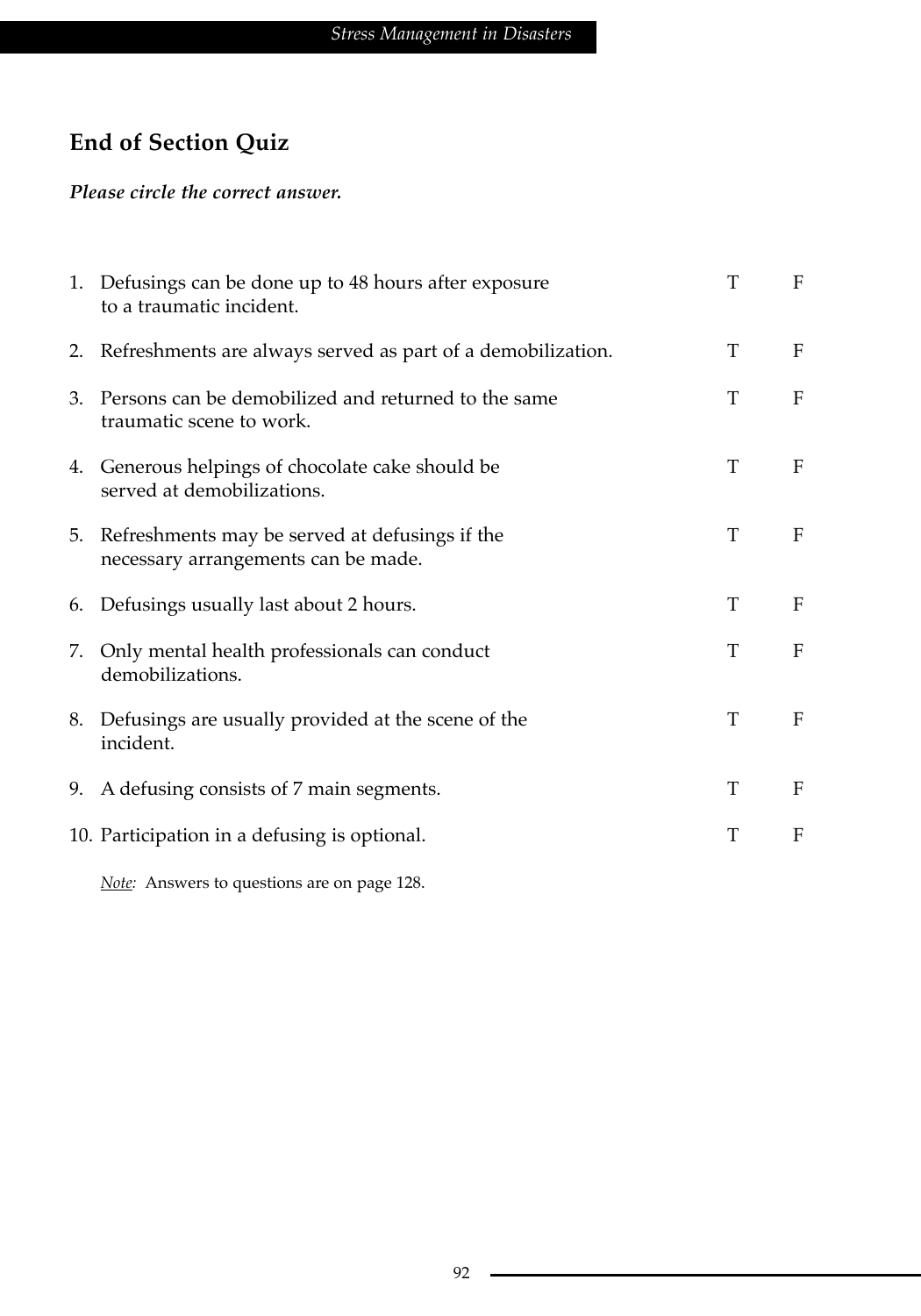## End of Section Quiz

***Please circle the correct answer.***

| | | | |
|---|---|---|---|
| 1. | Defusings can be done up to 48 hours after exposure to a traumatic incident. | T | F |
| 2. | Refreshments are always served as part of a demobilization. | T | F |
| 3. | Persons can be demobilized and returned to the same traumatic scene to work. | T | F |
| 4. | Generous helpings of chocolate cake should be served at demobilizations. | T | F |
| 5. | Refreshments may be served at defusings if the necessary arrangements can be made. | T | F |
| 6. | Defusings usually last about 2 hours. | T | F |
| 7. | Only mental health professionals can conduct demobilizations. | T | F |
| 8. | Defusings are usually provided at the scene of the incident. | T | F |
| 9. | A defusing consists of 7 main segments. | T | F |
| 10. | Participation in a defusing is optional. | T | F |

*Note:* Answers to questions are on page 128.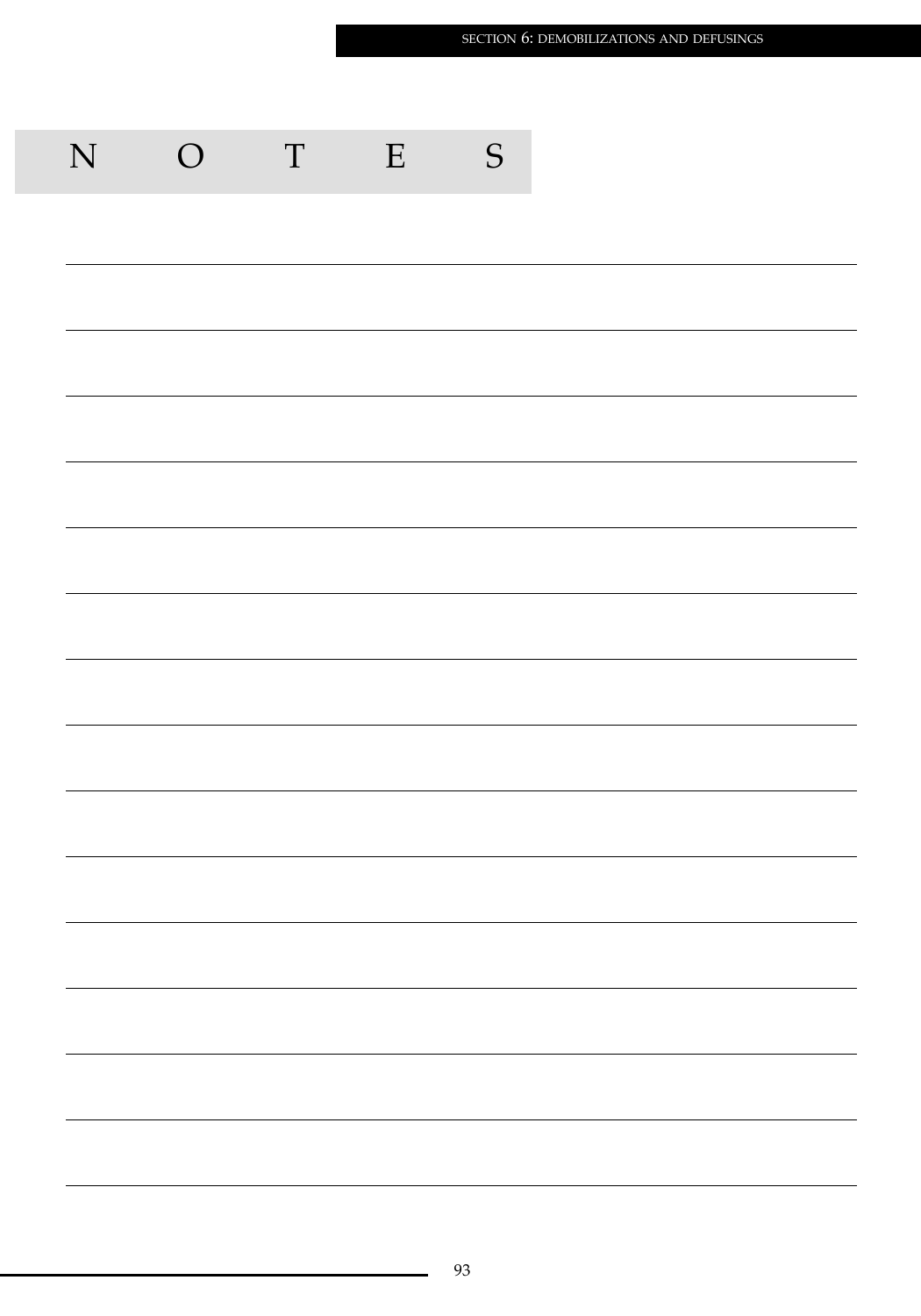# NOTES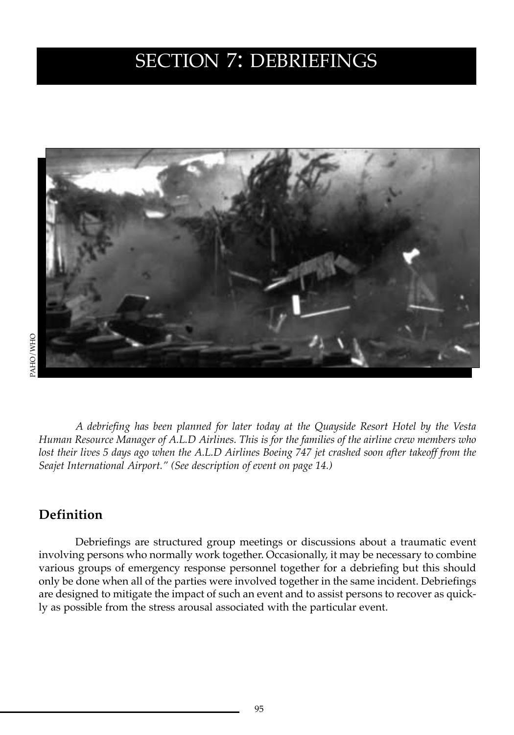# SECTION 7: DEBRIEFINGS

PAHO/WHO

*A debriefing has been planned for later today at the Quayside Resort Hotel by the Vesta Human Resource Manager of A.L.D Airlines. This is for the families of the airline crew members who lost their lives 5 days ago when the A.L.D Airlines Boeing 747 jet crashed soon after takeoff from the Seajet International Airport." (See description of event on page 14.)*

## Definition

Debriefings are structured group meetings or discussions about a traumatic event involving persons who normally work together. Occasionally, it may be necessary to combine various groups of emergency response personnel together for a debriefing but this should only be done when all of the parties were involved together in the same incident. Debriefings are designed to mitigate the impact of such an event and to assist persons to recover as quickly as possible from the stress arousal associated with the particular event.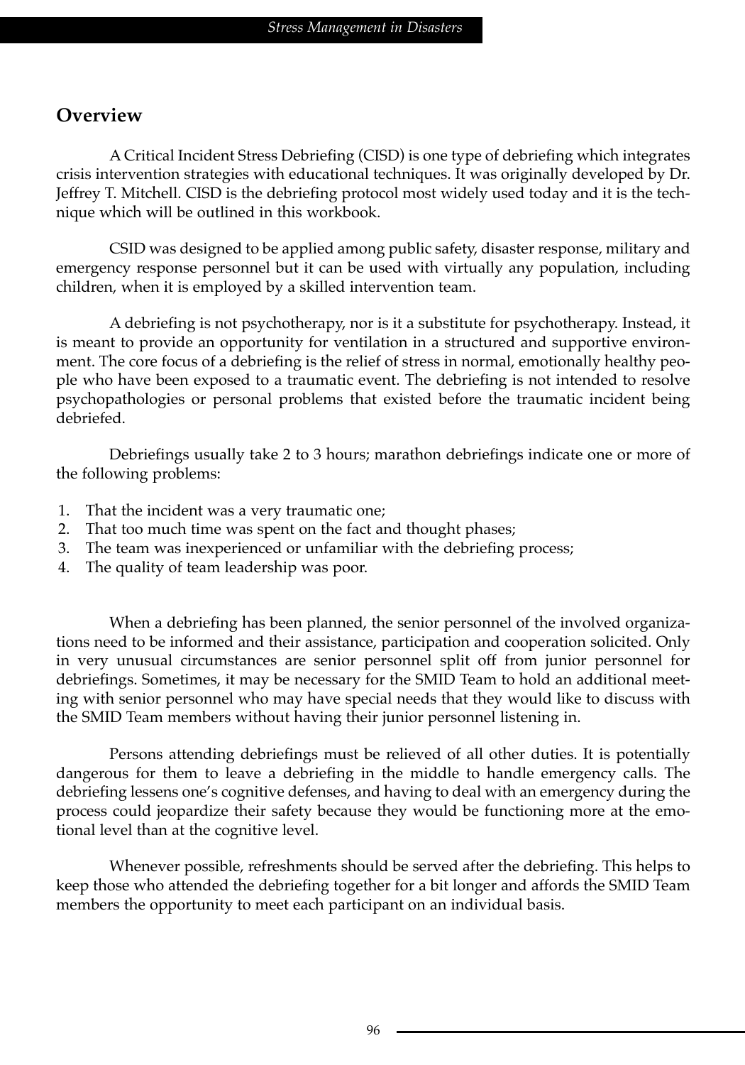## Overview

A Critical Incident Stress Debriefing (CISD) is one type of debriefing which integrates crisis intervention strategies with educational techniques. It was originally developed by Dr. Jeffrey T. Mitchell. CISD is the debriefing protocol most widely used today and it is the technique which will be outlined in this workbook.

CSID was designed to be applied among public safety, disaster response, military and emergency response personnel but it can be used with virtually any population, including children, when it is employed by a skilled intervention team.

A debriefing is not psychotherapy, nor is it a substitute for psychotherapy. Instead, it is meant to provide an opportunity for ventilation in a structured and supportive environment. The core focus of a debriefing is the relief of stress in normal, emotionally healthy people who have been exposed to a traumatic event. The debriefing is not intended to resolve psychopathologies or personal problems that existed before the traumatic incident being debriefed.

Debriefings usually take 2 to 3 hours; marathon debriefings indicate one or more of the following problems:

1. That the incident was a very traumatic one;
2. That too much time was spent on the fact and thought phases;
3. The team was inexperienced or unfamiliar with the debriefing process;
4. The quality of team leadership was poor.

When a debriefing has been planned, the senior personnel of the involved organizations need to be informed and their assistance, participation and cooperation solicited. Only in very unusual circumstances are senior personnel split off from junior personnel for debriefings. Sometimes, it may be necessary for the SMID Team to hold an additional meeting with senior personnel who may have special needs that they would like to discuss with the SMID Team members without having their junior personnel listening in.

Persons attending debriefings must be relieved of all other duties. It is potentially dangerous for them to leave a debriefing in the middle to handle emergency calls. The debriefing lessens one's cognitive defenses, and having to deal with an emergency during the process could jeopardize their safety because they would be functioning more at the emotional level than at the cognitive level.

Whenever possible, refreshments should be served after the debriefing. This helps to keep those who attended the debriefing together for a bit longer and affords the SMID Team members the opportunity to meet each participant on an individual basis.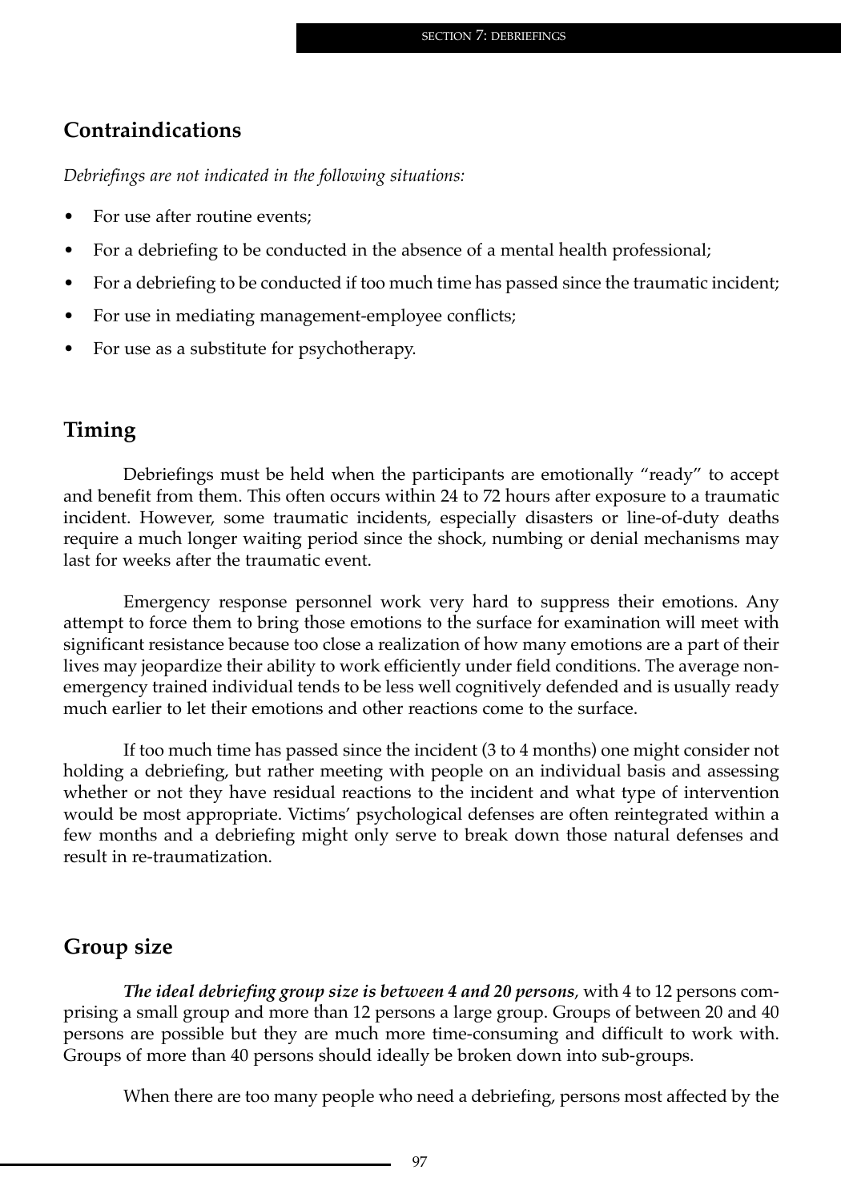## Contraindications

*Debriefings are not indicated in the following situations:*

- For use after routine events;
- For a debriefing to be conducted in the absence of a mental health professional;
- For a debriefing to be conducted if too much time has passed since the traumatic incident;
- For use in mediating management-employee conflicts;
- For use as a substitute for psychotherapy.

## Timing

Debriefings must be held when the participants are emotionally "ready" to accept and benefit from them. This often occurs within 24 to 72 hours after exposure to a traumatic incident. However, some traumatic incidents, especially disasters or line-of-duty deaths require a much longer waiting period since the shock, numbing or denial mechanisms may last for weeks after the traumatic event.

Emergency response personnel work very hard to suppress their emotions. Any attempt to force them to bring those emotions to the surface for examination will meet with significant resistance because too close a realization of how many emotions are a part of their lives may jeopardize their ability to work efficiently under field conditions. The average non-emergency trained individual tends to be less well cognitively defended and is usually ready much earlier to let their emotions and other reactions come to the surface.

If too much time has passed since the incident (3 to 4 months) one might consider not holding a debriefing, but rather meeting with people on an individual basis and assessing whether or not they have residual reactions to the incident and what type of intervention would be most appropriate. Victims' psychological defenses are often reintegrated within a few months and a debriefing might only serve to break down those natural defenses and result in re-traumatization.

## Group size

***The ideal debriefing group size is between 4 and 20 persons***, with 4 to 12 persons comprising a small group and more than 12 persons a large group. Groups of between 20 and 40 persons are possible but they are much more time-consuming and difficult to work with. Groups of more than 40 persons should ideally be broken down into sub-groups.

When there are too many people who need a debriefing, persons most affected by the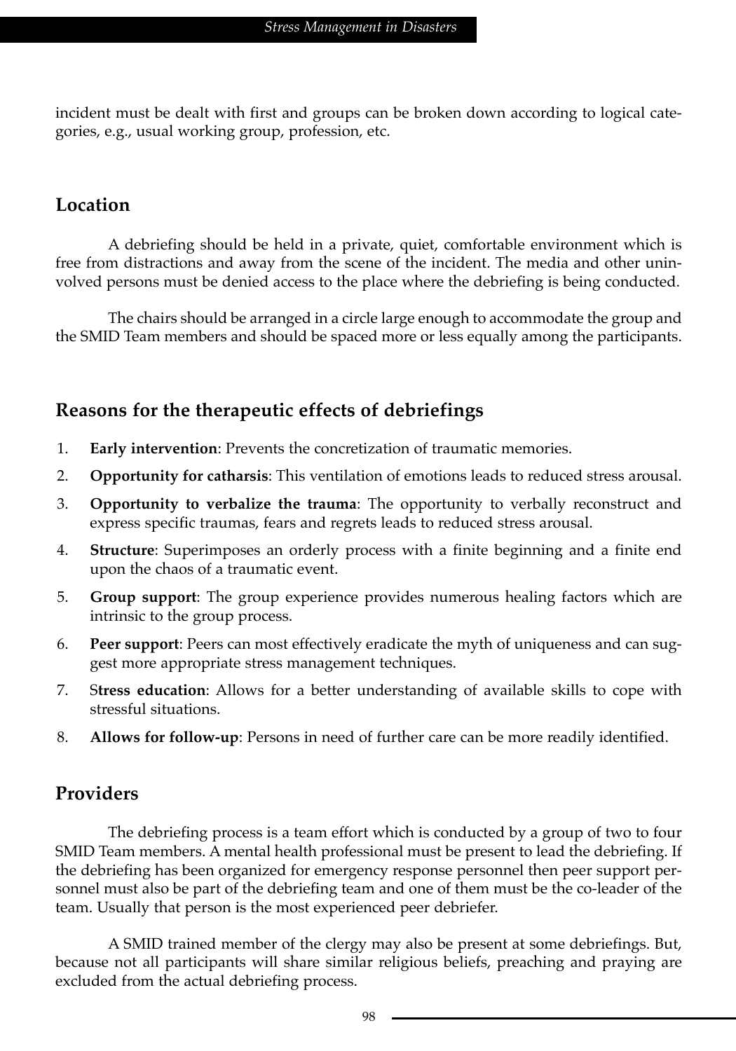incident must be dealt with first and groups can be broken down according to logical categories, e.g., usual working group, profession, etc.

## Location

A debriefing should be held in a private, quiet, comfortable environment which is free from distractions and away from the scene of the incident. The media and other uninvolved persons must be denied access to the place where the debriefing is being conducted.

The chairs should be arranged in a circle large enough to accommodate the group and the SMID Team members and should be spaced more or less equally among the participants.

## Reasons for the therapeutic effects of debriefings

1. **Early intervention**: Prevents the concretization of traumatic memories.
2. **Opportunity for catharsis**: This ventilation of emotions leads to reduced stress arousal.
3. **Opportunity to verbalize the trauma**: The opportunity to verbally reconstruct and express specific traumas, fears and regrets leads to reduced stress arousal.
4. **Structure**: Superimposes an orderly process with a finite beginning and a finite end upon the chaos of a traumatic event.
5. **Group support**: The group experience provides numerous healing factors which are intrinsic to the group process.
6. **Peer support**: Peers can most effectively eradicate the myth of uniqueness and can suggest more appropriate stress management techniques.
7. S**tress education**: Allows for a better understanding of available skills to cope with stressful situations.
8. **Allows for follow-up**: Persons in need of further care can be more readily identified.

## Providers

The debriefing process is a team effort which is conducted by a group of two to four SMID Team members. A mental health professional must be present to lead the debriefing. If the debriefing has been organized for emergency response personnel then peer support personnel must also be part of the debriefing team and one of them must be the co-leader of the team. Usually that person is the most experienced peer debriefer.

A SMID trained member of the clergy may also be present at some debriefings. But, because not all participants will share similar religious beliefs, preaching and praying are excluded from the actual debriefing process.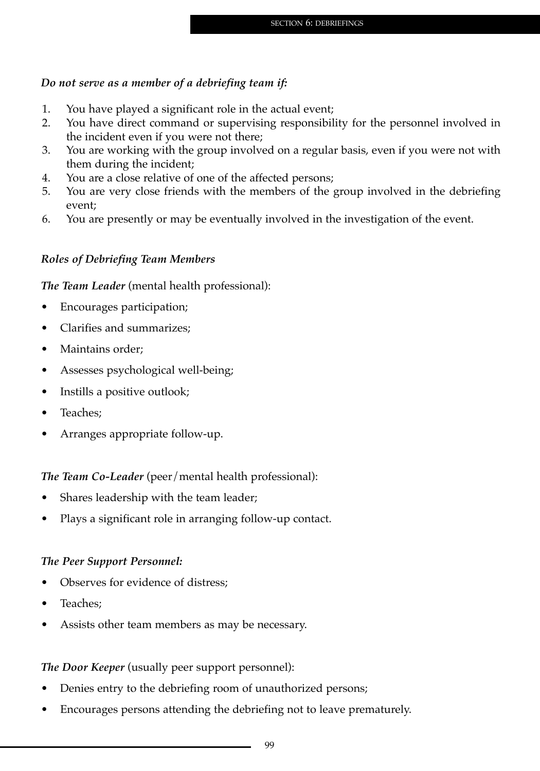***Do not serve as a member of a debriefing team if:***

1. You have played a significant role in the actual event;
2. You have direct command or supervising responsibility for the personnel involved in the incident even if you were not there;
3. You are working with the group involved on a regular basis, even if you were not with them during the incident;
4. You are a close relative of one of the affected persons;
5. You are very close friends with the members of the group involved in the debriefing event;
6. You are presently or may be eventually involved in the investigation of the event.

***Roles of Debriefing Team Members***

***The Team Leader*** (mental health professional):

- Encourages participation;
- Clarifies and summarizes;
- Maintains order;
- Assesses psychological well-being;
- Instills a positive outlook;
- Teaches;
- Arranges appropriate follow-up.

***The Team Co-Leader*** (peer/mental health professional):

- Shares leadership with the team leader;
- Plays a significant role in arranging follow-up contact.

***The Peer Support Personnel:***

- Observes for evidence of distress;
- Teaches;
- Assists other team members as may be necessary.

***The Door Keeper*** (usually peer support personnel):

- Denies entry to the debriefing room of unauthorized persons;
- Encourages persons attending the debriefing not to leave prematurely.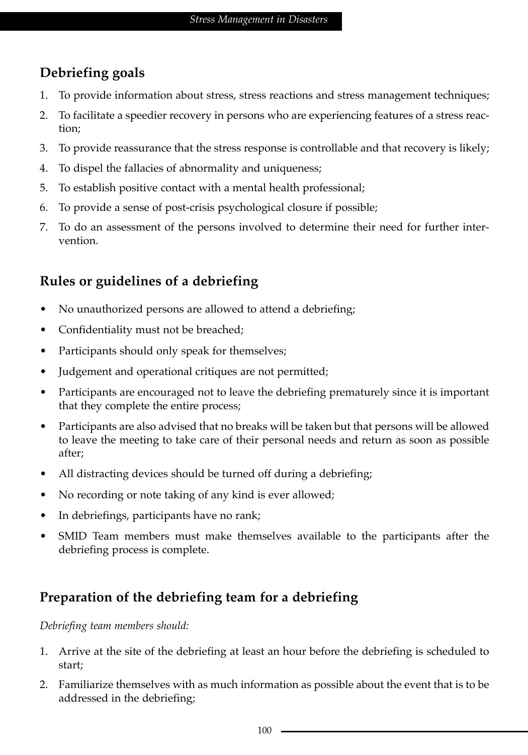## Debriefing goals

1. To provide information about stress, stress reactions and stress management techniques;
2. To facilitate a speedier recovery in persons who are experiencing features of a stress reaction;
3. To provide reassurance that the stress response is controllable and that recovery is likely;
4. To dispel the fallacies of abnormality and uniqueness;
5. To establish positive contact with a mental health professional;
6. To provide a sense of post-crisis psychological closure if possible;
7. To do an assessment of the persons involved to determine their need for further intervention.

## Rules or guidelines of a debriefing

- No unauthorized persons are allowed to attend a debriefing;
- Confidentiality must not be breached;
- Participants should only speak for themselves;
- Judgement and operational critiques are not permitted;
- Participants are encouraged not to leave the debriefing prematurely since it is important that they complete the entire process;
- Participants are also advised that no breaks will be taken but that persons will be allowed to leave the meeting to take care of their personal needs and return as soon as possible after;
- All distracting devices should be turned off during a debriefing;
- No recording or note taking of any kind is ever allowed;
- In debriefings, participants have no rank;
- SMID Team members must make themselves available to the participants after the debriefing process is complete.

## Preparation of the debriefing team for a debriefing

*Debriefing team members should:*

1. Arrive at the site of the debriefing at least an hour before the debriefing is scheduled to start;
2. Familiarize themselves with as much information as possible about the event that is to be addressed in the debriefing;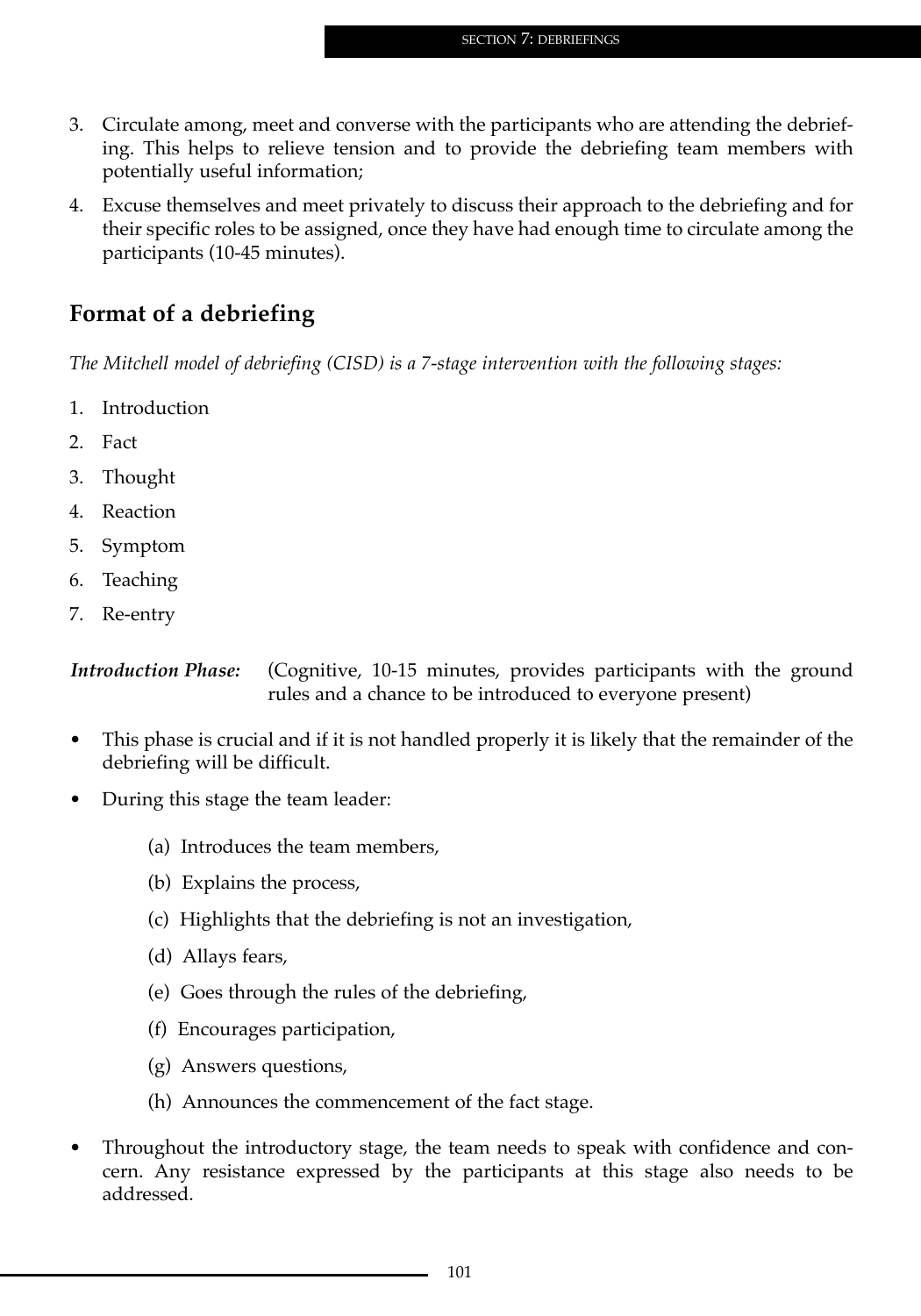3. Circulate among, meet and converse with the participants who are attending the debriefing. This helps to relieve tension and to provide the debriefing team members with potentially useful information;
4. Excuse themselves and meet privately to discuss their approach to the debriefing and for their specific roles to be assigned, once they have had enough time to circulate among the participants (10-45 minutes).

## Format of a debriefing

*The Mitchell model of debriefing (CISD) is a 7-stage intervention with the following stages:*

1. Introduction
2. Fact
3. Thought
4. Reaction
5. Symptom
6. Teaching
7. Re-entry

***Introduction Phase:*** (Cognitive, 10-15 minutes, provides participants with the ground rules and a chance to be introduced to everyone present)

- This phase is crucial and if it is not handled properly it is likely that the remainder of the debriefing will be difficult.
- During this stage the team leader:
  - (a) Introduces the team members,
  - (b) Explains the process,
  - (c) Highlights that the debriefing is not an investigation,
  - (d) Allays fears,
  - (e) Goes through the rules of the debriefing,
  - (f) Encourages participation,
  - (g) Answers questions,
  - (h) Announces the commencement of the fact stage.
- Throughout the introductory stage, the team needs to speak with confidence and concern. Any resistance expressed by the participants at this stage also needs to be addressed.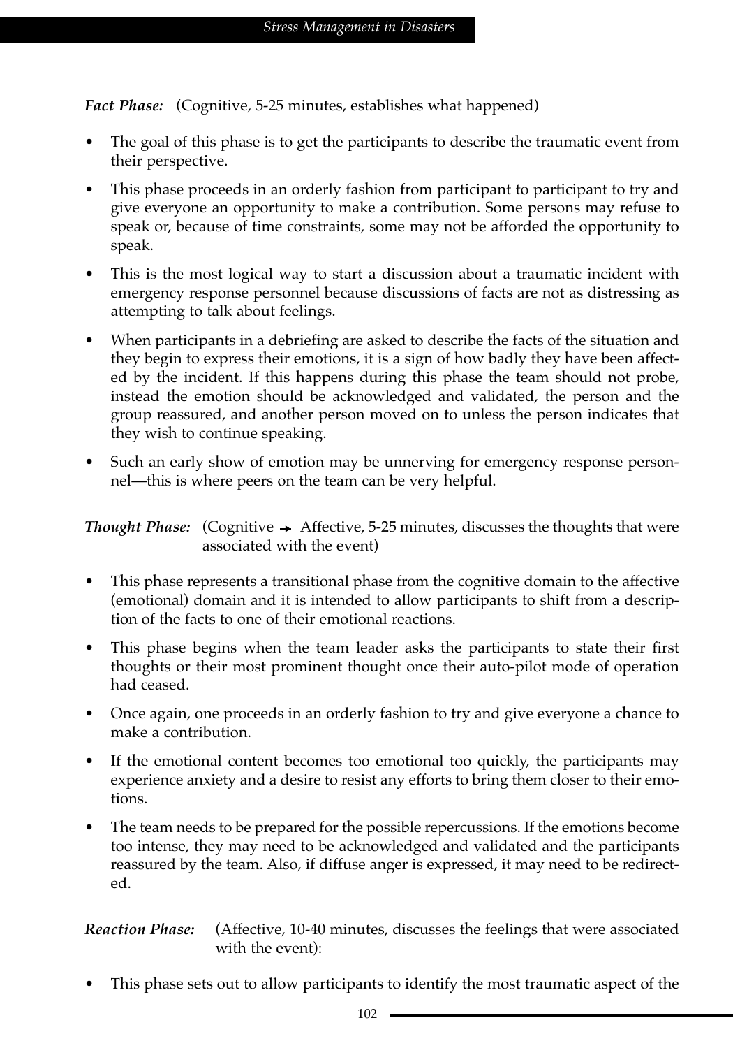***Fact Phase:*** (Cognitive, 5-25 minutes, establishes what happened)

- The goal of this phase is to get the participants to describe the traumatic event from their perspective.
- This phase proceeds in an orderly fashion from participant to participant to try and give everyone an opportunity to make a contribution. Some persons may refuse to speak or, because of time constraints, some may not be afforded the opportunity to speak.
- This is the most logical way to start a discussion about a traumatic incident with emergency response personnel because discussions of facts are not as distressing as attempting to talk about feelings.
- When participants in a debriefing are asked to describe the facts of the situation and they begin to express their emotions, it is a sign of how badly they have been affected by the incident. If this happens during this phase the team should not probe, instead the emotion should be acknowledged and validated, the person and the group reassured, and another person moved on to unless the person indicates that they wish to continue speaking.
- Such an early show of emotion may be unnerving for emergency response personnel—this is where peers on the team can be very helpful.

***Thought Phase:*** (Cognitive → Affective, 5-25 minutes, discusses the thoughts that were associated with the event)

- This phase represents a transitional phase from the cognitive domain to the affective (emotional) domain and it is intended to allow participants to shift from a description of the facts to one of their emotional reactions.
- This phase begins when the team leader asks the participants to state their first thoughts or their most prominent thought once their auto-pilot mode of operation had ceased.
- Once again, one proceeds in an orderly fashion to try and give everyone a chance to make a contribution.
- If the emotional content becomes too emotional too quickly, the participants may experience anxiety and a desire to resist any efforts to bring them closer to their emotions.
- The team needs to be prepared for the possible repercussions. If the emotions become too intense, they may need to be acknowledged and validated and the participants reassured by the team. Also, if diffuse anger is expressed, it may need to be redirected.

***Reaction Phase:*** (Affective, 10-40 minutes, discusses the feelings that were associated with the event):

- This phase sets out to allow participants to identify the most traumatic aspect of the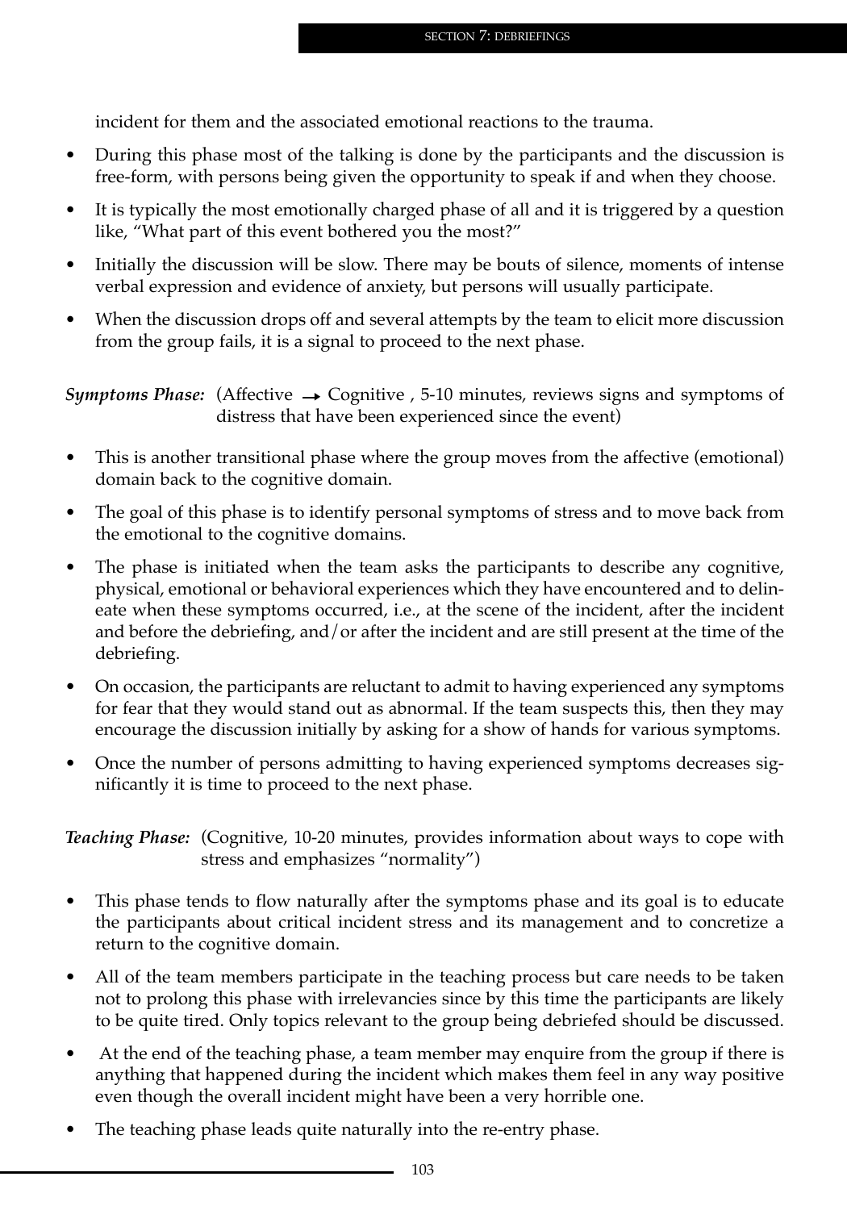incident for them and the associated emotional reactions to the trauma.

- During this phase most of the talking is done by the participants and the discussion is free-form, with persons being given the opportunity to speak if and when they choose.
- It is typically the most emotionally charged phase of all and it is triggered by a question like, "What part of this event bothered you the most?"
- Initially the discussion will be slow. There may be bouts of silence, moments of intense verbal expression and evidence of anxiety, but persons will usually participate.
- When the discussion drops off and several attempts by the team to elicit more discussion from the group fails, it is a signal to proceed to the next phase.

***Symptoms Phase:*** (Affective → Cognitive , 5-10 minutes, reviews signs and symptoms of distress that have been experienced since the event)

- This is another transitional phase where the group moves from the affective (emotional) domain back to the cognitive domain.
- The goal of this phase is to identify personal symptoms of stress and to move back from the emotional to the cognitive domains.
- The phase is initiated when the team asks the participants to describe any cognitive, physical, emotional or behavioral experiences which they have encountered and to delineate when these symptoms occurred, i.e., at the scene of the incident, after the incident and before the debriefing, and/or after the incident and are still present at the time of the debriefing.
- On occasion, the participants are reluctant to admit to having experienced any symptoms for fear that they would stand out as abnormal. If the team suspects this, then they may encourage the discussion initially by asking for a show of hands for various symptoms.
- Once the number of persons admitting to having experienced symptoms decreases significantly it is time to proceed to the next phase.

***Teaching Phase:*** (Cognitive, 10-20 minutes, provides information about ways to cope with stress and emphasizes "normality")

- This phase tends to flow naturally after the symptoms phase and its goal is to educate the participants about critical incident stress and its management and to concretize a return to the cognitive domain.
- All of the team members participate in the teaching process but care needs to be taken not to prolong this phase with irrelevancies since by this time the participants are likely to be quite tired. Only topics relevant to the group being debriefed should be discussed.
- At the end of the teaching phase, a team member may enquire from the group if there is anything that happened during the incident which makes them feel in any way positive even though the overall incident might have been a very horrible one.
- The teaching phase leads quite naturally into the re-entry phase.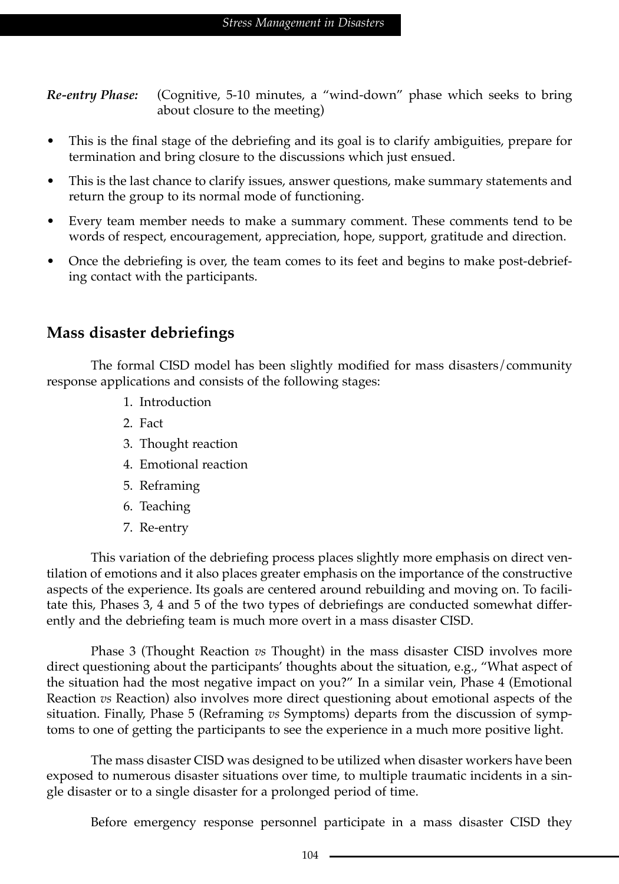*Re-entry Phase:* (Cognitive, 5-10 minutes, a "wind-down" phase which seeks to bring about closure to the meeting)

- This is the final stage of the debriefing and its goal is to clarify ambiguities, prepare for termination and bring closure to the discussions which just ensued.
- This is the last chance to clarify issues, answer questions, make summary statements and return the group to its normal mode of functioning.
- Every team member needs to make a summary comment. These comments tend to be words of respect, encouragement, appreciation, hope, support, gratitude and direction.
- Once the debriefing is over, the team comes to its feet and begins to make post-debriefing contact with the participants.

## Mass disaster debriefings

The formal CISD model has been slightly modified for mass disasters/community response applications and consists of the following stages:

1. Introduction
2. Fact
3. Thought reaction
4. Emotional reaction
5. Reframing
6. Teaching
7. Re-entry

This variation of the debriefing process places slightly more emphasis on direct ventilation of emotions and it also places greater emphasis on the importance of the constructive aspects of the experience. Its goals are centered around rebuilding and moving on. To facilitate this, Phases 3, 4 and 5 of the two types of debriefings are conducted somewhat differently and the debriefing team is much more overt in a mass disaster CISD.

Phase 3 (Thought Reaction *vs* Thought) in the mass disaster CISD involves more direct questioning about the participants' thoughts about the situation, e.g., "What aspect of the situation had the most negative impact on you?" In a similar vein, Phase 4 (Emotional Reaction *vs* Reaction) also involves more direct questioning about emotional aspects of the situation. Finally, Phase 5 (Reframing *vs* Symptoms) departs from the discussion of symptoms to one of getting the participants to see the experience in a much more positive light.

The mass disaster CISD was designed to be utilized when disaster workers have been exposed to numerous disaster situations over time, to multiple traumatic incidents in a single disaster or to a single disaster for a prolonged period of time.

Before emergency response personnel participate in a mass disaster CISD they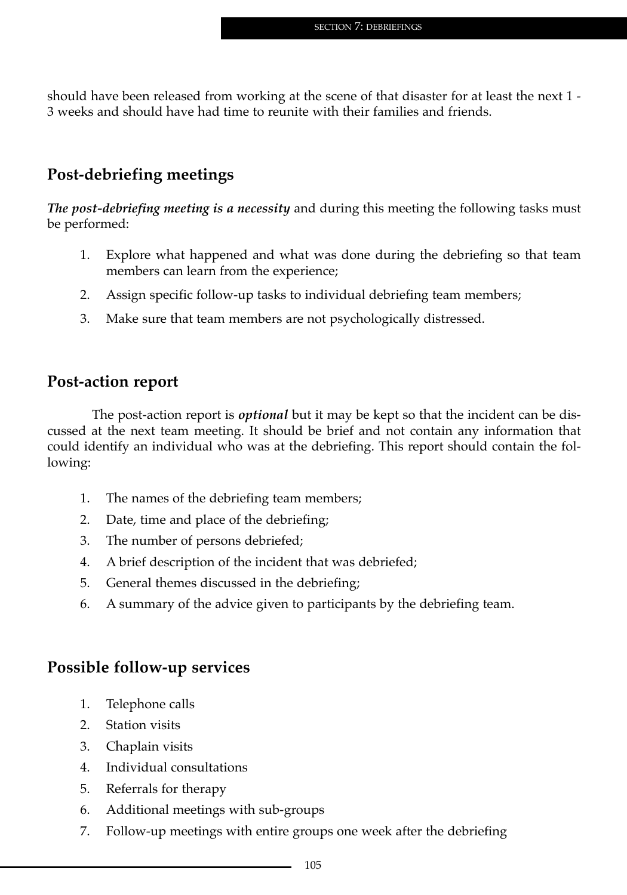should have been released from working at the scene of that disaster for at least the next 1 - 3 weeks and should have had time to reunite with their families and friends.

## Post-debriefing meetings

***The post-debriefing meeting is a necessity*** and during this meeting the following tasks must be performed:

1. Explore what happened and what was done during the debriefing so that team members can learn from the experience;
2. Assign specific follow-up tasks to individual debriefing team members;
3. Make sure that team members are not psychologically distressed.

## Post-action report

The post-action report is ***optional*** but it may be kept so that the incident can be discussed at the next team meeting. It should be brief and not contain any information that could identify an individual who was at the debriefing. This report should contain the following:

1. The names of the debriefing team members;
2. Date, time and place of the debriefing;
3. The number of persons debriefed;
4. A brief description of the incident that was debriefed;
5. General themes discussed in the debriefing;
6. A summary of the advice given to participants by the debriefing team.

## Possible follow-up services

1. Telephone calls
2. Station visits
3. Chaplain visits
4. Individual consultations
5. Referrals for therapy
6. Additional meetings with sub-groups
7. Follow-up meetings with entire groups one week after the debriefing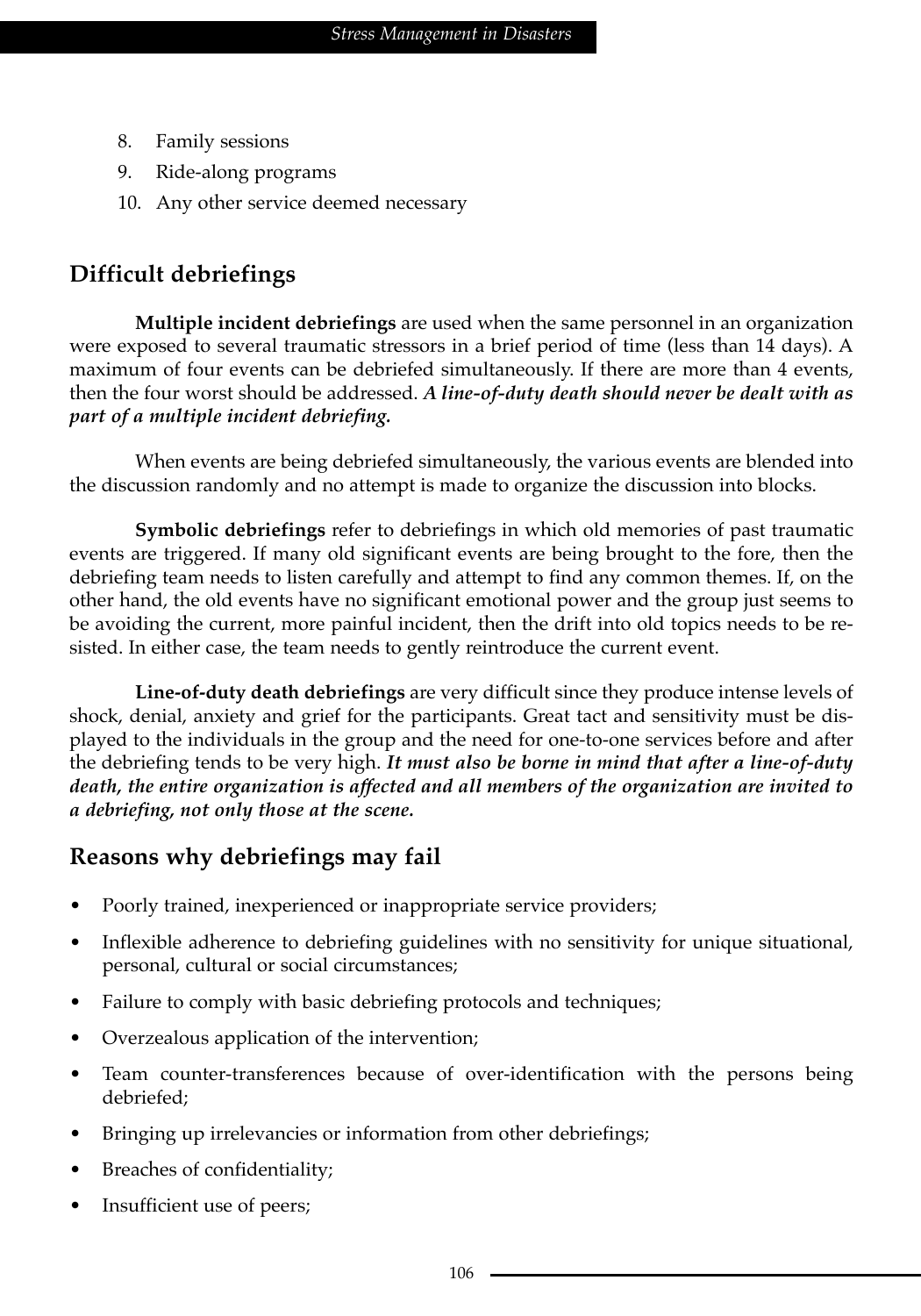8. Family sessions
9. Ride-along programs
10. Any other service deemed necessary

## Difficult debriefings

**Multiple incident debriefings** are used when the same personnel in an organization were exposed to several traumatic stressors in a brief period of time (less than 14 days). A maximum of four events can be debriefed simultaneously. If there are more than 4 events, then the four worst should be addressed. ***A line-of-duty death should never be dealt with as part of a multiple incident debriefing.***

When events are being debriefed simultaneously, the various events are blended into the discussion randomly and no attempt is made to organize the discussion into blocks.

**Symbolic debriefings** refer to debriefings in which old memories of past traumatic events are triggered. If many old significant events are being brought to the fore, then the debriefing team needs to listen carefully and attempt to find any common themes. If, on the other hand, the old events have no significant emotional power and the group just seems to be avoiding the current, more painful incident, then the drift into old topics needs to be resisted. In either case, the team needs to gently reintroduce the current event.

**Line-of-duty death debriefings** are very difficult since they produce intense levels of shock, denial, anxiety and grief for the participants. Great tact and sensitivity must be displayed to the individuals in the group and the need for one-to-one services before and after the debriefing tends to be very high. ***It must also be borne in mind that after a line-of-duty death, the entire organization is affected and all members of the organization are invited to a debriefing, not only those at the scene.***

## Reasons why debriefings may fail

- Poorly trained, inexperienced or inappropriate service providers;
- Inflexible adherence to debriefing guidelines with no sensitivity for unique situational, personal, cultural or social circumstances;
- Failure to comply with basic debriefing protocols and techniques;
- Overzealous application of the intervention;
- Team counter-transferences because of over-identification with the persons being debriefed;
- Bringing up irrelevancies or information from other debriefings;
- Breaches of confidentiality;
- Insufficient use of peers;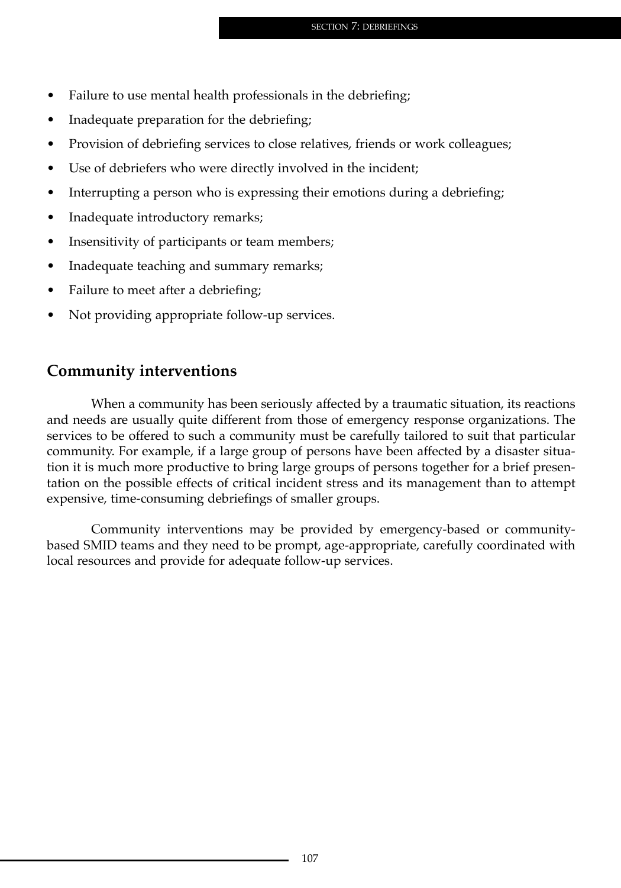- Failure to use mental health professionals in the debriefing;
- Inadequate preparation for the debriefing;
- Provision of debriefing services to close relatives, friends or work colleagues;
- Use of debriefers who were directly involved in the incident;
- Interrupting a person who is expressing their emotions during a debriefing;
- Inadequate introductory remarks;
- Insensitivity of participants or team members;
- Inadequate teaching and summary remarks;
- Failure to meet after a debriefing;
- Not providing appropriate follow-up services.

## Community interventions

When a community has been seriously affected by a traumatic situation, its reactions and needs are usually quite different from those of emergency response organizations. The services to be offered to such a community must be carefully tailored to suit that particular community. For example, if a large group of persons have been affected by a disaster situation it is much more productive to bring large groups of persons together for a brief presentation on the possible effects of critical incident stress and its management than to attempt expensive, time-consuming debriefings of smaller groups.

Community interventions may be provided by emergency-based or community-based SMID teams and they need to be prompt, age-appropriate, carefully coordinated with local resources and provide for adequate follow-up services.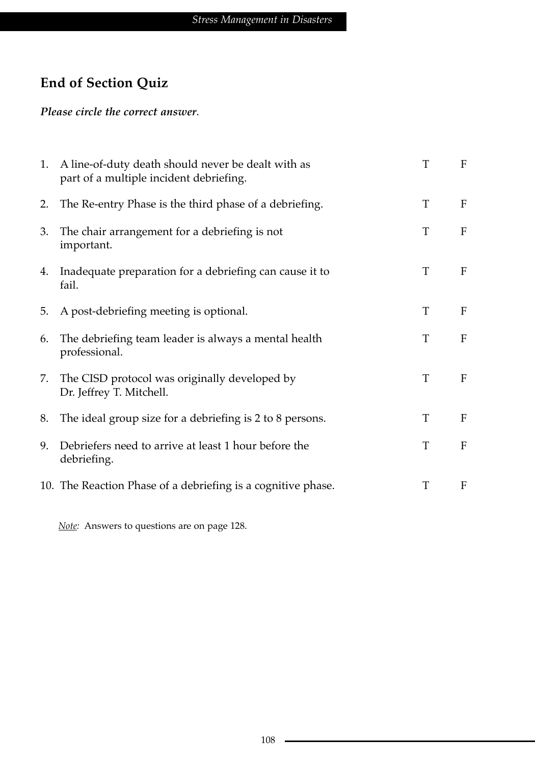## End of Section Quiz

***Please circle the correct answer*.**

| | | | |
|---|---|---|---|
| 1. | A line-of-duty death should never be dealt with as part of a multiple incident debriefing. | T | F |
| 2. | The Re-entry Phase is the third phase of a debriefing. | T | F |
| 3. | The chair arrangement for a debriefing is not important. | T | F |
| 4. | Inadequate preparation for a debriefing can cause it to fail. | T | F |
| 5. | A post-debriefing meeting is optional. | T | F |
| 6. | The debriefing team leader is always a mental health professional. | T | F |
| 7. | The CISD protocol was originally developed by Dr. Jeffrey T. Mitchell. | T | F |
| 8. | The ideal group size for a debriefing is 2 to 8 persons. | T | F |
| 9. | Debriefers need to arrive at least 1 hour before the debriefing. | T | F |
| 10. | The Reaction Phase of a debriefing is a cognitive phase. | T | F |

*Note:* Answers to questions are on page 128.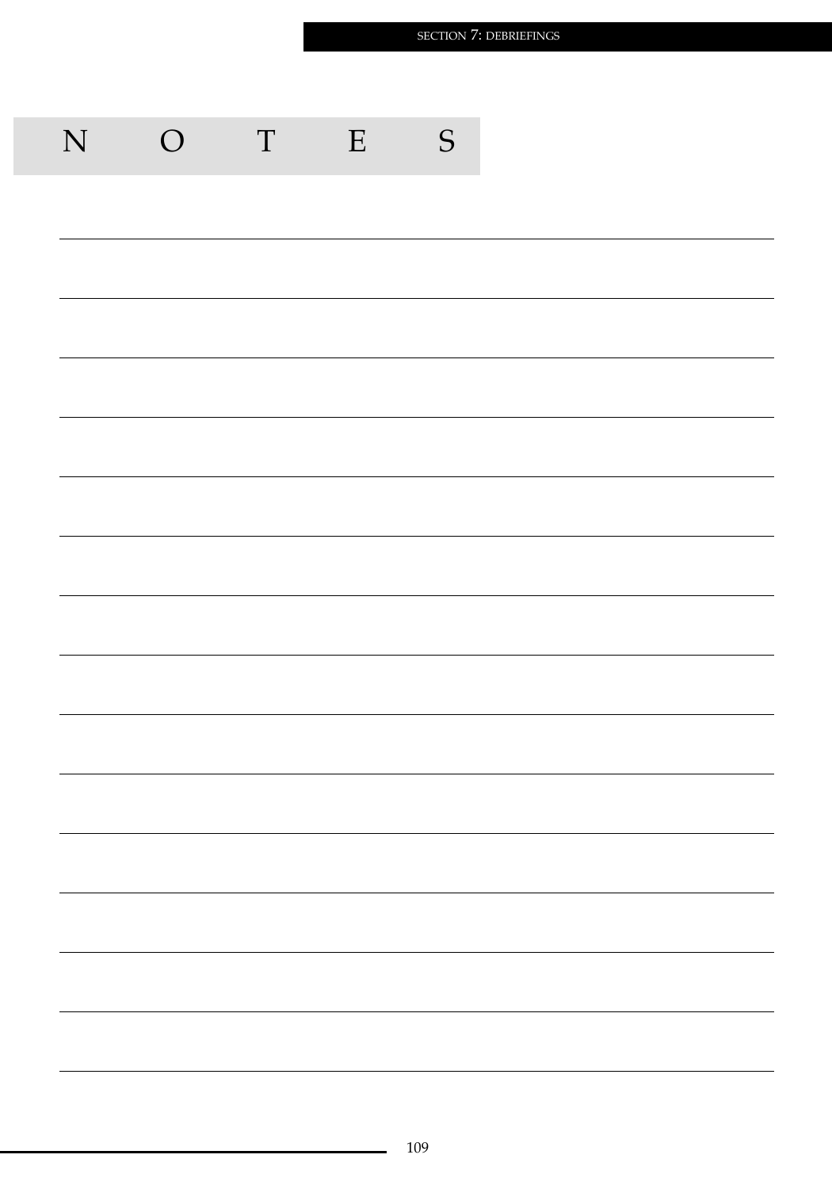# NOTES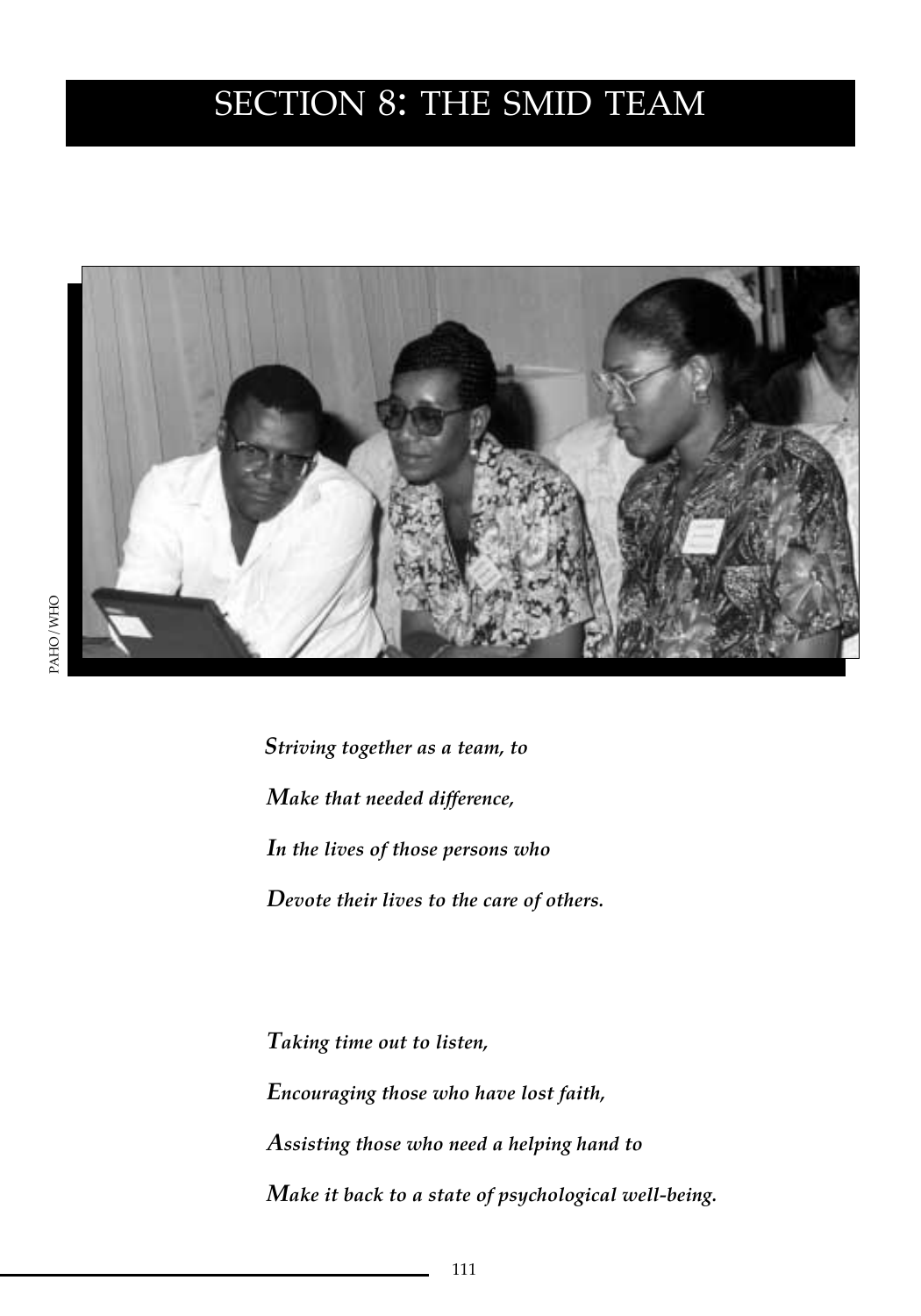# SECTION 8: THE SMID TEAM

PAHO/WHO

***S**triving together as a team, to*

***M**ake that needed difference,*

***I**n the lives of those persons who*

***D**evote their lives to the care of others.*

***T**aking time out to listen,*

***E**ncouraging those who have lost faith,*

***A**ssisting those who need a helping hand to*

***M**ake it back to a state of psychological well-being.*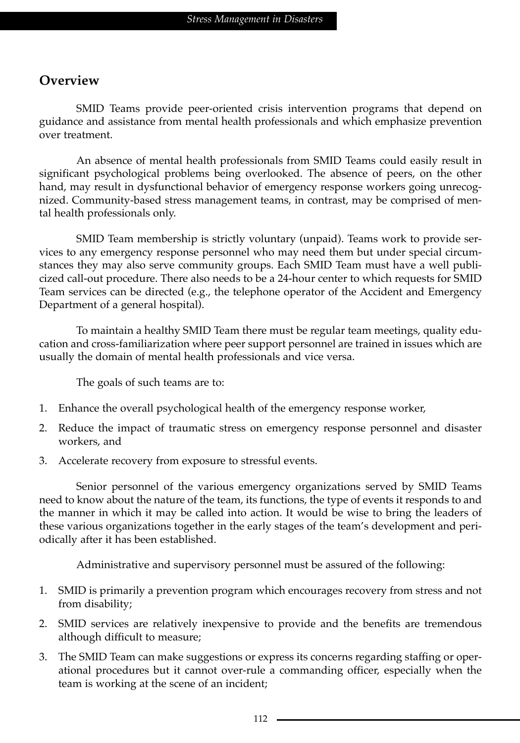## Overview

SMID Teams provide peer-oriented crisis intervention programs that depend on guidance and assistance from mental health professionals and which emphasize prevention over treatment.

An absence of mental health professionals from SMID Teams could easily result in significant psychological problems being overlooked. The absence of peers, on the other hand, may result in dysfunctional behavior of emergency response workers going unrecognized. Community-based stress management teams, in contrast, may be comprised of mental health professionals only.

SMID Team membership is strictly voluntary (unpaid). Teams work to provide services to any emergency response personnel who may need them but under special circumstances they may also serve community groups. Each SMID Team must have a well publicized call-out procedure. There also needs to be a 24-hour center to which requests for SMID Team services can be directed (e.g., the telephone operator of the Accident and Emergency Department of a general hospital).

To maintain a healthy SMID Team there must be regular team meetings, quality education and cross-familiarization where peer support personnel are trained in issues which are usually the domain of mental health professionals and vice versa.

The goals of such teams are to:

1. Enhance the overall psychological health of the emergency response worker,
2. Reduce the impact of traumatic stress on emergency response personnel and disaster workers, and
3. Accelerate recovery from exposure to stressful events.

Senior personnel of the various emergency organizations served by SMID Teams need to know about the nature of the team, its functions, the type of events it responds to and the manner in which it may be called into action. It would be wise to bring the leaders of these various organizations together in the early stages of the team's development and periodically after it has been established.

Administrative and supervisory personnel must be assured of the following:

1. SMID is primarily a prevention program which encourages recovery from stress and not from disability;
2. SMID services are relatively inexpensive to provide and the benefits are tremendous although difficult to measure;
3. The SMID Team can make suggestions or express its concerns regarding staffing or operational procedures but it cannot over-rule a commanding officer, especially when the team is working at the scene of an incident;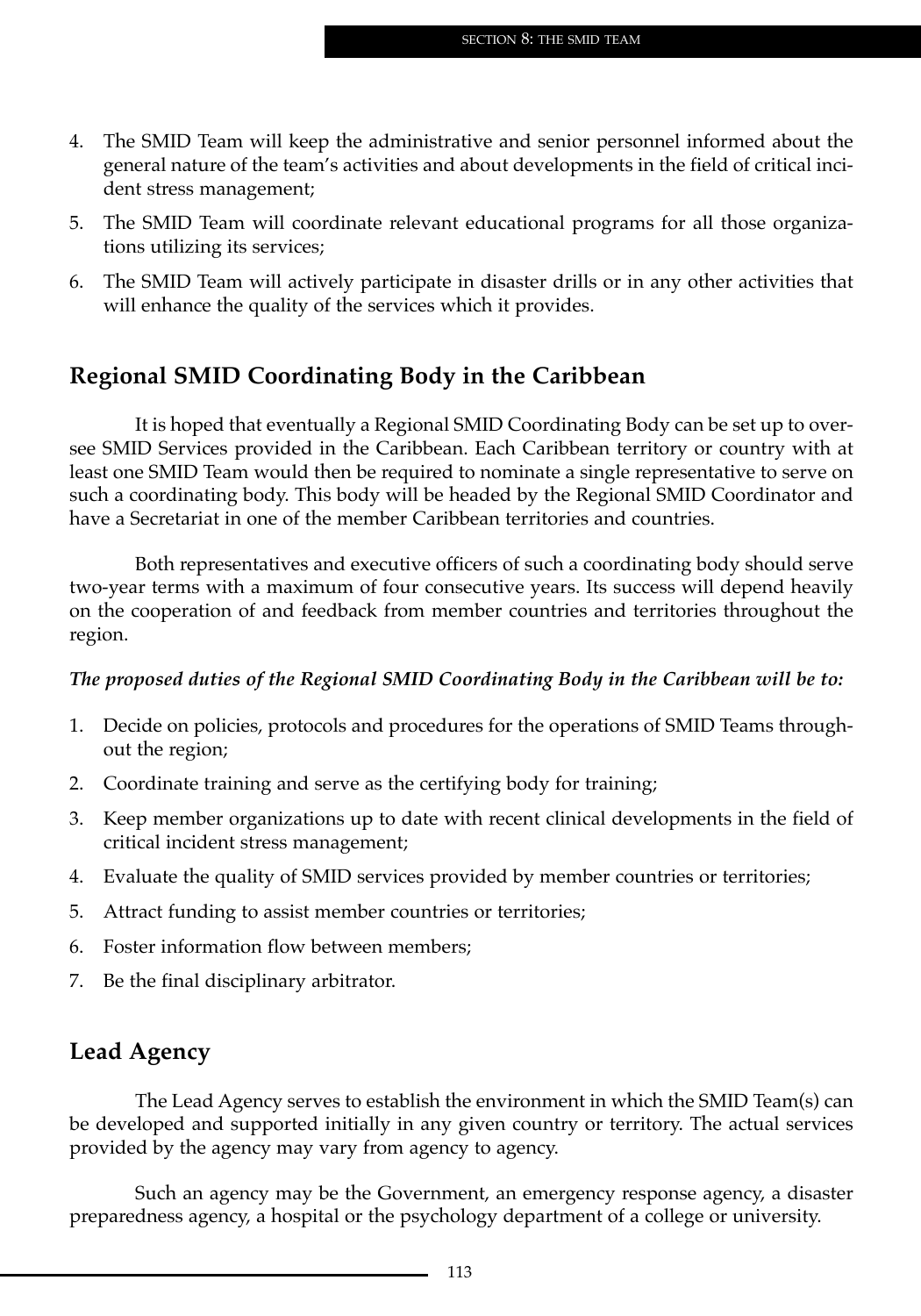4. The SMID Team will keep the administrative and senior personnel informed about the general nature of the team's activities and about developments in the field of critical incident stress management;
5. The SMID Team will coordinate relevant educational programs for all those organizations utilizing its services;
6. The SMID Team will actively participate in disaster drills or in any other activities that will enhance the quality of the services which it provides.

## Regional SMID Coordinating Body in the Caribbean

It is hoped that eventually a Regional SMID Coordinating Body can be set up to oversee SMID Services provided in the Caribbean. Each Caribbean territory or country with at least one SMID Team would then be required to nominate a single representative to serve on such a coordinating body. This body will be headed by the Regional SMID Coordinator and have a Secretariat in one of the member Caribbean territories and countries.

Both representatives and executive officers of such a coordinating body should serve two-year terms with a maximum of four consecutive years. Its success will depend heavily on the cooperation of and feedback from member countries and territories throughout the region.

***The proposed duties of the Regional SMID Coordinating Body in the Caribbean will be to:***

1. Decide on policies, protocols and procedures for the operations of SMID Teams throughout the region;
2. Coordinate training and serve as the certifying body for training;
3. Keep member organizations up to date with recent clinical developments in the field of critical incident stress management;
4. Evaluate the quality of SMID services provided by member countries or territories;
5. Attract funding to assist member countries or territories;
6. Foster information flow between members;
7. Be the final disciplinary arbitrator.

## Lead Agency

The Lead Agency serves to establish the environment in which the SMID Team(s) can be developed and supported initially in any given country or territory. The actual services provided by the agency may vary from agency to agency.

Such an agency may be the Government, an emergency response agency, a disaster preparedness agency, a hospital or the psychology department of a college or university.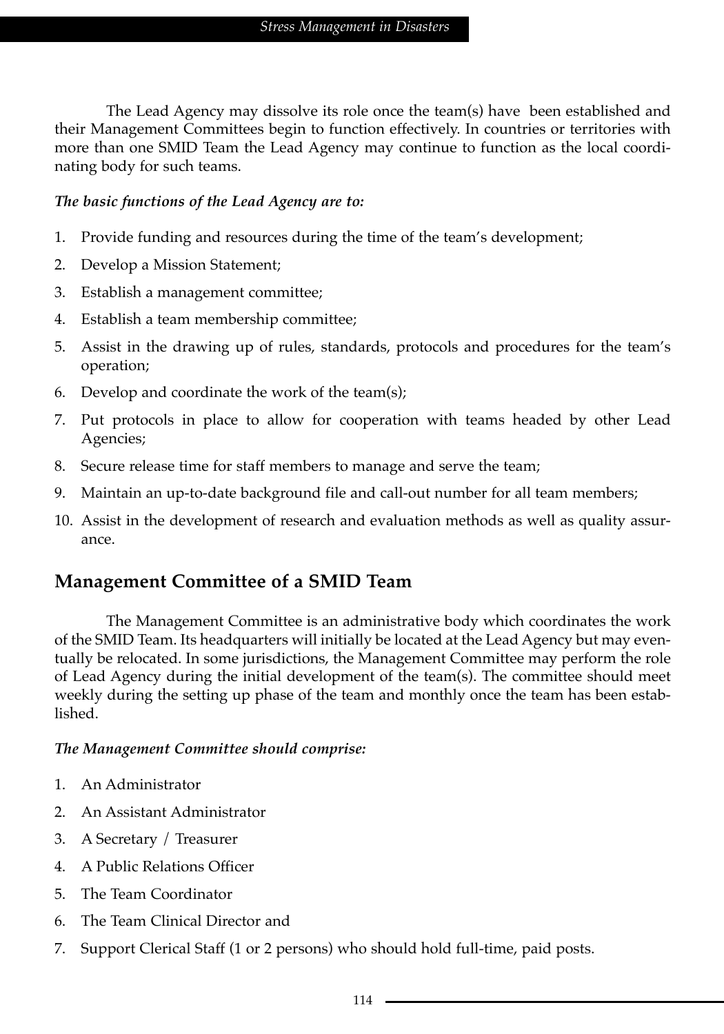The Lead Agency may dissolve its role once the team(s) have been established and their Management Committees begin to function effectively. In countries or territories with more than one SMID Team the Lead Agency may continue to function as the local coordinating body for such teams.

***The basic functions of the Lead Agency are to:***

1. Provide funding and resources during the time of the team's development;
2. Develop a Mission Statement;
3. Establish a management committee;
4. Establish a team membership committee;
5. Assist in the drawing up of rules, standards, protocols and procedures for the team's operation;
6. Develop and coordinate the work of the team(s);
7. Put protocols in place to allow for cooperation with teams headed by other Lead Agencies;
8. Secure release time for staff members to manage and serve the team;
9. Maintain an up-to-date background file and call-out number for all team members;
10. Assist in the development of research and evaluation methods as well as quality assurance.

## Management Committee of a SMID Team

The Management Committee is an administrative body which coordinates the work of the SMID Team. Its headquarters will initially be located at the Lead Agency but may eventually be relocated. In some jurisdictions, the Management Committee may perform the role of Lead Agency during the initial development of the team(s). The committee should meet weekly during the setting up phase of the team and monthly once the team has been established.

***The Management Committee should comprise:***

1. An Administrator
2. An Assistant Administrator
3. A Secretary / Treasurer
4. A Public Relations Officer
5. The Team Coordinator
6. The Team Clinical Director and
7. Support Clerical Staff (1 or 2 persons) who should hold full-time, paid posts.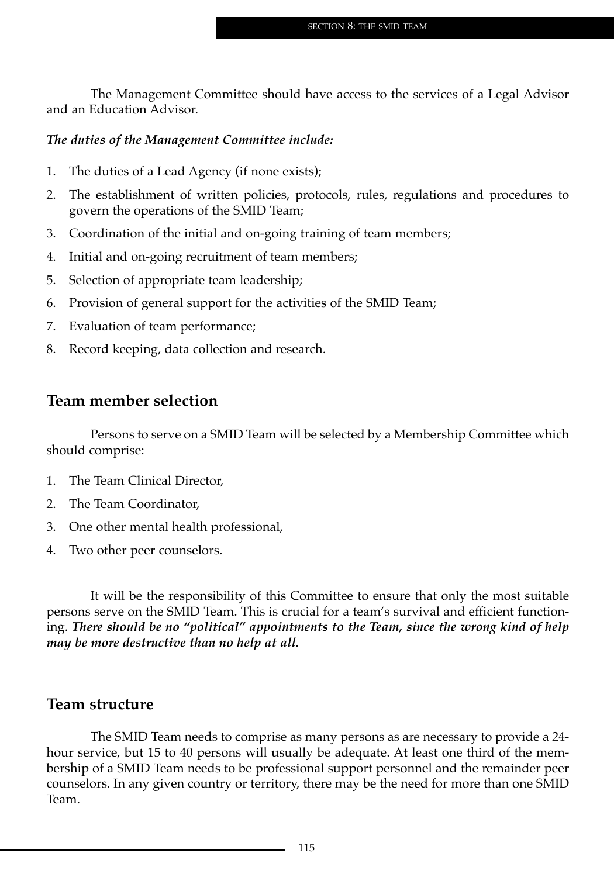The Management Committee should have access to the services of a Legal Advisor and an Education Advisor.

***The duties of the Management Committee include:***

1. The duties of a Lead Agency (if none exists);
2. The establishment of written policies, protocols, rules, regulations and procedures to govern the operations of the SMID Team;
3. Coordination of the initial and on-going training of team members;
4. Initial and on-going recruitment of team members;
5. Selection of appropriate team leadership;
6. Provision of general support for the activities of the SMID Team;
7. Evaluation of team performance;
8. Record keeping, data collection and research.

## Team member selection

Persons to serve on a SMID Team will be selected by a Membership Committee which should comprise:

1. The Team Clinical Director,
2. The Team Coordinator,
3. One other mental health professional,
4. Two other peer counselors.

It will be the responsibility of this Committee to ensure that only the most suitable persons serve on the SMID Team. This is crucial for a team's survival and efficient functioning. ***There should be no "political" appointments to the Team, since the wrong kind of help may be more destructive than no help at all.***

## Team structure

The SMID Team needs to comprise as many persons as are necessary to provide a 24-hour service, but 15 to 40 persons will usually be adequate. At least one third of the membership of a SMID Team needs to be professional support personnel and the remainder peer counselors. In any given country or territory, there may be the need for more than one SMID Team.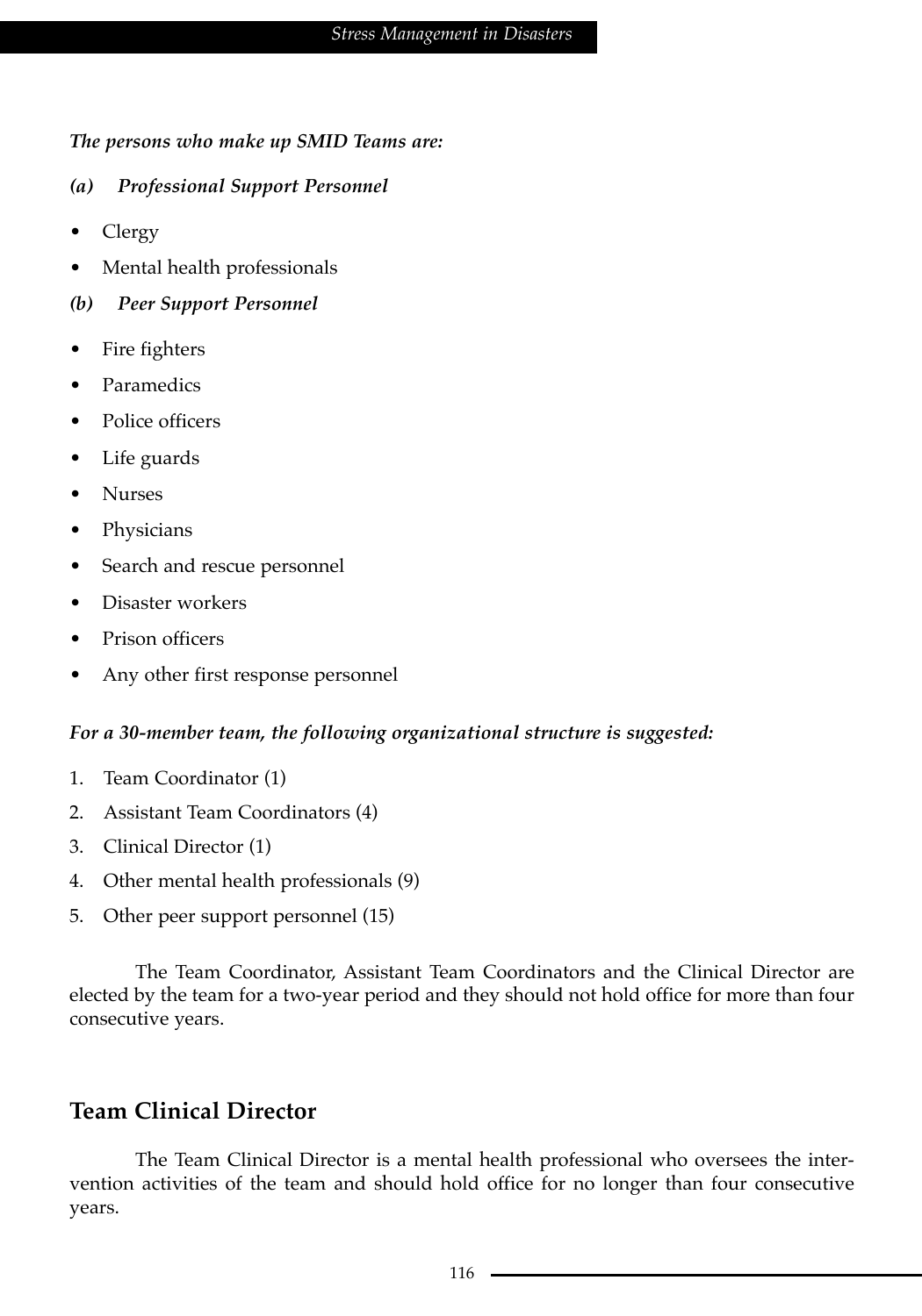***The persons who make up SMID Teams are:***

***(a) Professional Support Personnel***

- Clergy
- Mental health professionals

***(b) Peer Support Personnel***

- Fire fighters
- Paramedics
- Police officers
- Life guards
- Nurses
- Physicians
- Search and rescue personnel
- Disaster workers
- Prison officers
- Any other first response personnel

***For a 30-member team, the following organizational structure is suggested:***

1. Team Coordinator (1)
2. Assistant Team Coordinators (4)
3. Clinical Director (1)
4. Other mental health professionals (9)
5. Other peer support personnel (15)

The Team Coordinator, Assistant Team Coordinators and the Clinical Director are elected by the team for a two-year period and they should not hold office for more than four consecutive years.

## Team Clinical Director

The Team Clinical Director is a mental health professional who oversees the intervention activities of the team and should hold office for no longer than four consecutive years.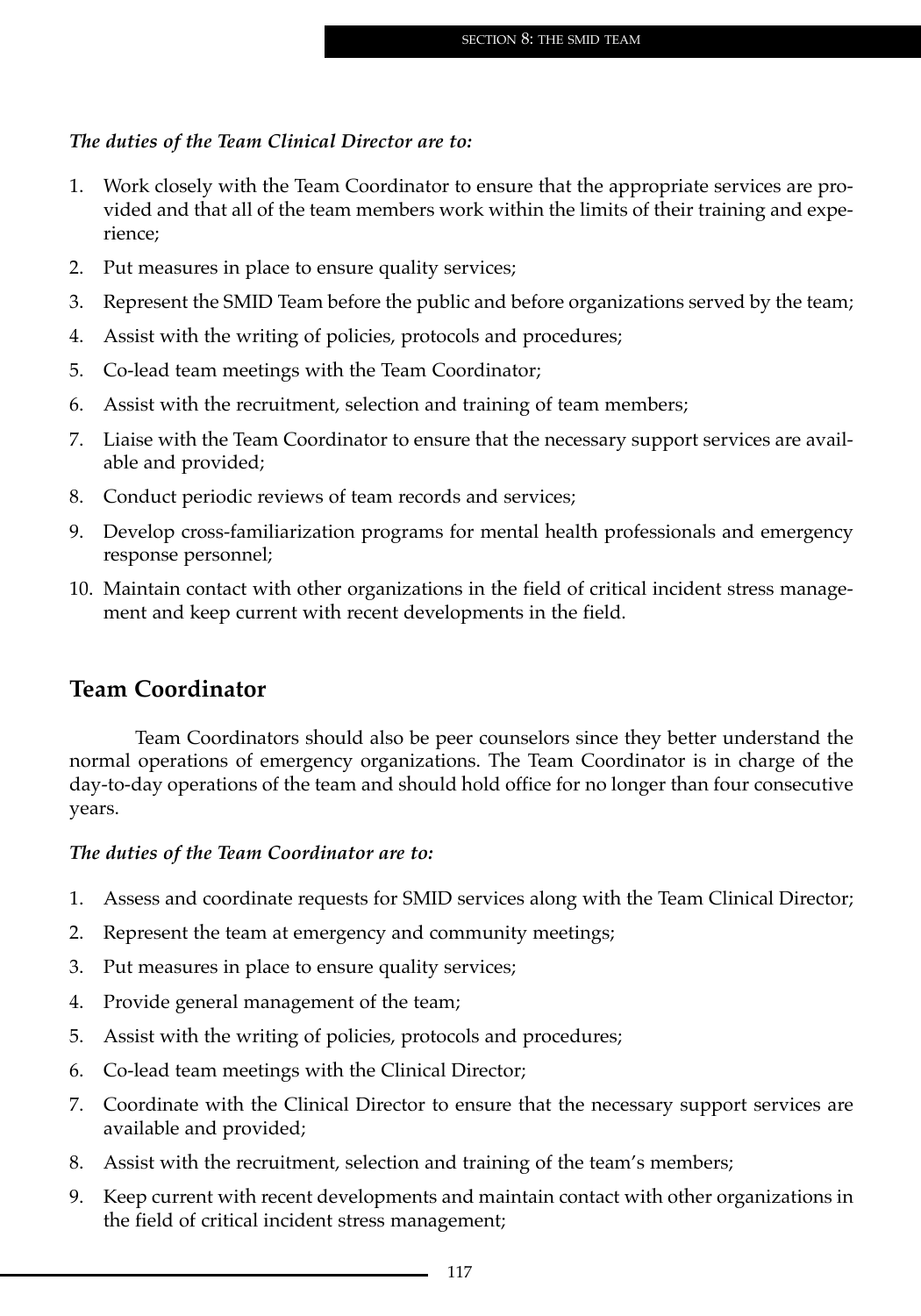***The duties of the Team Clinical Director are to:***

1. Work closely with the Team Coordinator to ensure that the appropriate services are provided and that all of the team members work within the limits of their training and experience;
2. Put measures in place to ensure quality services;
3. Represent the SMID Team before the public and before organizations served by the team;
4. Assist with the writing of policies, protocols and procedures;
5. Co-lead team meetings with the Team Coordinator;
6. Assist with the recruitment, selection and training of team members;
7. Liaise with the Team Coordinator to ensure that the necessary support services are available and provided;
8. Conduct periodic reviews of team records and services;
9. Develop cross-familiarization programs for mental health professionals and emergency response personnel;
10. Maintain contact with other organizations in the field of critical incident stress management and keep current with recent developments in the field.

## Team Coordinator

Team Coordinators should also be peer counselors since they better understand the normal operations of emergency organizations. The Team Coordinator is in charge of the day-to-day operations of the team and should hold office for no longer than four consecutive years.

***The duties of the Team Coordinator are to:***

1. Assess and coordinate requests for SMID services along with the Team Clinical Director;
2. Represent the team at emergency and community meetings;
3. Put measures in place to ensure quality services;
4. Provide general management of the team;
5. Assist with the writing of policies, protocols and procedures;
6. Co-lead team meetings with the Clinical Director;
7. Coordinate with the Clinical Director to ensure that the necessary support services are available and provided;
8. Assist with the recruitment, selection and training of the team's members;
9. Keep current with recent developments and maintain contact with other organizations in the field of critical incident stress management;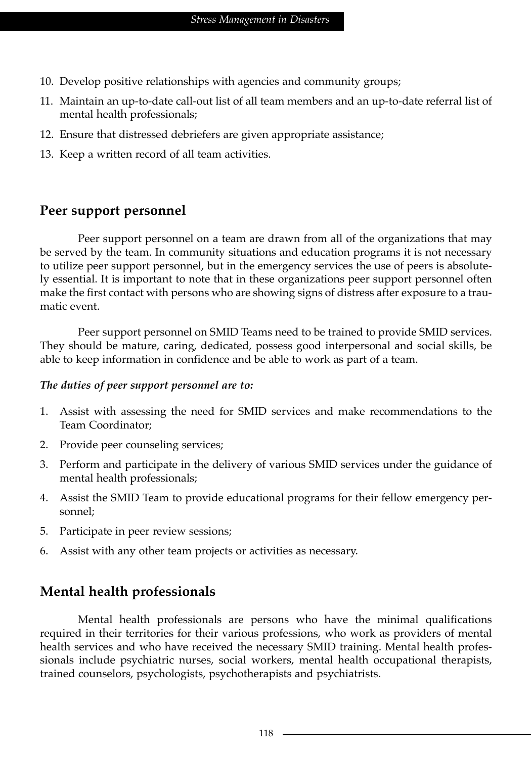10. Develop positive relationships with agencies and community groups;
11. Maintain an up-to-date call-out list of all team members and an up-to-date referral list of mental health professionals;
12. Ensure that distressed debriefers are given appropriate assistance;
13. Keep a written record of all team activities.

## Peer support personnel

Peer support personnel on a team are drawn from all of the organizations that may be served by the team. In community situations and education programs it is not necessary to utilize peer support personnel, but in the emergency services the use of peers is absolutely essential. It is important to note that in these organizations peer support personnel often make the first contact with persons who are showing signs of distress after exposure to a traumatic event.

Peer support personnel on SMID Teams need to be trained to provide SMID services. They should be mature, caring, dedicated, possess good interpersonal and social skills, be able to keep information in confidence and be able to work as part of a team.

***The duties of peer support personnel are to:***

1. Assist with assessing the need for SMID services and make recommendations to the Team Coordinator;
2. Provide peer counseling services;
3. Perform and participate in the delivery of various SMID services under the guidance of mental health professionals;
4. Assist the SMID Team to provide educational programs for their fellow emergency personnel;
5. Participate in peer review sessions;
6. Assist with any other team projects or activities as necessary.

## Mental health professionals

Mental health professionals are persons who have the minimal qualifications required in their territories for their various professions, who work as providers of mental health services and who have received the necessary SMID training. Mental health professionals include psychiatric nurses, social workers, mental health occupational therapists, trained counselors, psychologists, psychotherapists and psychiatrists.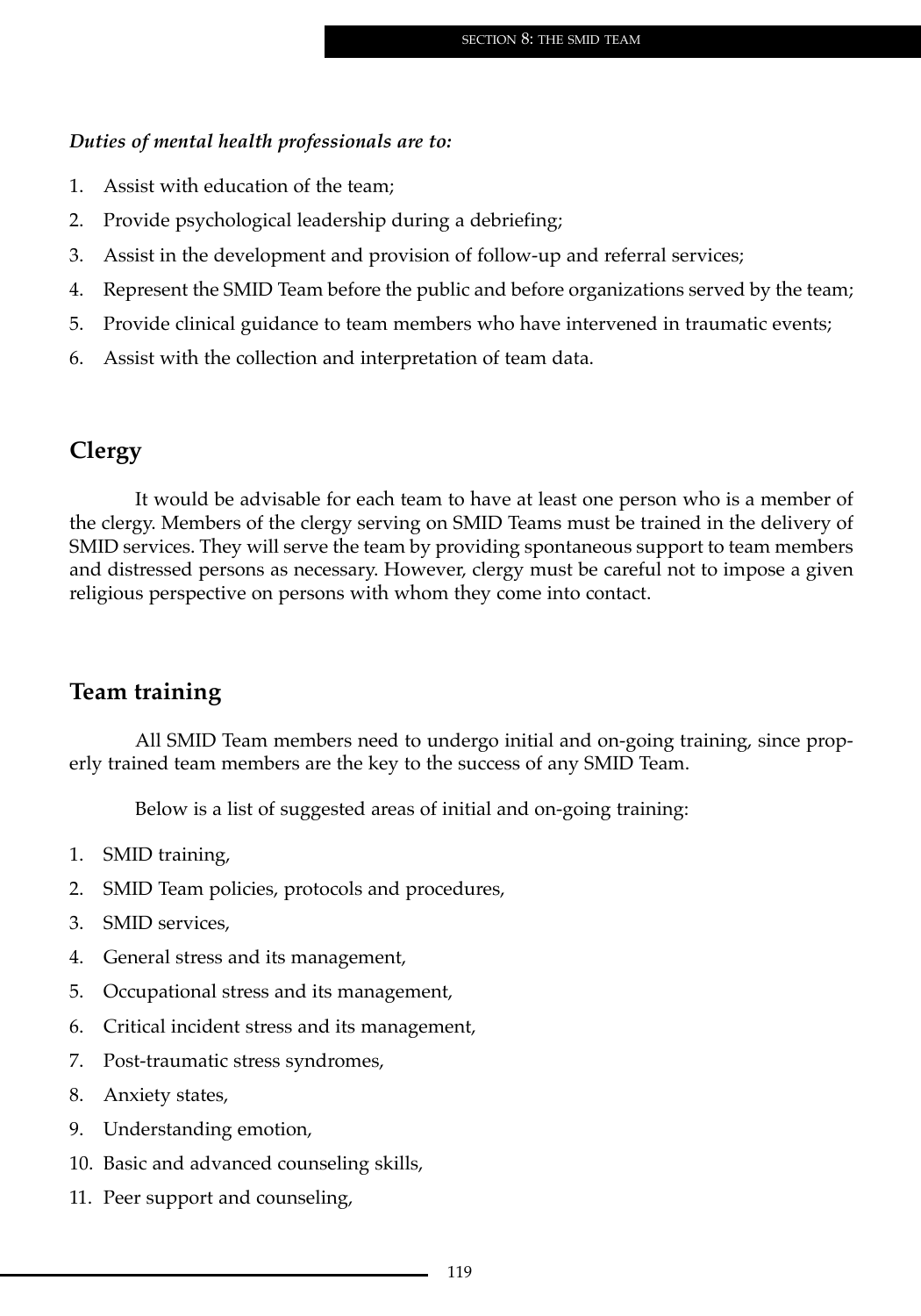***Duties of mental health professionals are to:***

1. Assist with education of the team;
2. Provide psychological leadership during a debriefing;
3. Assist in the development and provision of follow-up and referral services;
4. Represent the SMID Team before the public and before organizations served by the team;
5. Provide clinical guidance to team members who have intervened in traumatic events;
6. Assist with the collection and interpretation of team data.

## Clergy

It would be advisable for each team to have at least one person who is a member of the clergy. Members of the clergy serving on SMID Teams must be trained in the delivery of SMID services. They will serve the team by providing spontaneous support to team members and distressed persons as necessary. However, clergy must be careful not to impose a given religious perspective on persons with whom they come into contact.

## Team training

All SMID Team members need to undergo initial and on-going training, since properly trained team members are the key to the success of any SMID Team.

Below is a list of suggested areas of initial and on-going training:

1. SMID training,
2. SMID Team policies, protocols and procedures,
3. SMID services,
4. General stress and its management,
5. Occupational stress and its management,
6. Critical incident stress and its management,
7. Post-traumatic stress syndromes,
8. Anxiety states,
9. Understanding emotion,
10. Basic and advanced counseling skills,
11. Peer support and counseling,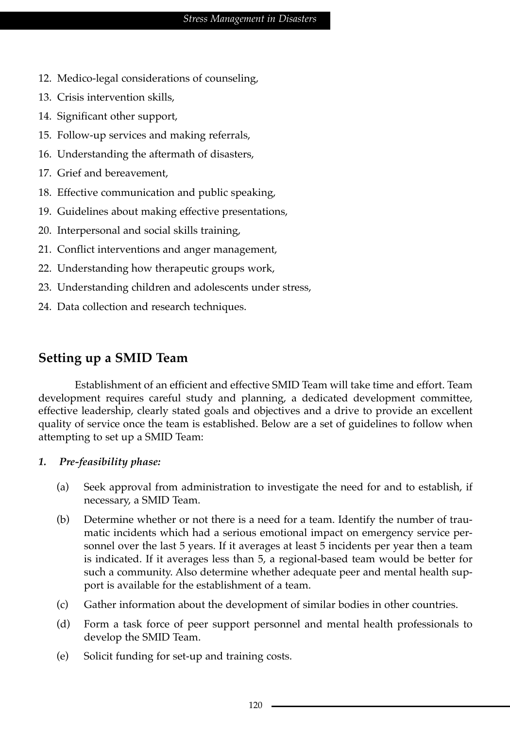12. Medico-legal considerations of counseling,
13. Crisis intervention skills,
14. Significant other support,
15. Follow-up services and making referrals,
16. Understanding the aftermath of disasters,
17. Grief and bereavement,
18. Effective communication and public speaking,
19. Guidelines about making effective presentations,
20. Interpersonal and social skills training,
21. Conflict interventions and anger management,
22. Understanding how therapeutic groups work,
23. Understanding children and adolescents under stress,
24. Data collection and research techniques.

## Setting up a SMID Team

Establishment of an efficient and effective SMID Team will take time and effort. Team development requires careful study and planning, a dedicated development committee, effective leadership, clearly stated goals and objectives and a drive to provide an excellent quality of service once the team is established. Below are a set of guidelines to follow when attempting to set up a SMID Team:

***1. Pre-feasibility phase:***

(a) Seek approval from administration to investigate the need for and to establish, if necessary, a SMID Team.

(b) Determine whether or not there is a need for a team. Identify the number of traumatic incidents which had a serious emotional impact on emergency service personnel over the last 5 years. If it averages at least 5 incidents per year then a team is indicated. If it averages less than 5, a regional-based team would be better for such a community. Also determine whether adequate peer and mental health support is available for the establishment of a team.

(c) Gather information about the development of similar bodies in other countries.

(d) Form a task force of peer support personnel and mental health professionals to develop the SMID Team.

(e) Solicit funding for set-up and training costs.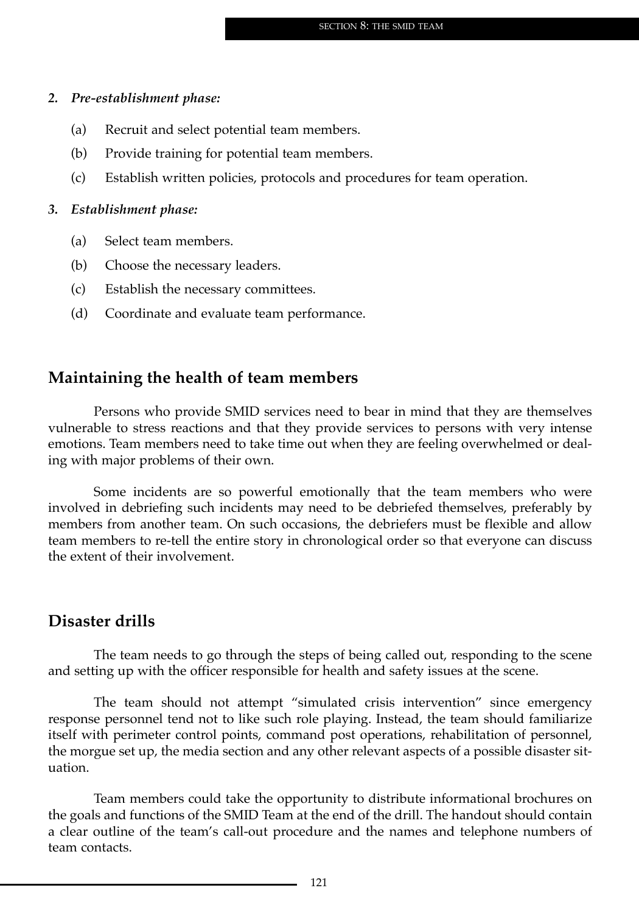*2. Pre-establishment phase:*

(a) Recruit and select potential team members.

(b) Provide training for potential team members.

(c) Establish written policies, protocols and procedures for team operation.

*3. Establishment phase:*

(a) Select team members.

(b) Choose the necessary leaders.

(c) Establish the necessary committees.

(d) Coordinate and evaluate team performance.

## Maintaining the health of team members

Persons who provide SMID services need to bear in mind that they are themselves vulnerable to stress reactions and that they provide services to persons with very intense emotions. Team members need to take time out when they are feeling overwhelmed or dealing with major problems of their own.

Some incidents are so powerful emotionally that the team members who were involved in debriefing such incidents may need to be debriefed themselves, preferably by members from another team. On such occasions, the debriefers must be flexible and allow team members to re-tell the entire story in chronological order so that everyone can discuss the extent of their involvement.

## Disaster drills

The team needs to go through the steps of being called out, responding to the scene and setting up with the officer responsible for health and safety issues at the scene.

The team should not attempt "simulated crisis intervention" since emergency response personnel tend not to like such role playing. Instead, the team should familiarize itself with perimeter control points, command post operations, rehabilitation of personnel, the morgue set up, the media section and any other relevant aspects of a possible disaster situation.

Team members could take the opportunity to distribute informational brochures on the goals and functions of the SMID Team at the end of the drill. The handout should contain a clear outline of the team's call-out procedure and the names and telephone numbers of team contacts.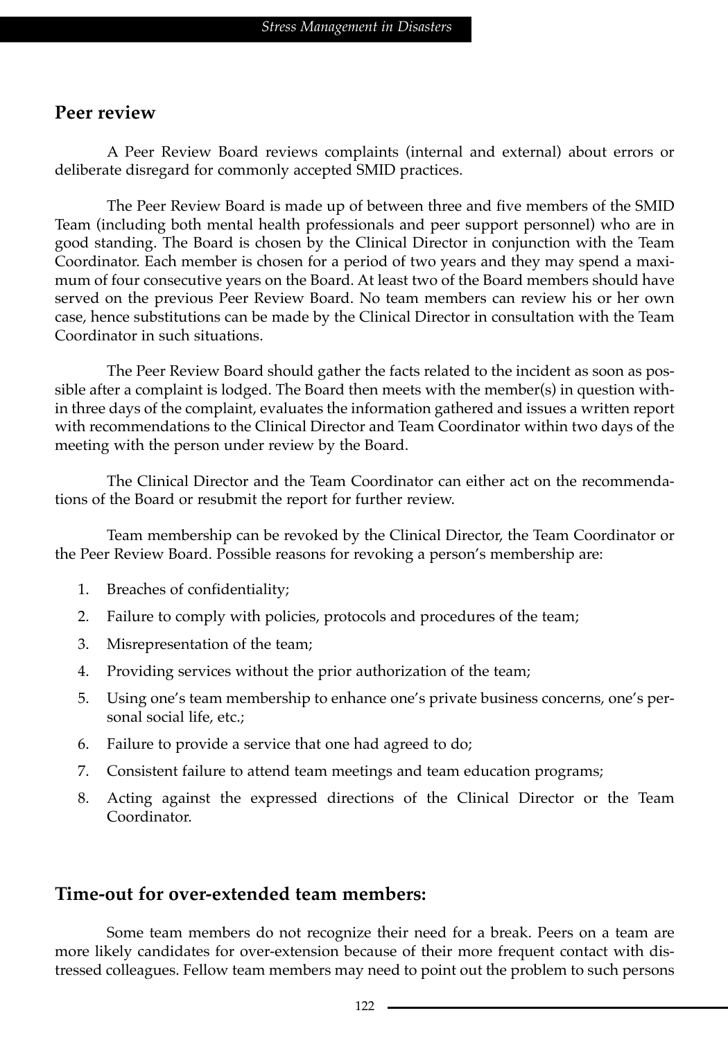## Peer review

A Peer Review Board reviews complaints (internal and external) about errors or deliberate disregard for commonly accepted SMID practices.

The Peer Review Board is made up of between three and five members of the SMID Team (including both mental health professionals and peer support personnel) who are in good standing. The Board is chosen by the Clinical Director in conjunction with the Team Coordinator. Each member is chosen for a period of two years and they may spend a maximum of four consecutive years on the Board. At least two of the Board members should have served on the previous Peer Review Board. No team members can review his or her own case, hence substitutions can be made by the Clinical Director in consultation with the Team Coordinator in such situations.

The Peer Review Board should gather the facts related to the incident as soon as possible after a complaint is lodged. The Board then meets with the member(s) in question within three days of the complaint, evaluates the information gathered and issues a written report with recommendations to the Clinical Director and Team Coordinator within two days of the meeting with the person under review by the Board.

The Clinical Director and the Team Coordinator can either act on the recommendations of the Board or resubmit the report for further review.

Team membership can be revoked by the Clinical Director, the Team Coordinator or the Peer Review Board. Possible reasons for revoking a person's membership are:

1. Breaches of confidentiality;
2. Failure to comply with policies, protocols and procedures of the team;
3. Misrepresentation of the team;
4. Providing services without the prior authorization of the team;
5. Using one's team membership to enhance one's private business concerns, one's personal social life, etc.;
6. Failure to provide a service that one had agreed to do;
7. Consistent failure to attend team meetings and team education programs;
8. Acting against the expressed directions of the Clinical Director or the Team Coordinator.

## Time-out for over-extended team members:

Some team members do not recognize their need for a break. Peers on a team are more likely candidates for over-extension because of their more frequent contact with distressed colleagues. Fellow team members may need to point out the problem to such persons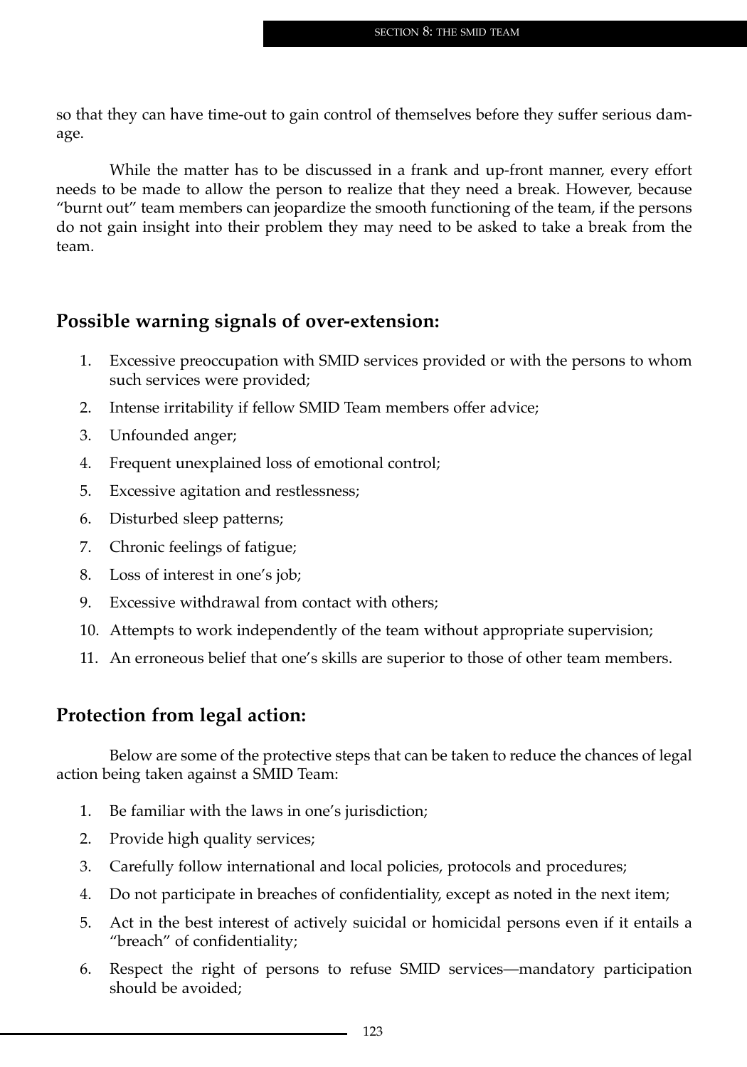so that they can have time-out to gain control of themselves before they suffer serious damage.

While the matter has to be discussed in a frank and up-front manner, every effort needs to be made to allow the person to realize that they need a break. However, because "burnt out" team members can jeopardize the smooth functioning of the team, if the persons do not gain insight into their problem they may need to be asked to take a break from the team.

## Possible warning signals of over-extension:

1. Excessive preoccupation with SMID services provided or with the persons to whom such services were provided;
2. Intense irritability if fellow SMID Team members offer advice;
3. Unfounded anger;
4. Frequent unexplained loss of emotional control;
5. Excessive agitation and restlessness;
6. Disturbed sleep patterns;
7. Chronic feelings of fatigue;
8. Loss of interest in one's job;
9. Excessive withdrawal from contact with others;
10. Attempts to work independently of the team without appropriate supervision;
11. An erroneous belief that one's skills are superior to those of other team members.

## Protection from legal action:

Below are some of the protective steps that can be taken to reduce the chances of legal action being taken against a SMID Team:

1. Be familiar with the laws in one's jurisdiction;
2. Provide high quality services;
3. Carefully follow international and local policies, protocols and procedures;
4. Do not participate in breaches of confidentiality, except as noted in the next item;
5. Act in the best interest of actively suicidal or homicidal persons even if it entails a "breach" of confidentiality;
6. Respect the right of persons to refuse SMID services—mandatory participation should be avoided;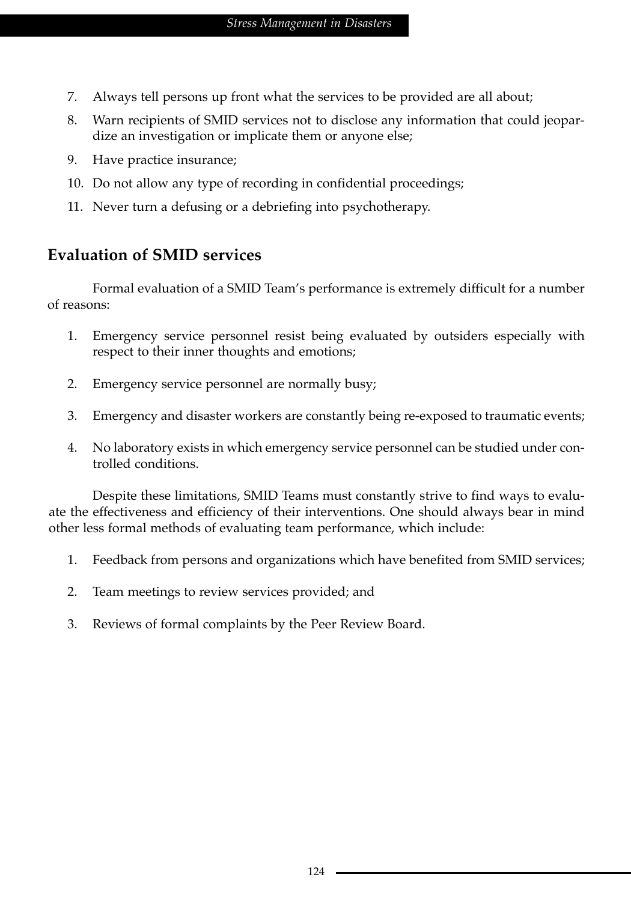7. Always tell persons up front what the services to be provided are all about;
8. Warn recipients of SMID services not to disclose any information that could jeopardize an investigation or implicate them or anyone else;
9. Have practice insurance;
10. Do not allow any type of recording in confidential proceedings;
11. Never turn a defusing or a debriefing into psychotherapy.

## Evaluation of SMID services

Formal evaluation of a SMID Team's performance is extremely difficult for a number of reasons:

1. Emergency service personnel resist being evaluated by outsiders especially with respect to their inner thoughts and emotions;
2. Emergency service personnel are normally busy;
3. Emergency and disaster workers are constantly being re-exposed to traumatic events;
4. No laboratory exists in which emergency service personnel can be studied under controlled conditions.

Despite these limitations, SMID Teams must constantly strive to find ways to evaluate the effectiveness and efficiency of their interventions. One should always bear in mind other less formal methods of evaluating team performance, which include:

1. Feedback from persons and organizations which have benefited from SMID services;
2. Team meetings to review services provided; and
3. Reviews of formal complaints by the Peer Review Board.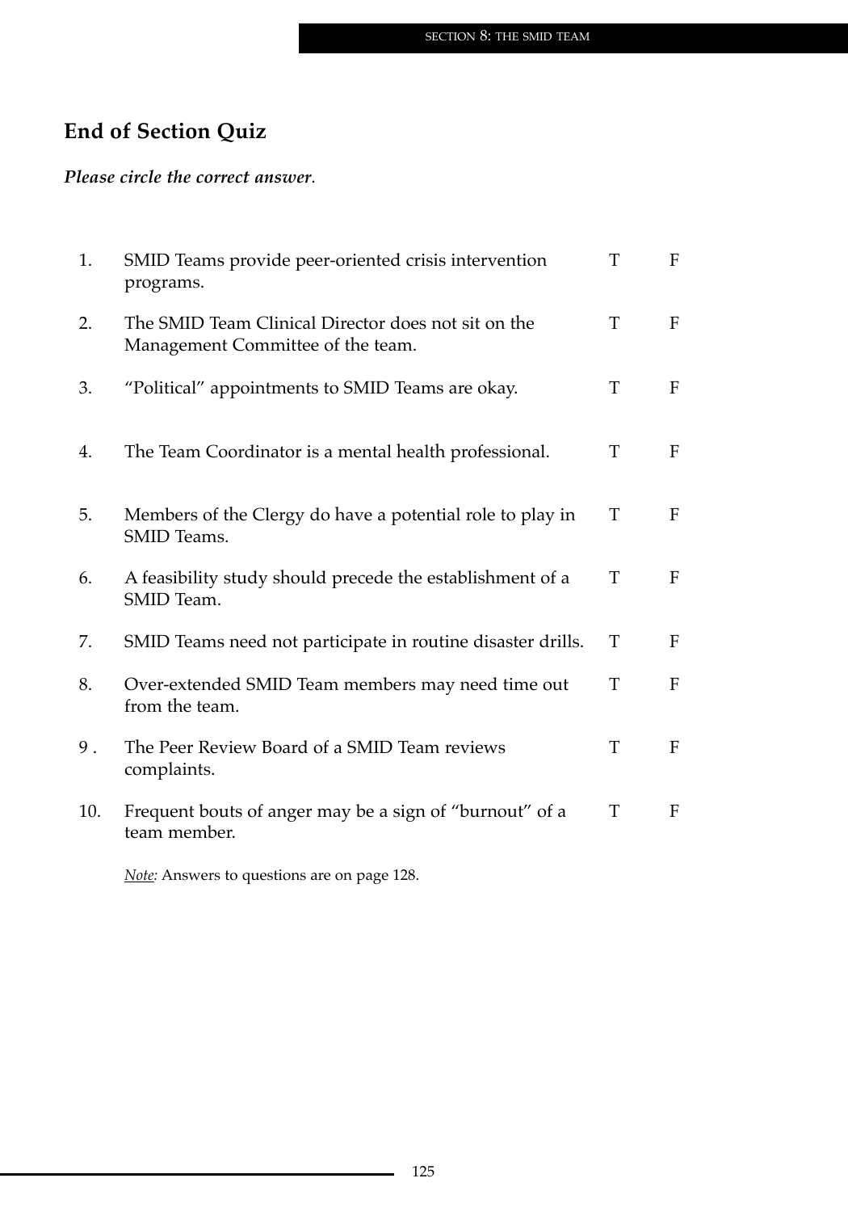## End of Section Quiz

***Please circle the correct answer*.**

1. SMID Teams provide peer-oriented crisis intervention programs. T F
2. The SMID Team Clinical Director does not sit on the Management Committee of the team. T F
3. "Political" appointments to SMID Teams are okay. T F
4. The Team Coordinator is a mental health professional. T F
5. Members of the Clergy do have a potential role to play in SMID Teams. T F
6. A feasibility study should precede the establishment of a SMID Team. T F
7. SMID Teams need not participate in routine disaster drills. T F
8. Over-extended SMID Team members may need time out from the team. T F
9. The Peer Review Board of a SMID Team reviews complaints. T F
10. Frequent bouts of anger may be a sign of "burnout" of a team member. T F

*Note:* Answers to questions are on page 128.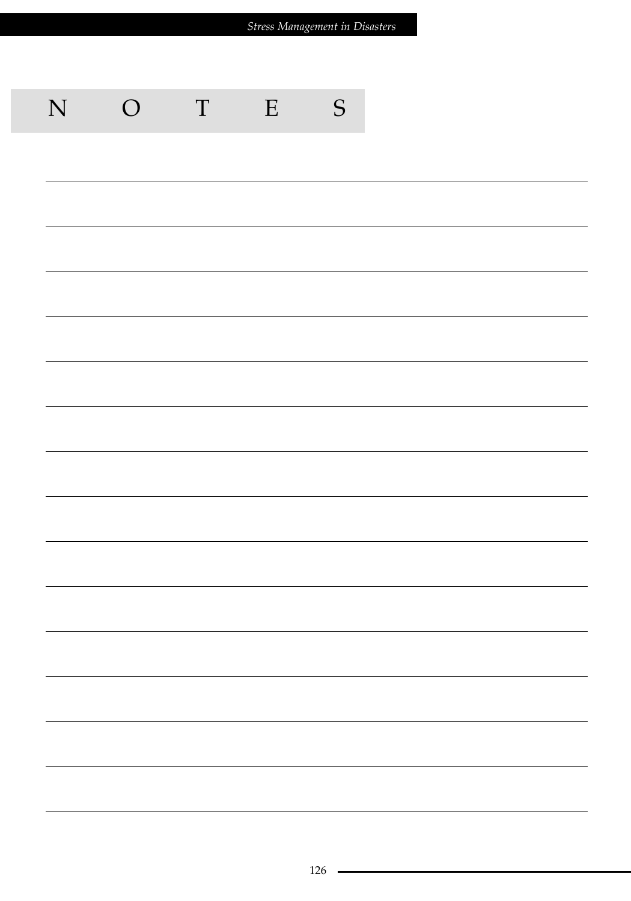# N O T E S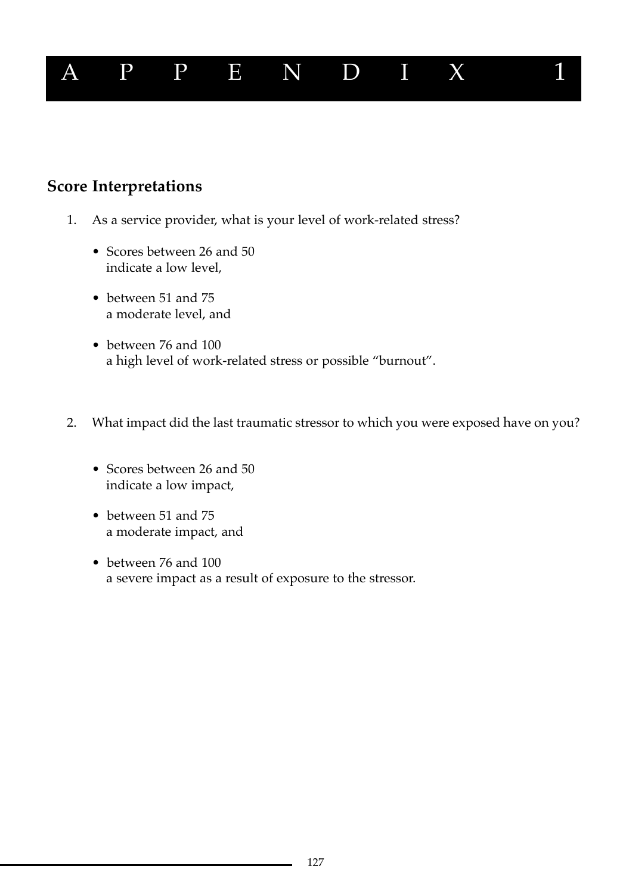# APPENDIX 1

## Score Interpretations

1. As a service provider, what is your level of work-related stress?

   - Scores between 26 and 50 indicate a low level,
   - between 51 and 75 a moderate level, and
   - between 76 and 100 a high level of work-related stress or possible "burnout".

2. What impact did the last traumatic stressor to which you were exposed have on you?

   - Scores between 26 and 50 indicate a low impact,
   - between 51 and 75 a moderate impact, and
   - between 76 and 100 a severe impact as a result of exposure to the stressor.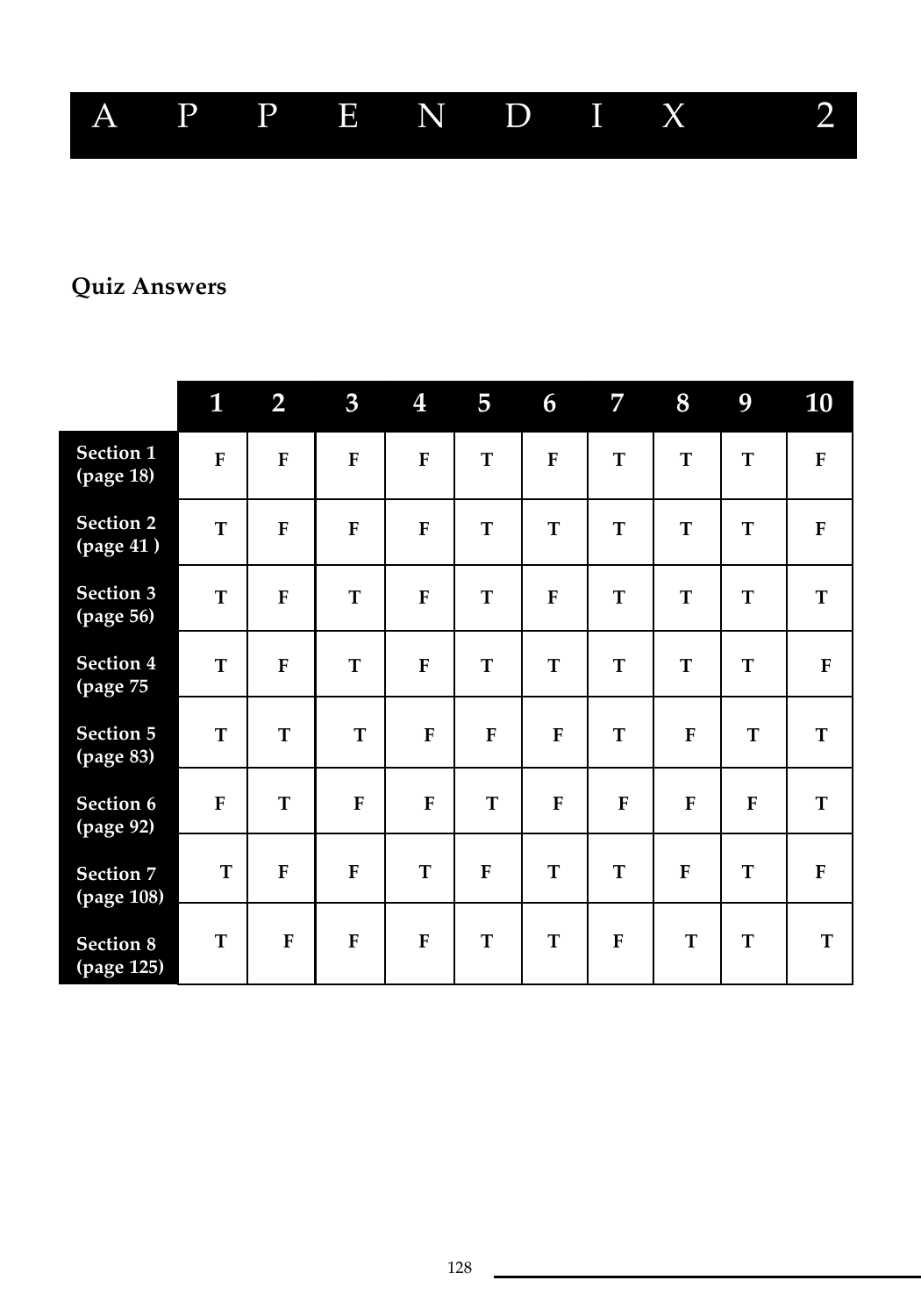# APPENDIX 2

## Quiz Answers

| | 1 | 2 | 3 | 4 | 5 | 6 | 7 | 8 | 9 | 10 |
|---|---|---|---|---|---|---|---|---|---|---|
| **Section 1 (page 18)** | F | F | F | F | T | F | T | T | T | F |
| **Section 2 (page 41 )** | T | F | F | F | T | T | T | T | T | F |
| **Section 3 (page 56)** | T | F | T | F | T | F | T | T | T | T |
| **Section 4 (page 75** | T | F | T | F | T | T | T | T | T | F |
| **Section 5 (page 83)** | T | T | T | F | F | F | T | F | T | T |
| **Section 6 (page 92)** | F | T | F | F | T | F | F | F | F | T |
| **Section 7 (page 108)** | T | F | F | T | F | T | T | F | T | F |
| **Section 8 (page 125)** | T | F | F | F | T | T | F | T | T | T |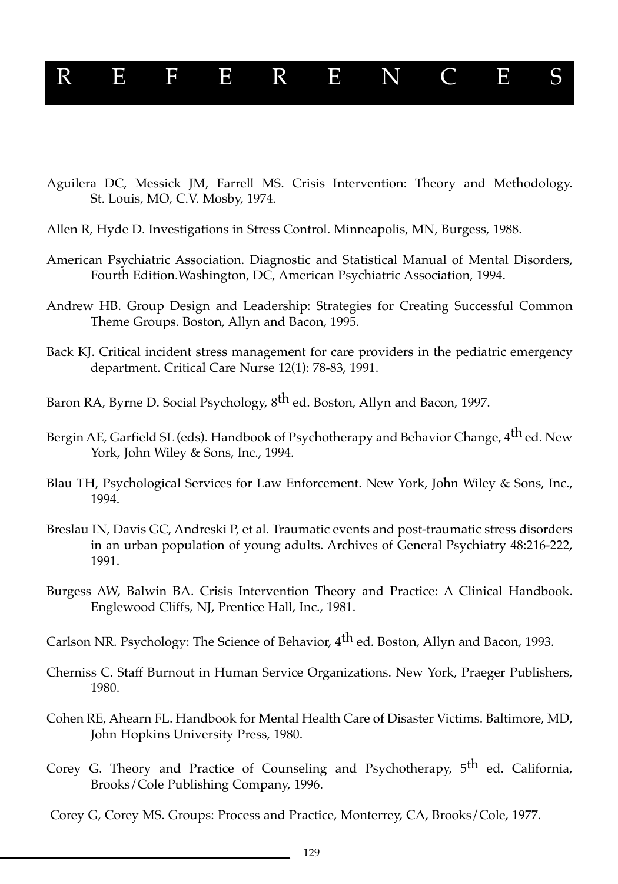# REFERENCES

Aguilera DC, Messick JM, Farrell MS. Crisis Intervention: Theory and Methodology. St. Louis, MO, C.V. Mosby, 1974.

Allen R, Hyde D. Investigations in Stress Control. Minneapolis, MN, Burgess, 1988.

American Psychiatric Association. Diagnostic and Statistical Manual of Mental Disorders, Fourth Edition.Washington, DC, American Psychiatric Association, 1994.

Andrew HB. Group Design and Leadership: Strategies for Creating Successful Common Theme Groups. Boston, Allyn and Bacon, 1995.

Back KJ. Critical incident stress management for care providers in the pediatric emergency department. Critical Care Nurse 12(1): 78-83, 1991.

Baron RA, Byrne D. Social Psychology, 8th ed. Boston, Allyn and Bacon, 1997.

Bergin AE, Garfield SL (eds). Handbook of Psychotherapy and Behavior Change, 4th ed. New York, John Wiley & Sons, Inc., 1994.

Blau TH, Psychological Services for Law Enforcement. New York, John Wiley & Sons, Inc., 1994.

Breslau IN, Davis GC, Andreski P, et al. Traumatic events and post-traumatic stress disorders in an urban population of young adults. Archives of General Psychiatry 48:216-222, 1991.

Burgess AW, Balwin BA. Crisis Intervention Theory and Practice: A Clinical Handbook. Englewood Cliffs, NJ, Prentice Hall, Inc., 1981.

Carlson NR. Psychology: The Science of Behavior, 4th ed. Boston, Allyn and Bacon, 1993.

Cherniss C. Staff Burnout in Human Service Organizations. New York, Praeger Publishers, 1980.

Cohen RE, Ahearn FL. Handbook for Mental Health Care of Disaster Victims. Baltimore, MD, John Hopkins University Press, 1980.

Corey G. Theory and Practice of Counseling and Psychotherapy, 5th ed. California, Brooks/Cole Publishing Company, 1996.

Corey G, Corey MS. Groups: Process and Practice, Monterrey, CA, Brooks/Cole, 1977.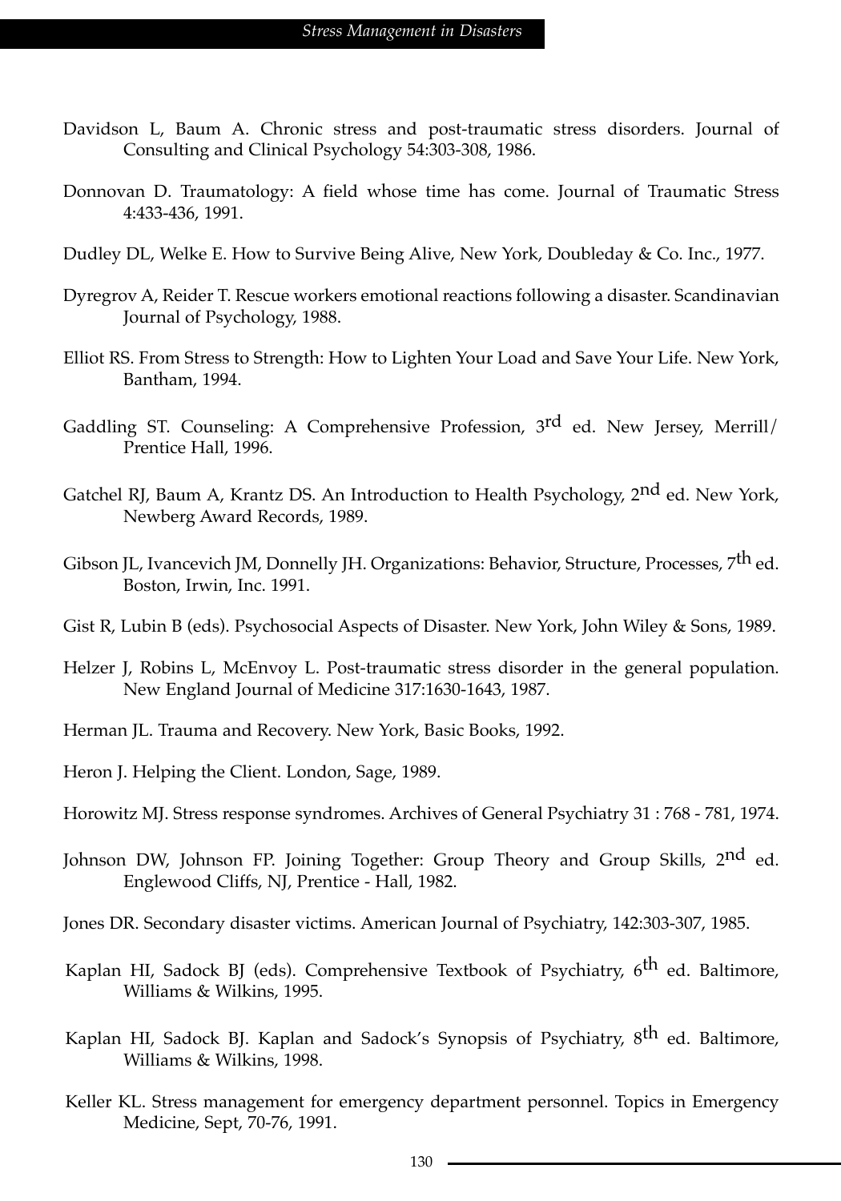Davidson L, Baum A. Chronic stress and post-traumatic stress disorders. Journal of Consulting and Clinical Psychology 54:303-308, 1986.

Donnovan D. Traumatology: A field whose time has come. Journal of Traumatic Stress 4:433-436, 1991.

Dudley DL, Welke E. How to Survive Being Alive, New York, Doubleday & Co. Inc., 1977.

Dyregrov A, Reider T. Rescue workers emotional reactions following a disaster. Scandinavian Journal of Psychology, 1988.

Elliot RS. From Stress to Strength: How to Lighten Your Load and Save Your Life. New York, Bantham, 1994.

Gaddling ST. Counseling: A Comprehensive Profession, 3rd ed. New Jersey, Merrill/ Prentice Hall, 1996.

Gatchel RJ, Baum A, Krantz DS. An Introduction to Health Psychology, 2nd ed. New York, Newberg Award Records, 1989.

Gibson JL, Ivancevich JM, Donnelly JH. Organizations: Behavior, Structure, Processes, 7th ed. Boston, Irwin, Inc. 1991.

Gist R, Lubin B (eds). Psychosocial Aspects of Disaster. New York, John Wiley & Sons, 1989.

Helzer J, Robins L, McEnvoy L. Post-traumatic stress disorder in the general population. New England Journal of Medicine 317:1630-1643, 1987.

Herman JL. Trauma and Recovery. New York, Basic Books, 1992.

Heron J. Helping the Client. London, Sage, 1989.

Horowitz MJ. Stress response syndromes. Archives of General Psychiatry 31 : 768 - 781, 1974.

Johnson DW, Johnson FP. Joining Together: Group Theory and Group Skills, 2nd ed. Englewood Cliffs, NJ, Prentice - Hall, 1982.

Jones DR. Secondary disaster victims. American Journal of Psychiatry, 142:303-307, 1985.

Kaplan HI, Sadock BJ (eds). Comprehensive Textbook of Psychiatry, 6th ed. Baltimore, Williams & Wilkins, 1995.

Kaplan HI, Sadock BJ. Kaplan and Sadock's Synopsis of Psychiatry, 8th ed. Baltimore, Williams & Wilkins, 1998.

Keller KL. Stress management for emergency department personnel. Topics in Emergency Medicine, Sept, 70-76, 1991.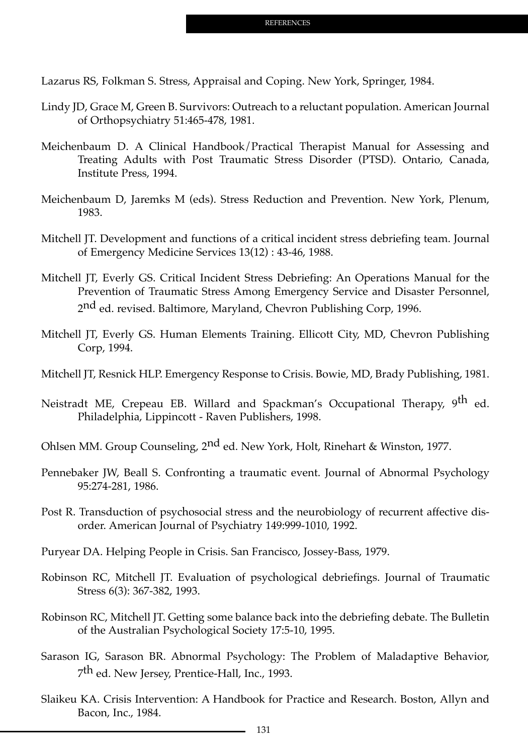Lazarus RS, Folkman S. Stress, Appraisal and Coping. New York, Springer, 1984.

Lindy JD, Grace M, Green B. Survivors: Outreach to a reluctant population. American Journal of Orthopsychiatry 51:465-478, 1981.

Meichenbaum D. A Clinical Handbook/Practical Therapist Manual for Assessing and Treating Adults with Post Traumatic Stress Disorder (PTSD). Ontario, Canada, Institute Press, 1994.

Meichenbaum D, Jaremks M (eds). Stress Reduction and Prevention. New York, Plenum, 1983.

Mitchell JT. Development and functions of a critical incident stress debriefing team. Journal of Emergency Medicine Services 13(12) : 43-46, 1988.

Mitchell JT, Everly GS. Critical Incident Stress Debriefing: An Operations Manual for the Prevention of Traumatic Stress Among Emergency Service and Disaster Personnel, 2nd ed. revised. Baltimore, Maryland, Chevron Publishing Corp, 1996.

Mitchell JT, Everly GS. Human Elements Training. Ellicott City, MD, Chevron Publishing Corp, 1994.

Mitchell JT, Resnick HLP. Emergency Response to Crisis. Bowie, MD, Brady Publishing, 1981.

Neistradt ME, Crepeau EB. Willard and Spackman's Occupational Therapy, 9th ed. Philadelphia, Lippincott - Raven Publishers, 1998.

Ohlsen MM. Group Counseling, 2nd ed. New York, Holt, Rinehart & Winston, 1977.

Pennebaker JW, Beall S. Confronting a traumatic event. Journal of Abnormal Psychology 95:274-281, 1986.

Post R. Transduction of psychosocial stress and the neurobiology of recurrent affective disorder. American Journal of Psychiatry 149:999-1010, 1992.

Puryear DA. Helping People in Crisis. San Francisco, Jossey-Bass, 1979.

Robinson RC, Mitchell JT. Evaluation of psychological debriefings. Journal of Traumatic Stress 6(3): 367-382, 1993.

Robinson RC, Mitchell JT. Getting some balance back into the debriefing debate. The Bulletin of the Australian Psychological Society 17:5-10, 1995.

Sarason IG, Sarason BR. Abnormal Psychology: The Problem of Maladaptive Behavior, 7th ed. New Jersey, Prentice-Hall, Inc., 1993.

Slaikeu KA. Crisis Intervention: A Handbook for Practice and Research. Boston, Allyn and Bacon, Inc., 1984.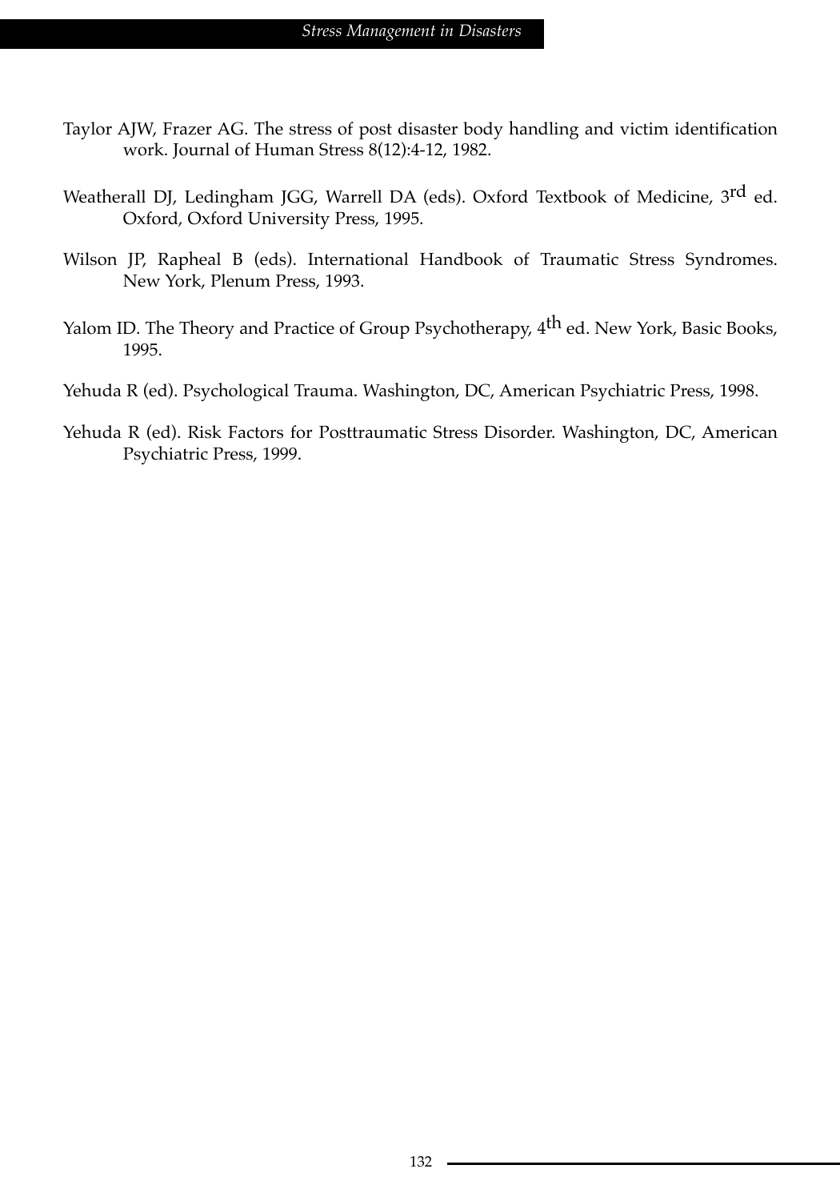Taylor AJW, Frazer AG. The stress of post disaster body handling and victim identification work. Journal of Human Stress 8(12):4-12, 1982.

Weatherall DJ, Ledingham JGG, Warrell DA (eds). Oxford Textbook of Medicine, 3rd ed. Oxford, Oxford University Press, 1995.

Wilson JP, Rapheal B (eds). International Handbook of Traumatic Stress Syndromes. New York, Plenum Press, 1993.

Yalom ID. The Theory and Practice of Group Psychotherapy, 4th ed. New York, Basic Books, 1995.

Yehuda R (ed). Psychological Trauma. Washington, DC, American Psychiatric Press, 1998.

Yehuda R (ed). Risk Factors for Posttraumatic Stress Disorder. Washington, DC, American Psychiatric Press, 1999.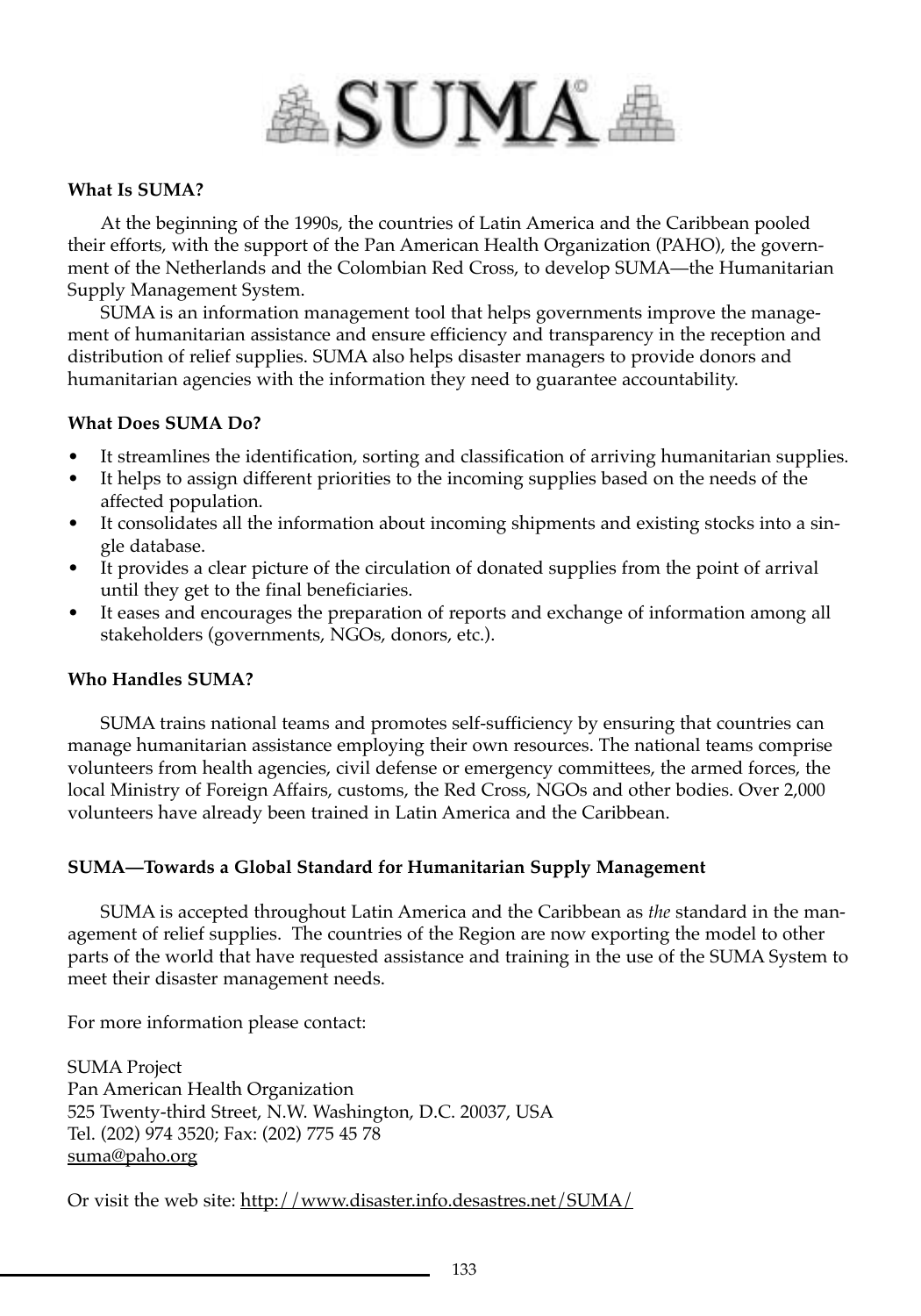# SUMA®

**What Is SUMA?**

At the beginning of the 1990s, the countries of Latin America and the Caribbean pooled their efforts, with the support of the Pan American Health Organization (PAHO), the government of the Netherlands and the Colombian Red Cross, to develop SUMA—the Humanitarian Supply Management System.

SUMA is an information management tool that helps governments improve the management of humanitarian assistance and ensure efficiency and transparency in the reception and distribution of relief supplies. SUMA also helps disaster managers to provide donors and humanitarian agencies with the information they need to guarantee accountability.

**What Does SUMA Do?**

- It streamlines the identification, sorting and classification of arriving humanitarian supplies.
- It helps to assign different priorities to the incoming supplies based on the needs of the affected population.
- It consolidates all the information about incoming shipments and existing stocks into a single database.
- It provides a clear picture of the circulation of donated supplies from the point of arrival until they get to the final beneficiaries.
- It eases and encourages the preparation of reports and exchange of information among all stakeholders (governments, NGOs, donors, etc.).

**Who Handles SUMA?**

SUMA trains national teams and promotes self-sufficiency by ensuring that countries can manage humanitarian assistance employing their own resources. The national teams comprise volunteers from health agencies, civil defense or emergency committees, the armed forces, the local Ministry of Foreign Affairs, customs, the Red Cross, NGOs and other bodies. Over 2,000 volunteers have already been trained in Latin America and the Caribbean.

**SUMA—Towards a Global Standard for Humanitarian Supply Management**

SUMA is accepted throughout Latin America and the Caribbean as *the* standard in the management of relief supplies. The countries of the Region are now exporting the model to other parts of the world that have requested assistance and training in the use of the SUMA System to meet their disaster management needs.

For more information please contact:

SUMA Project
Pan American Health Organization
525 Twenty-third Street, N.W. Washington, D.C. 20037, USA
Tel. (202) 974 3520; Fax: (202) 775 45 78
suma@paho.org

Or visit the web site: http://www.disaster.info.desastres.net/SUMA/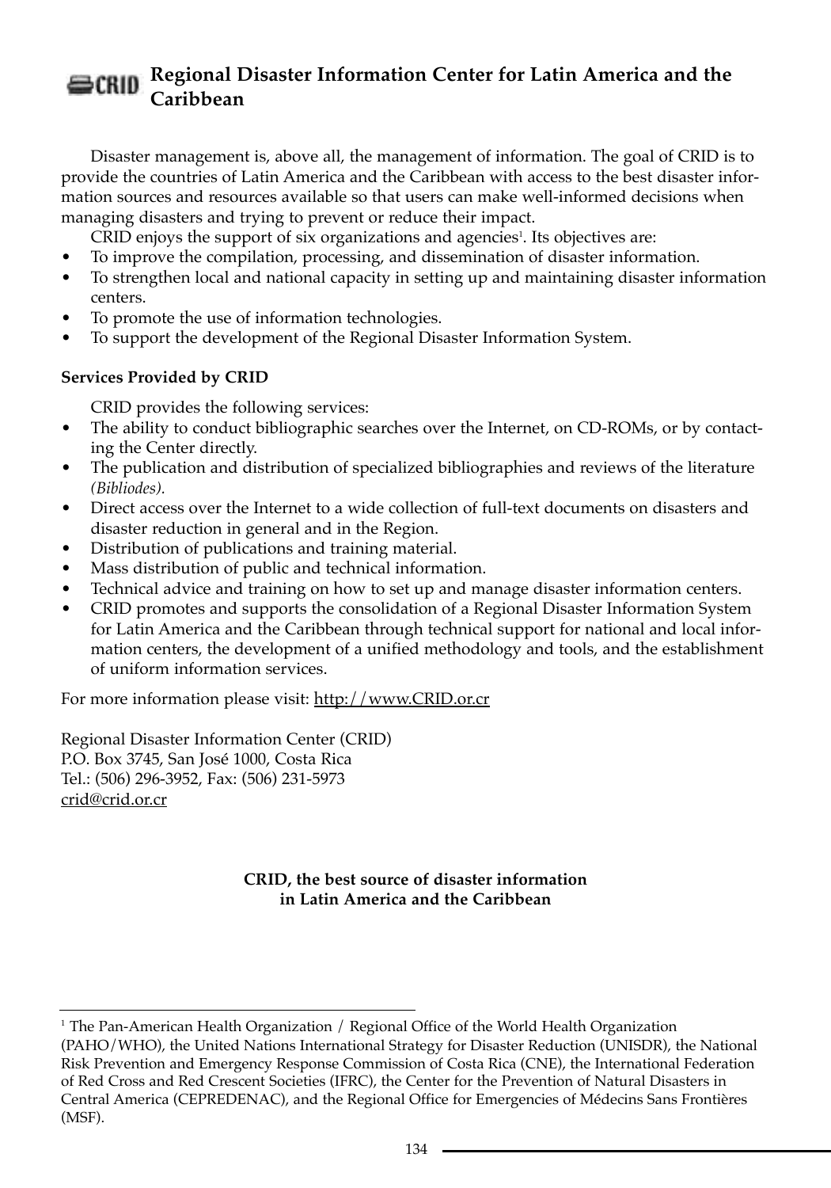## CRID Regional Disaster Information Center for Latin America and the Caribbean

Disaster management is, above all, the management of information. The goal of CRID is to provide the countries of Latin America and the Caribbean with access to the best disaster information sources and resources available so that users can make well-informed decisions when managing disasters and trying to prevent or reduce their impact.

CRID enjoys the support of six organizations and agencies[1]. Its objectives are:

- To improve the compilation, processing, and dissemination of disaster information.
- To strengthen local and national capacity in setting up and maintaining disaster information centers.
- To promote the use of information technologies.
- To support the development of the Regional Disaster Information System.

**Services Provided by CRID**

CRID provides the following services:

- The ability to conduct bibliographic searches over the Internet, on CD-ROMs, or by contacting the Center directly.
- The publication and distribution of specialized bibliographies and reviews of the literature *(Bibliodes)*.
- Direct access over the Internet to a wide collection of full-text documents on disasters and disaster reduction in general and in the Region.
- Distribution of publications and training material.
- Mass distribution of public and technical information.
- Technical advice and training on how to set up and manage disaster information centers.
- CRID promotes and supports the consolidation of a Regional Disaster Information System for Latin America and the Caribbean through technical support for national and local information centers, the development of a unified methodology and tools, and the establishment of uniform information services.

For more information please visit: http://www.CRID.or.cr

Regional Disaster Information Center (CRID)
P.O. Box 3745, San José 1000, Costa Rica
Tel.: (506) 296-3952, Fax: (506) 231-5973
crid@crid.or.cr

**CRID, the best source of disaster information in Latin America and the Caribbean**

---

[1] The Pan-American Health Organization / Regional Office of the World Health Organization (PAHO/WHO), the United Nations International Strategy for Disaster Reduction (UNISDR), the National Risk Prevention and Emergency Response Commission of Costa Rica (CNE), the International Federation of Red Cross and Red Crescent Societies (IFRC), the Center for the Prevention of Natural Disasters in Central America (CEPREDENAC), and the Regional Office for Emergencies of Médecins Sans Frontières (MSF).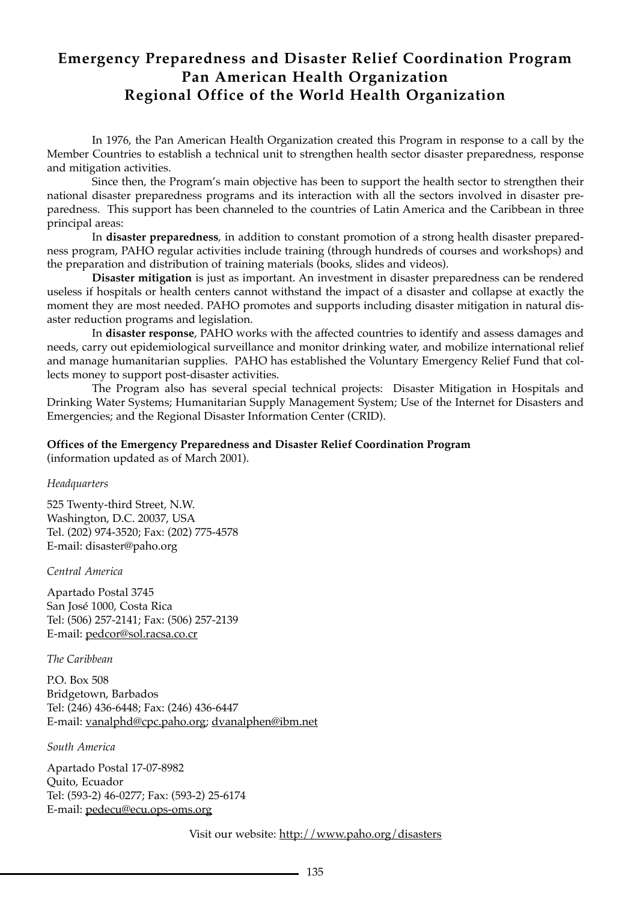# Emergency Preparedness and Disaster Relief Coordination Program
# Pan American Health Organization
# Regional Office of the World Health Organization

In 1976, the Pan American Health Organization created this Program in response to a call by the Member Countries to establish a technical unit to strengthen health sector disaster preparedness, response and mitigation activities.

Since then, the Program's main objective has been to support the health sector to strengthen their national disaster preparedness programs and its interaction with all the sectors involved in disaster preparedness. This support has been channeled to the countries of Latin America and the Caribbean in three principal areas:

In **disaster preparedness**, in addition to constant promotion of a strong health disaster preparedness program, PAHO regular activities include training (through hundreds of courses and workshops) and the preparation and distribution of training materials (books, slides and videos).

**Disaster mitigation** is just as important. An investment in disaster preparedness can be rendered useless if hospitals or health centers cannot withstand the impact of a disaster and collapse at exactly the moment they are most needed. PAHO promotes and supports including disaster mitigation in natural disaster reduction programs and legislation.

In **disaster response**, PAHO works with the affected countries to identify and assess damages and needs, carry out epidemiological surveillance and monitor drinking water, and mobilize international relief and manage humanitarian supplies. PAHO has established the Voluntary Emergency Relief Fund that collects money to support post-disaster activities.

The Program also has several special technical projects: Disaster Mitigation in Hospitals and Drinking Water Systems; Humanitarian Supply Management System; Use of the Internet for Disasters and Emergencies; and the Regional Disaster Information Center (CRID).

**Offices of the Emergency Preparedness and Disaster Relief Coordination Program**
(information updated as of March 2001).

*Headquarters*

525 Twenty-third Street, N.W.
Washington, D.C. 20037, USA
Tel. (202) 974-3520; Fax: (202) 775-4578
E-mail: disaster@paho.org

*Central America*

Apartado Postal 3745
San José 1000, Costa Rica
Tel: (506) 257-2141; Fax: (506) 257-2139
E-mail: pedcor@sol.racsa.co.cr

*The Caribbean*

P.O. Box 508
Bridgetown, Barbados
Tel: (246) 436-6448; Fax: (246) 436-6447
E-mail: vanalphd@cpc.paho.org; dvanalphen@ibm.net

*South America*

Apartado Postal 17-07-8982
Quito, Ecuador
Tel: (593-2) 46-0277; Fax: (593-2) 25-6174
E-mail: pedecu@ecu.ops-oms.org

Visit our website: http://www.paho.org/disasters